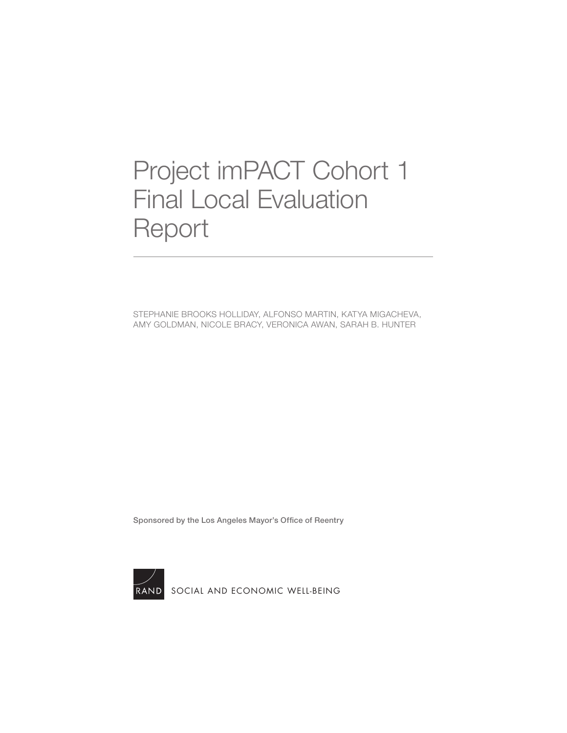# Project imPACT Cohort 1 Final Local Evaluation Report

STEPHANIE BROOKS HOLLIDAY, ALFONSO MARTIN, KATYA MIGACHEVA, AMY GOLDMAN, NICOLE BRACY, VERONICA AWAN, SARAH B. HUNTER

Sponsored by the Los Angeles Mayor's Office of Reentry

RAND SOCIAL AND ECONOMIC WELL-BEING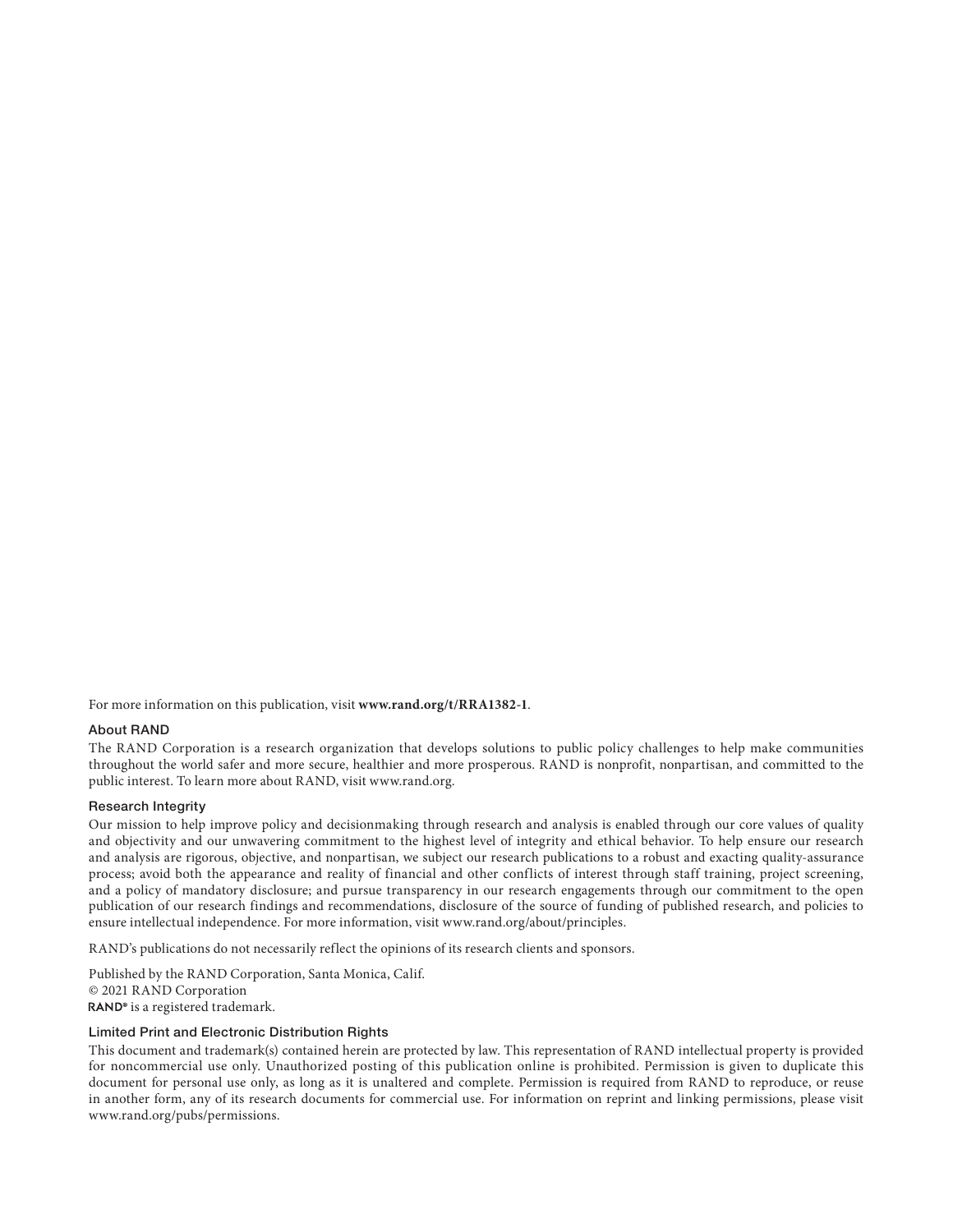For more information on this publication, visit **www.rand.org/t/RRA1382-1**.

### About RAND

The RAND Corporation is a research organization that develops solutions to public policy challenges to help make communities throughout the world safer and more secure, healthier and more prosperous. RAND is nonprofit, nonpartisan, and committed to the public interest. To learn more about RAND, visit www.rand.org.

### Research Integrity

Our mission to help improve policy and decisionmaking through research and analysis is enabled through our core values of quality and objectivity and our unwavering commitment to the highest level of integrity and ethical behavior. To help ensure our research and analysis are rigorous, objective, and nonpartisan, we subject our research publications to a robust and exacting quality-assurance process; avoid both the appearance and reality of financial and other conflicts of interest through staff training, project screening, and a policy of mandatory disclosure; and pursue transparency in our research engagements through our commitment to the open publication of our research findings and recommendations, disclosure of the source of funding of published research, and policies to ensure intellectual independence. For more information, visit www.rand.org/about/principles.

RAND's publications do not necessarily reflect the opinions of its research clients and sponsors.

Published by the RAND Corporation, Santa Monica, Calif.
© 2021 RAND Corporation
RAND® is a registered trademark.

### Limited Print and Electronic Distribution Rights

This document and trademark(s) contained herein are protected by law. This representation of RAND intellectual property is provided for noncommercial use only. Unauthorized posting of this publication online is prohibited. Permission is given to duplicate this document for personal use only, as long as it is unaltered and complete. Permission is required from RAND to reproduce, or reuse in another form, any of its research documents for commercial use. For information on reprint and linking permissions, please visit www.rand.org/pubs/permissions.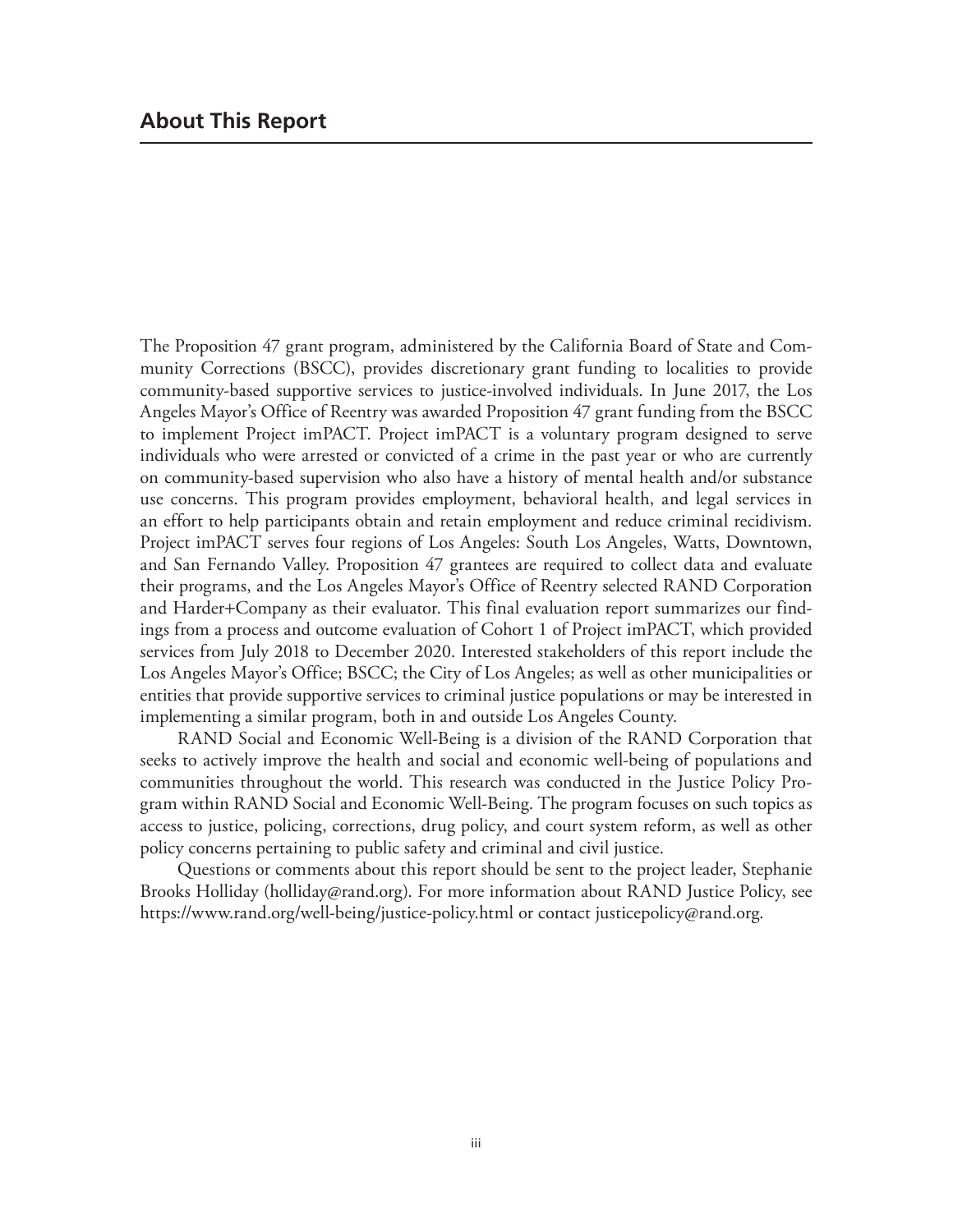## About This Report

The Proposition 47 grant program, administered by the California Board of State and Community Corrections (BSCC), provides discretionary grant funding to localities to provide community-based supportive services to justice-involved individuals. In June 2017, the Los Angeles Mayor's Office of Reentry was awarded Proposition 47 grant funding from the BSCC to implement Project imPACT. Project imPACT is a voluntary program designed to serve individuals who were arrested or convicted of a crime in the past year or who are currently on community-based supervision who also have a history of mental health and/or substance use concerns. This program provides employment, behavioral health, and legal services in an effort to help participants obtain and retain employment and reduce criminal recidivism. Project imPACT serves four regions of Los Angeles: South Los Angeles, Watts, Downtown, and San Fernando Valley. Proposition 47 grantees are required to collect data and evaluate their programs, and the Los Angeles Mayor's Office of Reentry selected RAND Corporation and Harder+Company as their evaluator. This final evaluation report summarizes our findings from a process and outcome evaluation of Cohort 1 of Project imPACT, which provided services from July 2018 to December 2020. Interested stakeholders of this report include the Los Angeles Mayor's Office; BSCC; the City of Los Angeles; as well as other municipalities or entities that provide supportive services to criminal justice populations or may be interested in implementing a similar program, both in and outside Los Angeles County.

RAND Social and Economic Well-Being is a division of the RAND Corporation that seeks to actively improve the health and social and economic well-being of populations and communities throughout the world. This research was conducted in the Justice Policy Program within RAND Social and Economic Well-Being. The program focuses on such topics as access to justice, policing, corrections, drug policy, and court system reform, as well as other policy concerns pertaining to public safety and criminal and civil justice.

Questions or comments about this report should be sent to the project leader, Stephanie Brooks Holliday (holliday@rand.org). For more information about RAND Justice Policy, see https://www.rand.org/well-being/justice-policy.html or contact justicepolicy@rand.org.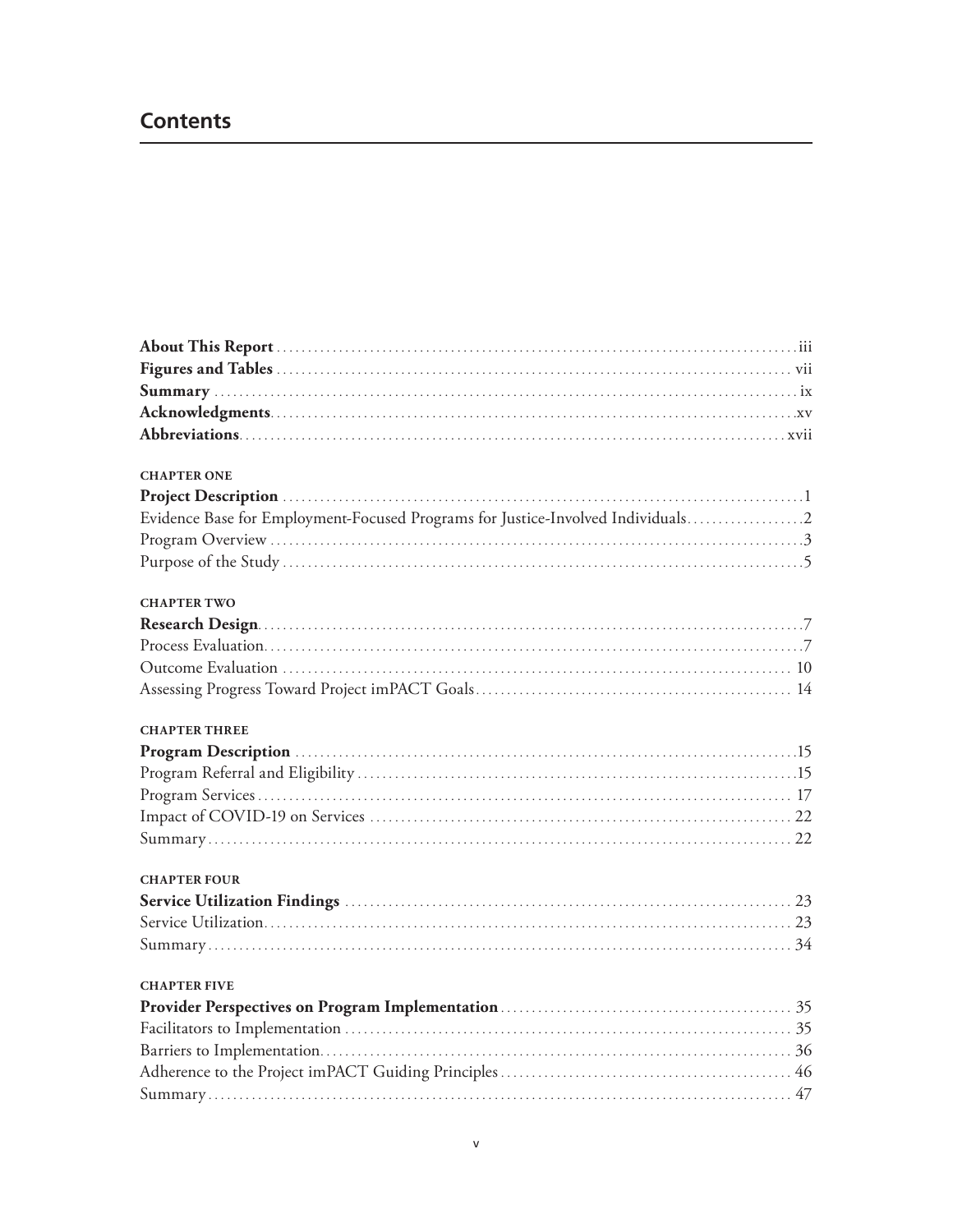# Contents

**About This Report** iii
**Figures and Tables** vii
**Summary** ix
**Acknowledgments** xv
**Abbreviations** xvii

**CHAPTER ONE**
**Project Description** 1
Evidence Base for Employment-Focused Programs for Justice-Involved Individuals 2
Program Overview 3
Purpose of the Study 5

**CHAPTER TWO**
**Research Design** 7
Process Evaluation 7
Outcome Evaluation 10
Assessing Progress Toward Project imPACT Goals 14

**CHAPTER THREE**
**Program Description** 15
Program Referral and Eligibility 15
Program Services 17
Impact of COVID-19 on Services 22
Summary 22

**CHAPTER FOUR**
**Service Utilization Findings** 23
Service Utilization 23
Summary 34

**CHAPTER FIVE**
**Provider Perspectives on Program Implementation** 35
Facilitators to Implementation 35
Barriers to Implementation 36
Adherence to the Project imPACT Guiding Principles 46
Summary 47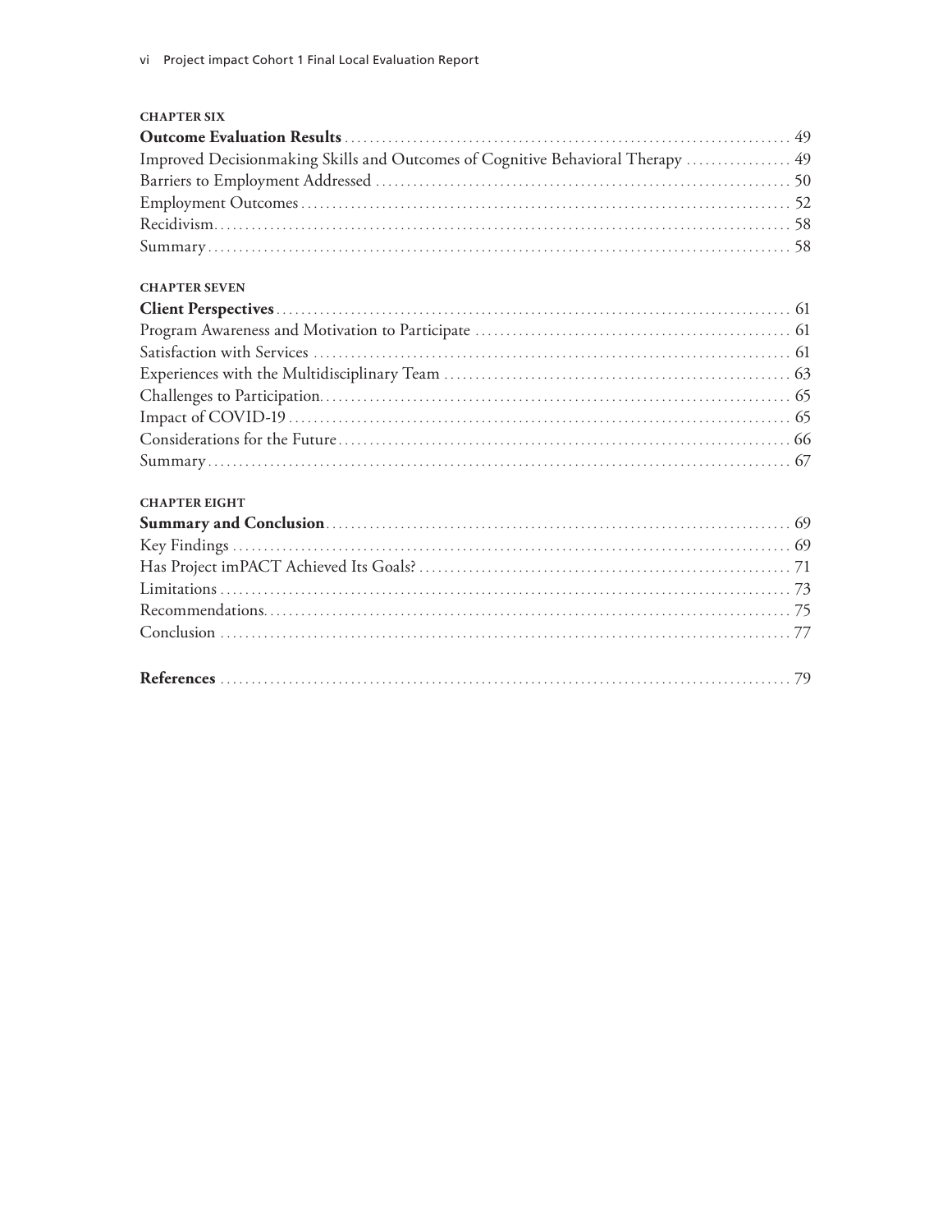**CHAPTER SIX**

**Outcome Evaluation Results** ..... 49
Improved Decisionmaking Skills and Outcomes of Cognitive Behavioral Therapy ..... 49
Barriers to Employment Addressed ..... 50
Employment Outcomes ..... 52
Recidivism ..... 58
Summary ..... 58

**CHAPTER SEVEN**

**Client Perspectives** ..... 61
Program Awareness and Motivation to Participate ..... 61
Satisfaction with Services ..... 61
Experiences with the Multidisciplinary Team ..... 63
Challenges to Participation ..... 65
Impact of COVID-19 ..... 65
Considerations for the Future ..... 66
Summary ..... 67

**CHAPTER EIGHT**

**Summary and Conclusion** ..... 69
Key Findings ..... 69
Has Project imPACT Achieved Its Goals? ..... 71
Limitations ..... 73
Recommendations ..... 75
Conclusion ..... 77

**References** ..... 79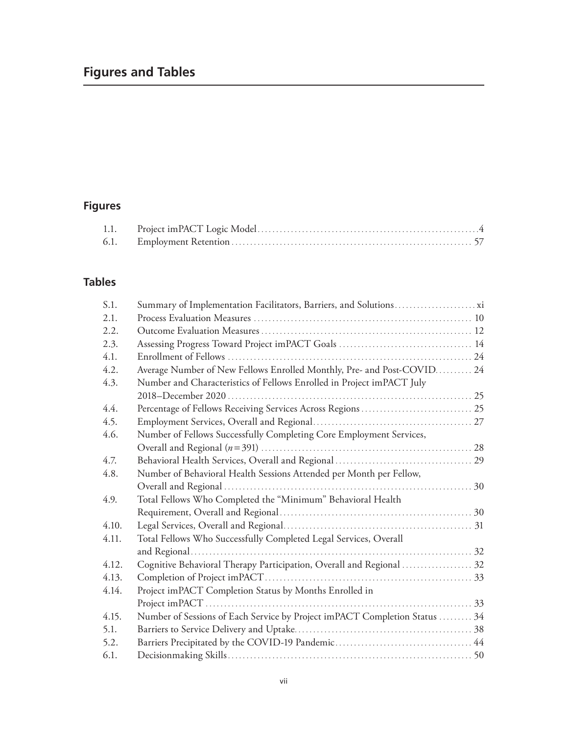# Figures and Tables

## Figures

| | | |
|---|---|---|
| 1.1. | Project imPACT Logic Model | 4 |
| 6.1. | Employment Retention | 57 |

## Tables

| | | |
|---|---|---|
| S.1. | Summary of Implementation Facilitators, Barriers, and Solutions | xi |
| 2.1. | Process Evaluation Measures | 10 |
| 2.2. | Outcome Evaluation Measures | 12 |
| 2.3. | Assessing Progress Toward Project imPACT Goals | 14 |
| 4.1. | Enrollment of Fellows | 24 |
| 4.2. | Average Number of New Fellows Enrolled Monthly, Pre- and Post-COVID | 24 |
| 4.3. | Number and Characteristics of Fellows Enrolled in Project imPACT July 2018–December 2020 | 25 |
| 4.4. | Percentage of Fellows Receiving Services Across Regions | 25 |
| 4.5. | Employment Services, Overall and Regional | 27 |
| 4.6. | Number of Fellows Successfully Completing Core Employment Services, Overall and Regional ($n = 391$) | 28 |
| 4.7. | Behavioral Health Services, Overall and Regional | 29 |
| 4.8. | Number of Behavioral Health Sessions Attended per Month per Fellow, Overall and Regional | 30 |
| 4.9. | Total Fellows Who Completed the “Minimum” Behavioral Health Requirement, Overall and Regional | 30 |
| 4.10. | Legal Services, Overall and Regional | 31 |
| 4.11. | Total Fellows Who Successfully Completed Legal Services, Overall and Regional | 32 |
| 4.12. | Cognitive Behavioral Therapy Participation, Overall and Regional | 32 |
| 4.13. | Completion of Project imPACT | 33 |
| 4.14. | Project imPACT Completion Status by Months Enrolled in Project imPACT | 33 |
| 4.15. | Number of Sessions of Each Service by Project imPACT Completion Status | 34 |
| 5.1. | Barriers to Service Delivery and Uptake | 38 |
| 5.2. | Barriers Precipitated by the COVID-19 Pandemic | 44 |
| 6.1. | Decisionmaking Skills | 50 |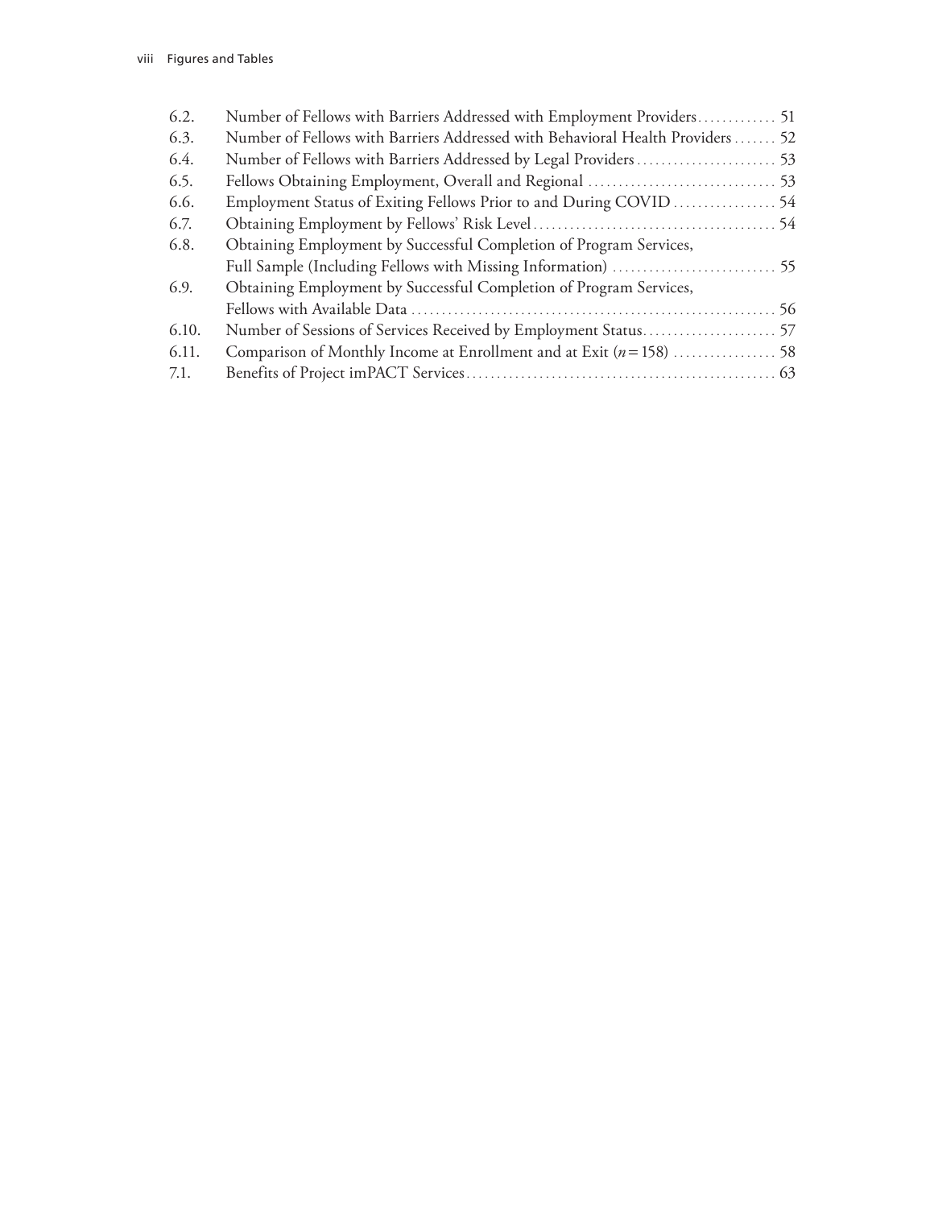6.2. Number of Fellows with Barriers Addressed with Employment Providers ............ 51
6.3. Number of Fellows with Barriers Addressed with Behavioral Health Providers ....... 52
6.4. Number of Fellows with Barriers Addressed by Legal Providers ...................... 53
6.5. Fellows Obtaining Employment, Overall and Regional ............................... 53
6.6. Employment Status of Exiting Fellows Prior to and During COVID ................. 54
6.7. Obtaining Employment by Fellows' Risk Level ........................................ 54
6.8. Obtaining Employment by Successful Completion of Program Services, Full Sample (Including Fellows with Missing Information) ........................... 55
6.9. Obtaining Employment by Successful Completion of Program Services, Fellows with Available Data ........................................................... 56
6.10. Number of Sessions of Services Received by Employment Status ..................... 57
6.11. Comparison of Monthly Income at Enrollment and at Exit ($n = 158$) ................. 58
7.1. Benefits of Project imPACT Services ................................................... 63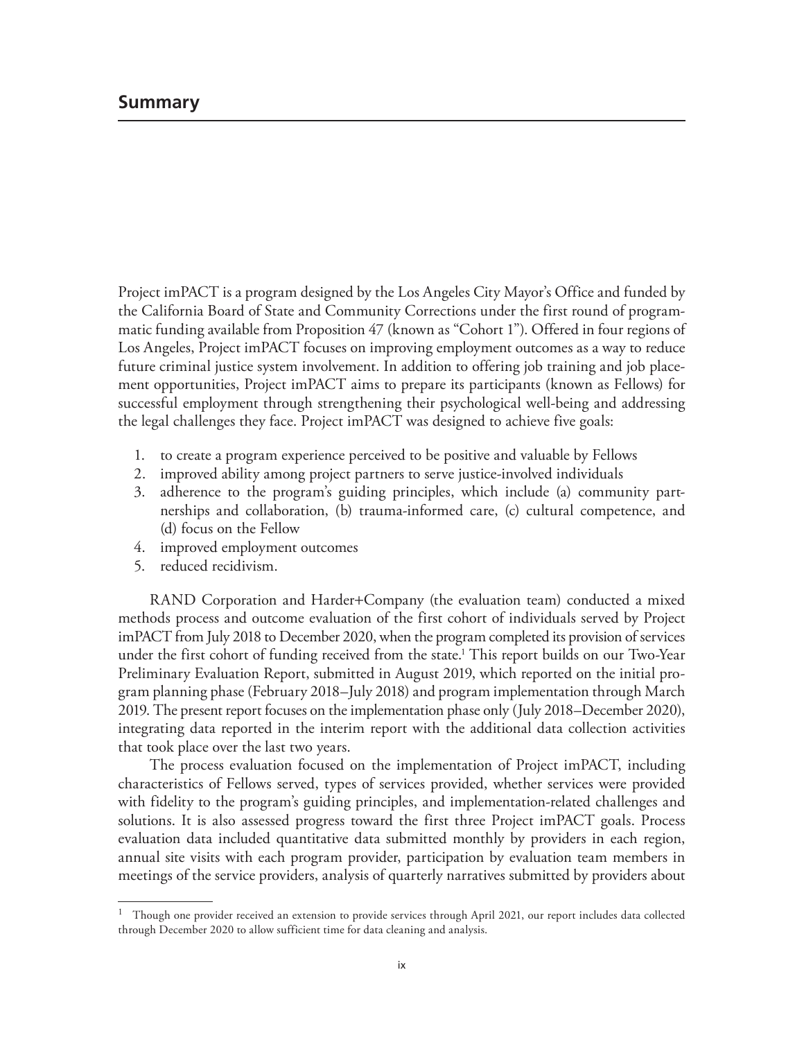# Summary

Project imPACT is a program designed by the Los Angeles City Mayor's Office and funded by the California Board of State and Community Corrections under the first round of programmatic funding available from Proposition 47 (known as "Cohort 1"). Offered in four regions of Los Angeles, Project imPACT focuses on improving employment outcomes as a way to reduce future criminal justice system involvement. In addition to offering job training and job placement opportunities, Project imPACT aims to prepare its participants (known as Fellows) for successful employment through strengthening their psychological well-being and addressing the legal challenges they face. Project imPACT was designed to achieve five goals:

1. to create a program experience perceived to be positive and valuable by Fellows
2. improved ability among project partners to serve justice-involved individuals
3. adherence to the program's guiding principles, which include (a) community partnerships and collaboration, (b) trauma-informed care, (c) cultural competence, and (d) focus on the Fellow
4. improved employment outcomes
5. reduced recidivism.

RAND Corporation and Harder+Company (the evaluation team) conducted a mixed methods process and outcome evaluation of the first cohort of individuals served by Project imPACT from July 2018 to December 2020, when the program completed its provision of services under the first cohort of funding received from the state.[1] This report builds on our Two-Year Preliminary Evaluation Report, submitted in August 2019, which reported on the initial program planning phase (February 2018–July 2018) and program implementation through March 2019. The present report focuses on the implementation phase only (July 2018–December 2020), integrating data reported in the interim report with the additional data collection activities that took place over the last two years.

The process evaluation focused on the implementation of Project imPACT, including characteristics of Fellows served, types of services provided, whether services were provided with fidelity to the program's guiding principles, and implementation-related challenges and solutions. It is also assessed progress toward the first three Project imPACT goals. Process evaluation data included quantitative data submitted monthly by providers in each region, annual site visits with each program provider, participation by evaluation team members in meetings of the service providers, analysis of quarterly narratives submitted by providers about

[1] Though one provider received an extension to provide services through April 2021, our report includes data collected through December 2020 to allow sufficient time for data cleaning and analysis.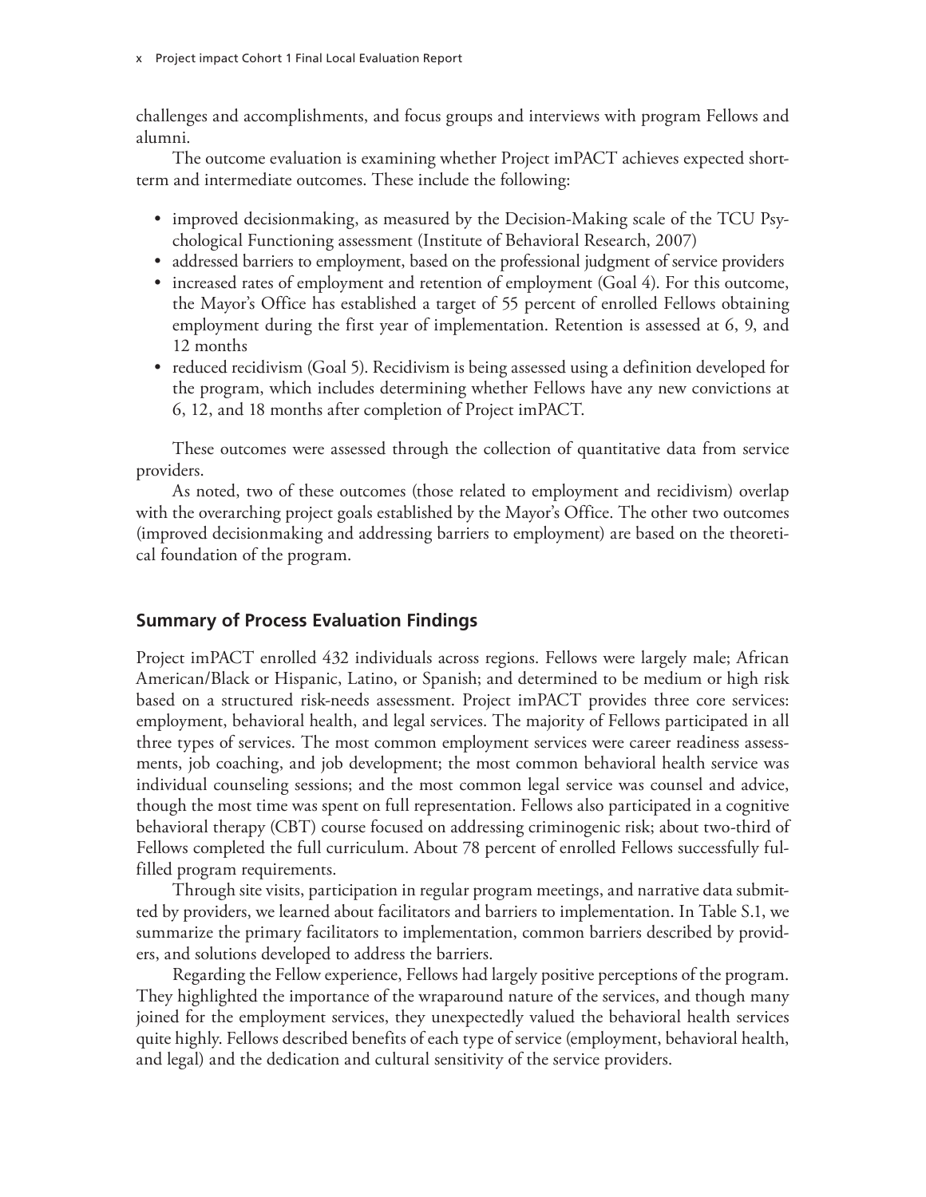challenges and accomplishments, and focus groups and interviews with program Fellows and alumni.

The outcome evaluation is examining whether Project imPACT achieves expected short-term and intermediate outcomes. These include the following:

- improved decisionmaking, as measured by the Decision-Making scale of the TCU Psychological Functioning assessment (Institute of Behavioral Research, 2007)
- addressed barriers to employment, based on the professional judgment of service providers
- increased rates of employment and retention of employment (Goal 4). For this outcome, the Mayor's Office has established a target of 55 percent of enrolled Fellows obtaining employment during the first year of implementation. Retention is assessed at 6, 9, and 12 months
- reduced recidivism (Goal 5). Recidivism is being assessed using a definition developed for the program, which includes determining whether Fellows have any new convictions at 6, 12, and 18 months after completion of Project imPACT.

These outcomes were assessed through the collection of quantitative data from service providers.

As noted, two of these outcomes (those related to employment and recidivism) overlap with the overarching project goals established by the Mayor's Office. The other two outcomes (improved decisionmaking and addressing barriers to employment) are based on the theoretical foundation of the program.

## Summary of Process Evaluation Findings

Project imPACT enrolled 432 individuals across regions. Fellows were largely male; African American/Black or Hispanic, Latino, or Spanish; and determined to be medium or high risk based on a structured risk-needs assessment. Project imPACT provides three core services: employment, behavioral health, and legal services. The majority of Fellows participated in all three types of services. The most common employment services were career readiness assessments, job coaching, and job development; the most common behavioral health service was individual counseling sessions; and the most common legal service was counsel and advice, though the most time was spent on full representation. Fellows also participated in a cognitive behavioral therapy (CBT) course focused on addressing criminogenic risk; about two-third of Fellows completed the full curriculum. About 78 percent of enrolled Fellows successfully fulfilled program requirements.

Through site visits, participation in regular program meetings, and narrative data submitted by providers, we learned about facilitators and barriers to implementation. In Table S.1, we summarize the primary facilitators to implementation, common barriers described by providers, and solutions developed to address the barriers.

Regarding the Fellow experience, Fellows had largely positive perceptions of the program. They highlighted the importance of the wraparound nature of the services, and though many joined for the employment services, they unexpectedly valued the behavioral health services quite highly. Fellows described benefits of each type of service (employment, behavioral health, and legal) and the dedication and cultural sensitivity of the service providers.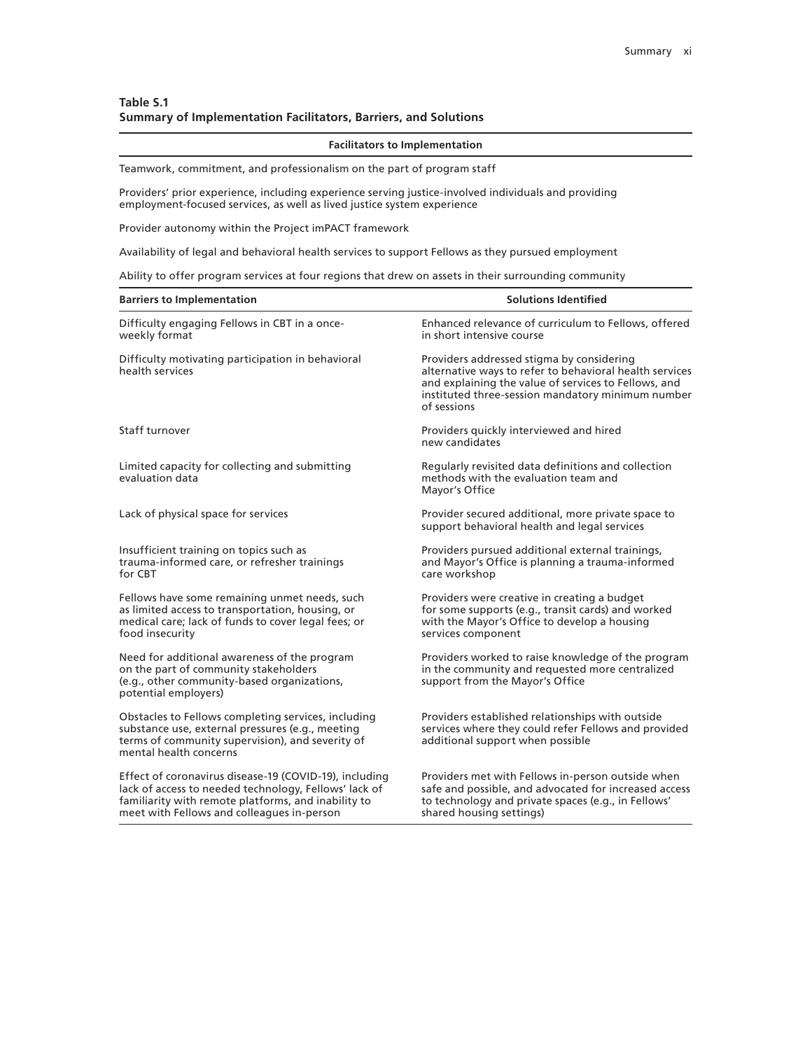**Table S.1**
**Summary of Implementation Facilitators, Barriers, and Solutions**

| Facilitators to Implementation | |
|---|---|
| Teamwork, commitment, and professionalism on the part of program staff | |
| Providers' prior experience, including experience serving justice-involved individuals and providing employment-focused services, as well as lived justice system experience | |
| Provider autonomy within the Project imPACT framework | |
| Availability of legal and behavioral health services to support Fellows as they pursued employment | |
| Ability to offer program services at four regions that drew on assets in their surrounding community | |
| **Barriers to Implementation** | **Solutions Identified** |
| Difficulty engaging Fellows in CBT in a once-weekly format | Enhanced relevance of curriculum to Fellows, offered in short intensive course |
| Difficulty motivating participation in behavioral health services | Providers addressed stigma by considering alternative ways to refer to behavioral health services and explaining the value of services to Fellows, and instituted three-session mandatory minimum number of sessions |
| Staff turnover | Providers quickly interviewed and hired new candidates |
| Limited capacity for collecting and submitting evaluation data | Regularly revisited data definitions and collection methods with the evaluation team and Mayor's Office |
| Lack of physical space for services | Provider secured additional, more private space to support behavioral health and legal services |
| Insufficient training on topics such as trauma-informed care, or refresher trainings for CBT | Providers pursued additional external trainings, and Mayor's Office is planning a trauma-informed care workshop |
| Fellows have some remaining unmet needs, such as limited access to transportation, housing, or medical care; lack of funds to cover legal fees; or food insecurity | Providers were creative in creating a budget for some supports (e.g., transit cards) and worked with the Mayor's Office to develop a housing services component |
| Need for additional awareness of the program on the part of community stakeholders (e.g., other community-based organizations, potential employers) | Providers worked to raise knowledge of the program in the community and requested more centralized support from the Mayor's Office |
| Obstacles to Fellows completing services, including substance use, external pressures (e.g., meeting terms of community supervision), and severity of mental health concerns | Providers established relationships with outside services where they could refer Fellows and provided additional support when possible |
| Effect of coronavirus disease-19 (COVID-19), including lack of access to needed technology, Fellows' lack of familiarity with remote platforms, and inability to meet with Fellows and colleagues in-person | Providers met with Fellows in-person outside when safe and possible, and advocated for increased access to technology and private spaces (e.g., in Fellows' shared housing settings) |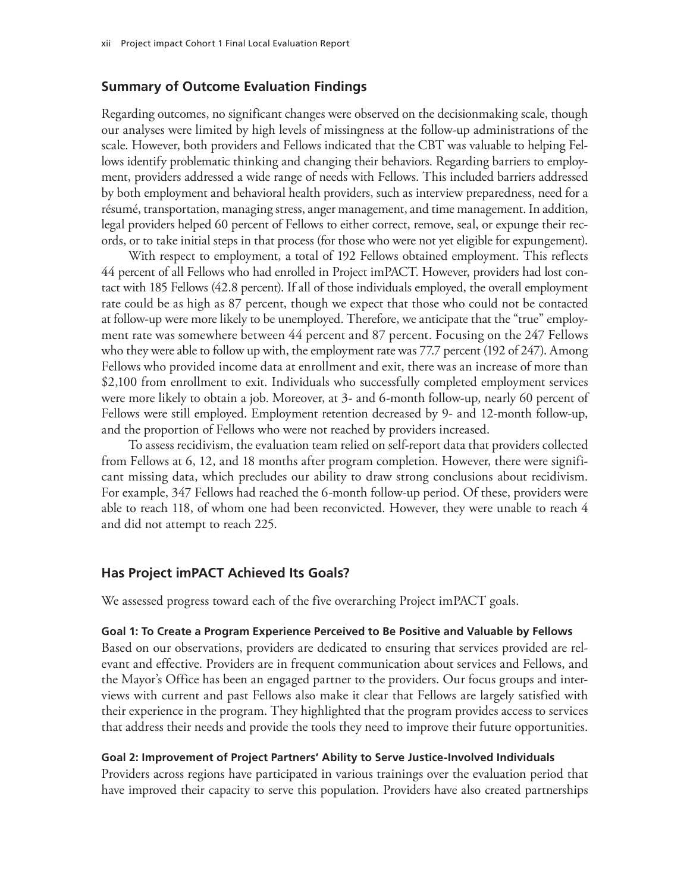## Summary of Outcome Evaluation Findings

Regarding outcomes, no significant changes were observed on the decisionmaking scale, though our analyses were limited by high levels of missingness at the follow-up administrations of the scale. However, both providers and Fellows indicated that the CBT was valuable to helping Fellows identify problematic thinking and changing their behaviors. Regarding barriers to employment, providers addressed a wide range of needs with Fellows. This included barriers addressed by both employment and behavioral health providers, such as interview preparedness, need for a résumé, transportation, managing stress, anger management, and time management. In addition, legal providers helped 60 percent of Fellows to either correct, remove, seal, or expunge their records, or to take initial steps in that process (for those who were not yet eligible for expungement).

With respect to employment, a total of 192 Fellows obtained employment. This reflects 44 percent of all Fellows who had enrolled in Project imPACT. However, providers had lost contact with 185 Fellows (42.8 percent). If all of those individuals employed, the overall employment rate could be as high as 87 percent, though we expect that those who could not be contacted at follow-up were more likely to be unemployed. Therefore, we anticipate that the "true" employment rate was somewhere between 44 percent and 87 percent. Focusing on the 247 Fellows who they were able to follow up with, the employment rate was 77.7 percent (192 of 247). Among Fellows who provided income data at enrollment and exit, there was an increase of more than $2,100 from enrollment to exit. Individuals who successfully completed employment services were more likely to obtain a job. Moreover, at 3- and 6-month follow-up, nearly 60 percent of Fellows were still employed. Employment retention decreased by 9- and 12-month follow-up, and the proportion of Fellows who were not reached by providers increased.

To assess recidivism, the evaluation team relied on self-report data that providers collected from Fellows at 6, 12, and 18 months after program completion. However, there were significant missing data, which precludes our ability to draw strong conclusions about recidivism. For example, 347 Fellows had reached the 6-month follow-up period. Of these, providers were able to reach 118, of whom one had been reconvicted. However, they were unable to reach 4 and did not attempt to reach 225.

## Has Project imPACT Achieved Its Goals?

We assessed progress toward each of the five overarching Project imPACT goals.

#### Goal 1: To Create a Program Experience Perceived to Be Positive and Valuable by Fellows

Based on our observations, providers are dedicated to ensuring that services provided are relevant and effective. Providers are in frequent communication about services and Fellows, and the Mayor's Office has been an engaged partner to the providers. Our focus groups and interviews with current and past Fellows also make it clear that Fellows are largely satisfied with their experience in the program. They highlighted that the program provides access to services that address their needs and provide the tools they need to improve their future opportunities.

#### Goal 2: Improvement of Project Partners' Ability to Serve Justice-Involved Individuals

Providers across regions have participated in various trainings over the evaluation period that have improved their capacity to serve this population. Providers have also created partnerships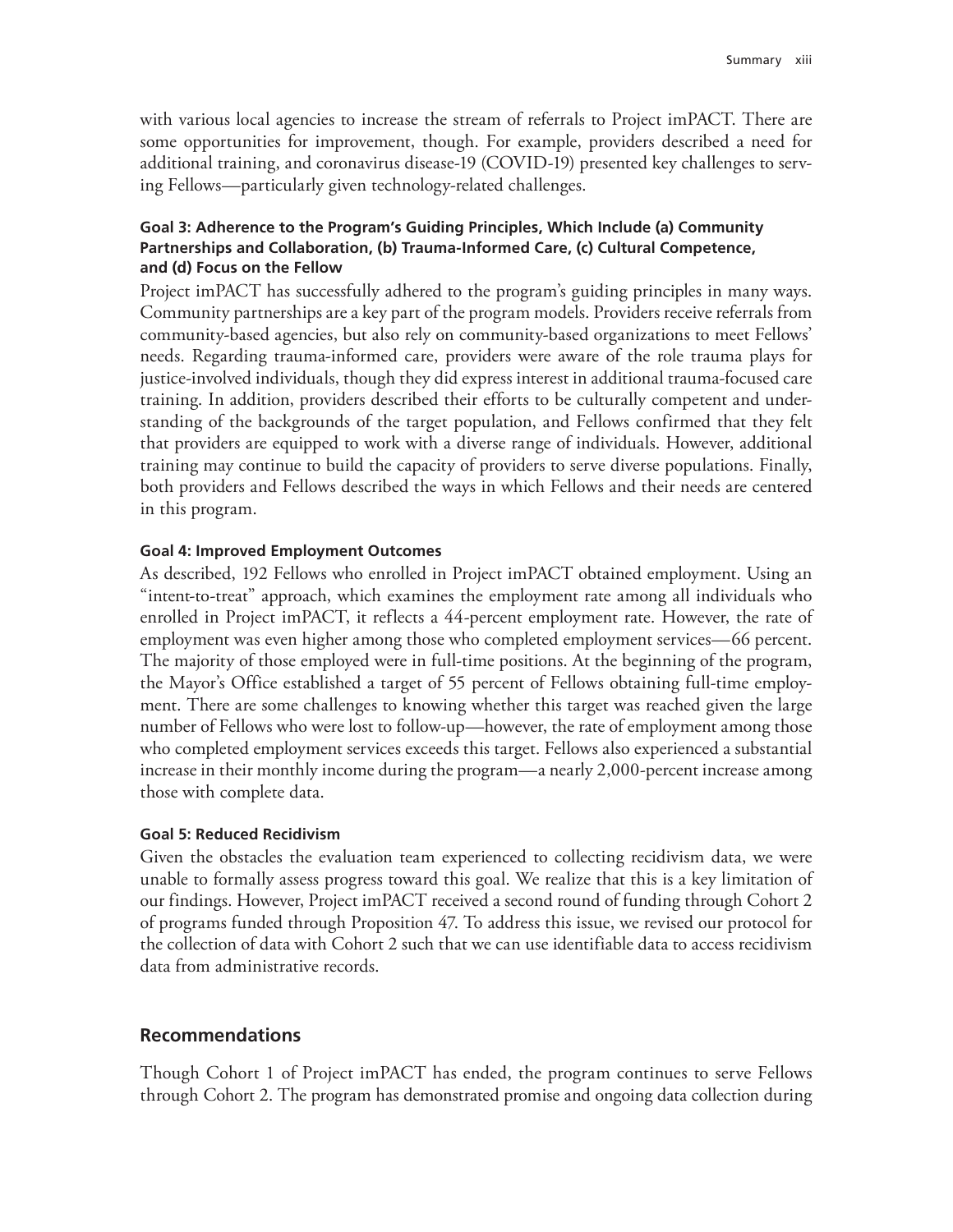with various local agencies to increase the stream of referrals to Project imPACT. There are some opportunities for improvement, though. For example, providers described a need for additional training, and coronavirus disease-19 (COVID-19) presented key challenges to serving Fellows—particularly given technology-related challenges.

#### Goal 3: Adherence to the Program's Guiding Principles, Which Include (a) Community Partnerships and Collaboration, (b) Trauma-Informed Care, (c) Cultural Competence, and (d) Focus on the Fellow

Project imPACT has successfully adhered to the program's guiding principles in many ways. Community partnerships are a key part of the program models. Providers receive referrals from community-based agencies, but also rely on community-based organizations to meet Fellows' needs. Regarding trauma-informed care, providers were aware of the role trauma plays for justice-involved individuals, though they did express interest in additional trauma-focused care training. In addition, providers described their efforts to be culturally competent and understanding of the backgrounds of the target population, and Fellows confirmed that they felt that providers are equipped to work with a diverse range of individuals. However, additional training may continue to build the capacity of providers to serve diverse populations. Finally, both providers and Fellows described the ways in which Fellows and their needs are centered in this program.

#### Goal 4: Improved Employment Outcomes

As described, 192 Fellows who enrolled in Project imPACT obtained employment. Using an "intent-to-treat" approach, which examines the employment rate among all individuals who enrolled in Project imPACT, it reflects a 44-percent employment rate. However, the rate of employment was even higher among those who completed employment services—66 percent. The majority of those employed were in full-time positions. At the beginning of the program, the Mayor's Office established a target of 55 percent of Fellows obtaining full-time employment. There are some challenges to knowing whether this target was reached given the large number of Fellows who were lost to follow-up—however, the rate of employment among those who completed employment services exceeds this target. Fellows also experienced a substantial increase in their monthly income during the program—a nearly 2,000-percent increase among those with complete data.

#### Goal 5: Reduced Recidivism

Given the obstacles the evaluation team experienced to collecting recidivism data, we were unable to formally assess progress toward this goal. We realize that this is a key limitation of our findings. However, Project imPACT received a second round of funding through Cohort 2 of programs funded through Proposition 47. To address this issue, we revised our protocol for the collection of data with Cohort 2 such that we can use identifiable data to access recidivism data from administrative records.

## Recommendations

Though Cohort 1 of Project imPACT has ended, the program continues to serve Fellows through Cohort 2. The program has demonstrated promise and ongoing data collection during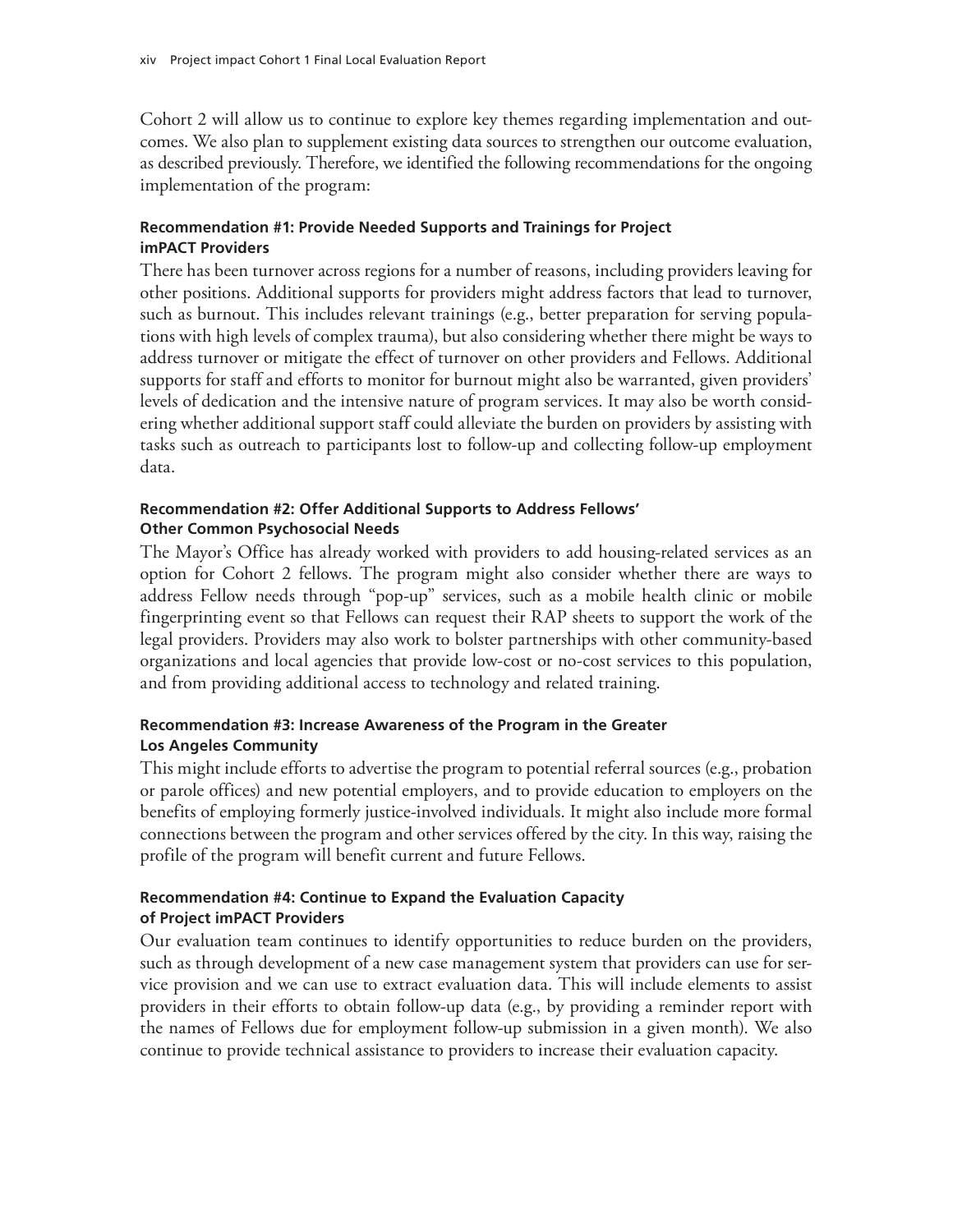Cohort 2 will allow us to continue to explore key themes regarding implementation and outcomes. We also plan to supplement existing data sources to strengthen our outcome evaluation, as described previously. Therefore, we identified the following recommendations for the ongoing implementation of the program:

#### Recommendation #1: Provide Needed Supports and Trainings for Project imPACT Providers

There has been turnover across regions for a number of reasons, including providers leaving for other positions. Additional supports for providers might address factors that lead to turnover, such as burnout. This includes relevant trainings (e.g., better preparation for serving populations with high levels of complex trauma), but also considering whether there might be ways to address turnover or mitigate the effect of turnover on other providers and Fellows. Additional supports for staff and efforts to monitor for burnout might also be warranted, given providers' levels of dedication and the intensive nature of program services. It may also be worth considering whether additional support staff could alleviate the burden on providers by assisting with tasks such as outreach to participants lost to follow-up and collecting follow-up employment data.

#### Recommendation #2: Offer Additional Supports to Address Fellows' Other Common Psychosocial Needs

The Mayor's Office has already worked with providers to add housing-related services as an option for Cohort 2 fellows. The program might also consider whether there are ways to address Fellow needs through "pop-up" services, such as a mobile health clinic or mobile fingerprinting event so that Fellows can request their RAP sheets to support the work of the legal providers. Providers may also work to bolster partnerships with other community-based organizations and local agencies that provide low-cost or no-cost services to this population, and from providing additional access to technology and related training.

#### Recommendation #3: Increase Awareness of the Program in the Greater Los Angeles Community

This might include efforts to advertise the program to potential referral sources (e.g., probation or parole offices) and new potential employers, and to provide education to employers on the benefits of employing formerly justice-involved individuals. It might also include more formal connections between the program and other services offered by the city. In this way, raising the profile of the program will benefit current and future Fellows.

#### Recommendation #4: Continue to Expand the Evaluation Capacity of Project imPACT Providers

Our evaluation team continues to identify opportunities to reduce burden on the providers, such as through development of a new case management system that providers can use for service provision and we can use to extract evaluation data. This will include elements to assist providers in their efforts to obtain follow-up data (e.g., by providing a reminder report with the names of Fellows due for employment follow-up submission in a given month). We also continue to provide technical assistance to providers to increase their evaluation capacity.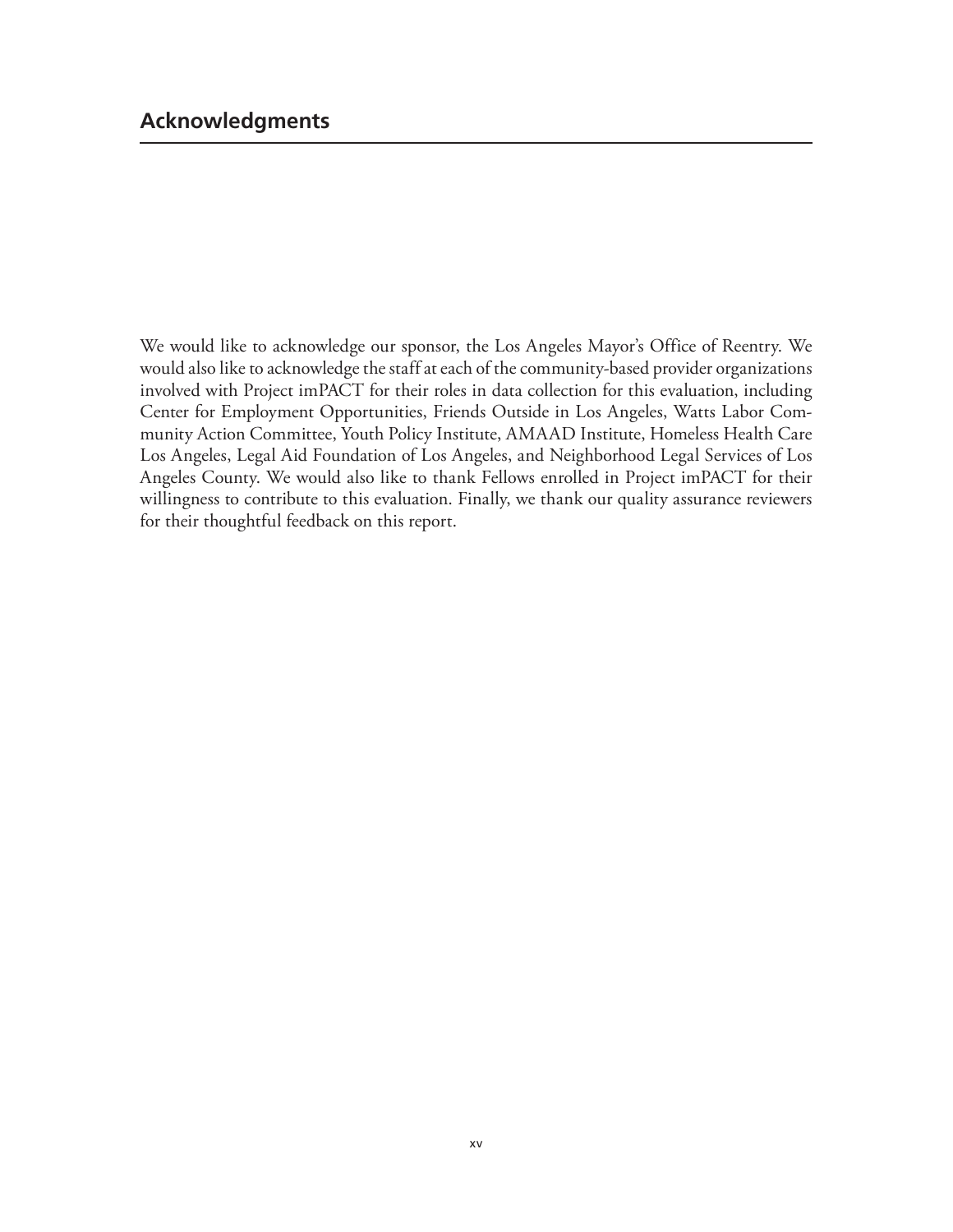## Acknowledgments

We would like to acknowledge our sponsor, the Los Angeles Mayor's Office of Reentry. We would also like to acknowledge the staff at each of the community-based provider organizations involved with Project imPACT for their roles in data collection for this evaluation, including Center for Employment Opportunities, Friends Outside in Los Angeles, Watts Labor Community Action Committee, Youth Policy Institute, AMAAD Institute, Homeless Health Care Los Angeles, Legal Aid Foundation of Los Angeles, and Neighborhood Legal Services of Los Angeles County. We would also like to thank Fellows enrolled in Project imPACT for their willingness to contribute to this evaluation. Finally, we thank our quality assurance reviewers for their thoughtful feedback on this report.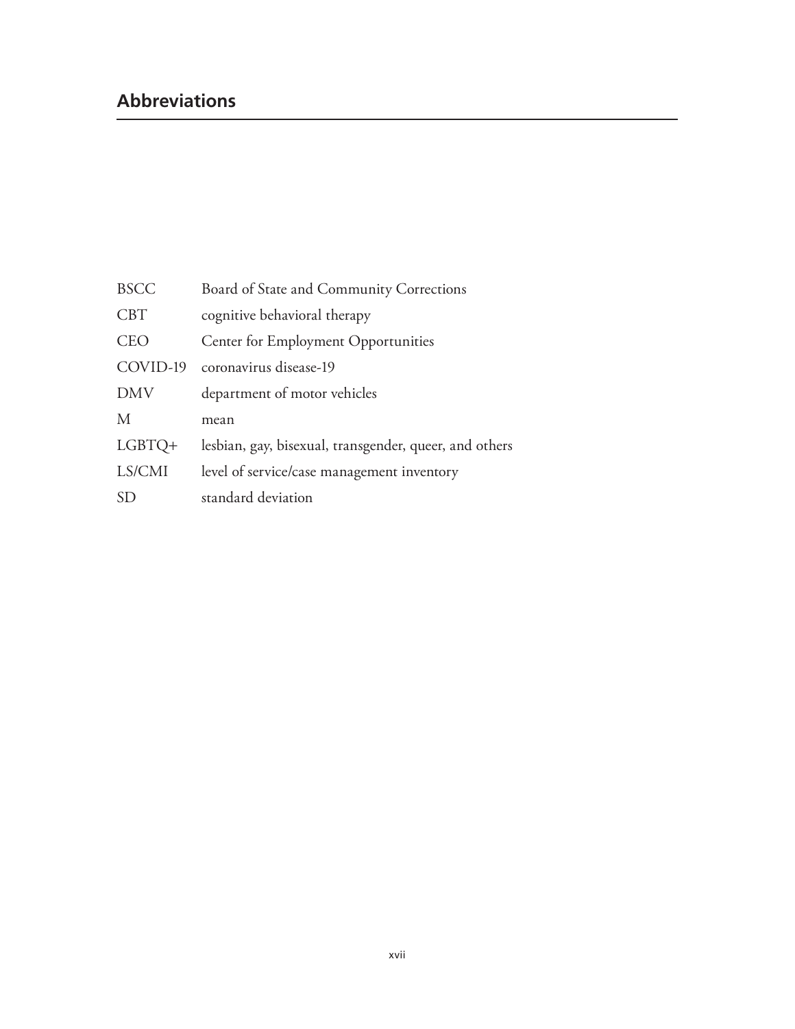## Abbreviations

| | |
|---|---|
| BSCC | Board of State and Community Corrections |
| CBT | cognitive behavioral therapy |
| CEO | Center for Employment Opportunities |
| COVID-19 | coronavirus disease-19 |
| DMV | department of motor vehicles |
| M | mean |
| LGBTQ+ | lesbian, gay, bisexual, transgender, queer, and others |
| LS/CMI | level of service/case management inventory |
| SD | standard deviation |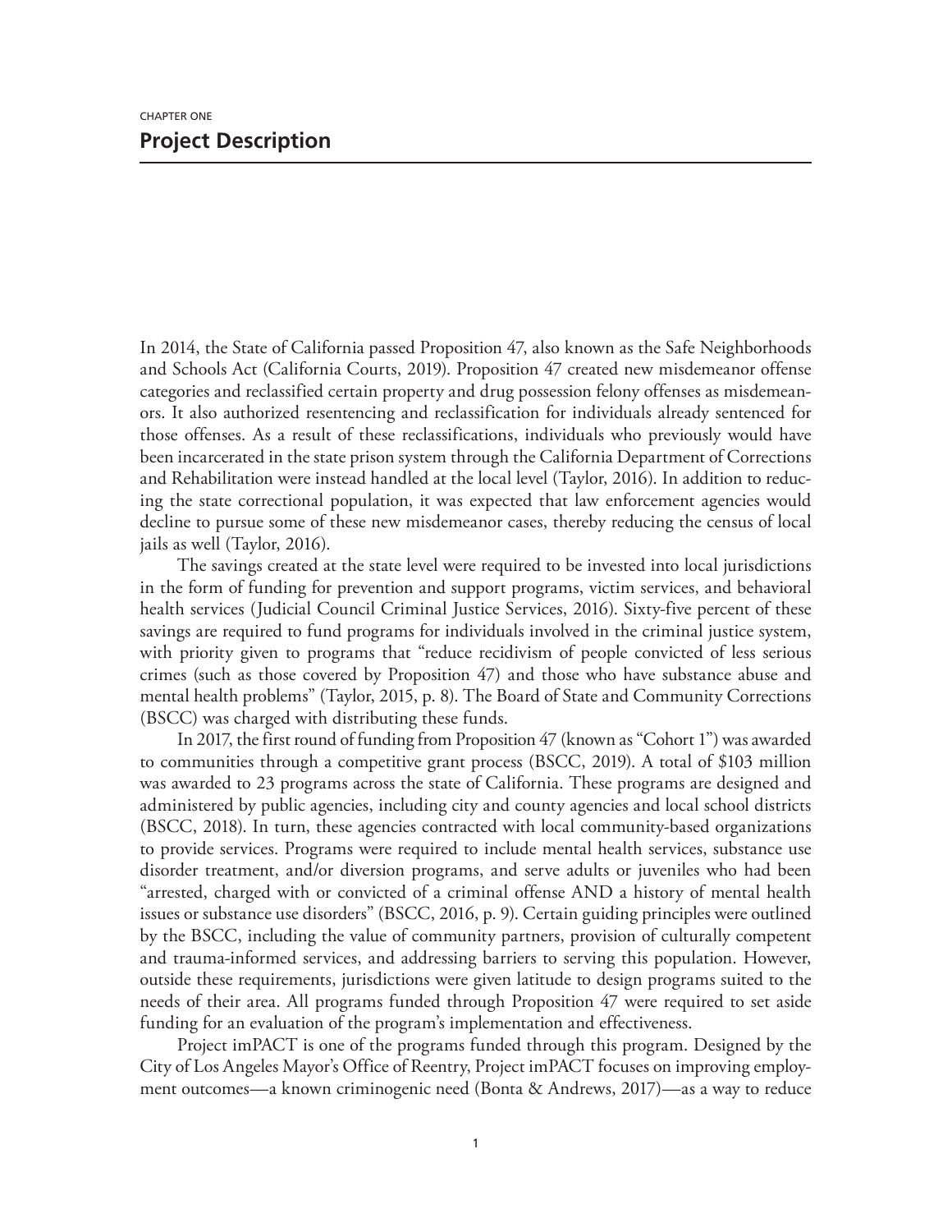CHAPTER ONE

# Project Description

In 2014, the State of California passed Proposition 47, also known as the Safe Neighborhoods and Schools Act (California Courts, 2019). Proposition 47 created new misdemeanor offense categories and reclassified certain property and drug possession felony offenses as misdemeanors. It also authorized resentencing and reclassification for individuals already sentenced for those offenses. As a result of these reclassifications, individuals who previously would have been incarcerated in the state prison system through the California Department of Corrections and Rehabilitation were instead handled at the local level (Taylor, 2016). In addition to reducing the state correctional population, it was expected that law enforcement agencies would decline to pursue some of these new misdemeanor cases, thereby reducing the census of local jails as well (Taylor, 2016).

The savings created at the state level were required to be invested into local jurisdictions in the form of funding for prevention and support programs, victim services, and behavioral health services (Judicial Council Criminal Justice Services, 2016). Sixty-five percent of these savings are required to fund programs for individuals involved in the criminal justice system, with priority given to programs that "reduce recidivism of people convicted of less serious crimes (such as those covered by Proposition 47) and those who have substance abuse and mental health problems" (Taylor, 2015, p. 8). The Board of State and Community Corrections (BSCC) was charged with distributing these funds.

In 2017, the first round of funding from Proposition 47 (known as "Cohort 1") was awarded to communities through a competitive grant process (BSCC, 2019). A total of $103 million was awarded to 23 programs across the state of California. These programs are designed and administered by public agencies, including city and county agencies and local school districts (BSCC, 2018). In turn, these agencies contracted with local community-based organizations to provide services. Programs were required to include mental health services, substance use disorder treatment, and/or diversion programs, and serve adults or juveniles who had been "arrested, charged with or convicted of a criminal offense AND a history of mental health issues or substance use disorders" (BSCC, 2016, p. 9). Certain guiding principles were outlined by the BSCC, including the value of community partners, provision of culturally competent and trauma-informed services, and addressing barriers to serving this population. However, outside these requirements, jurisdictions were given latitude to design programs suited to the needs of their area. All programs funded through Proposition 47 were required to set aside funding for an evaluation of the program's implementation and effectiveness.

Project imPACT is one of the programs funded through this program. Designed by the City of Los Angeles Mayor's Office of Reentry, Project imPACT focuses on improving employment outcomes—a known criminogenic need (Bonta & Andrews, 2017)—as a way to reduce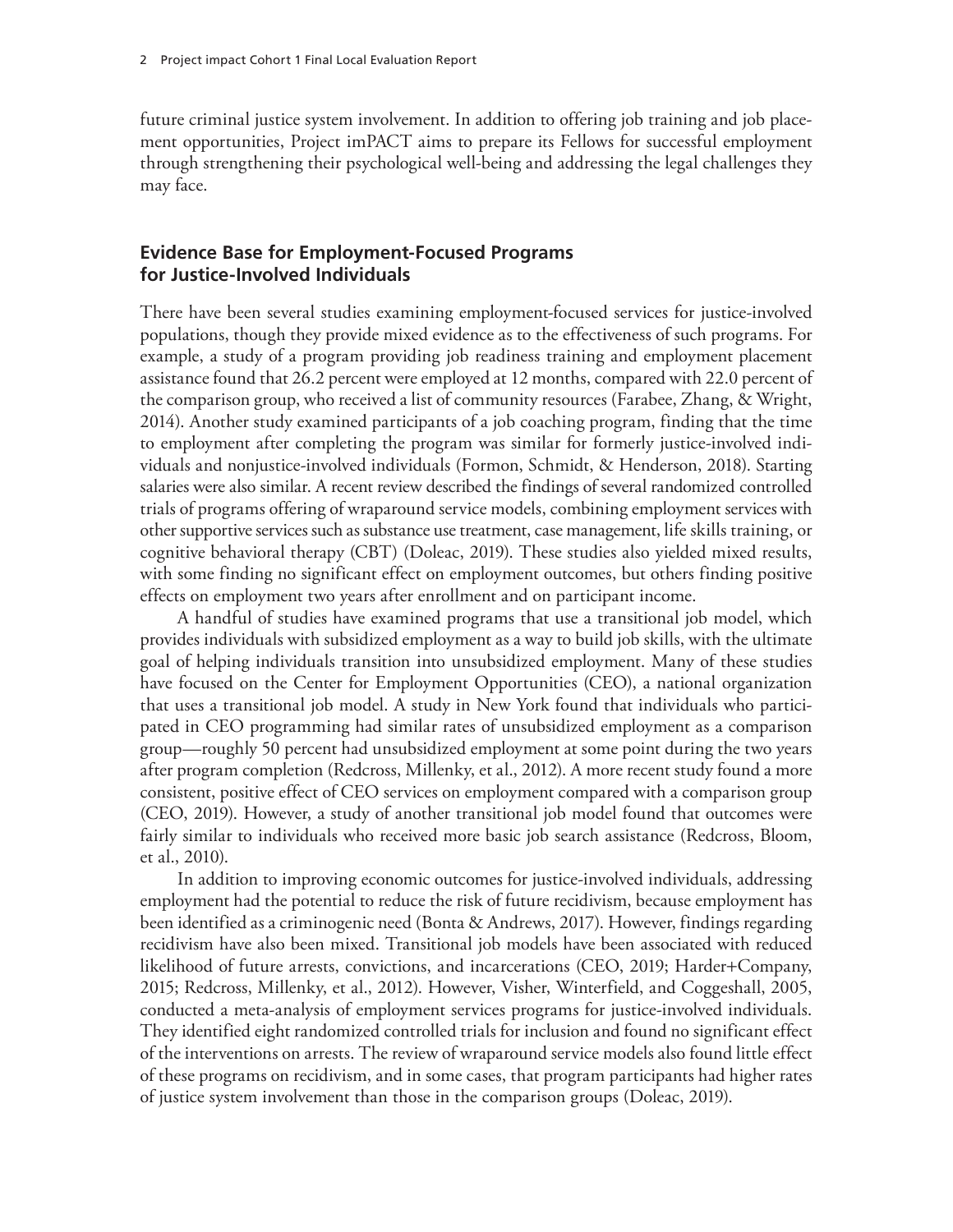future criminal justice system involvement. In addition to offering job training and job placement opportunities, Project imPACT aims to prepare its Fellows for successful employment through strengthening their psychological well-being and addressing the legal challenges they may face.

## Evidence Base for Employment-Focused Programs for Justice-Involved Individuals

There have been several studies examining employment-focused services for justice-involved populations, though they provide mixed evidence as to the effectiveness of such programs. For example, a study of a program providing job readiness training and employment placement assistance found that 26.2 percent were employed at 12 months, compared with 22.0 percent of the comparison group, who received a list of community resources (Farabee, Zhang, & Wright, 2014). Another study examined participants of a job coaching program, finding that the time to employment after completing the program was similar for formerly justice-involved individuals and nonjustice-involved individuals (Formon, Schmidt, & Henderson, 2018). Starting salaries were also similar. A recent review described the findings of several randomized controlled trials of programs offering of wraparound service models, combining employment services with other supportive services such as substance use treatment, case management, life skills training, or cognitive behavioral therapy (CBT) (Doleac, 2019). These studies also yielded mixed results, with some finding no significant effect on employment outcomes, but others finding positive effects on employment two years after enrollment and on participant income.

A handful of studies have examined programs that use a transitional job model, which provides individuals with subsidized employment as a way to build job skills, with the ultimate goal of helping individuals transition into unsubsidized employment. Many of these studies have focused on the Center for Employment Opportunities (CEO), a national organization that uses a transitional job model. A study in New York found that individuals who participated in CEO programming had similar rates of unsubsidized employment as a comparison group—roughly 50 percent had unsubsidized employment at some point during the two years after program completion (Redcross, Millenky, et al., 2012). A more recent study found a more consistent, positive effect of CEO services on employment compared with a comparison group (CEO, 2019). However, a study of another transitional job model found that outcomes were fairly similar to individuals who received more basic job search assistance (Redcross, Bloom, et al., 2010).

In addition to improving economic outcomes for justice-involved individuals, addressing employment had the potential to reduce the risk of future recidivism, because employment has been identified as a criminogenic need (Bonta & Andrews, 2017). However, findings regarding recidivism have also been mixed. Transitional job models have been associated with reduced likelihood of future arrests, convictions, and incarcerations (CEO, 2019; Harder+Company, 2015; Redcross, Millenky, et al., 2012). However, Visher, Winterfield, and Coggeshall, 2005, conducted a meta-analysis of employment services programs for justice-involved individuals. They identified eight randomized controlled trials for inclusion and found no significant effect of the interventions on arrests. The review of wraparound service models also found little effect of these programs on recidivism, and in some cases, that program participants had higher rates of justice system involvement than those in the comparison groups (Doleac, 2019).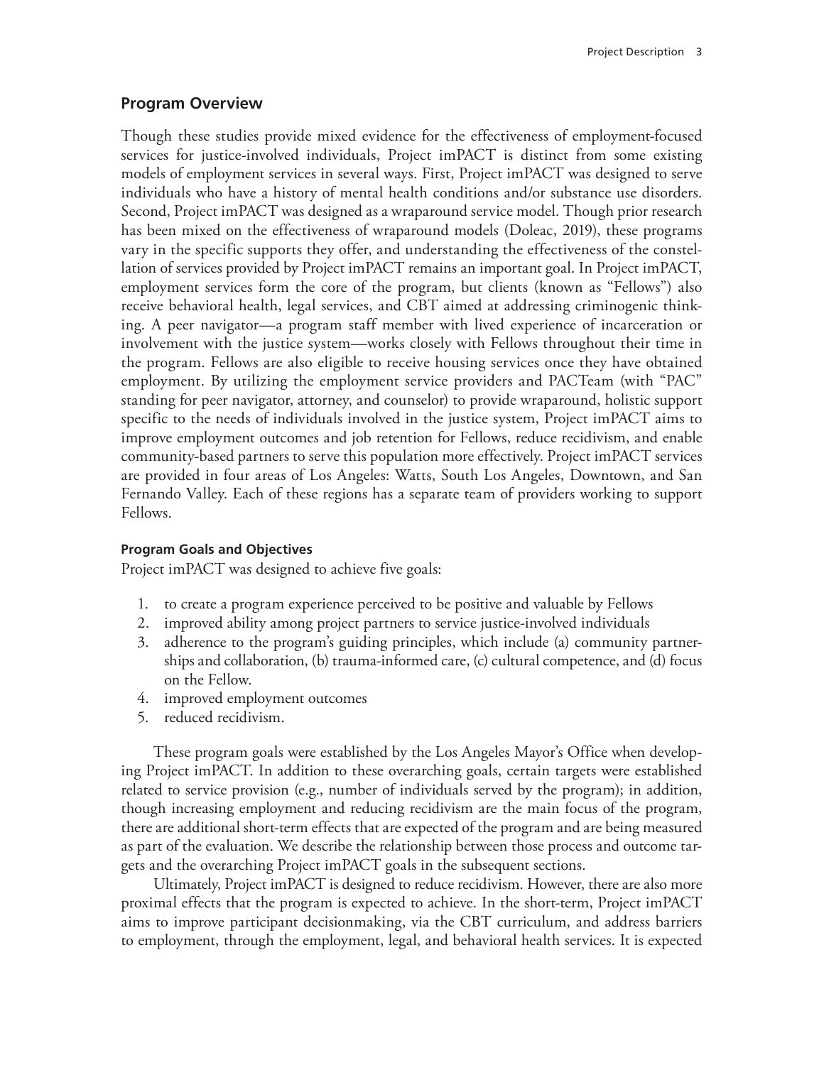## Program Overview

Though these studies provide mixed evidence for the effectiveness of employment-focused services for justice-involved individuals, Project imPACT is distinct from some existing models of employment services in several ways. First, Project imPACT was designed to serve individuals who have a history of mental health conditions and/or substance use disorders. Second, Project imPACT was designed as a wraparound service model. Though prior research has been mixed on the effectiveness of wraparound models (Doleac, 2019), these programs vary in the specific supports they offer, and understanding the effectiveness of the constellation of services provided by Project imPACT remains an important goal. In Project imPACT, employment services form the core of the program, but clients (known as "Fellows") also receive behavioral health, legal services, and CBT aimed at addressing criminogenic thinking. A peer navigator—a program staff member with lived experience of incarceration or involvement with the justice system—works closely with Fellows throughout their time in the program. Fellows are also eligible to receive housing services once they have obtained employment. By utilizing the employment service providers and PACTeam (with "PAC" standing for peer navigator, attorney, and counselor) to provide wraparound, holistic support specific to the needs of individuals involved in the justice system, Project imPACT aims to improve employment outcomes and job retention for Fellows, reduce recidivism, and enable community-based partners to serve this population more effectively. Project imPACT services are provided in four areas of Los Angeles: Watts, South Los Angeles, Downtown, and San Fernando Valley. Each of these regions has a separate team of providers working to support Fellows.

#### Program Goals and Objectives

Project imPACT was designed to achieve five goals:

1. to create a program experience perceived to be positive and valuable by Fellows
2. improved ability among project partners to service justice-involved individuals
3. adherence to the program's guiding principles, which include (a) community partnerships and collaboration, (b) trauma-informed care, (c) cultural competence, and (d) focus on the Fellow.
4. improved employment outcomes
5. reduced recidivism.

These program goals were established by the Los Angeles Mayor's Office when developing Project imPACT. In addition to these overarching goals, certain targets were established related to service provision (e.g., number of individuals served by the program); in addition, though increasing employment and reducing recidivism are the main focus of the program, there are additional short-term effects that are expected of the program and are being measured as part of the evaluation. We describe the relationship between those process and outcome targets and the overarching Project imPACT goals in the subsequent sections.

Ultimately, Project imPACT is designed to reduce recidivism. However, there are also more proximal effects that the program is expected to achieve. In the short-term, Project imPACT aims to improve participant decisionmaking, via the CBT curriculum, and address barriers to employment, through the employment, legal, and behavioral health services. It is expected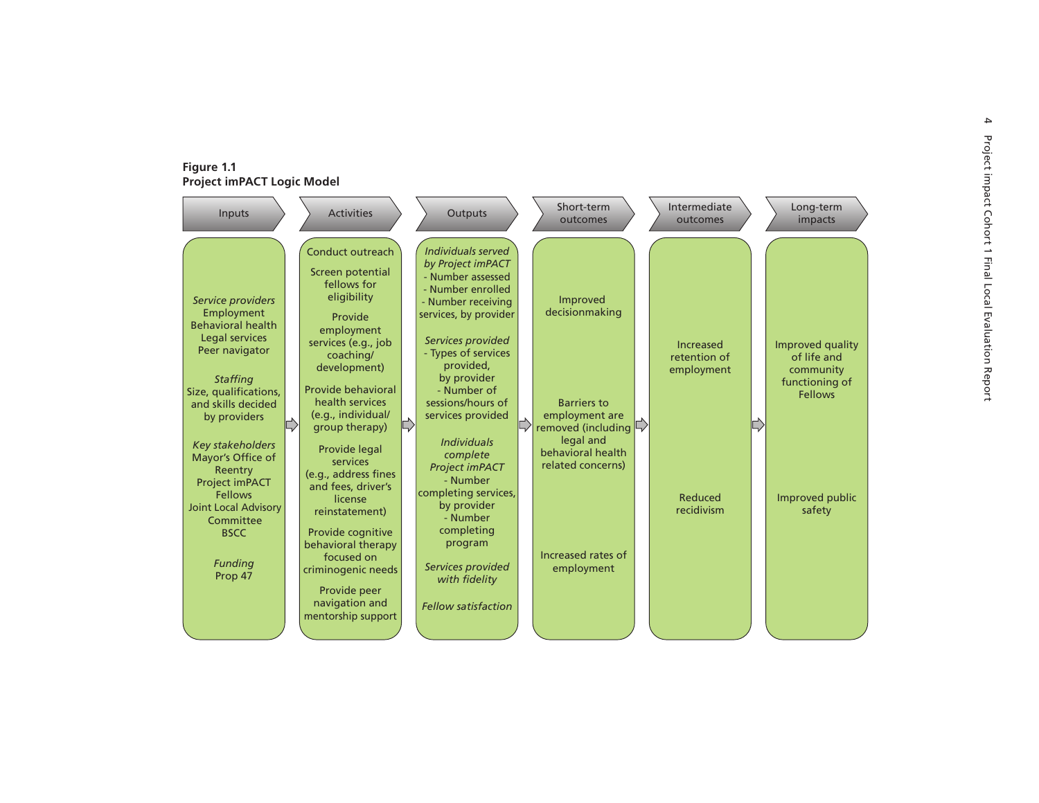**Figure 1.1**
**Project imPACT Logic Model**

| Inputs | Activities | Outputs | Short-term outcomes | Intermediate outcomes | Long-term impacts |
|---|---|---|---|---|---|
| *Service providers*<br>Employment<br>Behavioral health<br>Legal services<br>Peer navigator<br><br>*Staffing*<br>Size, qualifications, and skills decided by providers<br><br>*Key stakeholders*<br>Mayor's Office of Reentry<br>Project imPACT Fellows<br>Joint Local Advisory Committee<br>BSCC<br><br>*Funding*<br>Prop 47 | Conduct outreach<br><br>Screen potential fellows for eligibility<br><br>Provide employment services (e.g., job coaching/ development)<br><br>Provide behavioral health services (e.g., individual/ group therapy)<br><br>Provide legal services (e.g., address fines and fees, driver's license reinstatement)<br><br>Provide cognitive behavioral therapy focused on criminogenic needs<br><br>Provide peer navigation and mentorship support | *Individuals served by Project imPACT*<br>- Number assessed<br>- Number enrolled<br>- Number receiving services, by provider<br><br>*Services provided*<br>- Types of services provided, by provider<br>- Number of sessions/hours of services provided<br><br>*Individuals complete Project imPACT*<br>- Number completing services, by provider<br>- Number completing program<br><br>*Services provided with fidelity*<br><br>*Fellow satisfaction* | Improved decisionmaking<br><br>Barriers to employment are removed (including legal and behavioral health related concerns)<br><br>Increased rates of employment | Increased retention of employment<br><br>Reduced recidivism | Improved quality of life and community functioning of Fellows<br><br>Improved public safety |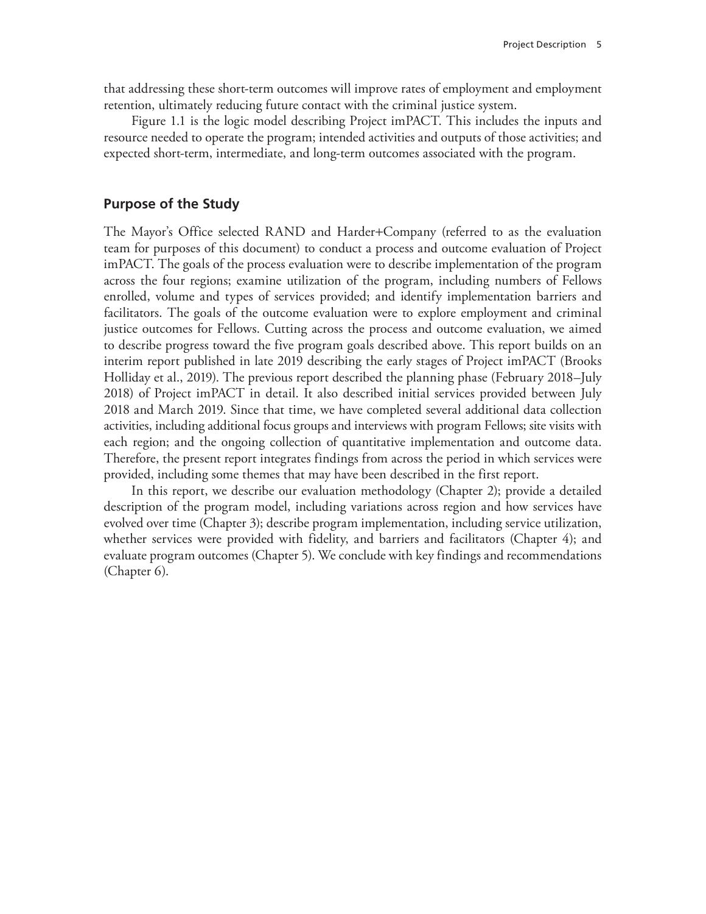that addressing these short-term outcomes will improve rates of employment and employment retention, ultimately reducing future contact with the criminal justice system.

Figure 1.1 is the logic model describing Project imPACT. This includes the inputs and resource needed to operate the program; intended activities and outputs of those activities; and expected short-term, intermediate, and long-term outcomes associated with the program.

## Purpose of the Study

The Mayor's Office selected RAND and Harder+Company (referred to as the evaluation team for purposes of this document) to conduct a process and outcome evaluation of Project imPACT. The goals of the process evaluation were to describe implementation of the program across the four regions; examine utilization of the program, including numbers of Fellows enrolled, volume and types of services provided; and identify implementation barriers and facilitators. The goals of the outcome evaluation were to explore employment and criminal justice outcomes for Fellows. Cutting across the process and outcome evaluation, we aimed to describe progress toward the five program goals described above. This report builds on an interim report published in late 2019 describing the early stages of Project imPACT (Brooks Holliday et al., 2019). The previous report described the planning phase (February 2018–July 2018) of Project imPACT in detail. It also described initial services provided between July 2018 and March 2019. Since that time, we have completed several additional data collection activities, including additional focus groups and interviews with program Fellows; site visits with each region; and the ongoing collection of quantitative implementation and outcome data. Therefore, the present report integrates findings from across the period in which services were provided, including some themes that may have been described in the first report.

In this report, we describe our evaluation methodology (Chapter 2); provide a detailed description of the program model, including variations across region and how services have evolved over time (Chapter 3); describe program implementation, including service utilization, whether services were provided with fidelity, and barriers and facilitators (Chapter 4); and evaluate program outcomes (Chapter 5). We conclude with key findings and recommendations (Chapter 6).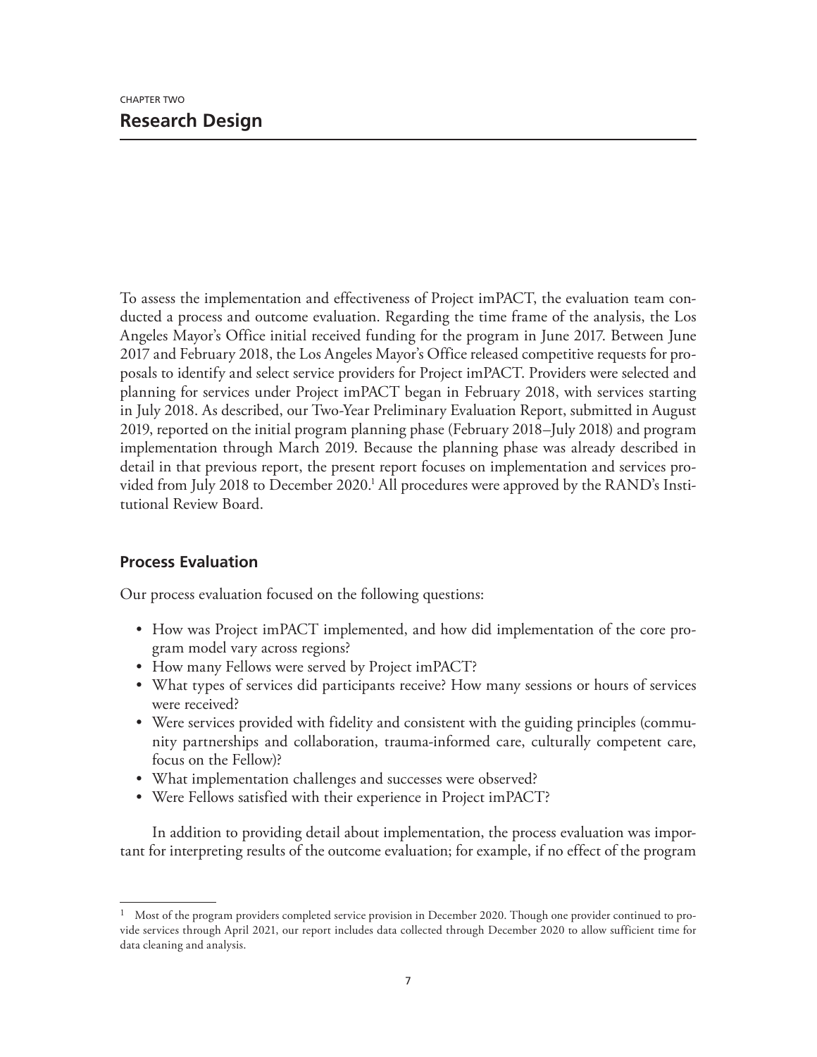CHAPTER TWO

# Research Design

To assess the implementation and effectiveness of Project imPACT, the evaluation team conducted a process and outcome evaluation. Regarding the time frame of the analysis, the Los Angeles Mayor's Office initial received funding for the program in June 2017. Between June 2017 and February 2018, the Los Angeles Mayor's Office released competitive requests for proposals to identify and select service providers for Project imPACT. Providers were selected and planning for services under Project imPACT began in February 2018, with services starting in July 2018. As described, our Two-Year Preliminary Evaluation Report, submitted in August 2019, reported on the initial program planning phase (February 2018–July 2018) and program implementation through March 2019. Because the planning phase was already described in detail in that previous report, the present report focuses on implementation and services provided from July 2018 to December 2020.[1] All procedures were approved by the RAND's Institutional Review Board.

## Process Evaluation

Our process evaluation focused on the following questions:

- How was Project imPACT implemented, and how did implementation of the core program model vary across regions?
- How many Fellows were served by Project imPACT?
- What types of services did participants receive? How many sessions or hours of services were received?
- Were services provided with fidelity and consistent with the guiding principles (community partnerships and collaboration, trauma-informed care, culturally competent care, focus on the Fellow)?
- What implementation challenges and successes were observed?
- Were Fellows satisfied with their experience in Project imPACT?

In addition to providing detail about implementation, the process evaluation was important for interpreting results of the outcome evaluation; for example, if no effect of the program

[1] Most of the program providers completed service provision in December 2020. Though one provider continued to provide services through April 2021, our report includes data collected through December 2020 to allow sufficient time for data cleaning and analysis.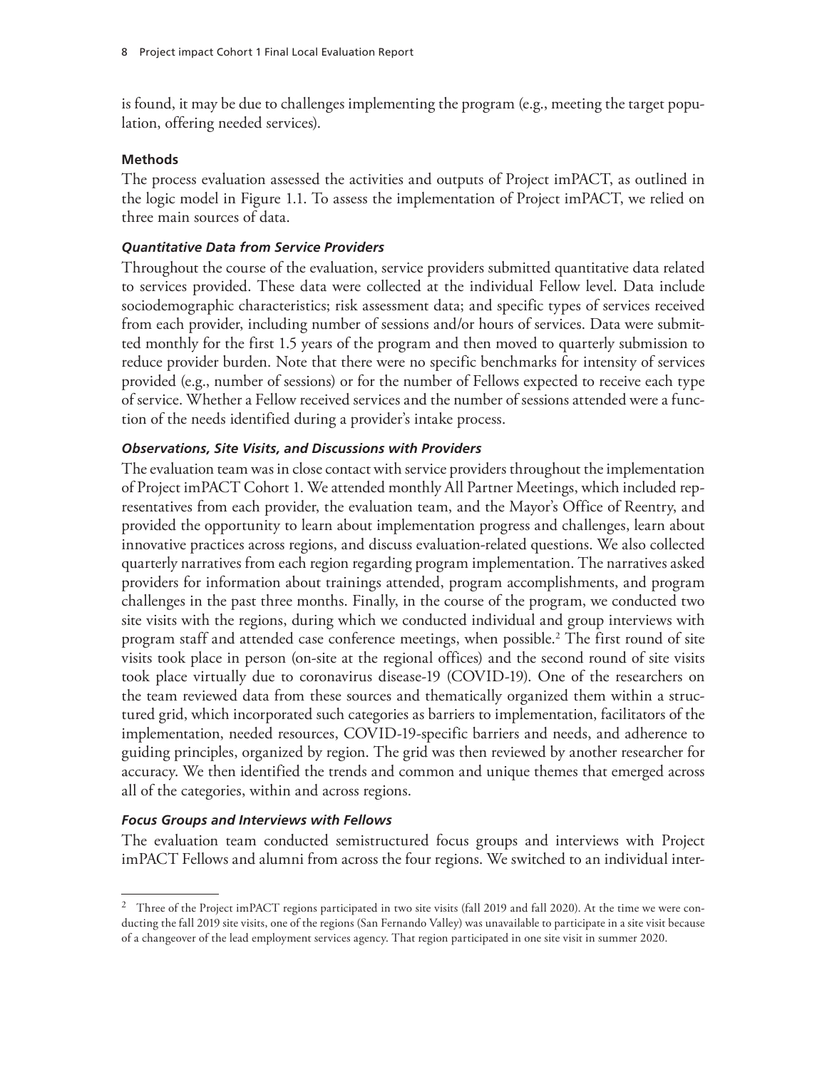is found, it may be due to challenges implementing the program (e.g., meeting the target population, offering needed services).

### Methods

The process evaluation assessed the activities and outputs of Project imPACT, as outlined in the logic model in Figure 1.1. To assess the implementation of Project imPACT, we relied on three main sources of data.

#### *Quantitative Data from Service Providers*

Throughout the course of the evaluation, service providers submitted quantitative data related to services provided. These data were collected at the individual Fellow level. Data include sociodemographic characteristics; risk assessment data; and specific types of services received from each provider, including number of sessions and/or hours of services. Data were submitted monthly for the first 1.5 years of the program and then moved to quarterly submission to reduce provider burden. Note that there were no specific benchmarks for intensity of services provided (e.g., number of sessions) or for the number of Fellows expected to receive each type of service. Whether a Fellow received services and the number of sessions attended were a function of the needs identified during a provider's intake process.

#### *Observations, Site Visits, and Discussions with Providers*

The evaluation team was in close contact with service providers throughout the implementation of Project imPACT Cohort 1. We attended monthly All Partner Meetings, which included representatives from each provider, the evaluation team, and the Mayor's Office of Reentry, and provided the opportunity to learn about implementation progress and challenges, learn about innovative practices across regions, and discuss evaluation-related questions. We also collected quarterly narratives from each region regarding program implementation. The narratives asked providers for information about trainings attended, program accomplishments, and program challenges in the past three months. Finally, in the course of the program, we conducted two site visits with the regions, during which we conducted individual and group interviews with program staff and attended case conference meetings, when possible.[2] The first round of site visits took place in person (on-site at the regional offices) and the second round of site visits took place virtually due to coronavirus disease-19 (COVID-19). One of the researchers on the team reviewed data from these sources and thematically organized them within a structured grid, which incorporated such categories as barriers to implementation, facilitators of the implementation, needed resources, COVID-19-specific barriers and needs, and adherence to guiding principles, organized by region. The grid was then reviewed by another researcher for accuracy. We then identified the trends and common and unique themes that emerged across all of the categories, within and across regions.

#### *Focus Groups and Interviews with Fellows*

The evaluation team conducted semistructured focus groups and interviews with Project imPACT Fellows and alumni from across the four regions. We switched to an individual inter-

---

[2] Three of the Project imPACT regions participated in two site visits (fall 2019 and fall 2020). At the time we were conducting the fall 2019 site visits, one of the regions (San Fernando Valley) was unavailable to participate in a site visit because of a changeover of the lead employment services agency. That region participated in one site visit in summer 2020.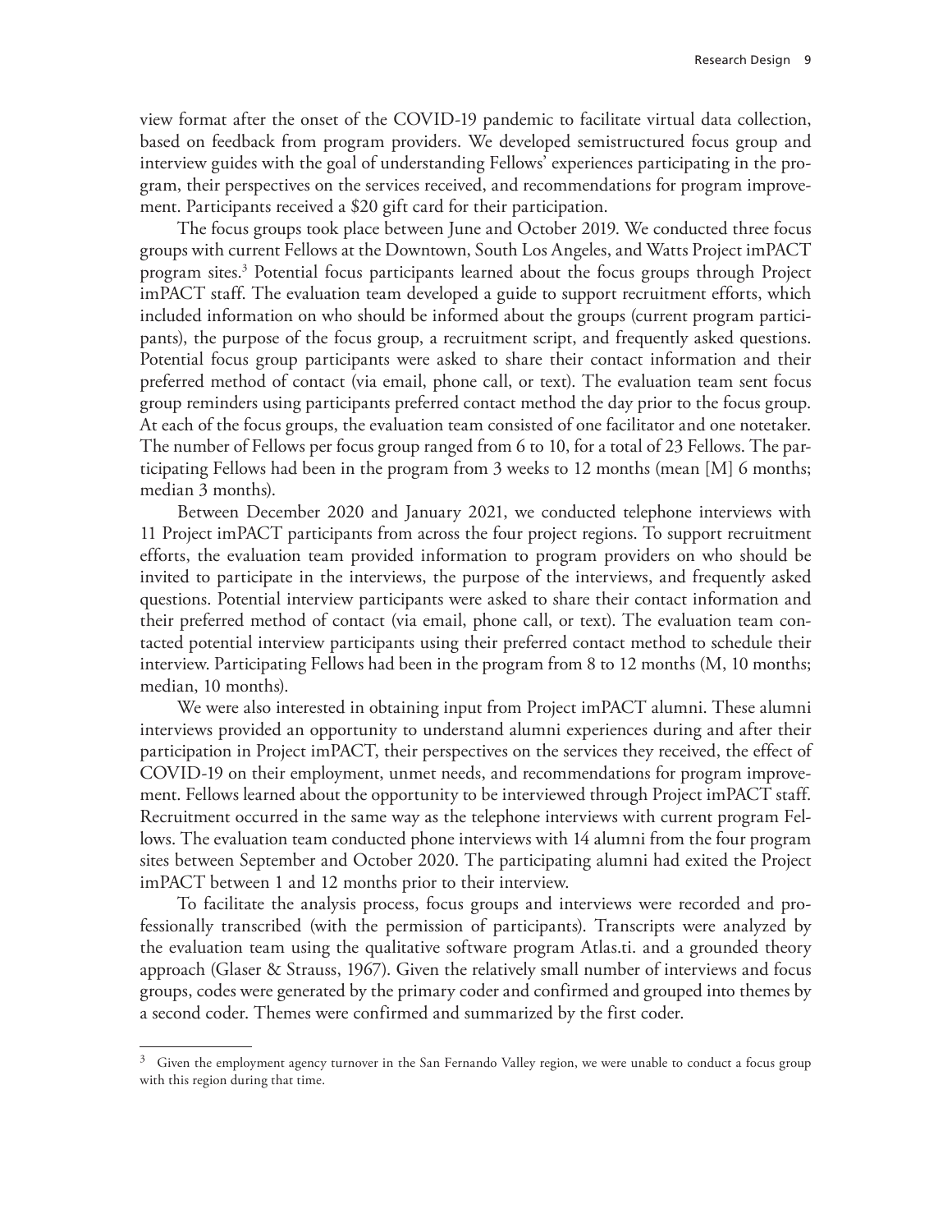view format after the onset of the COVID-19 pandemic to facilitate virtual data collection, based on feedback from program providers. We developed semistructured focus group and interview guides with the goal of understanding Fellows' experiences participating in the program, their perspectives on the services received, and recommendations for program improvement. Participants received a $20 gift card for their participation.

The focus groups took place between June and October 2019. We conducted three focus groups with current Fellows at the Downtown, South Los Angeles, and Watts Project imPACT program sites.[3] Potential focus participants learned about the focus groups through Project imPACT staff. The evaluation team developed a guide to support recruitment efforts, which included information on who should be informed about the groups (current program participants), the purpose of the focus group, a recruitment script, and frequently asked questions. Potential focus group participants were asked to share their contact information and their preferred method of contact (via email, phone call, or text). The evaluation team sent focus group reminders using participants preferred contact method the day prior to the focus group. At each of the focus groups, the evaluation team consisted of one facilitator and one notetaker. The number of Fellows per focus group ranged from 6 to 10, for a total of 23 Fellows. The participating Fellows had been in the program from 3 weeks to 12 months (mean [M] 6 months; median 3 months).

Between December 2020 and January 2021, we conducted telephone interviews with 11 Project imPACT participants from across the four project regions. To support recruitment efforts, the evaluation team provided information to program providers on who should be invited to participate in the interviews, the purpose of the interviews, and frequently asked questions. Potential interview participants were asked to share their contact information and their preferred method of contact (via email, phone call, or text). The evaluation team contacted potential interview participants using their preferred contact method to schedule their interview. Participating Fellows had been in the program from 8 to 12 months (M, 10 months; median, 10 months).

We were also interested in obtaining input from Project imPACT alumni. These alumni interviews provided an opportunity to understand alumni experiences during and after their participation in Project imPACT, their perspectives on the services they received, the effect of COVID-19 on their employment, unmet needs, and recommendations for program improvement. Fellows learned about the opportunity to be interviewed through Project imPACT staff. Recruitment occurred in the same way as the telephone interviews with current program Fellows. The evaluation team conducted phone interviews with 14 alumni from the four program sites between September and October 2020. The participating alumni had exited the Project imPACT between 1 and 12 months prior to their interview.

To facilitate the analysis process, focus groups and interviews were recorded and professionally transcribed (with the permission of participants). Transcripts were analyzed by the evaluation team using the qualitative software program Atlas.ti. and a grounded theory approach (Glaser & Strauss, 1967). Given the relatively small number of interviews and focus groups, codes were generated by the primary coder and confirmed and grouped into themes by a second coder. Themes were confirmed and summarized by the first coder.

---

[3] Given the employment agency turnover in the San Fernando Valley region, we were unable to conduct a focus group with this region during that time.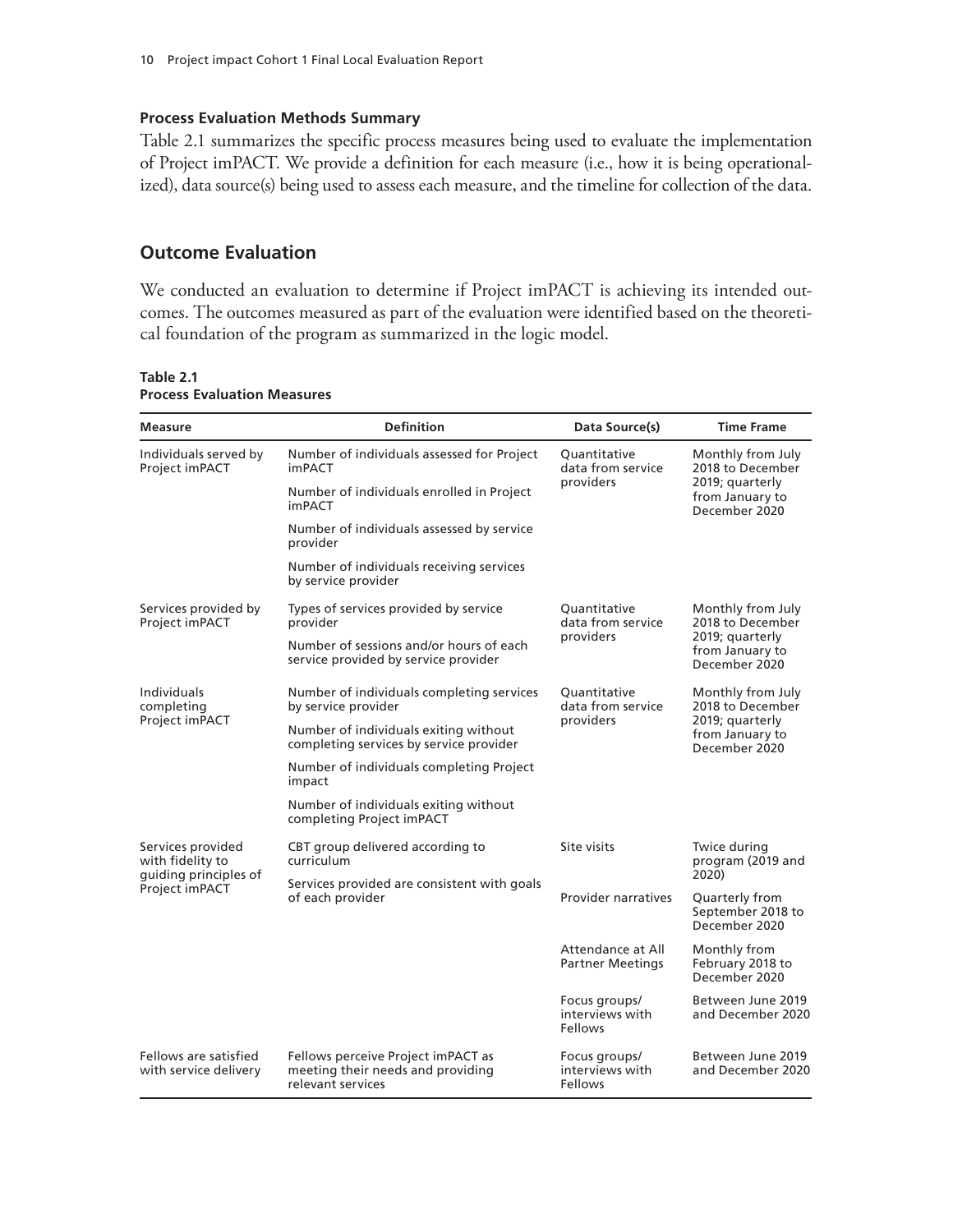**Process Evaluation Methods Summary**

Table 2.1 summarizes the specific process measures being used to evaluate the implementation of Project imPACT. We provide a definition for each measure (i.e., how it is being operationalized), data source(s) being used to assess each measure, and the timeline for collection of the data.

## Outcome Evaluation

We conducted an evaluation to determine if Project imPACT is achieving its intended outcomes. The outcomes measured as part of the evaluation were identified based on the theoretical foundation of the program as summarized in the logic model.

**Table 2.1**
**Process Evaluation Measures**

| Measure | Definition | Data Source(s) | Time Frame |
|---|---|---|---|
| Individuals served by Project imPACT | Number of individuals assessed for Project imPACT | Quantitative data from service providers | Monthly from July 2018 to December 2019; quarterly from January to December 2020 |
| | Number of individuals enrolled in Project imPACT | | |
| | Number of individuals assessed by service provider | | |
| | Number of individuals receiving services by service provider | | |
| Services provided by Project imPACT | Types of services provided by service provider | Quantitative data from service providers | Monthly from July 2018 to December 2019; quarterly from January to December 2020 |
| | Number of sessions and/or hours of each service provided by service provider | | |
| Individuals completing Project imPACT | Number of individuals completing services by service provider | Quantitative data from service providers | Monthly from July 2018 to December 2019; quarterly from January to December 2020 |
| | Number of individuals exiting without completing services by service provider | | |
| | Number of individuals completing Project impact | | |
| | Number of individuals exiting without completing Project imPACT | | |
| Services provided with fidelity to guiding principles of Project imPACT | CBT group delivered according to curriculum | Site visits | Twice during program (2019 and 2020) |
| | Services provided are consistent with goals of each provider | Provider narratives | Quarterly from September 2018 to December 2020 |
| | | Attendance at All Partner Meetings | Monthly from February 2018 to December 2020 |
| | | Focus groups/ interviews with Fellows | Between June 2019 and December 2020 |
| Fellows are satisfied with service delivery | Fellows perceive Project imPACT as meeting their needs and providing relevant services | Focus groups/ interviews with Fellows | Between June 2019 and December 2020 |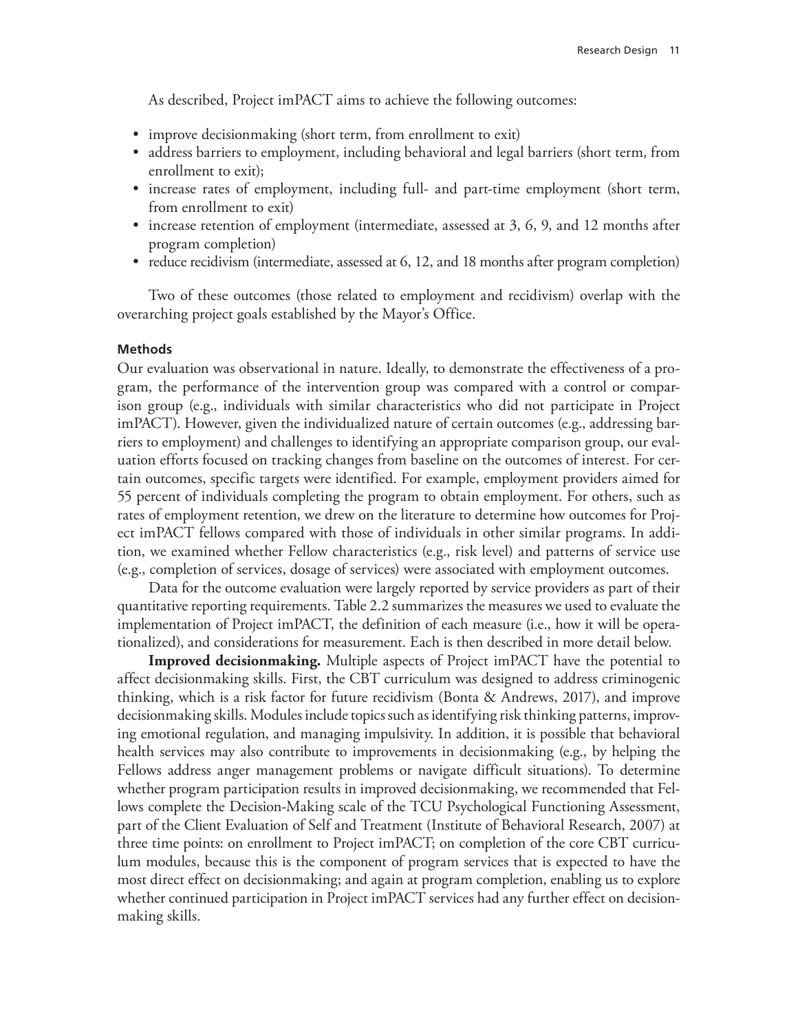As described, Project imPACT aims to achieve the following outcomes:

- improve decisionmaking (short term, from enrollment to exit)
- address barriers to employment, including behavioral and legal barriers (short term, from enrollment to exit);
- increase rates of employment, including full- and part-time employment (short term, from enrollment to exit)
- increase retention of employment (intermediate, assessed at 3, 6, 9, and 12 months after program completion)
- reduce recidivism (intermediate, assessed at 6, 12, and 18 months after program completion)

Two of these outcomes (those related to employment and recidivism) overlap with the overarching project goals established by the Mayor's Office.

#### Methods

Our evaluation was observational in nature. Ideally, to demonstrate the effectiveness of a program, the performance of the intervention group was compared with a control or comparison group (e.g., individuals with similar characteristics who did not participate in Project imPACT). However, given the individualized nature of certain outcomes (e.g., addressing barriers to employment) and challenges to identifying an appropriate comparison group, our evaluation efforts focused on tracking changes from baseline on the outcomes of interest. For certain outcomes, specific targets were identified. For example, employment providers aimed for 55 percent of individuals completing the program to obtain employment. For others, such as rates of employment retention, we drew on the literature to determine how outcomes for Project imPACT fellows compared with those of individuals in other similar programs. In addition, we examined whether Fellow characteristics (e.g., risk level) and patterns of service use (e.g., completion of services, dosage of services) were associated with employment outcomes.

Data for the outcome evaluation were largely reported by service providers as part of their quantitative reporting requirements. Table 2.2 summarizes the measures we used to evaluate the implementation of Project imPACT, the definition of each measure (i.e., how it will be operationalized), and considerations for measurement. Each is then described in more detail below.

**Improved decisionmaking.** Multiple aspects of Project imPACT have the potential to affect decisionmaking skills. First, the CBT curriculum was designed to address criminogenic thinking, which is a risk factor for future recidivism (Bonta & Andrews, 2017), and improve decisionmaking skills. Modules include topics such as identifying risk thinking patterns, improving emotional regulation, and managing impulsivity. In addition, it is possible that behavioral health services may also contribute to improvements in decisionmaking (e.g., by helping the Fellows address anger management problems or navigate difficult situations). To determine whether program participation results in improved decisionmaking, we recommended that Fellows complete the Decision-Making scale of the TCU Psychological Functioning Assessment, part of the Client Evaluation of Self and Treatment (Institute of Behavioral Research, 2007) at three time points: on enrollment to Project imPACT; on completion of the core CBT curriculum modules, because this is the component of program services that is expected to have the most direct effect on decisionmaking; and again at program completion, enabling us to explore whether continued participation in Project imPACT services had any further effect on decisionmaking skills.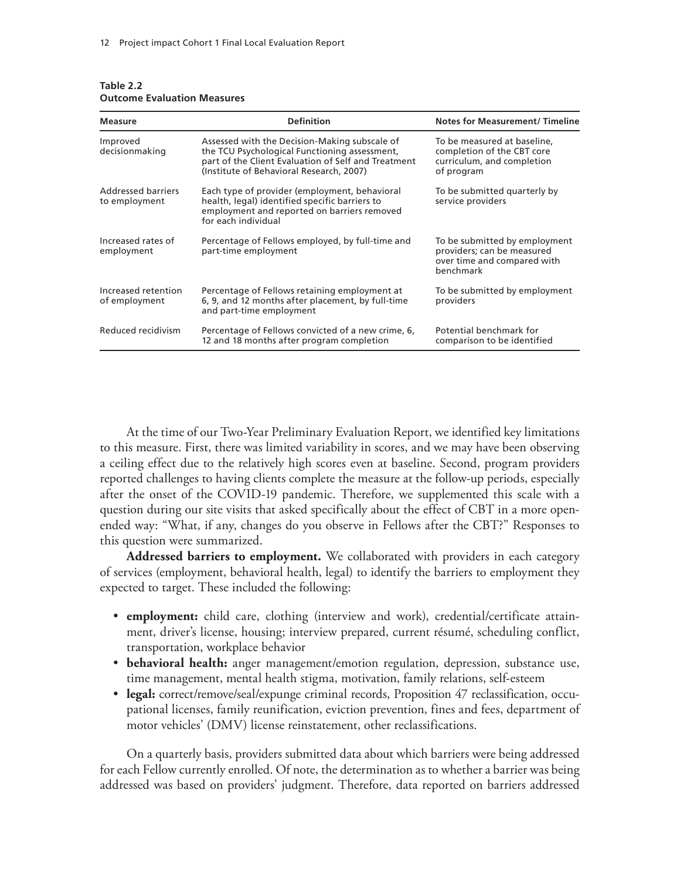**Table 2.2**
**Outcome Evaluation Measures**

| Measure | Definition | Notes for Measurement/ Timeline |
|---|---|---|
| Improved decisionmaking | Assessed with the Decision-Making subscale of the TCU Psychological Functioning assessment, part of the Client Evaluation of Self and Treatment (Institute of Behavioral Research, 2007) | To be measured at baseline, completion of the CBT core curriculum, and completion of program |
| Addressed barriers to employment | Each type of provider (employment, behavioral health, legal) identified specific barriers to employment and reported on barriers removed for each individual | To be submitted quarterly by service providers |
| Increased rates of employment | Percentage of Fellows employed, by full-time and part-time employment | To be submitted by employment providers; can be measured over time and compared with benchmark |
| Increased retention of employment | Percentage of Fellows retaining employment at 6, 9, and 12 months after placement, by full-time and part-time employment | To be submitted by employment providers |
| Reduced recidivism | Percentage of Fellows convicted of a new crime, 6, 12 and 18 months after program completion | Potential benchmark for comparison to be identified |

At the time of our Two-Year Preliminary Evaluation Report, we identified key limitations to this measure. First, there was limited variability in scores, and we may have been observing a ceiling effect due to the relatively high scores even at baseline. Second, program providers reported challenges to having clients complete the measure at the follow-up periods, especially after the onset of the COVID-19 pandemic. Therefore, we supplemented this scale with a question during our site visits that asked specifically about the effect of CBT in a more open-ended way: "What, if any, changes do you observe in Fellows after the CBT?" Responses to this question were summarized.

**Addressed barriers to employment.** We collaborated with providers in each category of services (employment, behavioral health, legal) to identify the barriers to employment they expected to target. These included the following:

- **employment:** child care, clothing (interview and work), credential/certificate attainment, driver's license, housing; interview prepared, current résumé, scheduling conflict, transportation, workplace behavior
- **behavioral health:** anger management/emotion regulation, depression, substance use, time management, mental health stigma, motivation, family relations, self-esteem
- **legal:** correct/remove/seal/expunge criminal records, Proposition 47 reclassification, occupational licenses, family reunification, eviction prevention, fines and fees, department of motor vehicles' (DMV) license reinstatement, other reclassifications.

On a quarterly basis, providers submitted data about which barriers were being addressed for each Fellow currently enrolled. Of note, the determination as to whether a barrier was being addressed was based on providers' judgment. Therefore, data reported on barriers addressed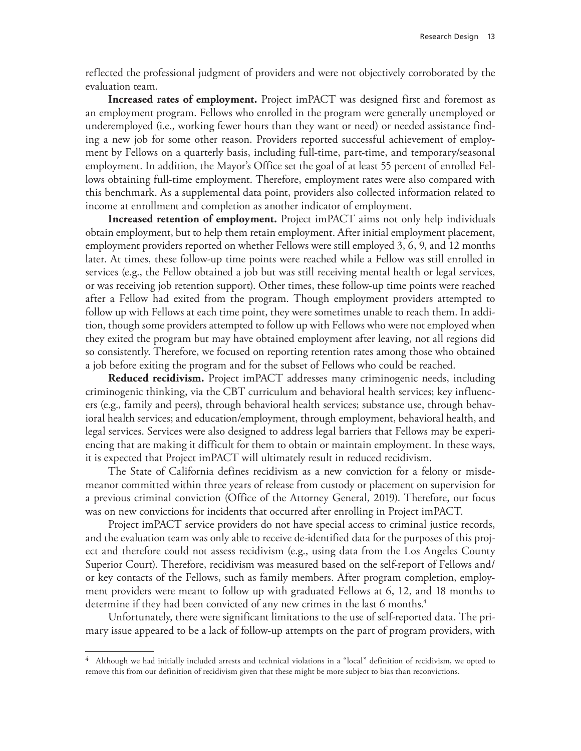reflected the professional judgment of providers and were not objectively corroborated by the evaluation team.

**Increased rates of employment.** Project imPACT was designed first and foremost as an employment program. Fellows who enrolled in the program were generally unemployed or underemployed (i.e., working fewer hours than they want or need) or needed assistance finding a new job for some other reason. Providers reported successful achievement of employment by Fellows on a quarterly basis, including full-time, part-time, and temporary/seasonal employment. In addition, the Mayor's Office set the goal of at least 55 percent of enrolled Fellows obtaining full-time employment. Therefore, employment rates were also compared with this benchmark. As a supplemental data point, providers also collected information related to income at enrollment and completion as another indicator of employment.

**Increased retention of employment.** Project imPACT aims not only help individuals obtain employment, but to help them retain employment. After initial employment placement, employment providers reported on whether Fellows were still employed 3, 6, 9, and 12 months later. At times, these follow-up time points were reached while a Fellow was still enrolled in services (e.g., the Fellow obtained a job but was still receiving mental health or legal services, or was receiving job retention support). Other times, these follow-up time points were reached after a Fellow had exited from the program. Though employment providers attempted to follow up with Fellows at each time point, they were sometimes unable to reach them. In addition, though some providers attempted to follow up with Fellows who were not employed when they exited the program but may have obtained employment after leaving, not all regions did so consistently. Therefore, we focused on reporting retention rates among those who obtained a job before exiting the program and for the subset of Fellows who could be reached.

**Reduced recidivism.** Project imPACT addresses many criminogenic needs, including criminogenic thinking, via the CBT curriculum and behavioral health services; key influencers (e.g., family and peers), through behavioral health services; substance use, through behavioral health services; and education/employment, through employment, behavioral health, and legal services. Services were also designed to address legal barriers that Fellows may be experiencing that are making it difficult for them to obtain or maintain employment. In these ways, it is expected that Project imPACT will ultimately result in reduced recidivism.

The State of California defines recidivism as a new conviction for a felony or misdemeanor committed within three years of release from custody or placement on supervision for a previous criminal conviction (Office of the Attorney General, 2019). Therefore, our focus was on new convictions for incidents that occurred after enrolling in Project imPACT.

Project imPACT service providers do not have special access to criminal justice records, and the evaluation team was only able to receive de-identified data for the purposes of this project and therefore could not assess recidivism (e.g., using data from the Los Angeles County Superior Court). Therefore, recidivism was measured based on the self-report of Fellows and/or key contacts of the Fellows, such as family members. After program completion, employment providers were meant to follow up with graduated Fellows at 6, 12, and 18 months to determine if they had been convicted of any new crimes in the last 6 months.[4]

Unfortunately, there were significant limitations to the use of self-reported data. The primary issue appeared to be a lack of follow-up attempts on the part of program providers, with

[4] Although we had initially included arrests and technical violations in a "local" definition of recidivism, we opted to remove this from our definition of recidivism given that these might be more subject to bias than reconvictions.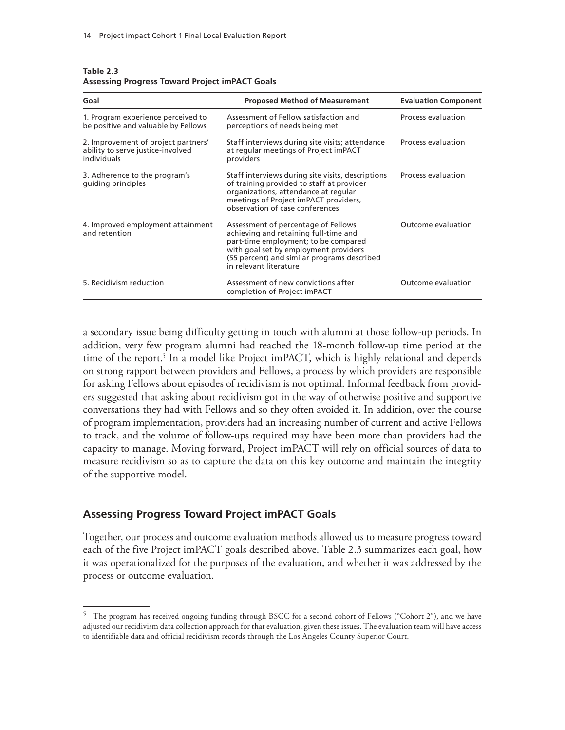**Table 2.3**
**Assessing Progress Toward Project imPACT Goals**

| Goal | Proposed Method of Measurement | Evaluation Component |
|---|---|---|
| 1. Program experience perceived to be positive and valuable by Fellows | Assessment of Fellow satisfaction and perceptions of needs being met | Process evaluation |
| 2. Improvement of project partners' ability to serve justice-involved individuals | Staff interviews during site visits; attendance at regular meetings of Project imPACT providers | Process evaluation |
| 3. Adherence to the program's guiding principles | Staff interviews during site visits, descriptions of training provided to staff at provider organizations, attendance at regular meetings of Project imPACT providers, observation of case conferences | Process evaluation |
| 4. Improved employment attainment and retention | Assessment of percentage of Fellows achieving and retaining full-time and part-time employment; to be compared with goal set by employment providers (55 percent) and similar programs described in relevant literature | Outcome evaluation |
| 5. Recidivism reduction | Assessment of new convictions after completion of Project imPACT | Outcome evaluation |

a secondary issue being difficulty getting in touch with alumni at those follow-up periods. In addition, very few program alumni had reached the 18-month follow-up time period at the time of the report.[5] In a model like Project imPACT, which is highly relational and depends on strong rapport between providers and Fellows, a process by which providers are responsible for asking Fellows about episodes of recidivism is not optimal. Informal feedback from providers suggested that asking about recidivism got in the way of otherwise positive and supportive conversations they had with Fellows and so they often avoided it. In addition, over the course of program implementation, providers had an increasing number of current and active Fellows to track, and the volume of follow-ups required may have been more than providers had the capacity to manage. Moving forward, Project imPACT will rely on official sources of data to measure recidivism so as to capture the data on this key outcome and maintain the integrity of the supportive model.

## Assessing Progress Toward Project imPACT Goals

Together, our process and outcome evaluation methods allowed us to measure progress toward each of the five Project imPACT goals described above. Table 2.3 summarizes each goal, how it was operationalized for the purposes of the evaluation, and whether it was addressed by the process or outcome evaluation.

---

[5] The program has received ongoing funding through BSCC for a second cohort of Fellows ("Cohort 2"), and we have adjusted our recidivism data collection approach for that evaluation, given these issues. The evaluation team will have access to identifiable data and official recidivism records through the Los Angeles County Superior Court.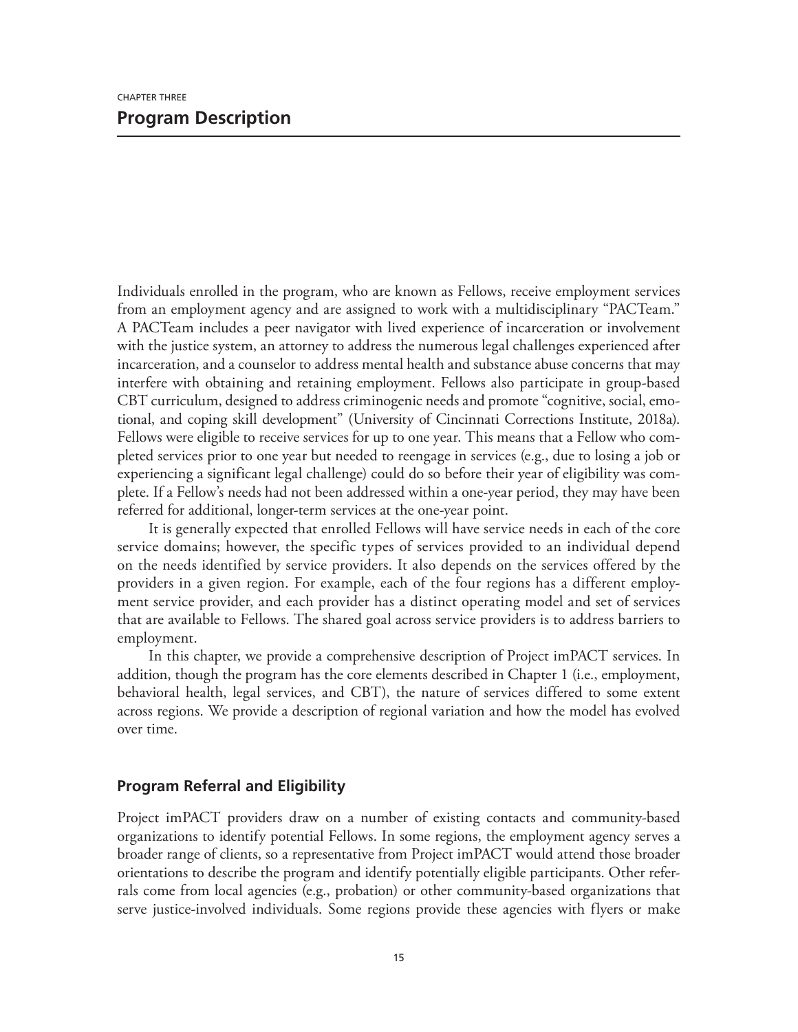CHAPTER THREE

# Program Description

Individuals enrolled in the program, who are known as Fellows, receive employment services from an employment agency and are assigned to work with a multidisciplinary "PACTeam." A PACTeam includes a peer navigator with lived experience of incarceration or involvement with the justice system, an attorney to address the numerous legal challenges experienced after incarceration, and a counselor to address mental health and substance abuse concerns that may interfere with obtaining and retaining employment. Fellows also participate in group-based CBT curriculum, designed to address criminogenic needs and promote "cognitive, social, emotional, and coping skill development" (University of Cincinnati Corrections Institute, 2018a). Fellows were eligible to receive services for up to one year. This means that a Fellow who completed services prior to one year but needed to reengage in services (e.g., due to losing a job or experiencing a significant legal challenge) could do so before their year of eligibility was complete. If a Fellow's needs had not been addressed within a one-year period, they may have been referred for additional, longer-term services at the one-year point.

It is generally expected that enrolled Fellows will have service needs in each of the core service domains; however, the specific types of services provided to an individual depend on the needs identified by service providers. It also depends on the services offered by the providers in a given region. For example, each of the four regions has a different employment service provider, and each provider has a distinct operating model and set of services that are available to Fellows. The shared goal across service providers is to address barriers to employment.

In this chapter, we provide a comprehensive description of Project imPACT services. In addition, though the program has the core elements described in Chapter 1 (i.e., employment, behavioral health, legal services, and CBT), the nature of services differed to some extent across regions. We provide a description of regional variation and how the model has evolved over time.

## Program Referral and Eligibility

Project imPACT providers draw on a number of existing contacts and community-based organizations to identify potential Fellows. In some regions, the employment agency serves a broader range of clients, so a representative from Project imPACT would attend those broader orientations to describe the program and identify potentially eligible participants. Other referrals come from local agencies (e.g., probation) or other community-based organizations that serve justice-involved individuals. Some regions provide these agencies with flyers or make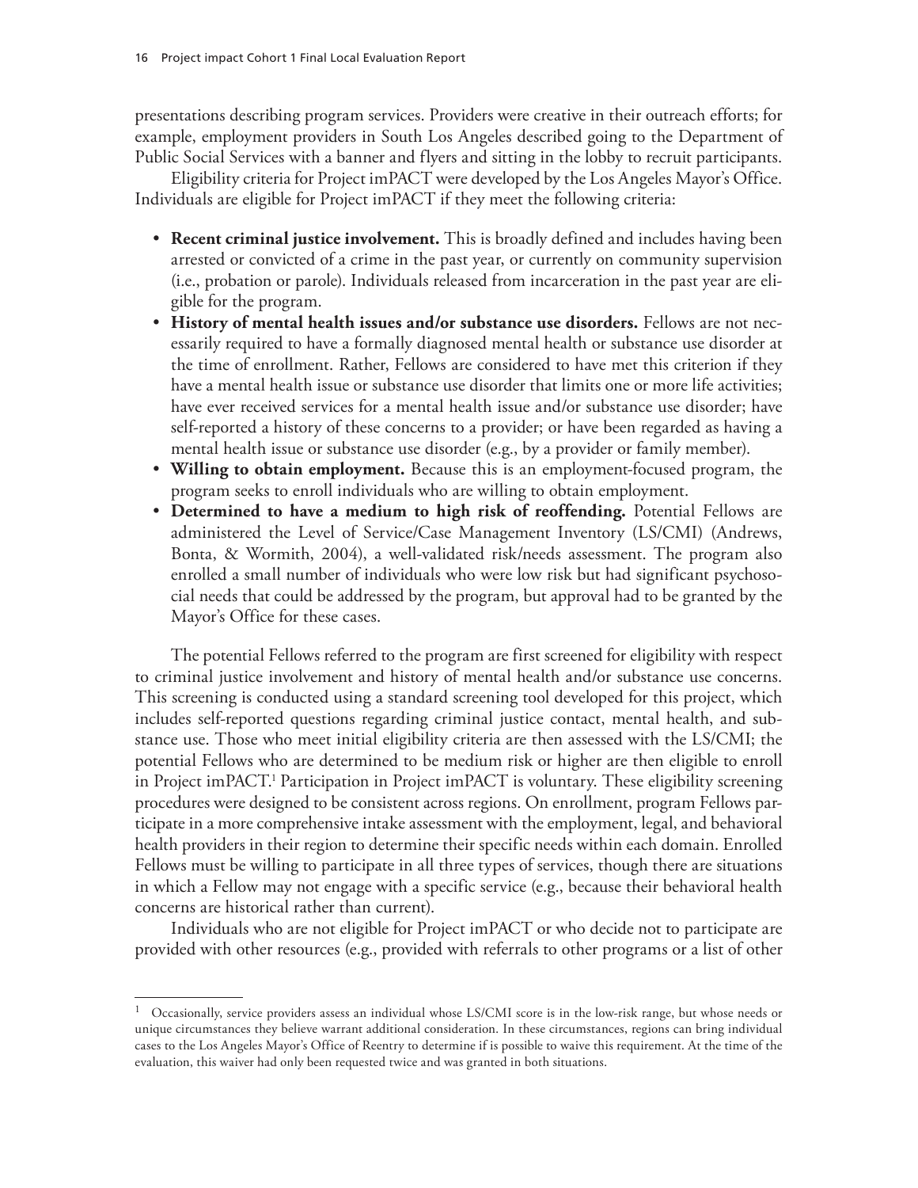presentations describing program services. Providers were creative in their outreach efforts; for example, employment providers in South Los Angeles described going to the Department of Public Social Services with a banner and flyers and sitting in the lobby to recruit participants.

Eligibility criteria for Project imPACT were developed by the Los Angeles Mayor's Office. Individuals are eligible for Project imPACT if they meet the following criteria:

- **Recent criminal justice involvement.** This is broadly defined and includes having been arrested or convicted of a crime in the past year, or currently on community supervision (i.e., probation or parole). Individuals released from incarceration in the past year are eligible for the program.
- **History of mental health issues and/or substance use disorders.** Fellows are not necessarily required to have a formally diagnosed mental health or substance use disorder at the time of enrollment. Rather, Fellows are considered to have met this criterion if they have a mental health issue or substance use disorder that limits one or more life activities; have ever received services for a mental health issue and/or substance use disorder; have self-reported a history of these concerns to a provider; or have been regarded as having a mental health issue or substance use disorder (e.g., by a provider or family member).
- **Willing to obtain employment.** Because this is an employment-focused program, the program seeks to enroll individuals who are willing to obtain employment.
- **Determined to have a medium to high risk of reoffending.** Potential Fellows are administered the Level of Service/Case Management Inventory (LS/CMI) (Andrews, Bonta, & Wormith, 2004), a well-validated risk/needs assessment. The program also enrolled a small number of individuals who were low risk but had significant psychosocial needs that could be addressed by the program, but approval had to be granted by the Mayor's Office for these cases.

The potential Fellows referred to the program are first screened for eligibility with respect to criminal justice involvement and history of mental health and/or substance use concerns. This screening is conducted using a standard screening tool developed for this project, which includes self-reported questions regarding criminal justice contact, mental health, and substance use. Those who meet initial eligibility criteria are then assessed with the LS/CMI; the potential Fellows who are determined to be medium risk or higher are then eligible to enroll in Project imPACT.[1] Participation in Project imPACT is voluntary. These eligibility screening procedures were designed to be consistent across regions. On enrollment, program Fellows participate in a more comprehensive intake assessment with the employment, legal, and behavioral health providers in their region to determine their specific needs within each domain. Enrolled Fellows must be willing to participate in all three types of services, though there are situations in which a Fellow may not engage with a specific service (e.g., because their behavioral health concerns are historical rather than current).

Individuals who are not eligible for Project imPACT or who decide not to participate are provided with other resources (e.g., provided with referrals to other programs or a list of other

---

[1] Occasionally, service providers assess an individual whose LS/CMI score is in the low-risk range, but whose needs or unique circumstances they believe warrant additional consideration. In these circumstances, regions can bring individual cases to the Los Angeles Mayor's Office of Reentry to determine if is possible to waive this requirement. At the time of the evaluation, this waiver had only been requested twice and was granted in both situations.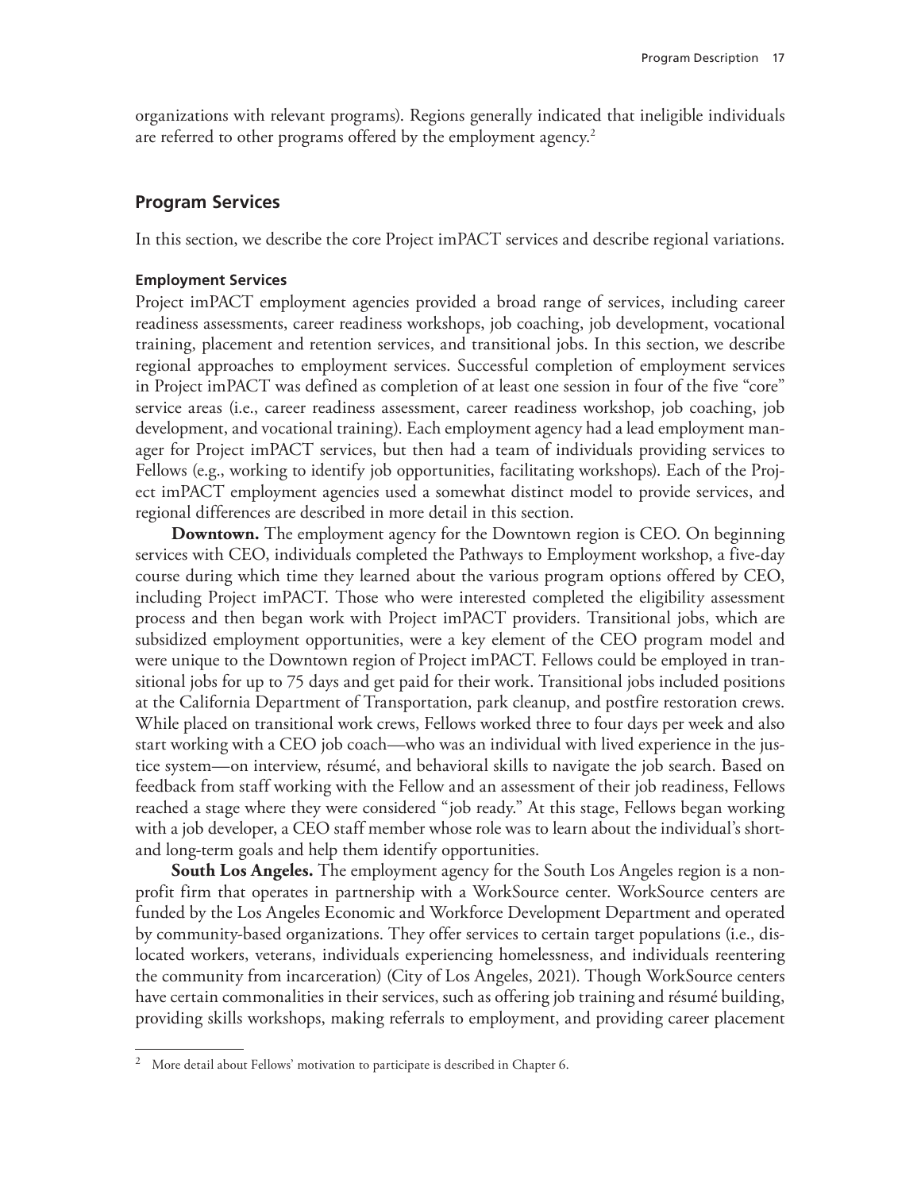organizations with relevant programs). Regions generally indicated that ineligible individuals are referred to other programs offered by the employment agency.[2]

## Program Services

In this section, we describe the core Project imPACT services and describe regional variations.

### Employment Services

Project imPACT employment agencies provided a broad range of services, including career readiness assessments, career readiness workshops, job coaching, job development, vocational training, placement and retention services, and transitional jobs. In this section, we describe regional approaches to employment services. Successful completion of employment services in Project imPACT was defined as completion of at least one session in four of the five "core" service areas (i.e., career readiness assessment, career readiness workshop, job coaching, job development, and vocational training). Each employment agency had a lead employment manager for Project imPACT services, but then had a team of individuals providing services to Fellows (e.g., working to identify job opportunities, facilitating workshops). Each of the Project imPACT employment agencies used a somewhat distinct model to provide services, and regional differences are described in more detail in this section.

**Downtown.** The employment agency for the Downtown region is CEO. On beginning services with CEO, individuals completed the Pathways to Employment workshop, a five-day course during which time they learned about the various program options offered by CEO, including Project imPACT. Those who were interested completed the eligibility assessment process and then began work with Project imPACT providers. Transitional jobs, which are subsidized employment opportunities, were a key element of the CEO program model and were unique to the Downtown region of Project imPACT. Fellows could be employed in transitional jobs for up to 75 days and get paid for their work. Transitional jobs included positions at the California Department of Transportation, park cleanup, and postfire restoration crews. While placed on transitional work crews, Fellows worked three to four days per week and also start working with a CEO job coach—who was an individual with lived experience in the justice system—on interview, résumé, and behavioral skills to navigate the job search. Based on feedback from staff working with the Fellow and an assessment of their job readiness, Fellows reached a stage where they were considered "job ready." At this stage, Fellows began working with a job developer, a CEO staff member whose role was to learn about the individual's short- and long-term goals and help them identify opportunities.

**South Los Angeles.** The employment agency for the South Los Angeles region is a nonprofit firm that operates in partnership with a WorkSource center. WorkSource centers are funded by the Los Angeles Economic and Workforce Development Department and operated by community-based organizations. They offer services to certain target populations (i.e., dislocated workers, veterans, individuals experiencing homelessness, and individuals reentering the community from incarceration) (City of Los Angeles, 2021). Though WorkSource centers have certain commonalities in their services, such as offering job training and résumé building, providing skills workshops, making referrals to employment, and providing career placement

[2] More detail about Fellows' motivation to participate is described in Chapter 6.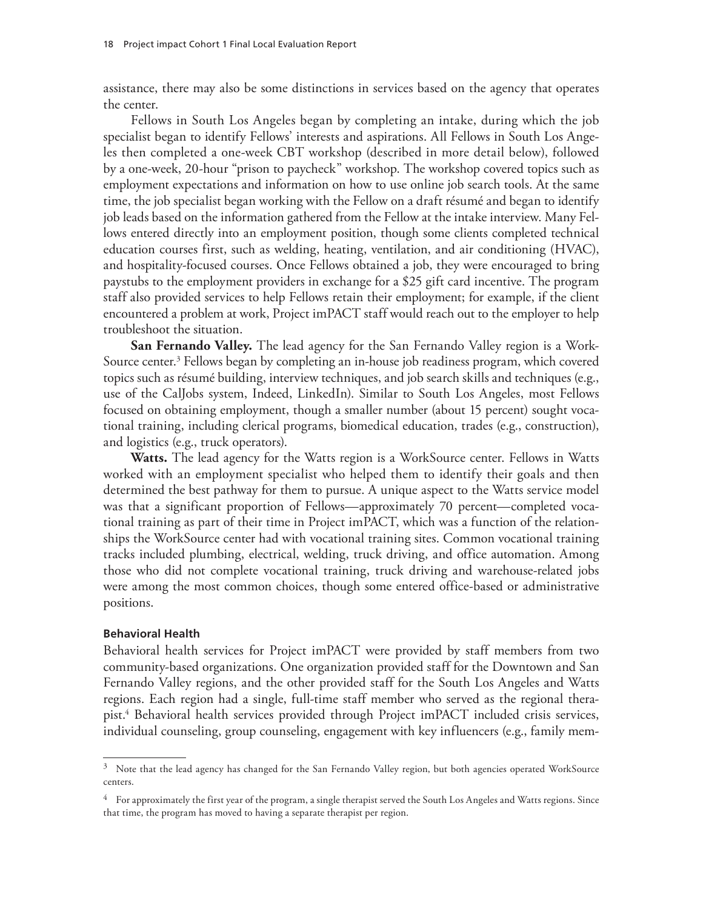assistance, there may also be some distinctions in services based on the agency that operates the center.

Fellows in South Los Angeles began by completing an intake, during which the job specialist began to identify Fellows' interests and aspirations. All Fellows in South Los Angeles then completed a one-week CBT workshop (described in more detail below), followed by a one-week, 20-hour "prison to paycheck" workshop. The workshop covered topics such as employment expectations and information on how to use online job search tools. At the same time, the job specialist began working with the Fellow on a draft résumé and began to identify job leads based on the information gathered from the Fellow at the intake interview. Many Fellows entered directly into an employment position, though some clients completed technical education courses first, such as welding, heating, ventilation, and air conditioning (HVAC), and hospitality-focused courses. Once Fellows obtained a job, they were encouraged to bring paystubs to the employment providers in exchange for a $25 gift card incentive. The program staff also provided services to help Fellows retain their employment; for example, if the client encountered a problem at work, Project imPACT staff would reach out to the employer to help troubleshoot the situation.

**San Fernando Valley.** The lead agency for the San Fernando Valley region is a WorkSource center.[3] Fellows began by completing an in-house job readiness program, which covered topics such as résumé building, interview techniques, and job search skills and techniques (e.g., use of the CalJobs system, Indeed, LinkedIn). Similar to South Los Angeles, most Fellows focused on obtaining employment, though a smaller number (about 15 percent) sought vocational training, including clerical programs, biomedical education, trades (e.g., construction), and logistics (e.g., truck operators).

**Watts.** The lead agency for the Watts region is a WorkSource center. Fellows in Watts worked with an employment specialist who helped them to identify their goals and then determined the best pathway for them to pursue. A unique aspect to the Watts service model was that a significant proportion of Fellows—approximately 70 percent—completed vocational training as part of their time in Project imPACT, which was a function of the relationships the WorkSource center had with vocational training sites. Common vocational training tracks included plumbing, electrical, welding, truck driving, and office automation. Among those who did not complete vocational training, truck driving and warehouse-related jobs were among the most common choices, though some entered office-based or administrative positions.

#### Behavioral Health

Behavioral health services for Project imPACT were provided by staff members from two community-based organizations. One organization provided staff for the Downtown and San Fernando Valley regions, and the other provided staff for the South Los Angeles and Watts regions. Each region had a single, full-time staff member who served as the regional therapist.[4] Behavioral health services provided through Project imPACT included crisis services, individual counseling, group counseling, engagement with key influencers (e.g., family mem-

---

[3] Note that the lead agency has changed for the San Fernando Valley region, but both agencies operated WorkSource centers.

[4] For approximately the first year of the program, a single therapist served the South Los Angeles and Watts regions. Since that time, the program has moved to having a separate therapist per region.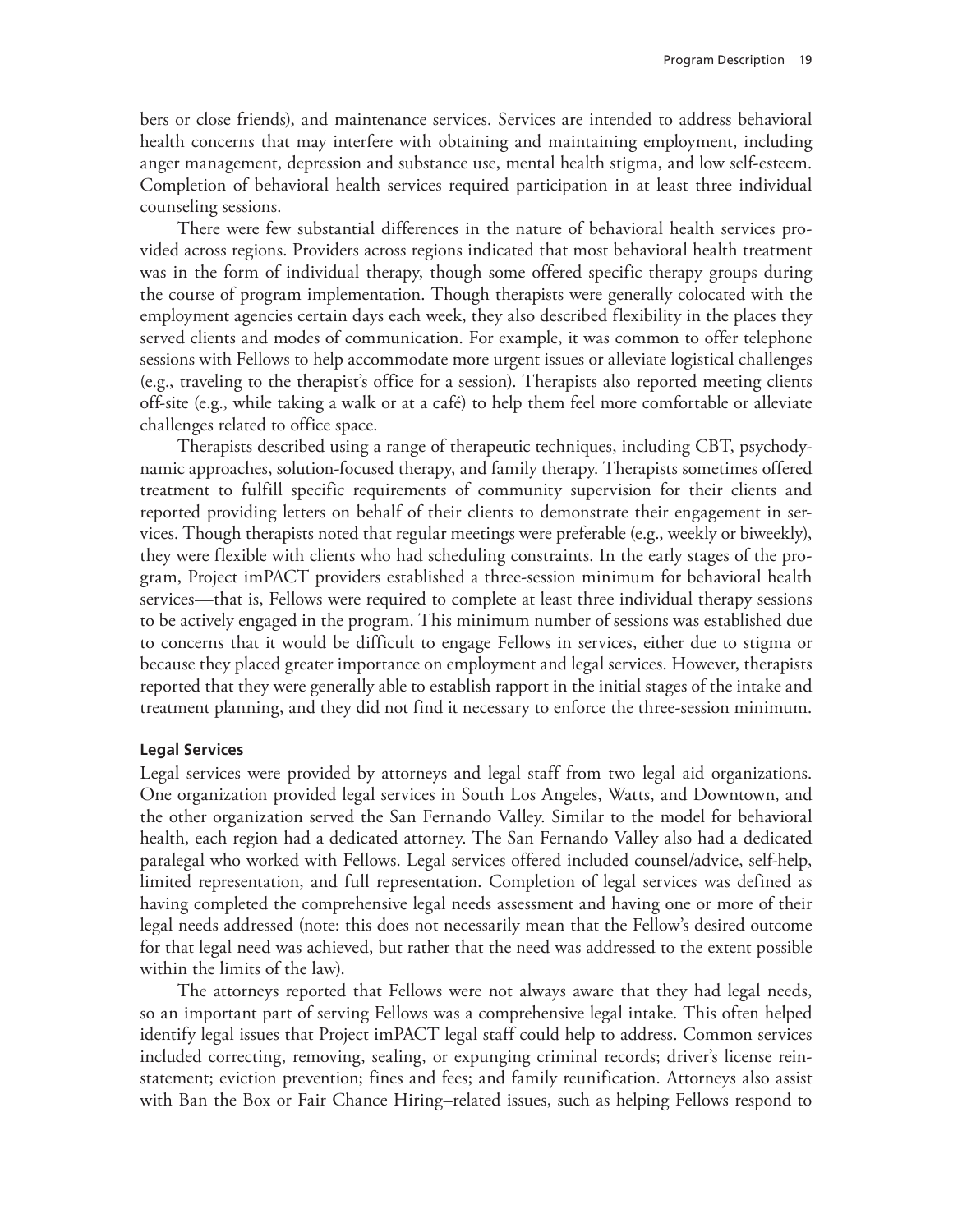bers or close friends), and maintenance services. Services are intended to address behavioral health concerns that may interfere with obtaining and maintaining employment, including anger management, depression and substance use, mental health stigma, and low self-esteem. Completion of behavioral health services required participation in at least three individual counseling sessions.

There were few substantial differences in the nature of behavioral health services provided across regions. Providers across regions indicated that most behavioral health treatment was in the form of individual therapy, though some offered specific therapy groups during the course of program implementation. Though therapists were generally colocated with the employment agencies certain days each week, they also described flexibility in the places they served clients and modes of communication. For example, it was common to offer telephone sessions with Fellows to help accommodate more urgent issues or alleviate logistical challenges (e.g., traveling to the therapist's office for a session). Therapists also reported meeting clients off-site (e.g., while taking a walk or at a café) to help them feel more comfortable or alleviate challenges related to office space.

Therapists described using a range of therapeutic techniques, including CBT, psychodynamic approaches, solution-focused therapy, and family therapy. Therapists sometimes offered treatment to fulfill specific requirements of community supervision for their clients and reported providing letters on behalf of their clients to demonstrate their engagement in services. Though therapists noted that regular meetings were preferable (e.g., weekly or biweekly), they were flexible with clients who had scheduling constraints. In the early stages of the program, Project imPACT providers established a three-session minimum for behavioral health services—that is, Fellows were required to complete at least three individual therapy sessions to be actively engaged in the program. This minimum number of sessions was established due to concerns that it would be difficult to engage Fellows in services, either due to stigma or because they placed greater importance on employment and legal services. However, therapists reported that they were generally able to establish rapport in the initial stages of the intake and treatment planning, and they did not find it necessary to enforce the three-session minimum.

#### Legal Services

Legal services were provided by attorneys and legal staff from two legal aid organizations. One organization provided legal services in South Los Angeles, Watts, and Downtown, and the other organization served the San Fernando Valley. Similar to the model for behavioral health, each region had a dedicated attorney. The San Fernando Valley also had a dedicated paralegal who worked with Fellows. Legal services offered included counsel/advice, self-help, limited representation, and full representation. Completion of legal services was defined as having completed the comprehensive legal needs assessment and having one or more of their legal needs addressed (note: this does not necessarily mean that the Fellow's desired outcome for that legal need was achieved, but rather that the need was addressed to the extent possible within the limits of the law).

The attorneys reported that Fellows were not always aware that they had legal needs, so an important part of serving Fellows was a comprehensive legal intake. This often helped identify legal issues that Project imPACT legal staff could help to address. Common services included correcting, removing, sealing, or expunging criminal records; driver's license reinstatement; eviction prevention; fines and fees; and family reunification. Attorneys also assist with Ban the Box or Fair Chance Hiring–related issues, such as helping Fellows respond to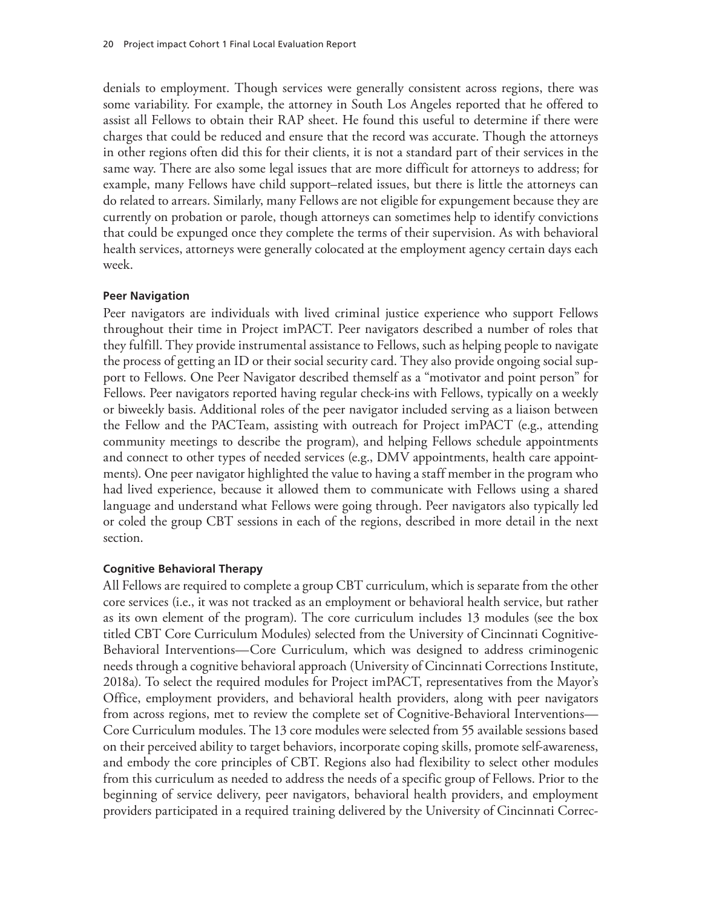denials to employment. Though services were generally consistent across regions, there was some variability. For example, the attorney in South Los Angeles reported that he offered to assist all Fellows to obtain their RAP sheet. He found this useful to determine if there were charges that could be reduced and ensure that the record was accurate. Though the attorneys in other regions often did this for their clients, it is not a standard part of their services in the same way. There are also some legal issues that are more difficult for attorneys to address; for example, many Fellows have child support–related issues, but there is little the attorneys can do related to arrears. Similarly, many Fellows are not eligible for expungement because they are currently on probation or parole, though attorneys can sometimes help to identify convictions that could be expunged once they complete the terms of their supervision. As with behavioral health services, attorneys were generally colocated at the employment agency certain days each week.

#### Peer Navigation

Peer navigators are individuals with lived criminal justice experience who support Fellows throughout their time in Project imPACT. Peer navigators described a number of roles that they fulfill. They provide instrumental assistance to Fellows, such as helping people to navigate the process of getting an ID or their social security card. They also provide ongoing social support to Fellows. One Peer Navigator described themself as a "motivator and point person" for Fellows. Peer navigators reported having regular check-ins with Fellows, typically on a weekly or biweekly basis. Additional roles of the peer navigator included serving as a liaison between the Fellow and the PACTeam, assisting with outreach for Project imPACT (e.g., attending community meetings to describe the program), and helping Fellows schedule appointments and connect to other types of needed services (e.g., DMV appointments, health care appointments). One peer navigator highlighted the value to having a staff member in the program who had lived experience, because it allowed them to communicate with Fellows using a shared language and understand what Fellows were going through. Peer navigators also typically led or coled the group CBT sessions in each of the regions, described in more detail in the next section.

#### Cognitive Behavioral Therapy

All Fellows are required to complete a group CBT curriculum, which is separate from the other core services (i.e., it was not tracked as an employment or behavioral health service, but rather as its own element of the program). The core curriculum includes 13 modules (see the box titled CBT Core Curriculum Modules) selected from the University of Cincinnati Cognitive-Behavioral Interventions—Core Curriculum, which was designed to address criminogenic needs through a cognitive behavioral approach (University of Cincinnati Corrections Institute, 2018a). To select the required modules for Project imPACT, representatives from the Mayor's Office, employment providers, and behavioral health providers, along with peer navigators from across regions, met to review the complete set of Cognitive-Behavioral Interventions—Core Curriculum modules. The 13 core modules were selected from 55 available sessions based on their perceived ability to target behaviors, incorporate coping skills, promote self-awareness, and embody the core principles of CBT. Regions also had flexibility to select other modules from this curriculum as needed to address the needs of a specific group of Fellows. Prior to the beginning of service delivery, peer navigators, behavioral health providers, and employment providers participated in a required training delivered by the University of Cincinnati Correc-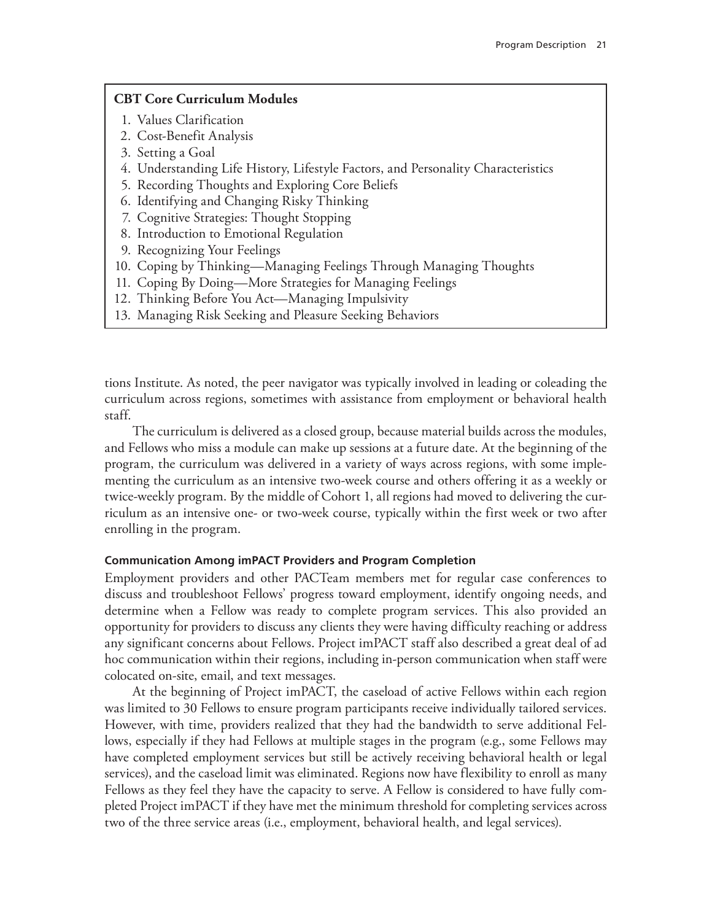**CBT Core Curriculum Modules**

1. Values Clarification
2. Cost-Benefit Analysis
3. Setting a Goal
4. Understanding Life History, Lifestyle Factors, and Personality Characteristics
5. Recording Thoughts and Exploring Core Beliefs
6. Identifying and Changing Risky Thinking
7. Cognitive Strategies: Thought Stopping
8. Introduction to Emotional Regulation
9. Recognizing Your Feelings
10. Coping by Thinking—Managing Feelings Through Managing Thoughts
11. Coping By Doing—More Strategies for Managing Feelings
12. Thinking Before You Act—Managing Impulsivity
13. Managing Risk Seeking and Pleasure Seeking Behaviors

tions Institute. As noted, the peer navigator was typically involved in leading or coleading the curriculum across regions, sometimes with assistance from employment or behavioral health staff.

The curriculum is delivered as a closed group, because material builds across the modules, and Fellows who miss a module can make up sessions at a future date. At the beginning of the program, the curriculum was delivered in a variety of ways across regions, with some implementing the curriculum as an intensive two-week course and others offering it as a weekly or twice-weekly program. By the middle of Cohort 1, all regions had moved to delivering the curriculum as an intensive one- or two-week course, typically within the first week or two after enrolling in the program.

#### Communication Among imPACT Providers and Program Completion

Employment providers and other PACTeam members met for regular case conferences to discuss and troubleshoot Fellows' progress toward employment, identify ongoing needs, and determine when a Fellow was ready to complete program services. This also provided an opportunity for providers to discuss any clients they were having difficulty reaching or address any significant concerns about Fellows. Project imPACT staff also described a great deal of ad hoc communication within their regions, including in-person communication when staff were colocated on-site, email, and text messages.

At the beginning of Project imPACT, the caseload of active Fellows within each region was limited to 30 Fellows to ensure program participants receive individually tailored services. However, with time, providers realized that they had the bandwidth to serve additional Fellows, especially if they had Fellows at multiple stages in the program (e.g., some Fellows may have completed employment services but still be actively receiving behavioral health or legal services), and the caseload limit was eliminated. Regions now have flexibility to enroll as many Fellows as they feel they have the capacity to serve. A Fellow is considered to have fully completed Project imPACT if they have met the minimum threshold for completing services across two of the three service areas (i.e., employment, behavioral health, and legal services).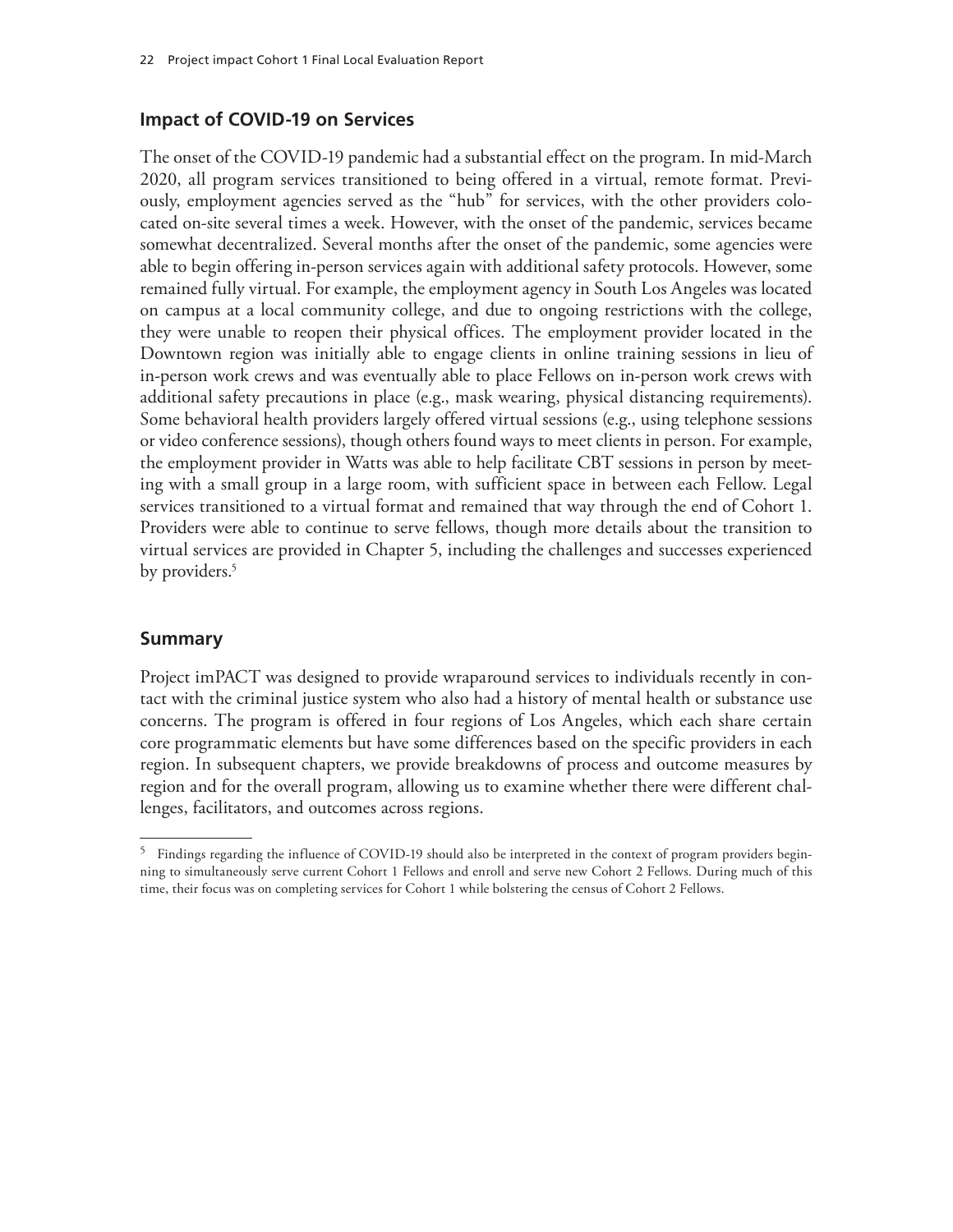## Impact of COVID-19 on Services

The onset of the COVID-19 pandemic had a substantial effect on the program. In mid-March 2020, all program services transitioned to being offered in a virtual, remote format. Previously, employment agencies served as the "hub" for services, with the other providers colocated on-site several times a week. However, with the onset of the pandemic, services became somewhat decentralized. Several months after the onset of the pandemic, some agencies were able to begin offering in-person services again with additional safety protocols. However, some remained fully virtual. For example, the employment agency in South Los Angeles was located on campus at a local community college, and due to ongoing restrictions with the college, they were unable to reopen their physical offices. The employment provider located in the Downtown region was initially able to engage clients in online training sessions in lieu of in-person work crews and was eventually able to place Fellows on in-person work crews with additional safety precautions in place (e.g., mask wearing, physical distancing requirements). Some behavioral health providers largely offered virtual sessions (e.g., using telephone sessions or video conference sessions), though others found ways to meet clients in person. For example, the employment provider in Watts was able to help facilitate CBT sessions in person by meeting with a small group in a large room, with sufficient space in between each Fellow. Legal services transitioned to a virtual format and remained that way through the end of Cohort 1. Providers were able to continue to serve fellows, though more details about the transition to virtual services are provided in Chapter 5, including the challenges and successes experienced by providers.[5]

## Summary

Project imPACT was designed to provide wraparound services to individuals recently in contact with the criminal justice system who also had a history of mental health or substance use concerns. The program is offered in four regions of Los Angeles, which each share certain core programmatic elements but have some differences based on the specific providers in each region. In subsequent chapters, we provide breakdowns of process and outcome measures by region and for the overall program, allowing us to examine whether there were different challenges, facilitators, and outcomes across regions.

---

[5] Findings regarding the influence of COVID-19 should also be interpreted in the context of program providers beginning to simultaneously serve current Cohort 1 Fellows and enroll and serve new Cohort 2 Fellows. During much of this time, their focus was on completing services for Cohort 1 while bolstering the census of Cohort 2 Fellows.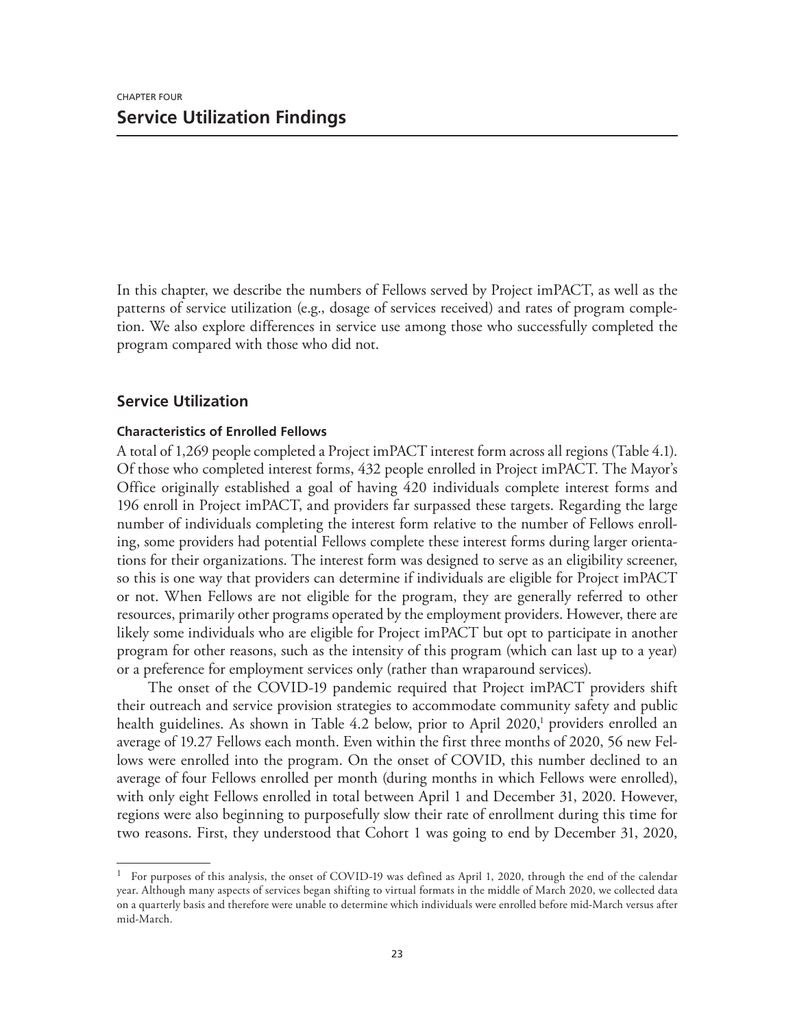CHAPTER FOUR

# Service Utilization Findings

In this chapter, we describe the numbers of Fellows served by Project imPACT, as well as the patterns of service utilization (e.g., dosage of services received) and rates of program completion. We also explore differences in service use among those who successfully completed the program compared with those who did not.

## Service Utilization

### Characteristics of Enrolled Fellows

A total of 1,269 people completed a Project imPACT interest form across all regions (Table 4.1). Of those who completed interest forms, 432 people enrolled in Project imPACT. The Mayor's Office originally established a goal of having 420 individuals complete interest forms and 196 enroll in Project imPACT, and providers far surpassed these targets. Regarding the large number of individuals completing the interest form relative to the number of Fellows enrolling, some providers had potential Fellows complete these interest forms during larger orientations for their organizations. The interest form was designed to serve as an eligibility screener, so this is one way that providers can determine if individuals are eligible for Project imPACT or not. When Fellows are not eligible for the program, they are generally referred to other resources, primarily other programs operated by the employment providers. However, there are likely some individuals who are eligible for Project imPACT but opt to participate in another program for other reasons, such as the intensity of this program (which can last up to a year) or a preference for employment services only (rather than wraparound services).

The onset of the COVID-19 pandemic required that Project imPACT providers shift their outreach and service provision strategies to accommodate community safety and public health guidelines. As shown in Table 4.2 below, prior to April 2020,[1] providers enrolled an average of 19.27 Fellows each month. Even within the first three months of 2020, 56 new Fellows were enrolled into the program. On the onset of COVID, this number declined to an average of four Fellows enrolled per month (during months in which Fellows were enrolled), with only eight Fellows enrolled in total between April 1 and December 31, 2020. However, regions were also beginning to purposefully slow their rate of enrollment during this time for two reasons. First, they understood that Cohort 1 was going to end by December 31, 2020,

[1] For purposes of this analysis, the onset of COVID-19 was defined as April 1, 2020, through the end of the calendar year. Although many aspects of services began shifting to virtual formats in the middle of March 2020, we collected data on a quarterly basis and therefore were unable to determine which individuals were enrolled before mid-March versus after mid-March.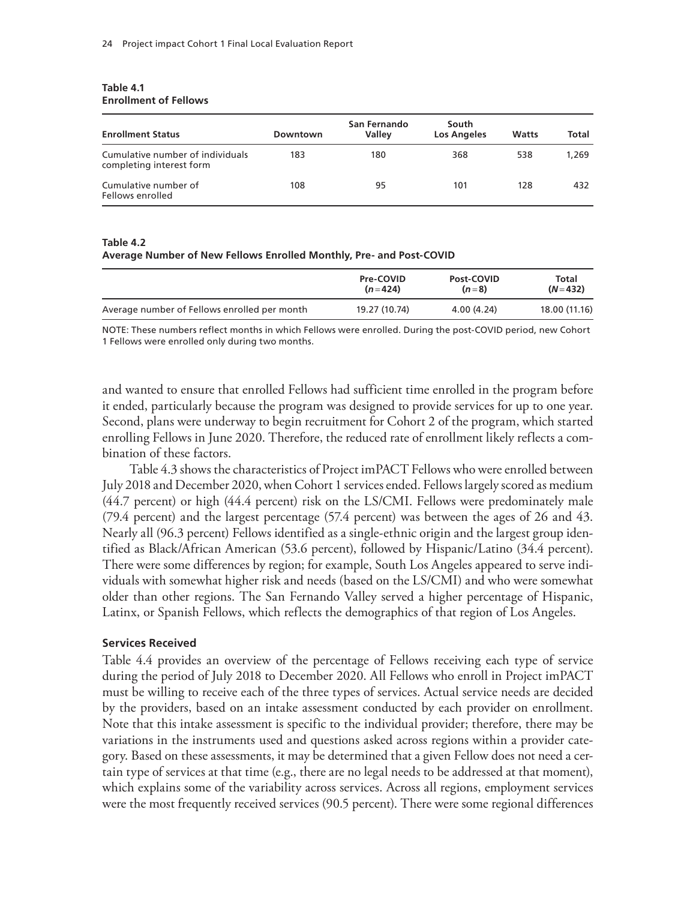**Table 4.1**
**Enrollment of Fellows**

| Enrollment Status | Downtown | San Fernando Valley | South Los Angeles | Watts | Total |
|---|---|---|---|---|---|
| Cumulative number of individuals completing interest form | 183 | 180 | 368 | 538 | 1,269 |
| Cumulative number of Fellows enrolled | 108 | 95 | 101 | 128 | 432 |

**Table 4.2**
**Average Number of New Fellows Enrolled Monthly, Pre- and Post-COVID**

| | Pre-COVID ($n = 424$) | Post-COVID ($n = 8$) | Total ($N = 432$) |
|---|---|---|---|
| Average number of Fellows enrolled per month | 19.27 (10.74) | 4.00 (4.24) | 18.00 (11.16) |

NOTE: These numbers reflect months in which Fellows were enrolled. During the post-COVID period, new Cohort 1 Fellows were enrolled only during two months.

and wanted to ensure that enrolled Fellows had sufficient time enrolled in the program before it ended, particularly because the program was designed to provide services for up to one year. Second, plans were underway to begin recruitment for Cohort 2 of the program, which started enrolling Fellows in June 2020. Therefore, the reduced rate of enrollment likely reflects a combination of these factors.

Table 4.3 shows the characteristics of Project imPACT Fellows who were enrolled between July 2018 and December 2020, when Cohort 1 services ended. Fellows largely scored as medium (44.7 percent) or high (44.4 percent) risk on the LS/CMI. Fellows were predominately male (79.4 percent) and the largest percentage (57.4 percent) was between the ages of 26 and 43. Nearly all (96.3 percent) Fellows identified as a single-ethnic origin and the largest group identified as Black/African American (53.6 percent), followed by Hispanic/Latino (34.4 percent). There were some differences by region; for example, South Los Angeles appeared to serve individuals with somewhat higher risk and needs (based on the LS/CMI) and who were somewhat older than other regions. The San Fernando Valley served a higher percentage of Hispanic, Latinx, or Spanish Fellows, which reflects the demographics of that region of Los Angeles.

### Services Received

Table 4.4 provides an overview of the percentage of Fellows receiving each type of service during the period of July 2018 to December 2020. All Fellows who enroll in Project imPACT must be willing to receive each of the three types of services. Actual service needs are decided by the providers, based on an intake assessment conducted by each provider on enrollment. Note that this intake assessment is specific to the individual provider; therefore, there may be variations in the instruments used and questions asked across regions within a provider category. Based on these assessments, it may be determined that a given Fellow does not need a certain type of services at that time (e.g., there are no legal needs to be addressed at that moment), which explains some of the variability across services. Across all regions, employment services were the most frequently received services (90.5 percent). There were some regional differences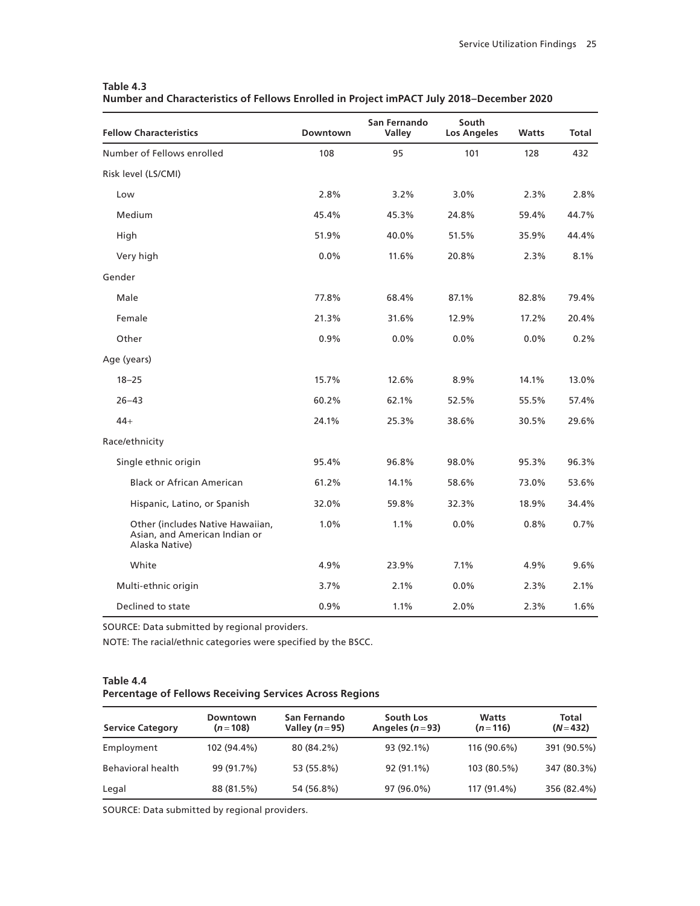**Table 4.3**
**Number and Characteristics of Fellows Enrolled in Project imPACT July 2018–December 2020**

| Fellow Characteristics | Downtown | San Fernando Valley | South Los Angeles | Watts | Total |
|---|---|---|---|---|---|
| Number of Fellows enrolled | 108 | 95 | 101 | 128 | 432 |
| Risk level (LS/CMI) | | | | | |
| Low | 2.8% | 3.2% | 3.0% | 2.3% | 2.8% |
| Medium | 45.4% | 45.3% | 24.8% | 59.4% | 44.7% |
| High | 51.9% | 40.0% | 51.5% | 35.9% | 44.4% |
| Very high | 0.0% | 11.6% | 20.8% | 2.3% | 8.1% |
| Gender | | | | | |
| Male | 77.8% | 68.4% | 87.1% | 82.8% | 79.4% |
| Female | 21.3% | 31.6% | 12.9% | 17.2% | 20.4% |
| Other | 0.9% | 0.0% | 0.0% | 0.0% | 0.2% |
| Age (years) | | | | | |
| 18–25 | 15.7% | 12.6% | 8.9% | 14.1% | 13.0% |
| 26–43 | 60.2% | 62.1% | 52.5% | 55.5% | 57.4% |
| 44+ | 24.1% | 25.3% | 38.6% | 30.5% | 29.6% |
| Race/ethnicity | | | | | |
| Single ethnic origin | 95.4% | 96.8% | 98.0% | 95.3% | 96.3% |
| Black or African American | 61.2% | 14.1% | 58.6% | 73.0% | 53.6% |
| Hispanic, Latino, or Spanish | 32.0% | 59.8% | 32.3% | 18.9% | 34.4% |
| Other (includes Native Hawaiian, Asian, and American Indian or Alaska Native) | 1.0% | 1.1% | 0.0% | 0.8% | 0.7% |
| White | 4.9% | 23.9% | 7.1% | 4.9% | 9.6% |
| Multi-ethnic origin | 3.7% | 2.1% | 0.0% | 2.3% | 2.1% |
| Declined to state | 0.9% | 1.1% | 2.0% | 2.3% | 1.6% |

SOURCE: Data submitted by regional providers.

NOTE: The racial/ethnic categories were specified by the BSCC.

**Table 4.4**
**Percentage of Fellows Receiving Services Across Regions**

| Service Category | Downtown ($n = 108$) | San Fernando Valley ($n = 95$) | South Los Angeles ($n = 93$) | Watts ($n = 116$) | Total ($N = 432$) |
|---|---|---|---|---|---|
| Employment | 102 (94.4%) | 80 (84.2%) | 93 (92.1%) | 116 (90.6%) | 391 (90.5%) |
| Behavioral health | 99 (91.7%) | 53 (55.8%) | 92 (91.1%) | 103 (80.5%) | 347 (80.3%) |
| Legal | 88 (81.5%) | 54 (56.8%) | 97 (96.0%) | 117 (91.4%) | 356 (82.4%) |

SOURCE: Data submitted by regional providers.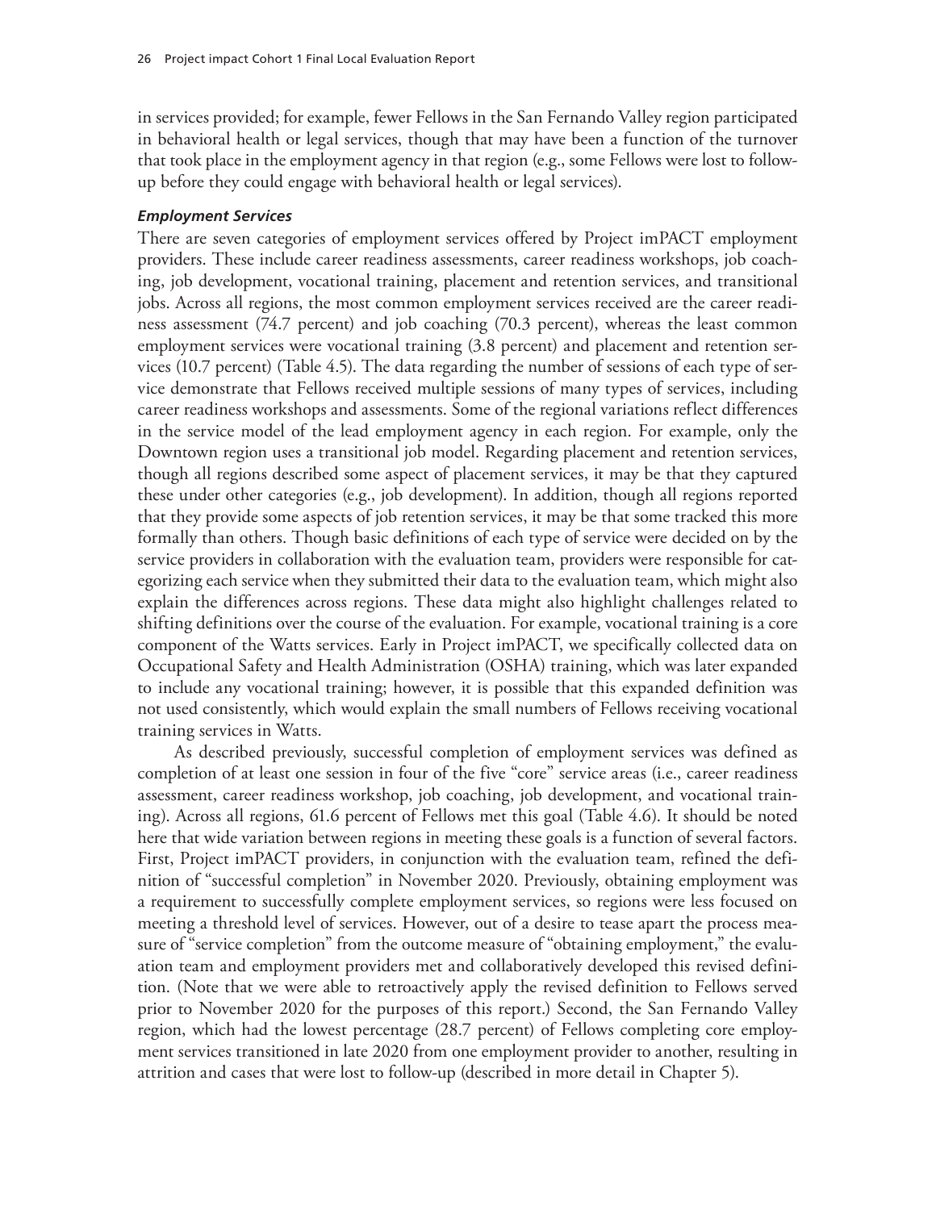in services provided; for example, fewer Fellows in the San Fernando Valley region participated in behavioral health or legal services, though that may have been a function of the turnover that took place in the employment agency in that region (e.g., some Fellows were lost to follow-up before they could engage with behavioral health or legal services).

#### *Employment Services*

There are seven categories of employment services offered by Project imPACT employment providers. These include career readiness assessments, career readiness workshops, job coaching, job development, vocational training, placement and retention services, and transitional jobs. Across all regions, the most common employment services received are the career readiness assessment (74.7 percent) and job coaching (70.3 percent), whereas the least common employment services were vocational training (3.8 percent) and placement and retention services (10.7 percent) (Table 4.5). The data regarding the number of sessions of each type of service demonstrate that Fellows received multiple sessions of many types of services, including career readiness workshops and assessments. Some of the regional variations reflect differences in the service model of the lead employment agency in each region. For example, only the Downtown region uses a transitional job model. Regarding placement and retention services, though all regions described some aspect of placement services, it may be that they captured these under other categories (e.g., job development). In addition, though all regions reported that they provide some aspects of job retention services, it may be that some tracked this more formally than others. Though basic definitions of each type of service were decided on by the service providers in collaboration with the evaluation team, providers were responsible for categorizing each service when they submitted their data to the evaluation team, which might also explain the differences across regions. These data might also highlight challenges related to shifting definitions over the course of the evaluation. For example, vocational training is a core component of the Watts services. Early in Project imPACT, we specifically collected data on Occupational Safety and Health Administration (OSHA) training, which was later expanded to include any vocational training; however, it is possible that this expanded definition was not used consistently, which would explain the small numbers of Fellows receiving vocational training services in Watts.

As described previously, successful completion of employment services was defined as completion of at least one session in four of the five "core" service areas (i.e., career readiness assessment, career readiness workshop, job coaching, job development, and vocational training). Across all regions, 61.6 percent of Fellows met this goal (Table 4.6). It should be noted here that wide variation between regions in meeting these goals is a function of several factors. First, Project imPACT providers, in conjunction with the evaluation team, refined the definition of "successful completion" in November 2020. Previously, obtaining employment was a requirement to successfully complete employment services, so regions were less focused on meeting a threshold level of services. However, out of a desire to tease apart the process measure of "service completion" from the outcome measure of "obtaining employment," the evaluation team and employment providers met and collaboratively developed this revised definition. (Note that we were able to retroactively apply the revised definition to Fellows served prior to November 2020 for the purposes of this report.) Second, the San Fernando Valley region, which had the lowest percentage (28.7 percent) of Fellows completing core employment services transitioned in late 2020 from one employment provider to another, resulting in attrition and cases that were lost to follow-up (described in more detail in Chapter 5).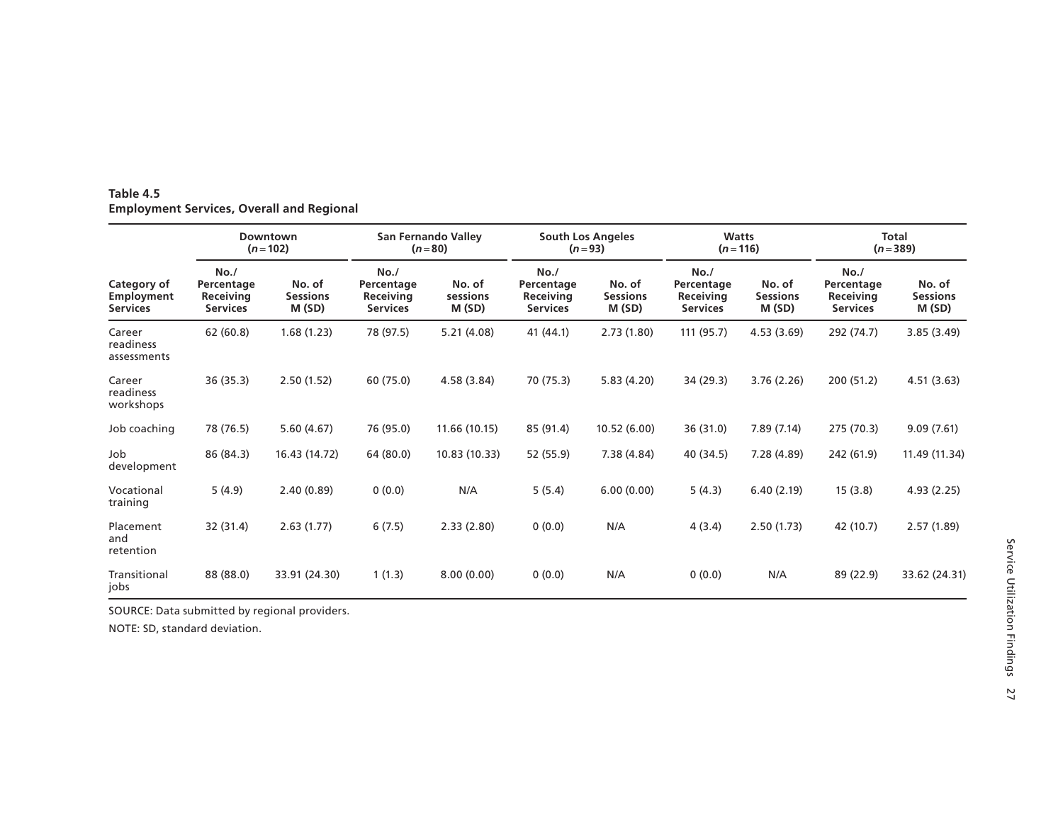**Table 4.5**
**Employment Services, Overall and Regional**

| Category of Employment Services | Downtown ($n = 102$) | | San Fernando Valley ($n = 80$) | | South Los Angeles ($n = 93$) | | Watts ($n = 116$) | | Total ($n = 389$) | |
|---|---|---|---|---|---|---|---|---|---|---|
| | No./ Percentage Receiving Services | No. of Sessions M (SD) | No./ Percentage Receiving Services | No. of sessions M (SD) | No./ Percentage Receiving Services | No. of Sessions M (SD) | No./ Percentage Receiving Services | No. of Sessions M (SD) | No./ Percentage Receiving Services | No. of Sessions M (SD) |
| Career readiness assessments | 62 (60.8) | 1.68 (1.23) | 78 (97.5) | 5.21 (4.08) | 41 (44.1) | 2.73 (1.80) | 111 (95.7) | 4.53 (3.69) | 292 (74.7) | 3.85 (3.49) |
| Career readiness workshops | 36 (35.3) | 2.50 (1.52) | 60 (75.0) | 4.58 (3.84) | 70 (75.3) | 5.83 (4.20) | 34 (29.3) | 3.76 (2.26) | 200 (51.2) | 4.51 (3.63) |
| Job coaching | 78 (76.5) | 5.60 (4.67) | 76 (95.0) | 11.66 (10.15) | 85 (91.4) | 10.52 (6.00) | 36 (31.0) | 7.89 (7.14) | 275 (70.3) | 9.09 (7.61) |
| Job development | 86 (84.3) | 16.43 (14.72) | 64 (80.0) | 10.83 (10.33) | 52 (55.9) | 7.38 (4.84) | 40 (34.5) | 7.28 (4.89) | 242 (61.9) | 11.49 (11.34) |
| Vocational training | 5 (4.9) | 2.40 (0.89) | 0 (0.0) | N/A | 5 (5.4) | 6.00 (0.00) | 5 (4.3) | 6.40 (2.19) | 15 (3.8) | 4.93 (2.25) |
| Placement and retention | 32 (31.4) | 2.63 (1.77) | 6 (7.5) | 2.33 (2.80) | 0 (0.0) | N/A | 4 (3.4) | 2.50 (1.73) | 42 (10.7) | 2.57 (1.89) |
| Transitional jobs | 88 (88.0) | 33.91 (24.30) | 1 (1.3) | 8.00 (0.00) | 0 (0.0) | N/A | 0 (0.0) | N/A | 89 (22.9) | 33.62 (24.31) |

SOURCE: Data submitted by regional providers.

NOTE: SD, standard deviation.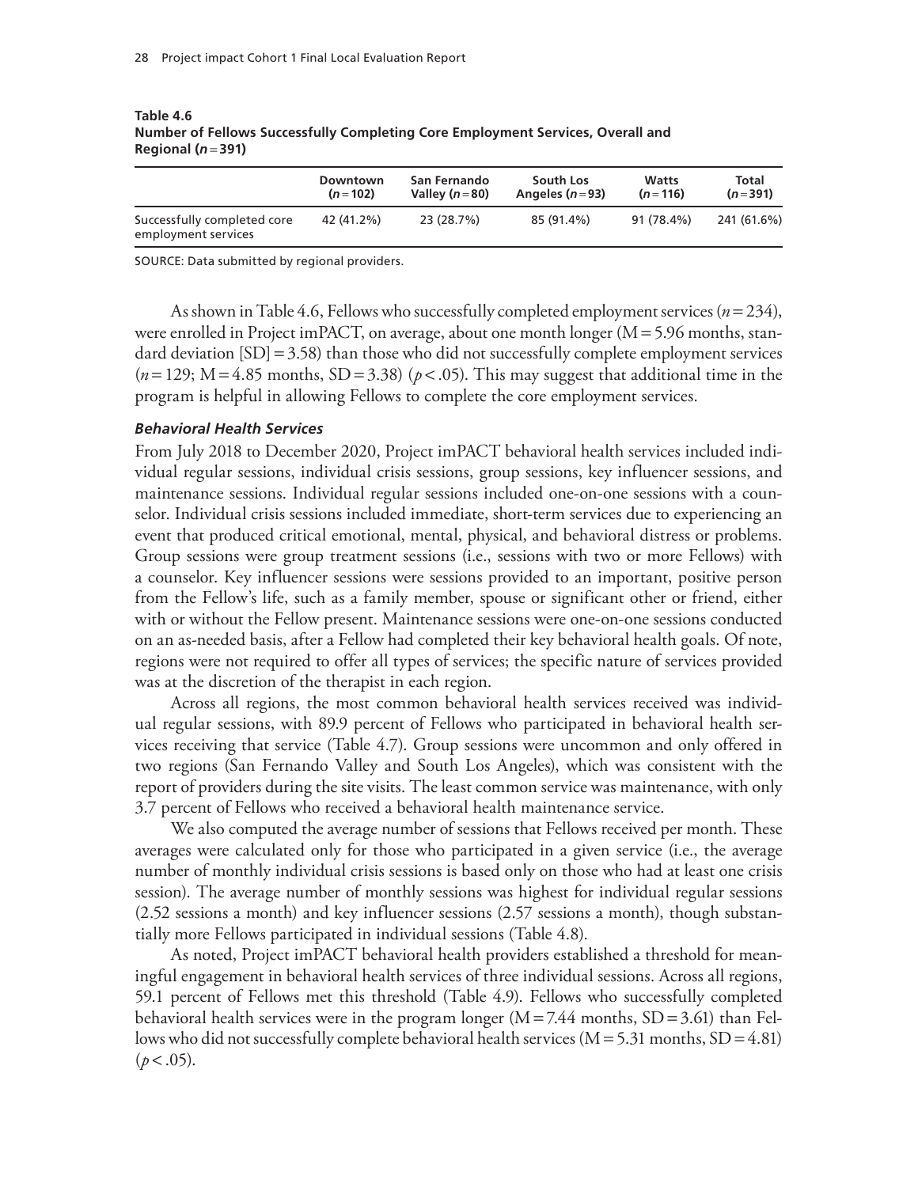**Table 4.6**
**Number of Fellows Successfully Completing Core Employment Services, Overall and Regional ($n = 391$)**

| | Downtown ($n = 102$) | San Fernando Valley ($n = 80$) | South Los Angeles ($n = 93$) | Watts ($n = 116$) | Total ($n = 391$) |
|---|---|---|---|---|---|
| Successfully completed core employment services | 42 (41.2%) | 23 (28.7%) | 85 (91.4%) | 91 (78.4%) | 241 (61.6%) |

SOURCE: Data submitted by regional providers.

As shown in Table 4.6, Fellows who successfully completed employment services ($n = 234$), were enrolled in Project imPACT, on average, about one month longer (M = 5.96 months, standard deviation [SD] = 3.58) than those who did not successfully complete employment services ($n = 129$; M = 4.85 months, SD = 3.38) ($p < .05$). This may suggest that additional time in the program is helpful in allowing Fellows to complete the core employment services.

### *Behavioral Health Services*

From July 2018 to December 2020, Project imPACT behavioral health services included individual regular sessions, individual crisis sessions, group sessions, key influencer sessions, and maintenance sessions. Individual regular sessions included one-on-one sessions with a counselor. Individual crisis sessions included immediate, short-term services due to experiencing an event that produced critical emotional, mental, physical, and behavioral distress or problems. Group sessions were group treatment sessions (i.e., sessions with two or more Fellows) with a counselor. Key influencer sessions were sessions provided to an important, positive person from the Fellow's life, such as a family member, spouse or significant other or friend, either with or without the Fellow present. Maintenance sessions were one-on-one sessions conducted on an as-needed basis, after a Fellow had completed their key behavioral health goals. Of note, regions were not required to offer all types of services; the specific nature of services provided was at the discretion of the therapist in each region.

Across all regions, the most common behavioral health services received was individual regular sessions, with 89.9 percent of Fellows who participated in behavioral health services receiving that service (Table 4.7). Group sessions were uncommon and only offered in two regions (San Fernando Valley and South Los Angeles), which was consistent with the report of providers during the site visits. The least common service was maintenance, with only 3.7 percent of Fellows who received a behavioral health maintenance service.

We also computed the average number of sessions that Fellows received per month. These averages were calculated only for those who participated in a given service (i.e., the average number of monthly individual crisis sessions is based only on those who had at least one crisis session). The average number of monthly sessions was highest for individual regular sessions (2.52 sessions a month) and key influencer sessions (2.57 sessions a month), though substantially more Fellows participated in individual sessions (Table 4.8).

As noted, Project imPACT behavioral health providers established a threshold for meaningful engagement in behavioral health services of three individual sessions. Across all regions, 59.1 percent of Fellows met this threshold (Table 4.9). Fellows who successfully completed behavioral health services were in the program longer (M = 7.44 months, SD = 3.61) than Fellows who did not successfully complete behavioral health services (M = 5.31 months, SD = 4.81) ($p < .05$).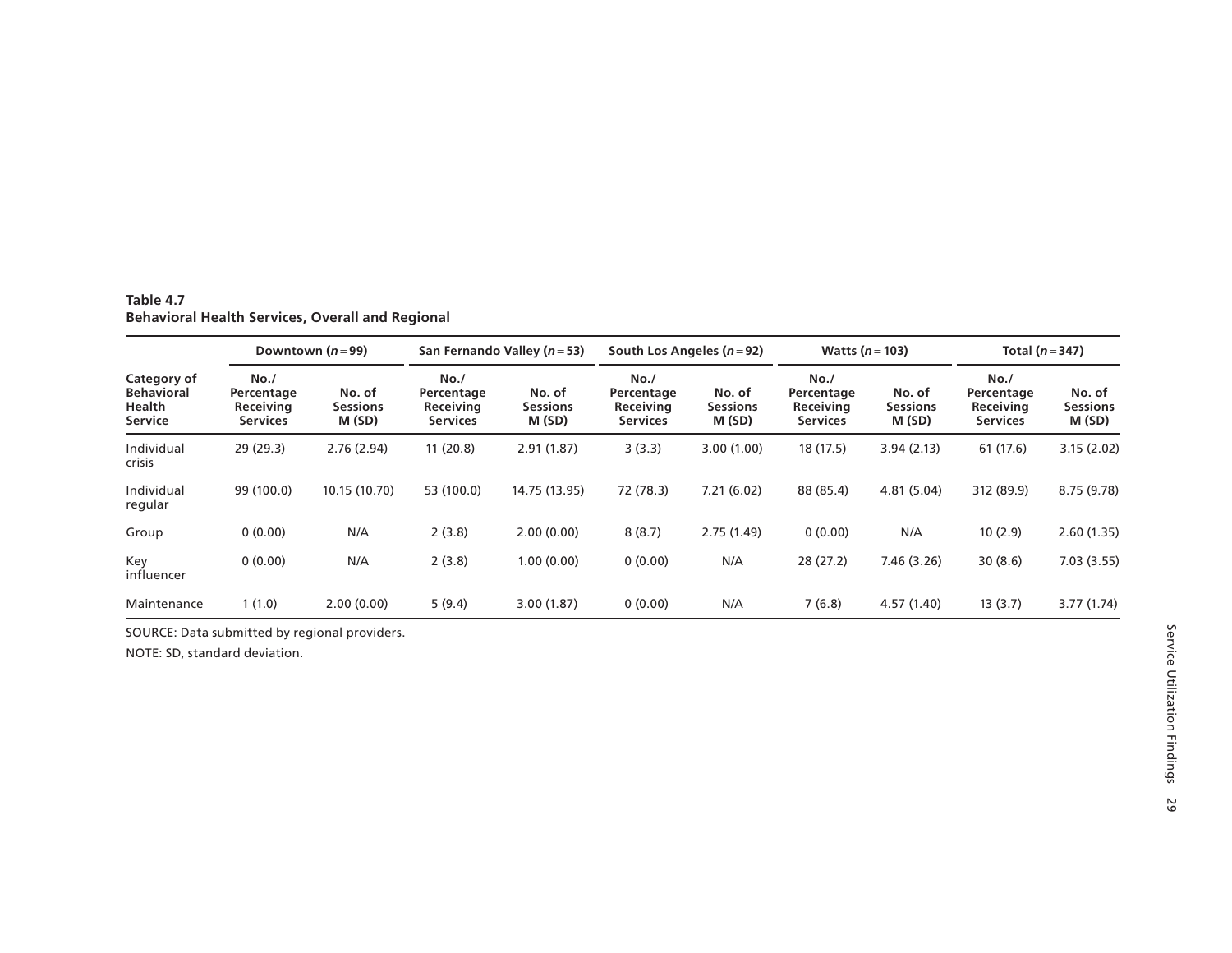**Table 4.7**
**Behavioral Health Services, Overall and Regional**

| Category of Behavioral Health Service | Downtown ($n = 99$) | | San Fernando Valley ($n = 53$) | | South Los Angeles ($n = 92$) | | Watts ($n = 103$) | | Total ($n = 347$) | |
|---|---|---|---|---|---|---|---|---|---|---|
| | No./ Percentage Receiving Services | No. of Sessions M (SD) | No./ Percentage Receiving Services | No. of Sessions M (SD) | No./ Percentage Receiving Services | No. of Sessions M (SD) | No./ Percentage Receiving Services | No. of Sessions M (SD) | No./ Percentage Receiving Services | No. of Sessions M (SD) |
| Individual crisis | 29 (29.3) | 2.76 (2.94) | 11 (20.8) | 2.91 (1.87) | 3 (3.3) | 3.00 (1.00) | 18 (17.5) | 3.94 (2.13) | 61 (17.6) | 3.15 (2.02) |
| Individual regular | 99 (100.0) | 10.15 (10.70) | 53 (100.0) | 14.75 (13.95) | 72 (78.3) | 7.21 (6.02) | 88 (85.4) | 4.81 (5.04) | 312 (89.9) | 8.75 (9.78) |
| Group | 0 (0.00) | N/A | 2 (3.8) | 2.00 (0.00) | 8 (8.7) | 2.75 (1.49) | 0 (0.00) | N/A | 10 (2.9) | 2.60 (1.35) |
| Key influencer | 0 (0.00) | N/A | 2 (3.8) | 1.00 (0.00) | 0 (0.00) | N/A | 28 (27.2) | 7.46 (3.26) | 30 (8.6) | 7.03 (3.55) |
| Maintenance | 1 (1.0) | 2.00 (0.00) | 5 (9.4) | 3.00 (1.87) | 0 (0.00) | N/A | 7 (6.8) | 4.57 (1.40) | 13 (3.7) | 3.77 (1.74) |

SOURCE: Data submitted by regional providers.

NOTE: SD, standard deviation.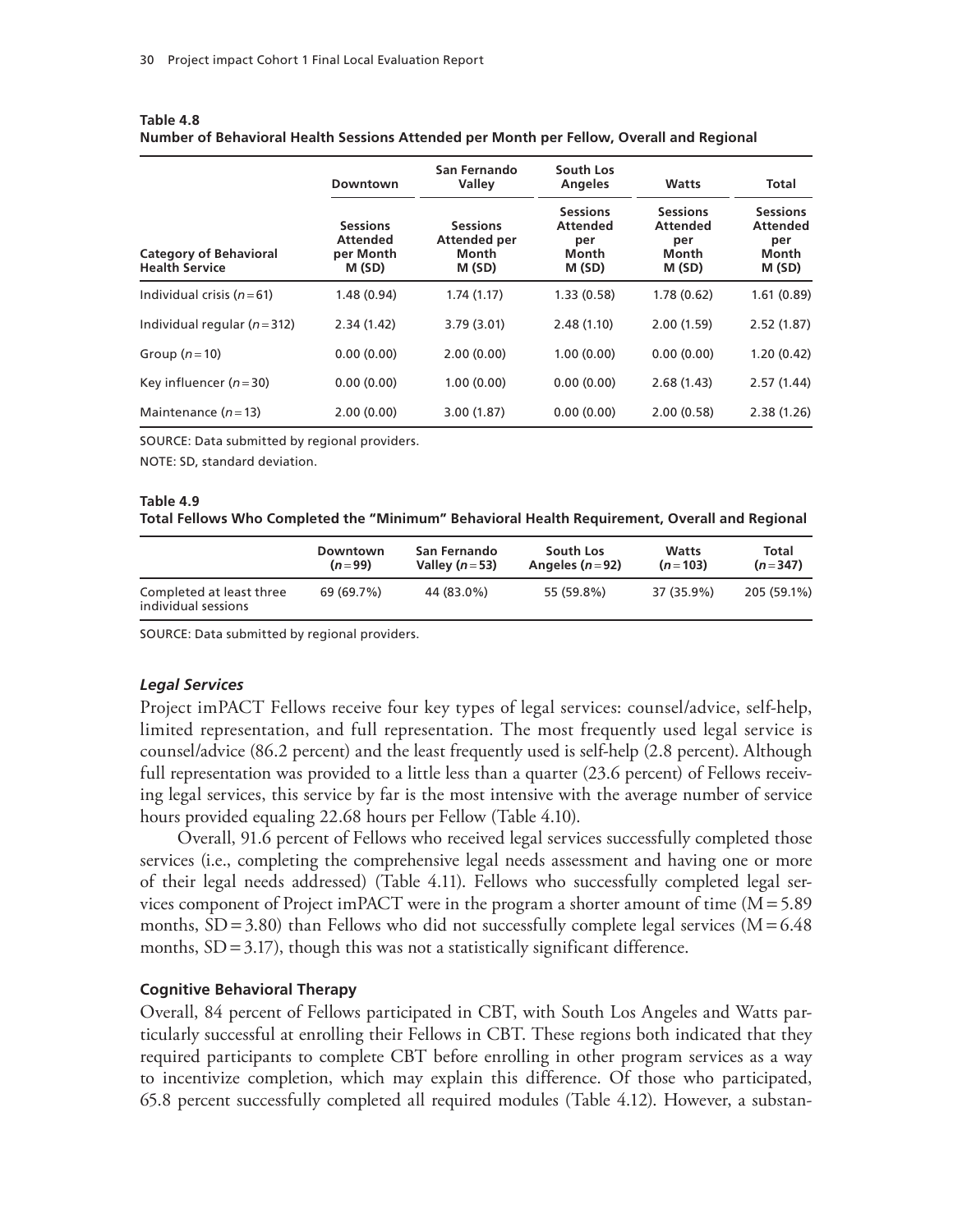**Table 4.8**
**Number of Behavioral Health Sessions Attended per Month per Fellow, Overall and Regional**

| | Downtown | San Fernando Valley | South Los Angeles | Watts | Total |
|---|---|---|---|---|---|
| **Category of Behavioral Health Service** | **Sessions Attended per Month M (SD)** | **Sessions Attended per Month M (SD)** | **Sessions Attended per Month M (SD)** | **Sessions Attended per Month M (SD)** | **Sessions Attended per Month M (SD)** |
| Individual crisis ($n = 61$) | 1.48 (0.94) | 1.74 (1.17) | 1.33 (0.58) | 1.78 (0.62) | 1.61 (0.89) |
| Individual regular ($n = 312$) | 2.34 (1.42) | 3.79 (3.01) | 2.48 (1.10) | 2.00 (1.59) | 2.52 (1.87) |
| Group ($n = 10$) | 0.00 (0.00) | 2.00 (0.00) | 1.00 (0.00) | 0.00 (0.00) | 1.20 (0.42) |
| Key influencer ($n = 30$) | 0.00 (0.00) | 1.00 (0.00) | 0.00 (0.00) | 2.68 (1.43) | 2.57 (1.44) |
| Maintenance ($n = 13$) | 2.00 (0.00) | 3.00 (1.87) | 0.00 (0.00) | 2.00 (0.58) | 2.38 (1.26) |

SOURCE: Data submitted by regional providers.

NOTE: SD, standard deviation.

**Table 4.9**
**Total Fellows Who Completed the "Minimum" Behavioral Health Requirement, Overall and Regional**

| | Downtown ($n = 99$) | San Fernando Valley ($n = 53$) | South Los Angeles ($n = 92$) | Watts ($n = 103$) | Total ($n = 347$) |
|---|---|---|---|---|---|
| Completed at least three individual sessions | 69 (69.7%) | 44 (83.0%) | 55 (59.8%) | 37 (35.9%) | 205 (59.1%) |

SOURCE: Data submitted by regional providers.

### *Legal Services*

Project imPACT Fellows receive four key types of legal services: counsel/advice, self-help, limited representation, and full representation. The most frequently used legal service is counsel/advice (86.2 percent) and the least frequently used is self-help (2.8 percent). Although full representation was provided to a little less than a quarter (23.6 percent) of Fellows receiving legal services, this service by far is the most intensive with the average number of service hours provided equaling 22.68 hours per Fellow (Table 4.10).

Overall, 91.6 percent of Fellows who received legal services successfully completed those services (i.e., completing the comprehensive legal needs assessment and having one or more of their legal needs addressed) (Table 4.11). Fellows who successfully completed legal services component of Project imPACT were in the program a shorter amount of time ($M = 5.89$ months, $SD = 3.80$) than Fellows who did not successfully complete legal services ($M = 6.48$ months, $SD = 3.17$), though this was not a statistically significant difference.

#### Cognitive Behavioral Therapy

Overall, 84 percent of Fellows participated in CBT, with South Los Angeles and Watts particularly successful at enrolling their Fellows in CBT. These regions both indicated that they required participants to complete CBT before enrolling in other program services as a way to incentivize completion, which may explain this difference. Of those who participated, 65.8 percent successfully completed all required modules (Table 4.12). However, a substan-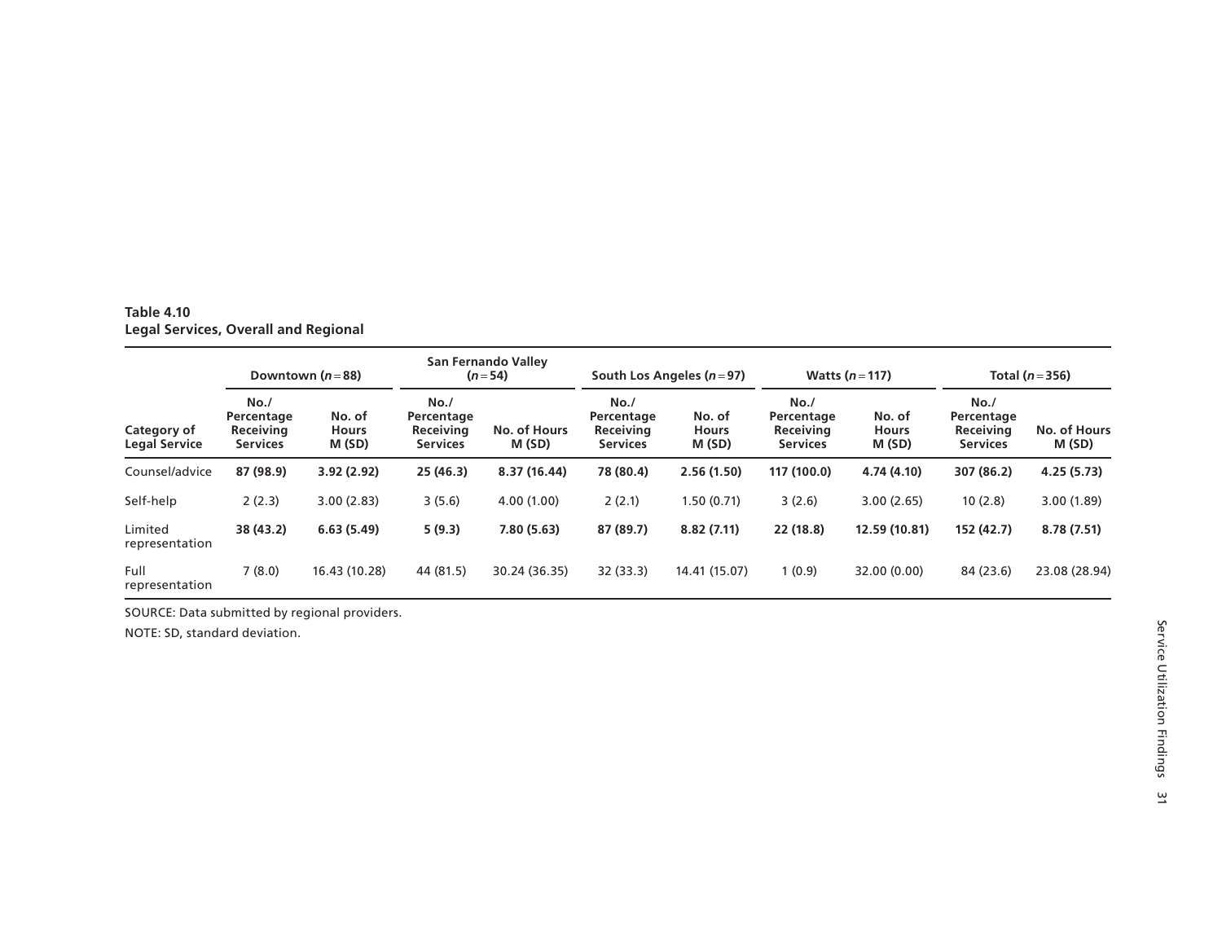**Table 4.10**
**Legal Services, Overall and Regional**

| Category of Legal Service | Downtown ($n = 88$) | | San Fernando Valley ($n = 54$) | | South Los Angeles ($n = 97$) | | Watts ($n = 117$) | | Total ($n = 356$) | |
|---|---|---|---|---|---|---|---|---|---|---|
| | No./ Percentage Receiving Services | No. of Hours M (SD) | No./ Percentage Receiving Services | No. of Hours M (SD) | No./ Percentage Receiving Services | No. of Hours M (SD) | No./ Percentage Receiving Services | No. of Hours M (SD) | No./ Percentage Receiving Services | No. of Hours M (SD) |
| Counsel/advice | **87 (98.9)** | **3.92 (2.92)** | **25 (46.3)** | **8.37 (16.44)** | **78 (80.4)** | **2.56 (1.50)** | **117 (100.0)** | **4.74 (4.10)** | **307 (86.2)** | **4.25 (5.73)** |
| Self-help | 2 (2.3) | 3.00 (2.83) | 3 (5.6) | 4.00 (1.00) | 2 (2.1) | 1.50 (0.71) | 3 (2.6) | 3.00 (2.65) | 10 (2.8) | 3.00 (1.89) |
| Limited representation | **38 (43.2)** | **6.63 (5.49)** | **5 (9.3)** | **7.80 (5.63)** | **87 (89.7)** | **8.82 (7.11)** | **22 (18.8)** | **12.59 (10.81)** | **152 (42.7)** | **8.78 (7.51)** |
| Full representation | 7 (8.0) | 16.43 (10.28) | 44 (81.5) | 30.24 (36.35) | 32 (33.3) | 14.41 (15.07) | 1 (0.9) | 32.00 (0.00) | 84 (23.6) | 23.08 (28.94) |

SOURCE: Data submitted by regional providers.

NOTE: SD, standard deviation.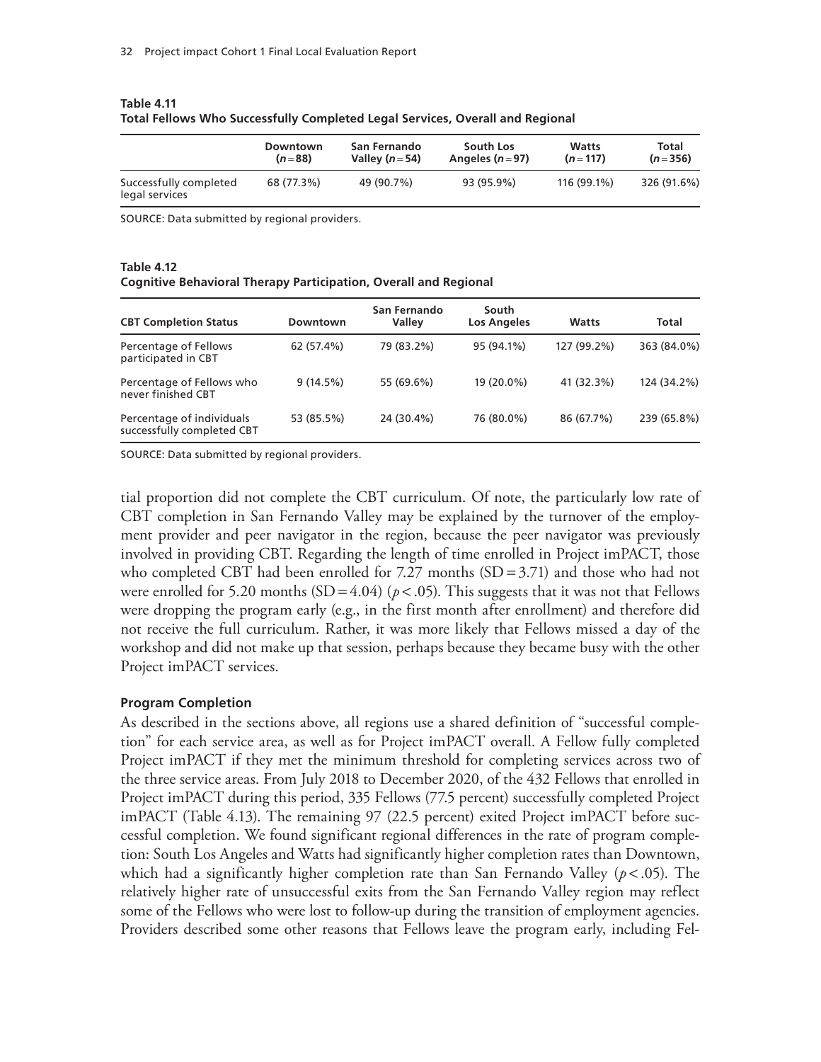**Table 4.11**
**Total Fellows Who Successfully Completed Legal Services, Overall and Regional**

| | Downtown ($n = 88$) | San Fernando Valley ($n = 54$) | South Los Angeles ($n = 97$) | Watts ($n = 117$) | Total ($n = 356$) |
|---|---|---|---|---|---|
| Successfully completed legal services | 68 (77.3%) | 49 (90.7%) | 93 (95.9%) | 116 (99.1%) | 326 (91.6%) |

SOURCE: Data submitted by regional providers.

**Table 4.12**
**Cognitive Behavioral Therapy Participation, Overall and Regional**

| CBT Completion Status | Downtown | San Fernando Valley | South Los Angeles | Watts | Total |
|---|---|---|---|---|---|
| Percentage of Fellows participated in CBT | 62 (57.4%) | 79 (83.2%) | 95 (94.1%) | 127 (99.2%) | 363 (84.0%) |
| Percentage of Fellows who never finished CBT | 9 (14.5%) | 55 (69.6%) | 19 (20.0%) | 41 (32.3%) | 124 (34.2%) |
| Percentage of individuals successfully completed CBT | 53 (85.5%) | 24 (30.4%) | 76 (80.0%) | 86 (67.7%) | 239 (65.8%) |

SOURCE: Data submitted by regional providers.

tial proportion did not complete the CBT curriculum. Of note, the particularly low rate of CBT completion in San Fernando Valley may be explained by the turnover of the employment provider and peer navigator in the region, because the peer navigator was previously involved in providing CBT. Regarding the length of time enrolled in Project imPACT, those who completed CBT had been enrolled for 7.27 months (SD = 3.71) and those who had not were enrolled for 5.20 months (SD = 4.04) ($p < .05$). This suggests that it was not that Fellows were dropping the program early (e.g., in the first month after enrollment) and therefore did not receive the full curriculum. Rather, it was more likely that Fellows missed a day of the workshop and did not make up that session, perhaps because they became busy with the other Project imPACT services.

### Program Completion

As described in the sections above, all regions use a shared definition of "successful completion" for each service area, as well as for Project imPACT overall. A Fellow fully completed Project imPACT if they met the minimum threshold for completing services across two of the three service areas. From July 2018 to December 2020, of the 432 Fellows that enrolled in Project imPACT during this period, 335 Fellows (77.5 percent) successfully completed Project imPACT (Table 4.13). The remaining 97 (22.5 percent) exited Project imPACT before successful completion. We found significant regional differences in the rate of program completion: South Los Angeles and Watts had significantly higher completion rates than Downtown, which had a significantly higher completion rate than San Fernando Valley ($p < .05$). The relatively higher rate of unsuccessful exits from the San Fernando Valley region may reflect some of the Fellows who were lost to follow-up during the transition of employment agencies. Providers described some other reasons that Fellows leave the program early, including Fel-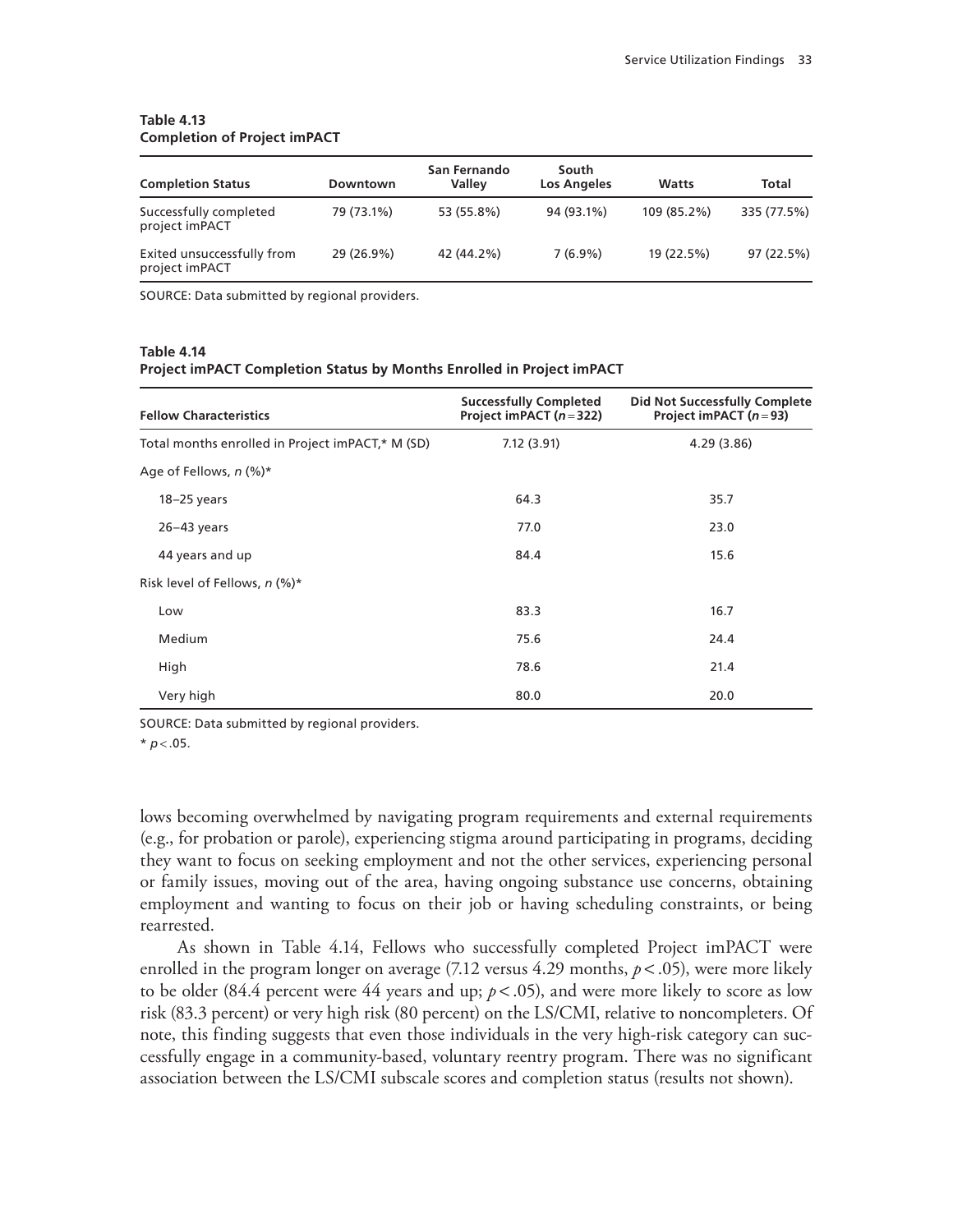**Table 4.13**
**Completion of Project imPACT**

| Completion Status | Downtown | San Fernando Valley | South Los Angeles | Watts | Total |
|---|---|---|---|---|---|
| Successfully completed project imPACT | 79 (73.1%) | 53 (55.8%) | 94 (93.1%) | 109 (85.2%) | 335 (77.5%) |
| Exited unsuccessfully from project imPACT | 29 (26.9%) | 42 (44.2%) | 7 (6.9%) | 19 (22.5%) | 97 (22.5%) |

SOURCE: Data submitted by regional providers.

**Table 4.14**
**Project imPACT Completion Status by Months Enrolled in Project imPACT**

| Fellow Characteristics | Successfully Completed Project imPACT ($n = 322$) | Did Not Successfully Complete Project imPACT ($n = 93$) |
|---|---|---|
| Total months enrolled in Project imPACT,* M (SD) | 7.12 (3.91) | 4.29 (3.86) |
| Age of Fellows, *n* (%)* | | |
| 18–25 years | 64.3 | 35.7 |
| 26–43 years | 77.0 | 23.0 |
| 44 years and up | 84.4 | 15.6 |
| Risk level of Fellows, *n* (%)* | | |
| Low | 83.3 | 16.7 |
| Medium | 75.6 | 24.4 |
| High | 78.6 | 21.4 |
| Very high | 80.0 | 20.0 |

SOURCE: Data submitted by regional providers.

* $p < .05$.

lows becoming overwhelmed by navigating program requirements and external requirements (e.g., for probation or parole), experiencing stigma around participating in programs, deciding they want to focus on seeking employment and not the other services, experiencing personal or family issues, moving out of the area, having ongoing substance use concerns, obtaining employment and wanting to focus on their job or having scheduling constraints, or being rearrested.

As shown in Table 4.14, Fellows who successfully completed Project imPACT were enrolled in the program longer on average (7.12 versus 4.29 months, $p < .05$), were more likely to be older (84.4 percent were 44 years and up; $p < .05$), and were more likely to score as low risk (83.3 percent) or very high risk (80 percent) on the LS/CMI, relative to noncompleters. Of note, this finding suggests that even those individuals in the very high-risk category can successfully engage in a community-based, voluntary reentry program. There was no significant association between the LS/CMI subscale scores and completion status (results not shown).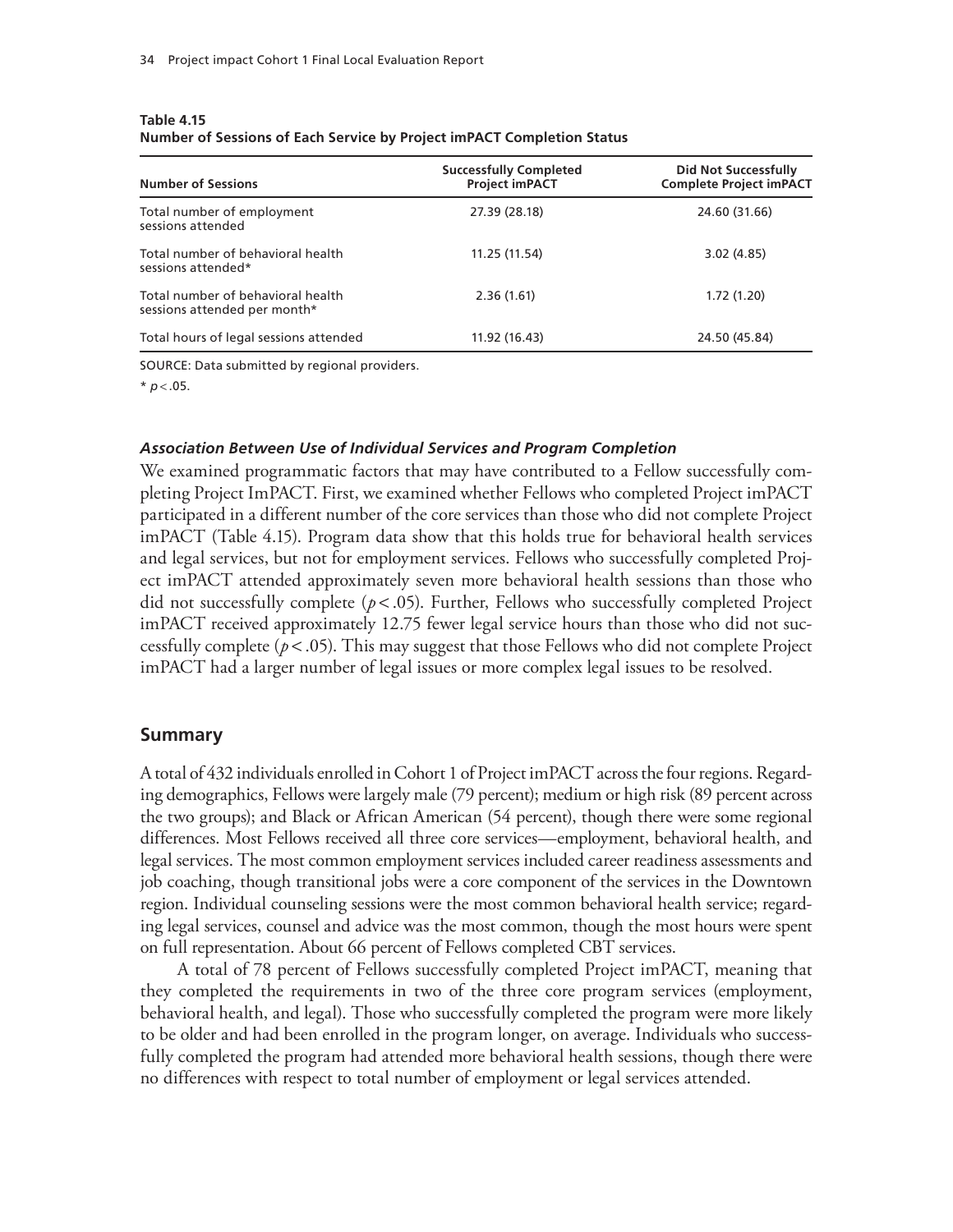**Table 4.15**
**Number of Sessions of Each Service by Project imPACT Completion Status**

| Number of Sessions | Successfully Completed Project imPACT | Did Not Successfully Complete Project imPACT |
|---|---|---|
| Total number of employment sessions attended | 27.39 (28.18) | 24.60 (31.66) |
| Total number of behavioral health sessions attended* | 11.25 (11.54) | 3.02 (4.85) |
| Total number of behavioral health sessions attended per month* | 2.36 (1.61) | 1.72 (1.20) |
| Total hours of legal sessions attended | 11.92 (16.43) | 24.50 (45.84) |

SOURCE: Data submitted by regional providers.

* $p < .05$.

#### *Association Between Use of Individual Services and Program Completion*

We examined programmatic factors that may have contributed to a Fellow successfully completing Project ImPACT. First, we examined whether Fellows who completed Project imPACT participated in a different number of the core services than those who did not complete Project imPACT (Table 4.15). Program data show that this holds true for behavioral health services and legal services, but not for employment services. Fellows who successfully completed Project imPACT attended approximately seven more behavioral health sessions than those who did not successfully complete ($p < .05$). Further, Fellows who successfully completed Project imPACT received approximately 12.75 fewer legal service hours than those who did not successfully complete ($p < .05$). This may suggest that those Fellows who did not complete Project imPACT had a larger number of legal issues or more complex legal issues to be resolved.

## Summary

A total of 432 individuals enrolled in Cohort 1 of Project imPACT across the four regions. Regarding demographics, Fellows were largely male (79 percent); medium or high risk (89 percent across the two groups); and Black or African American (54 percent), though there were some regional differences. Most Fellows received all three core services—employment, behavioral health, and legal services. The most common employment services included career readiness assessments and job coaching, though transitional jobs were a core component of the services in the Downtown region. Individual counseling sessions were the most common behavioral health service; regarding legal services, counsel and advice was the most common, though the most hours were spent on full representation. About 66 percent of Fellows completed CBT services.

A total of 78 percent of Fellows successfully completed Project imPACT, meaning that they completed the requirements in two of the three core program services (employment, behavioral health, and legal). Those who successfully completed the program were more likely to be older and had been enrolled in the program longer, on average. Individuals who successfully completed the program had attended more behavioral health sessions, though there were no differences with respect to total number of employment or legal services attended.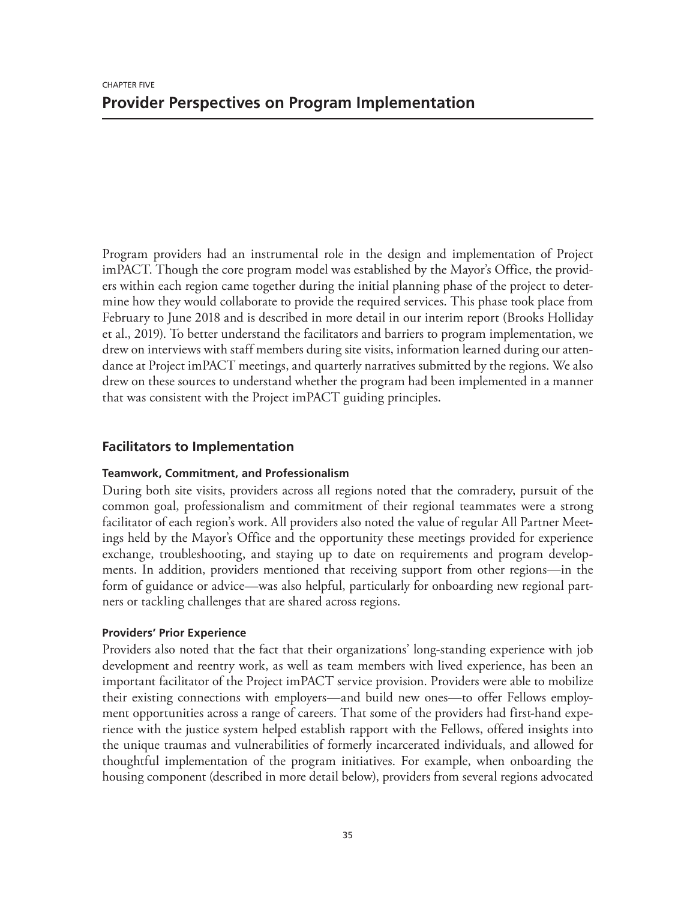CHAPTER FIVE

# Provider Perspectives on Program Implementation

Program providers had an instrumental role in the design and implementation of Project imPACT. Though the core program model was established by the Mayor's Office, the providers within each region came together during the initial planning phase of the project to determine how they would collaborate to provide the required services. This phase took place from February to June 2018 and is described in more detail in our interim report (Brooks Holliday et al., 2019). To better understand the facilitators and barriers to program implementation, we drew on interviews with staff members during site visits, information learned during our attendance at Project imPACT meetings, and quarterly narratives submitted by the regions. We also drew on these sources to understand whether the program had been implemented in a manner that was consistent with the Project imPACT guiding principles.

## Facilitators to Implementation

### Teamwork, Commitment, and Professionalism

During both site visits, providers across all regions noted that the comradery, pursuit of the common goal, professionalism and commitment of their regional teammates were a strong facilitator of each region's work. All providers also noted the value of regular All Partner Meetings held by the Mayor's Office and the opportunity these meetings provided for experience exchange, troubleshooting, and staying up to date on requirements and program developments. In addition, providers mentioned that receiving support from other regions—in the form of guidance or advice—was also helpful, particularly for onboarding new regional partners or tackling challenges that are shared across regions.

### Providers' Prior Experience

Providers also noted that the fact that their organizations' long-standing experience with job development and reentry work, as well as team members with lived experience, has been an important facilitator of the Project imPACT service provision. Providers were able to mobilize their existing connections with employers—and build new ones—to offer Fellows employment opportunities across a range of careers. That some of the providers had first-hand experience with the justice system helped establish rapport with the Fellows, offered insights into the unique traumas and vulnerabilities of formerly incarcerated individuals, and allowed for thoughtful implementation of the program initiatives. For example, when onboarding the housing component (described in more detail below), providers from several regions advocated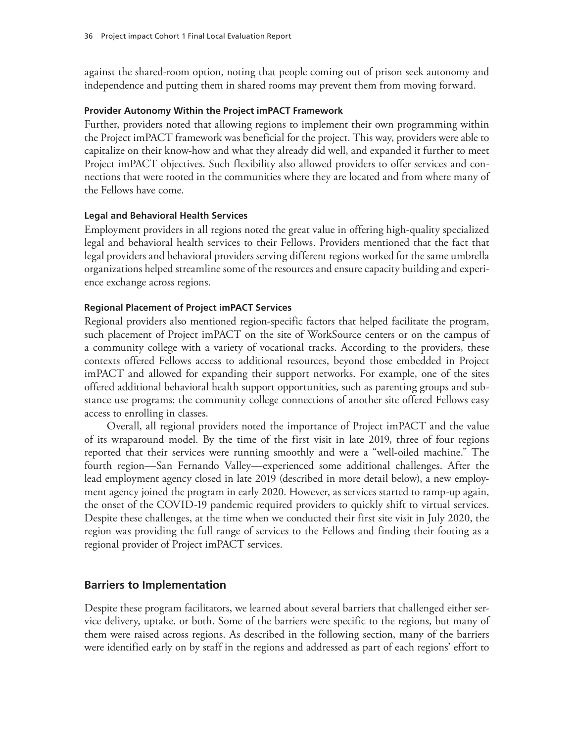against the shared-room option, noting that people coming out of prison seek autonomy and independence and putting them in shared rooms may prevent them from moving forward.

#### Provider Autonomy Within the Project imPACT Framework

Further, providers noted that allowing regions to implement their own programming within the Project imPACT framework was beneficial for the project. This way, providers were able to capitalize on their know-how and what they already did well, and expanded it further to meet Project imPACT objectives. Such flexibility also allowed providers to offer services and connections that were rooted in the communities where they are located and from where many of the Fellows have come.

#### Legal and Behavioral Health Services

Employment providers in all regions noted the great value in offering high-quality specialized legal and behavioral health services to their Fellows. Providers mentioned that the fact that legal providers and behavioral providers serving different regions worked for the same umbrella organizations helped streamline some of the resources and ensure capacity building and experience exchange across regions.

#### Regional Placement of Project imPACT Services

Regional providers also mentioned region-specific factors that helped facilitate the program, such placement of Project imPACT on the site of WorkSource centers or on the campus of a community college with a variety of vocational tracks. According to the providers, these contexts offered Fellows access to additional resources, beyond those embedded in Project imPACT and allowed for expanding their support networks. For example, one of the sites offered additional behavioral health support opportunities, such as parenting groups and substance use programs; the community college connections of another site offered Fellows easy access to enrolling in classes.

Overall, all regional providers noted the importance of Project imPACT and the value of its wraparound model. By the time of the first visit in late 2019, three of four regions reported that their services were running smoothly and were a "well-oiled machine." The fourth region—San Fernando Valley—experienced some additional challenges. After the lead employment agency closed in late 2019 (described in more detail below), a new employment agency joined the program in early 2020. However, as services started to ramp-up again, the onset of the COVID-19 pandemic required providers to quickly shift to virtual services. Despite these challenges, at the time when we conducted their first site visit in July 2020, the region was providing the full range of services to the Fellows and finding their footing as a regional provider of Project imPACT services.

### Barriers to Implementation

Despite these program facilitators, we learned about several barriers that challenged either service delivery, uptake, or both. Some of the barriers were specific to the regions, but many of them were raised across regions. As described in the following section, many of the barriers were identified early on by staff in the regions and addressed as part of each regions' effort to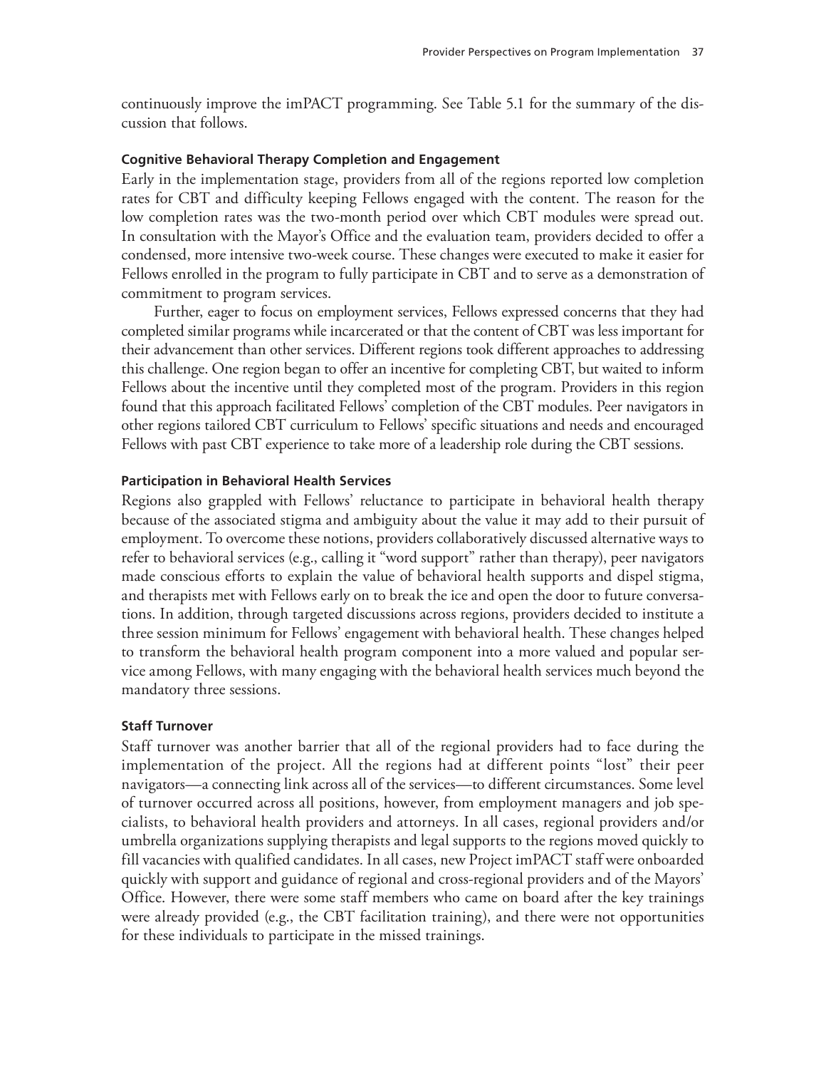continuously improve the imPACT programming. See Table 5.1 for the summary of the discussion that follows.

### Cognitive Behavioral Therapy Completion and Engagement

Early in the implementation stage, providers from all of the regions reported low completion rates for CBT and difficulty keeping Fellows engaged with the content. The reason for the low completion rates was the two-month period over which CBT modules were spread out. In consultation with the Mayor's Office and the evaluation team, providers decided to offer a condensed, more intensive two-week course. These changes were executed to make it easier for Fellows enrolled in the program to fully participate in CBT and to serve as a demonstration of commitment to program services.

Further, eager to focus on employment services, Fellows expressed concerns that they had completed similar programs while incarcerated or that the content of CBT was less important for their advancement than other services. Different regions took different approaches to addressing this challenge. One region began to offer an incentive for completing CBT, but waited to inform Fellows about the incentive until they completed most of the program. Providers in this region found that this approach facilitated Fellows' completion of the CBT modules. Peer navigators in other regions tailored CBT curriculum to Fellows' specific situations and needs and encouraged Fellows with past CBT experience to take more of a leadership role during the CBT sessions.

### Participation in Behavioral Health Services

Regions also grappled with Fellows' reluctance to participate in behavioral health therapy because of the associated stigma and ambiguity about the value it may add to their pursuit of employment. To overcome these notions, providers collaboratively discussed alternative ways to refer to behavioral services (e.g., calling it "word support" rather than therapy), peer navigators made conscious efforts to explain the value of behavioral health supports and dispel stigma, and therapists met with Fellows early on to break the ice and open the door to future conversations. In addition, through targeted discussions across regions, providers decided to institute a three session minimum for Fellows' engagement with behavioral health. These changes helped to transform the behavioral health program component into a more valued and popular service among Fellows, with many engaging with the behavioral health services much beyond the mandatory three sessions.

### Staff Turnover

Staff turnover was another barrier that all of the regional providers had to face during the implementation of the project. All the regions had at different points "lost" their peer navigators—a connecting link across all of the services—to different circumstances. Some level of turnover occurred across all positions, however, from employment managers and job specialists, to behavioral health providers and attorneys. In all cases, regional providers and/or umbrella organizations supplying therapists and legal supports to the regions moved quickly to fill vacancies with qualified candidates. In all cases, new Project imPACT staff were onboarded quickly with support and guidance of regional and cross-regional providers and of the Mayors' Office. However, there were some staff members who came on board after the key trainings were already provided (e.g., the CBT facilitation training), and there were not opportunities for these individuals to participate in the missed trainings.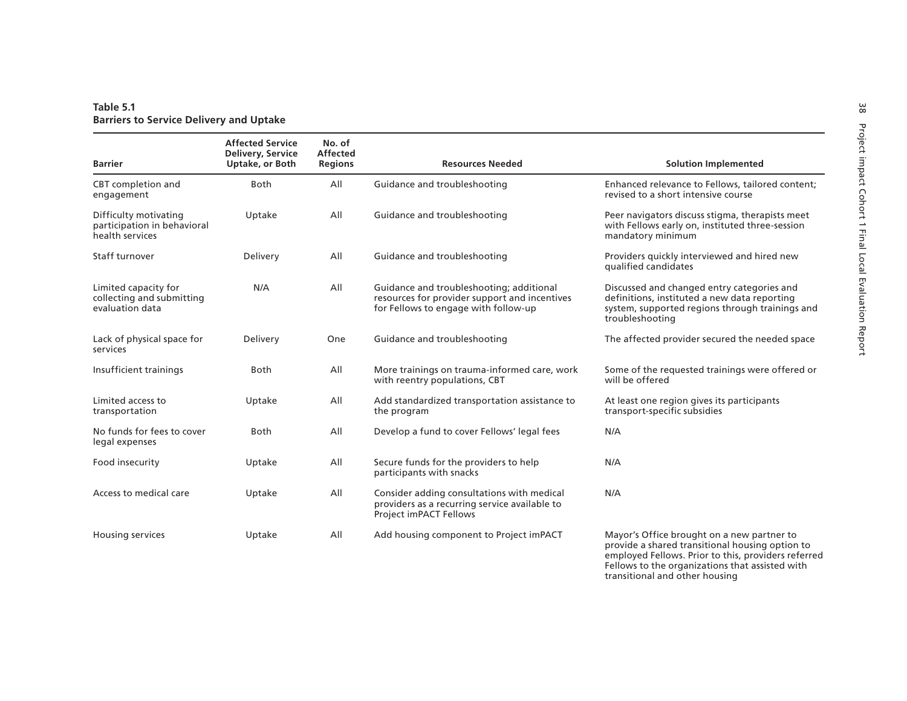**Table 5.1**
**Barriers to Service Delivery and Uptake**

| Barrier | Affected Service Delivery, Service Uptake, or Both | No. of Affected Regions | Resources Needed | Solution Implemented |
|---|---|---|---|---|
| CBT completion and engagement | Both | All | Guidance and troubleshooting | Enhanced relevance to Fellows, tailored content; revised to a short intensive course |
| Difficulty motivating participation in behavioral health services | Uptake | All | Guidance and troubleshooting | Peer navigators discuss stigma, therapists meet with Fellows early on, instituted three-session mandatory minimum |
| Staff turnover | Delivery | All | Guidance and troubleshooting | Providers quickly interviewed and hired new qualified candidates |
| Limited capacity for collecting and submitting evaluation data | N/A | All | Guidance and troubleshooting; additional resources for provider support and incentives for Fellows to engage with follow-up | Discussed and changed entry categories and definitions, instituted a new data reporting system, supported regions through trainings and troubleshooting |
| Lack of physical space for services | Delivery | One | Guidance and troubleshooting | The affected provider secured the needed space |
| Insufficient trainings | Both | All | More trainings on trauma-informed care, work with reentry populations, CBT | Some of the requested trainings were offered or will be offered |
| Limited access to transportation | Uptake | All | Add standardized transportation assistance to the program | At least one region gives its participants transport-specific subsidies |
| No funds for fees to cover legal expenses | Both | All | Develop a fund to cover Fellows' legal fees | N/A |
| Food insecurity | Uptake | All | Secure funds for the providers to help participants with snacks | N/A |
| Access to medical care | Uptake | All | Consider adding consultations with medical providers as a recurring service available to Project imPACT Fellows | N/A |
| Housing services | Uptake | All | Add housing component to Project imPACT | Mayor's Office brought on a new partner to provide a shared transitional housing option to employed Fellows. Prior to this, providers referred Fellows to the organizations that assisted with transitional and other housing |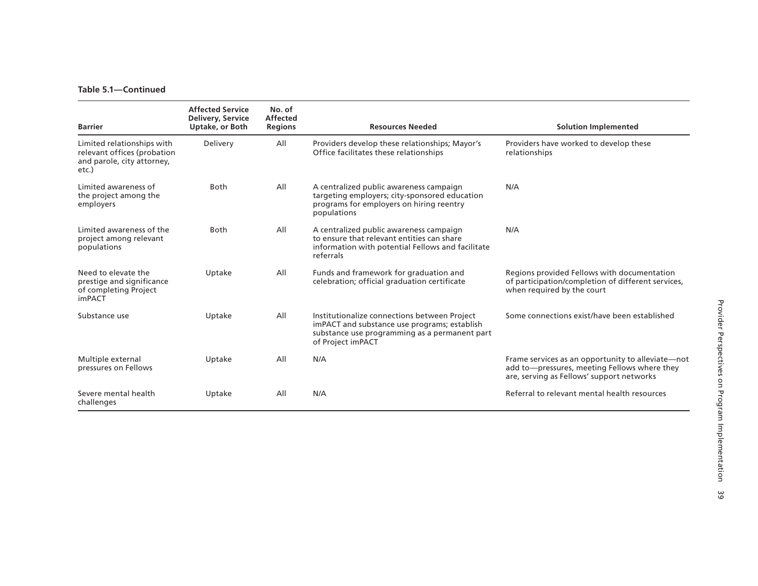**Table 5.1—Continued**

| Barrier | Affected Service Delivery, Service Uptake, or Both | No. of Affected Regions | Resources Needed | Solution Implemented |
|---|---|---|---|---|
| Limited relationships with relevant offices (probation and parole, city attorney, etc.) | Delivery | All | Providers develop these relationships; Mayor's Office facilitates these relationships | Providers have worked to develop these relationships |
| Limited awareness of the project among the employers | Both | All | A centralized public awareness campaign targeting employers; city-sponsored education programs for employers on hiring reentry populations | N/A |
| Limited awareness of the project among relevant populations | Both | All | A centralized public awareness campaign to ensure that relevant entities can share information with potential Fellows and facilitate referrals | N/A |
| Need to elevate the prestige and significance of completing Project imPACT | Uptake | All | Funds and framework for graduation and celebration; official graduation certificate | Regions provided Fellows with documentation of participation/completion of different services, when required by the court |
| Substance use | Uptake | All | Institutionalize connections between Project imPACT and substance use programs; establish substance use programming as a permanent part of Project imPACT | Some connections exist/have been established |
| Multiple external pressures on Fellows | Uptake | All | N/A | Frame services as an opportunity to alleviate—not add to—pressures, meeting Fellows where they are, serving as Fellows' support networks |
| Severe mental health challenges | Uptake | All | N/A | Referral to relevant mental health resources |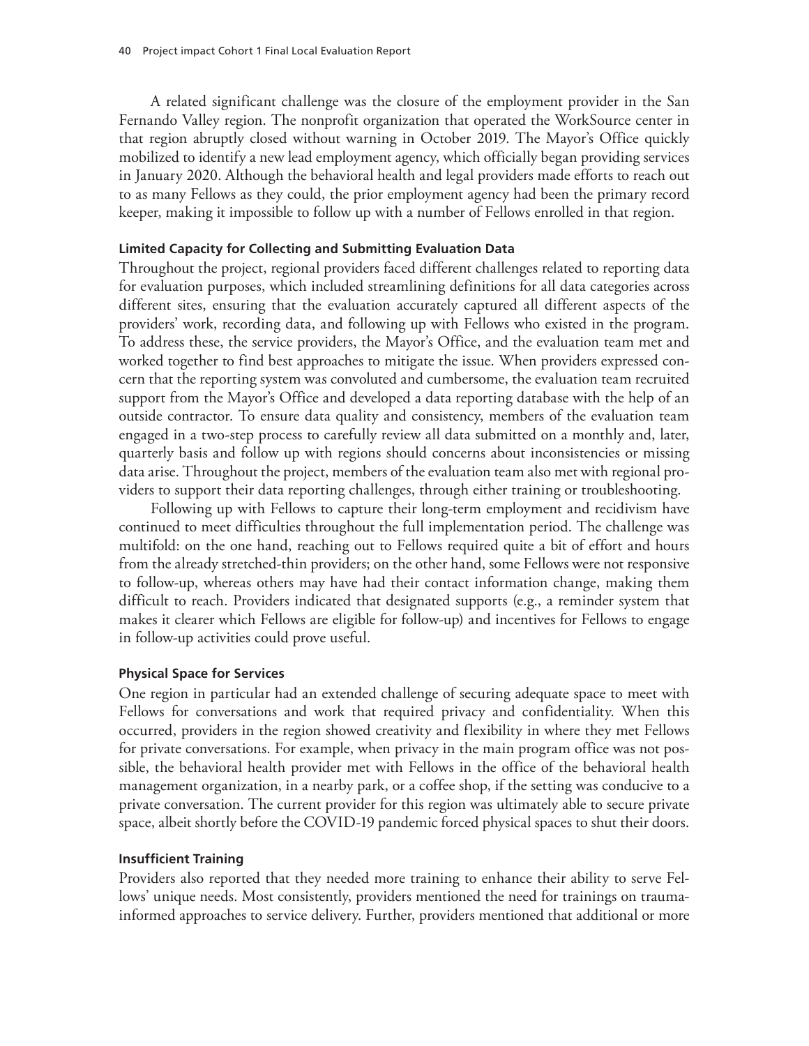A related significant challenge was the closure of the employment provider in the San Fernando Valley region. The nonprofit organization that operated the WorkSource center in that region abruptly closed without warning in October 2019. The Mayor's Office quickly mobilized to identify a new lead employment agency, which officially began providing services in January 2020. Although the behavioral health and legal providers made efforts to reach out to as many Fellows as they could, the prior employment agency had been the primary record keeper, making it impossible to follow up with a number of Fellows enrolled in that region.

#### Limited Capacity for Collecting and Submitting Evaluation Data

Throughout the project, regional providers faced different challenges related to reporting data for evaluation purposes, which included streamlining definitions for all data categories across different sites, ensuring that the evaluation accurately captured all different aspects of the providers' work, recording data, and following up with Fellows who existed in the program. To address these, the service providers, the Mayor's Office, and the evaluation team met and worked together to find best approaches to mitigate the issue. When providers expressed concern that the reporting system was convoluted and cumbersome, the evaluation team recruited support from the Mayor's Office and developed a data reporting database with the help of an outside contractor. To ensure data quality and consistency, members of the evaluation team engaged in a two-step process to carefully review all data submitted on a monthly and, later, quarterly basis and follow up with regions should concerns about inconsistencies or missing data arise. Throughout the project, members of the evaluation team also met with regional providers to support their data reporting challenges, through either training or troubleshooting.

Following up with Fellows to capture their long-term employment and recidivism have continued to meet difficulties throughout the full implementation period. The challenge was multifold: on the one hand, reaching out to Fellows required quite a bit of effort and hours from the already stretched-thin providers; on the other hand, some Fellows were not responsive to follow-up, whereas others may have had their contact information change, making them difficult to reach. Providers indicated that designated supports (e.g., a reminder system that makes it clearer which Fellows are eligible for follow-up) and incentives for Fellows to engage in follow-up activities could prove useful.

#### Physical Space for Services

One region in particular had an extended challenge of securing adequate space to meet with Fellows for conversations and work that required privacy and confidentiality. When this occurred, providers in the region showed creativity and flexibility in where they met Fellows for private conversations. For example, when privacy in the main program office was not possible, the behavioral health provider met with Fellows in the office of the behavioral health management organization, in a nearby park, or a coffee shop, if the setting was conducive to a private conversation. The current provider for this region was ultimately able to secure private space, albeit shortly before the COVID-19 pandemic forced physical spaces to shut their doors.

#### Insufficient Training

Providers also reported that they needed more training to enhance their ability to serve Fellows' unique needs. Most consistently, providers mentioned the need for trainings on trauma-informed approaches to service delivery. Further, providers mentioned that additional or more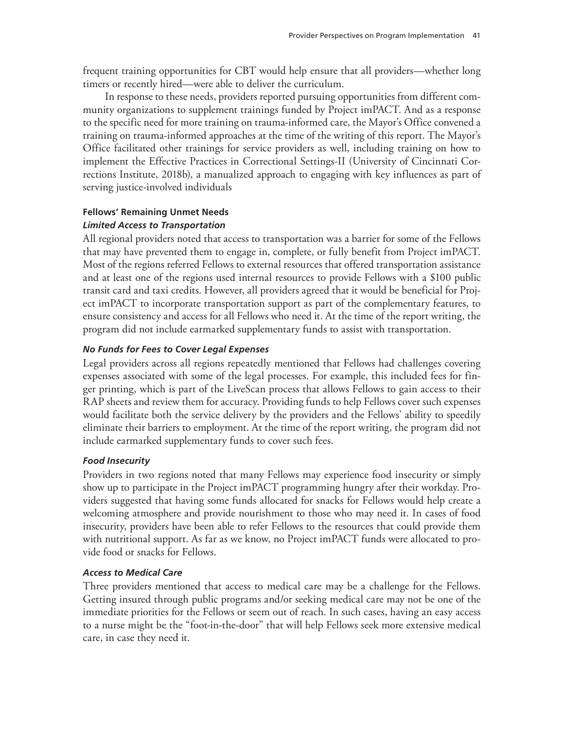frequent training opportunities for CBT would help ensure that all providers—whether long timers or recently hired—were able to deliver the curriculum.

In response to these needs, providers reported pursuing opportunities from different community organizations to supplement trainings funded by Project imPACT. And as a response to the specific need for more training on trauma-informed care, the Mayor's Office convened a training on trauma-informed approaches at the time of the writing of this report. The Mayor's Office facilitated other trainings for service providers as well, including training on how to implement the Effective Practices in Correctional Settings-II (University of Cincinnati Corrections Institute, 2018b), a manualized approach to engaging with key influences as part of serving justice-involved individuals

#### Fellows' Remaining Unmet Needs

##### *Limited Access to Transportation*

All regional providers noted that access to transportation was a barrier for some of the Fellows that may have prevented them to engage in, complete, or fully benefit from Project imPACT. Most of the regions referred Fellows to external resources that offered transportation assistance and at least one of the regions used internal resources to provide Fellows with a $100 public transit card and taxi credits. However, all providers agreed that it would be beneficial for Project imPACT to incorporate transportation support as part of the complementary features, to ensure consistency and access for all Fellows who need it. At the time of the report writing, the program did not include earmarked supplementary funds to assist with transportation.

##### *No Funds for Fees to Cover Legal Expenses*

Legal providers across all regions repeatedly mentioned that Fellows had challenges covering expenses associated with some of the legal processes. For example, this included fees for finger printing, which is part of the LiveScan process that allows Fellows to gain access to their RAP sheets and review them for accuracy. Providing funds to help Fellows cover such expenses would facilitate both the service delivery by the providers and the Fellows' ability to speedily eliminate their barriers to employment. At the time of the report writing, the program did not include earmarked supplementary funds to cover such fees.

##### *Food Insecurity*

Providers in two regions noted that many Fellows may experience food insecurity or simply show up to participate in the Project imPACT programming hungry after their workday. Providers suggested that having some funds allocated for snacks for Fellows would help create a welcoming atmosphere and provide nourishment to those who may need it. In cases of food insecurity, providers have been able to refer Fellows to the resources that could provide them with nutritional support. As far as we know, no Project imPACT funds were allocated to provide food or snacks for Fellows.

##### *Access to Medical Care*

Three providers mentioned that access to medical care may be a challenge for the Fellows. Getting insured through public programs and/or seeking medical care may not be one of the immediate priorities for the Fellows or seem out of reach. In such cases, having an easy access to a nurse might be the "foot-in-the-door" that will help Fellows seek more extensive medical care, in case they need it.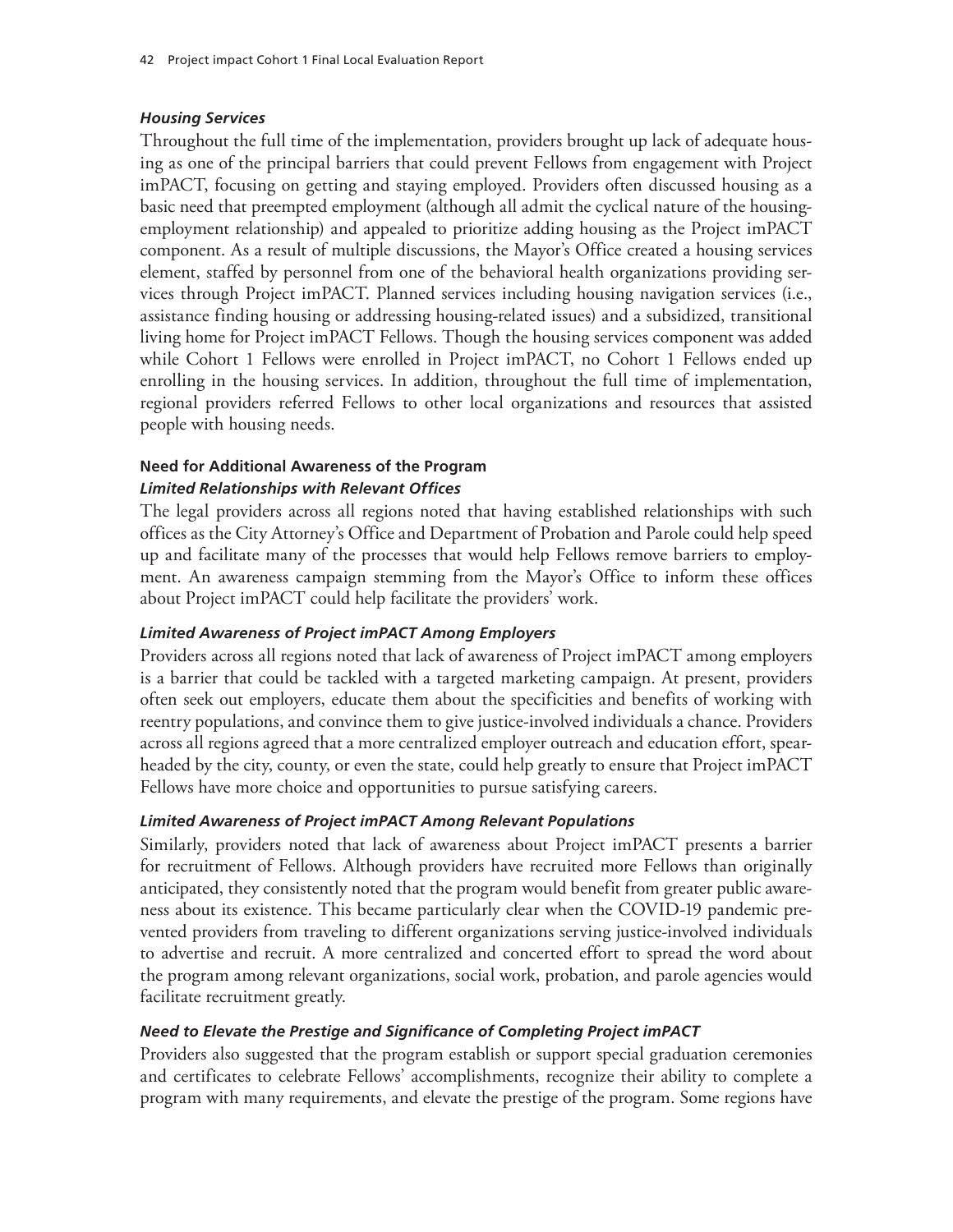#### *Housing Services*

Throughout the full time of the implementation, providers brought up lack of adequate housing as one of the principal barriers that could prevent Fellows from engagement with Project imPACT, focusing on getting and staying employed. Providers often discussed housing as a basic need that preempted employment (although all admit the cyclical nature of the housing-employment relationship) and appealed to prioritize adding housing as the Project imPACT component. As a result of multiple discussions, the Mayor's Office created a housing services element, staffed by personnel from one of the behavioral health organizations providing services through Project imPACT. Planned services including housing navigation services (i.e., assistance finding housing or addressing housing-related issues) and a subsidized, transitional living home for Project imPACT Fellows. Though the housing services component was added while Cohort 1 Fellows were enrolled in Project imPACT, no Cohort 1 Fellows ended up enrolling in the housing services. In addition, throughout the full time of implementation, regional providers referred Fellows to other local organizations and resources that assisted people with housing needs.

### Need for Additional Awareness of the Program

#### *Limited Relationships with Relevant Offices*

The legal providers across all regions noted that having established relationships with such offices as the City Attorney's Office and Department of Probation and Parole could help speed up and facilitate many of the processes that would help Fellows remove barriers to employment. An awareness campaign stemming from the Mayor's Office to inform these offices about Project imPACT could help facilitate the providers' work.

#### *Limited Awareness of Project imPACT Among Employers*

Providers across all regions noted that lack of awareness of Project imPACT among employers is a barrier that could be tackled with a targeted marketing campaign. At present, providers often seek out employers, educate them about the specificities and benefits of working with reentry populations, and convince them to give justice-involved individuals a chance. Providers across all regions agreed that a more centralized employer outreach and education effort, spearheaded by the city, county, or even the state, could help greatly to ensure that Project imPACT Fellows have more choice and opportunities to pursue satisfying careers.

#### *Limited Awareness of Project imPACT Among Relevant Populations*

Similarly, providers noted that lack of awareness about Project imPACT presents a barrier for recruitment of Fellows. Although providers have recruited more Fellows than originally anticipated, they consistently noted that the program would benefit from greater public awareness about its existence. This became particularly clear when the COVID-19 pandemic prevented providers from traveling to different organizations serving justice-involved individuals to advertise and recruit. A more centralized and concerted effort to spread the word about the program among relevant organizations, social work, probation, and parole agencies would facilitate recruitment greatly.

#### *Need to Elevate the Prestige and Significance of Completing Project imPACT*

Providers also suggested that the program establish or support special graduation ceremonies and certificates to celebrate Fellows' accomplishments, recognize their ability to complete a program with many requirements, and elevate the prestige of the program. Some regions have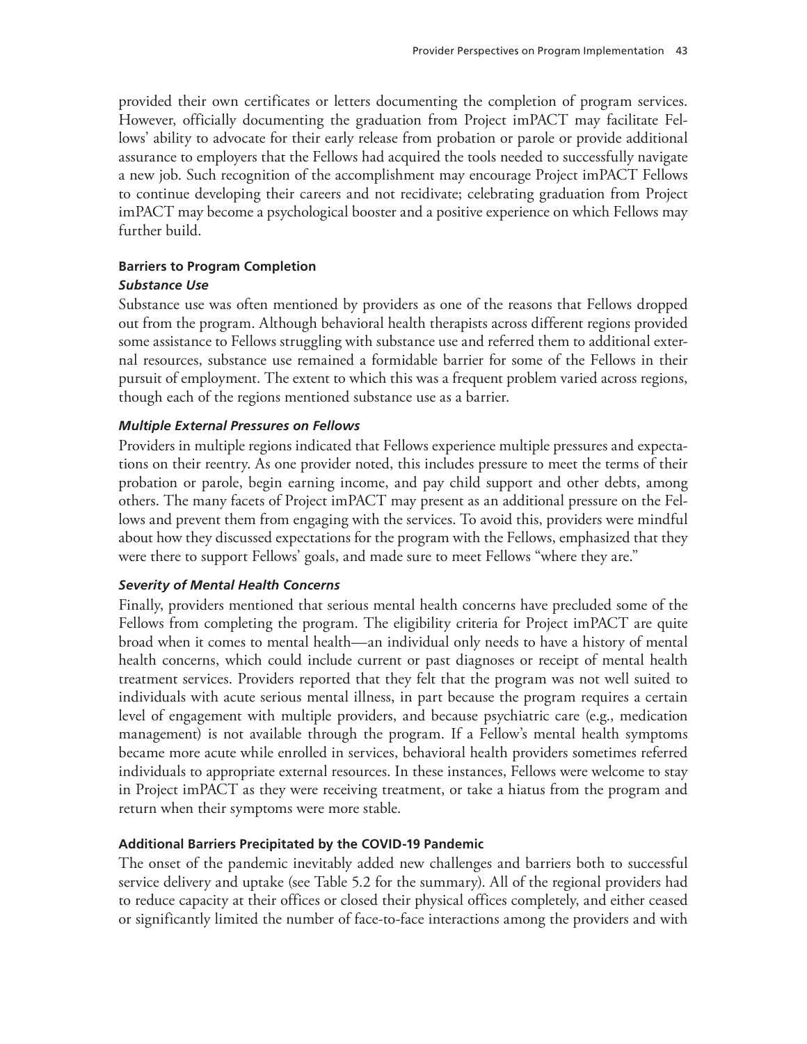provided their own certificates or letters documenting the completion of program services. However, officially documenting the graduation from Project imPACT may facilitate Fellows' ability to advocate for their early release from probation or parole or provide additional assurance to employers that the Fellows had acquired the tools needed to successfully navigate a new job. Such recognition of the accomplishment may encourage Project imPACT Fellows to continue developing their careers and not recidivate; celebrating graduation from Project imPACT may become a psychological booster and a positive experience on which Fellows may further build.

#### Barriers to Program Completion

##### *Substance Use*

Substance use was often mentioned by providers as one of the reasons that Fellows dropped out from the program. Although behavioral health therapists across different regions provided some assistance to Fellows struggling with substance use and referred them to additional external resources, substance use remained a formidable barrier for some of the Fellows in their pursuit of employment. The extent to which this was a frequent problem varied across regions, though each of the regions mentioned substance use as a barrier.

##### *Multiple External Pressures on Fellows*

Providers in multiple regions indicated that Fellows experience multiple pressures and expectations on their reentry. As one provider noted, this includes pressure to meet the terms of their probation or parole, begin earning income, and pay child support and other debts, among others. The many facets of Project imPACT may present as an additional pressure on the Fellows and prevent them from engaging with the services. To avoid this, providers were mindful about how they discussed expectations for the program with the Fellows, emphasized that they were there to support Fellows' goals, and made sure to meet Fellows "where they are."

##### *Severity of Mental Health Concerns*

Finally, providers mentioned that serious mental health concerns have precluded some of the Fellows from completing the program. The eligibility criteria for Project imPACT are quite broad when it comes to mental health—an individual only needs to have a history of mental health concerns, which could include current or past diagnoses or receipt of mental health treatment services. Providers reported that they felt that the program was not well suited to individuals with acute serious mental illness, in part because the program requires a certain level of engagement with multiple providers, and because psychiatric care (e.g., medication management) is not available through the program. If a Fellow's mental health symptoms became more acute while enrolled in services, behavioral health providers sometimes referred individuals to appropriate external resources. In these instances, Fellows were welcome to stay in Project imPACT as they were receiving treatment, or take a hiatus from the program and return when their symptoms were more stable.

#### Additional Barriers Precipitated by the COVID-19 Pandemic

The onset of the pandemic inevitably added new challenges and barriers both to successful service delivery and uptake (see Table 5.2 for the summary). All of the regional providers had to reduce capacity at their offices or closed their physical offices completely, and either ceased or significantly limited the number of face-to-face interactions among the providers and with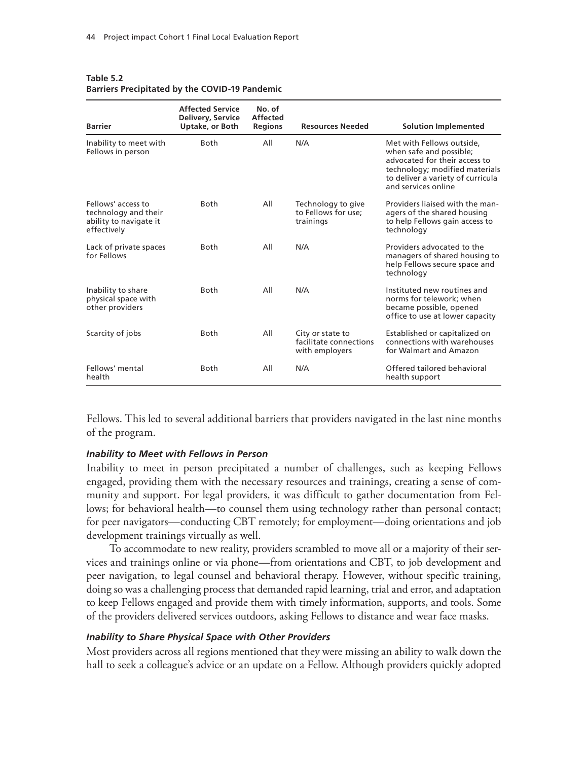**Table 5.2**
**Barriers Precipitated by the COVID-19 Pandemic**

| Barrier | Affected Service Delivery, Service Uptake, or Both | No. of Affected Regions | Resources Needed | Solution Implemented |
|---|---|---|---|---|
| Inability to meet with Fellows in person | Both | All | N/A | Met with Fellows outside, when safe and possible; advocated for their access to technology; modified materials to deliver a variety of curricula and services online |
| Fellows' access to technology and their ability to navigate it effectively | Both | All | Technology to give to Fellows for use; trainings | Providers liaised with the managers of the shared housing to help Fellows gain access to technology |
| Lack of private spaces for Fellows | Both | All | N/A | Providers advocated to the managers of shared housing to help Fellows secure space and technology |
| Inability to share physical space with other providers | Both | All | N/A | Instituted new routines and norms for telework; when became possible, opened office to use at lower capacity |
| Scarcity of jobs | Both | All | City or state to facilitate connections with employers | Established or capitalized on connections with warehouses for Walmart and Amazon |
| Fellows' mental health | Both | All | N/A | Offered tailored behavioral health support |

Fellows. This led to several additional barriers that providers navigated in the last nine months of the program.

### *Inability to Meet with Fellows in Person*

Inability to meet in person precipitated a number of challenges, such as keeping Fellows engaged, providing them with the necessary resources and trainings, creating a sense of community and support. For legal providers, it was difficult to gather documentation from Fellows; for behavioral health—to counsel them using technology rather than personal contact; for peer navigators—conducting CBT remotely; for employment—doing orientations and job development trainings virtually as well.

To accommodate to new reality, providers scrambled to move all or a majority of their services and trainings online or via phone—from orientations and CBT, to job development and peer navigation, to legal counsel and behavioral therapy. However, without specific training, doing so was a challenging process that demanded rapid learning, trial and error, and adaptation to keep Fellows engaged and provide them with timely information, supports, and tools. Some of the providers delivered services outdoors, asking Fellows to distance and wear face masks.

### *Inability to Share Physical Space with Other Providers*

Most providers across all regions mentioned that they were missing an ability to walk down the hall to seek a colleague's advice or an update on a Fellow. Although providers quickly adopted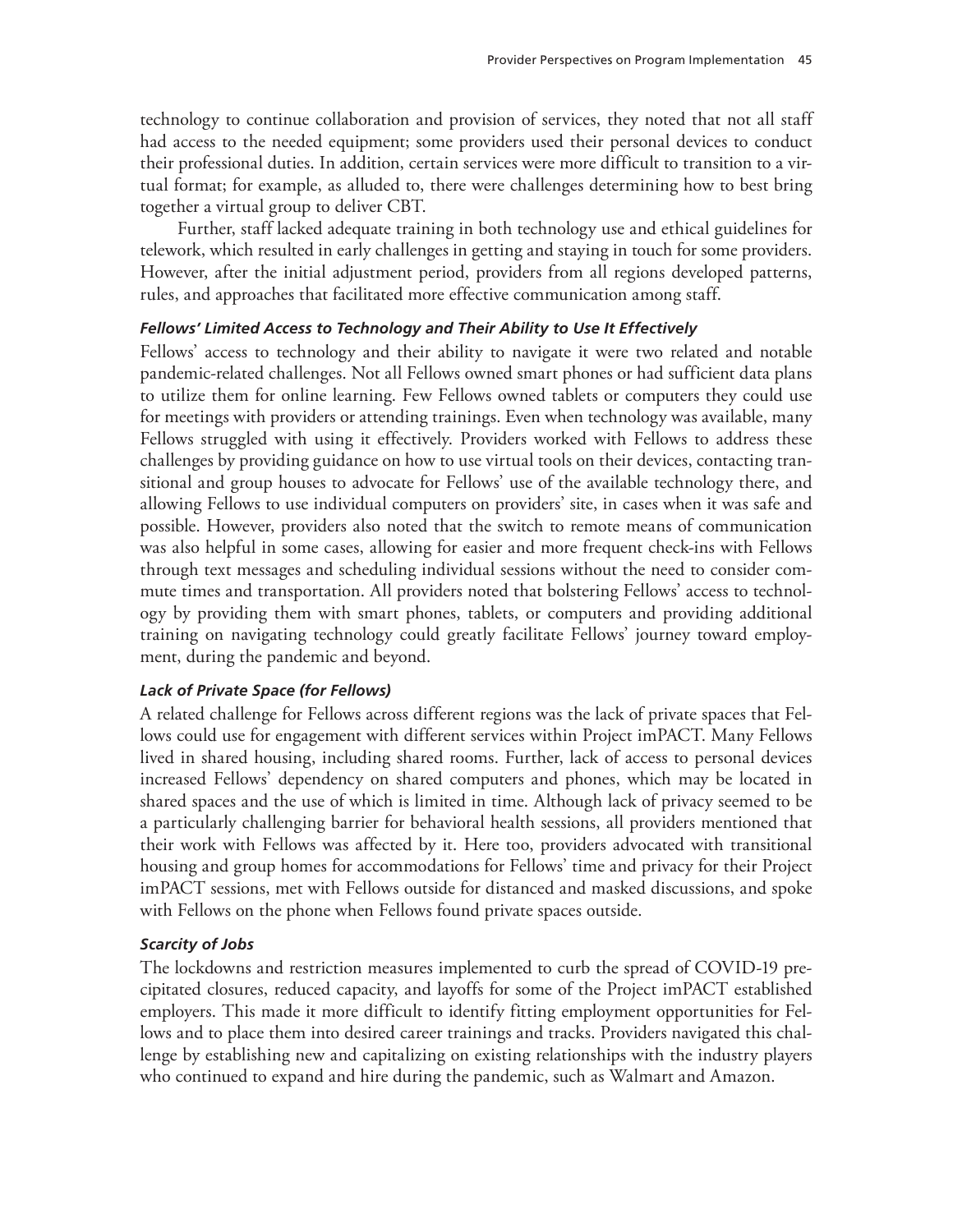technology to continue collaboration and provision of services, they noted that not all staff had access to the needed equipment; some providers used their personal devices to conduct their professional duties. In addition, certain services were more difficult to transition to a virtual format; for example, as alluded to, there were challenges determining how to best bring together a virtual group to deliver CBT.

Further, staff lacked adequate training in both technology use and ethical guidelines for telework, which resulted in early challenges in getting and staying in touch for some providers. However, after the initial adjustment period, providers from all regions developed patterns, rules, and approaches that facilitated more effective communication among staff.

#### *Fellows' Limited Access to Technology and Their Ability to Use It Effectively*

Fellows' access to technology and their ability to navigate it were two related and notable pandemic-related challenges. Not all Fellows owned smart phones or had sufficient data plans to utilize them for online learning. Few Fellows owned tablets or computers they could use for meetings with providers or attending trainings. Even when technology was available, many Fellows struggled with using it effectively. Providers worked with Fellows to address these challenges by providing guidance on how to use virtual tools on their devices, contacting transitional and group houses to advocate for Fellows' use of the available technology there, and allowing Fellows to use individual computers on providers' site, in cases when it was safe and possible. However, providers also noted that the switch to remote means of communication was also helpful in some cases, allowing for easier and more frequent check-ins with Fellows through text messages and scheduling individual sessions without the need to consider commute times and transportation. All providers noted that bolstering Fellows' access to technology by providing them with smart phones, tablets, or computers and providing additional training on navigating technology could greatly facilitate Fellows' journey toward employment, during the pandemic and beyond.

#### *Lack of Private Space (for Fellows)*

A related challenge for Fellows across different regions was the lack of private spaces that Fellows could use for engagement with different services within Project imPACT. Many Fellows lived in shared housing, including shared rooms. Further, lack of access to personal devices increased Fellows' dependency on shared computers and phones, which may be located in shared spaces and the use of which is limited in time. Although lack of privacy seemed to be a particularly challenging barrier for behavioral health sessions, all providers mentioned that their work with Fellows was affected by it. Here too, providers advocated with transitional housing and group homes for accommodations for Fellows' time and privacy for their Project imPACT sessions, met with Fellows outside for distanced and masked discussions, and spoke with Fellows on the phone when Fellows found private spaces outside.

#### *Scarcity of Jobs*

The lockdowns and restriction measures implemented to curb the spread of COVID-19 precipitated closures, reduced capacity, and layoffs for some of the Project imPACT established employers. This made it more difficult to identify fitting employment opportunities for Fellows and to place them into desired career trainings and tracks. Providers navigated this challenge by establishing new and capitalizing on existing relationships with the industry players who continued to expand and hire during the pandemic, such as Walmart and Amazon.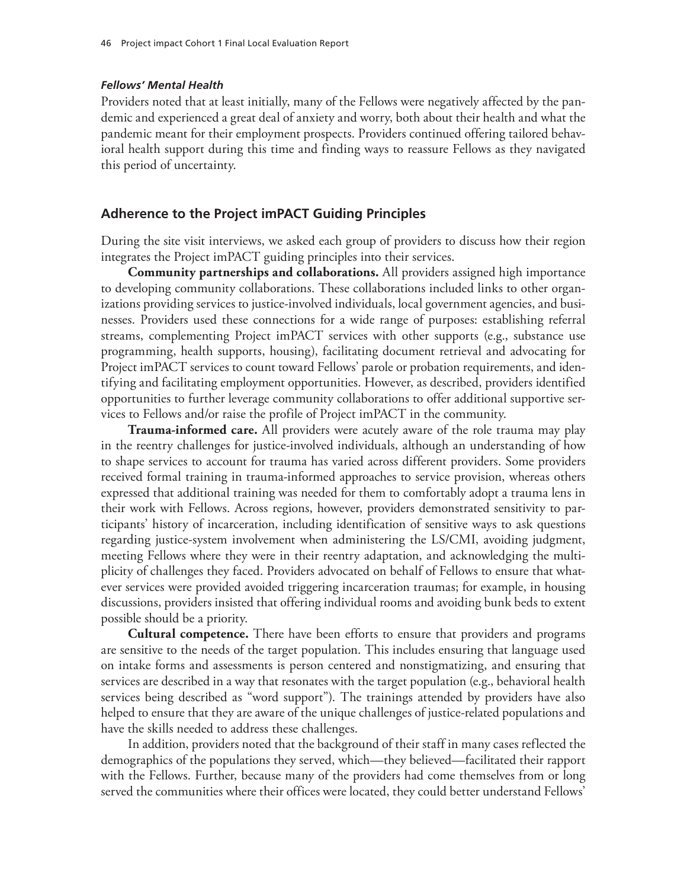#### *Fellows' Mental Health*

Providers noted that at least initially, many of the Fellows were negatively affected by the pandemic and experienced a great deal of anxiety and worry, both about their health and what the pandemic meant for their employment prospects. Providers continued offering tailored behavioral health support during this time and finding ways to reassure Fellows as they navigated this period of uncertainty.

## Adherence to the Project imPACT Guiding Principles

During the site visit interviews, we asked each group of providers to discuss how their region integrates the Project imPACT guiding principles into their services.

**Community partnerships and collaborations.** All providers assigned high importance to developing community collaborations. These collaborations included links to other organizations providing services to justice-involved individuals, local government agencies, and businesses. Providers used these connections for a wide range of purposes: establishing referral streams, complementing Project imPACT services with other supports (e.g., substance use programming, health supports, housing), facilitating document retrieval and advocating for Project imPACT services to count toward Fellows' parole or probation requirements, and identifying and facilitating employment opportunities. However, as described, providers identified opportunities to further leverage community collaborations to offer additional supportive services to Fellows and/or raise the profile of Project imPACT in the community.

**Trauma-informed care.** All providers were acutely aware of the role trauma may play in the reentry challenges for justice-involved individuals, although an understanding of how to shape services to account for trauma has varied across different providers. Some providers received formal training in trauma-informed approaches to service provision, whereas others expressed that additional training was needed for them to comfortably adopt a trauma lens in their work with Fellows. Across regions, however, providers demonstrated sensitivity to participants' history of incarceration, including identification of sensitive ways to ask questions regarding justice-system involvement when administering the LS/CMI, avoiding judgment, meeting Fellows where they were in their reentry adaptation, and acknowledging the multiplicity of challenges they faced. Providers advocated on behalf of Fellows to ensure that whatever services were provided avoided triggering incarceration traumas; for example, in housing discussions, providers insisted that offering individual rooms and avoiding bunk beds to extent possible should be a priority.

**Cultural competence.** There have been efforts to ensure that providers and programs are sensitive to the needs of the target population. This includes ensuring that language used on intake forms and assessments is person centered and nonstigmatizing, and ensuring that services are described in a way that resonates with the target population (e.g., behavioral health services being described as "word support"). The trainings attended by providers have also helped to ensure that they are aware of the unique challenges of justice-related populations and have the skills needed to address these challenges.

In addition, providers noted that the background of their staff in many cases reflected the demographics of the populations they served, which—they believed—facilitated their rapport with the Fellows. Further, because many of the providers had come themselves from or long served the communities where their offices were located, they could better understand Fellows'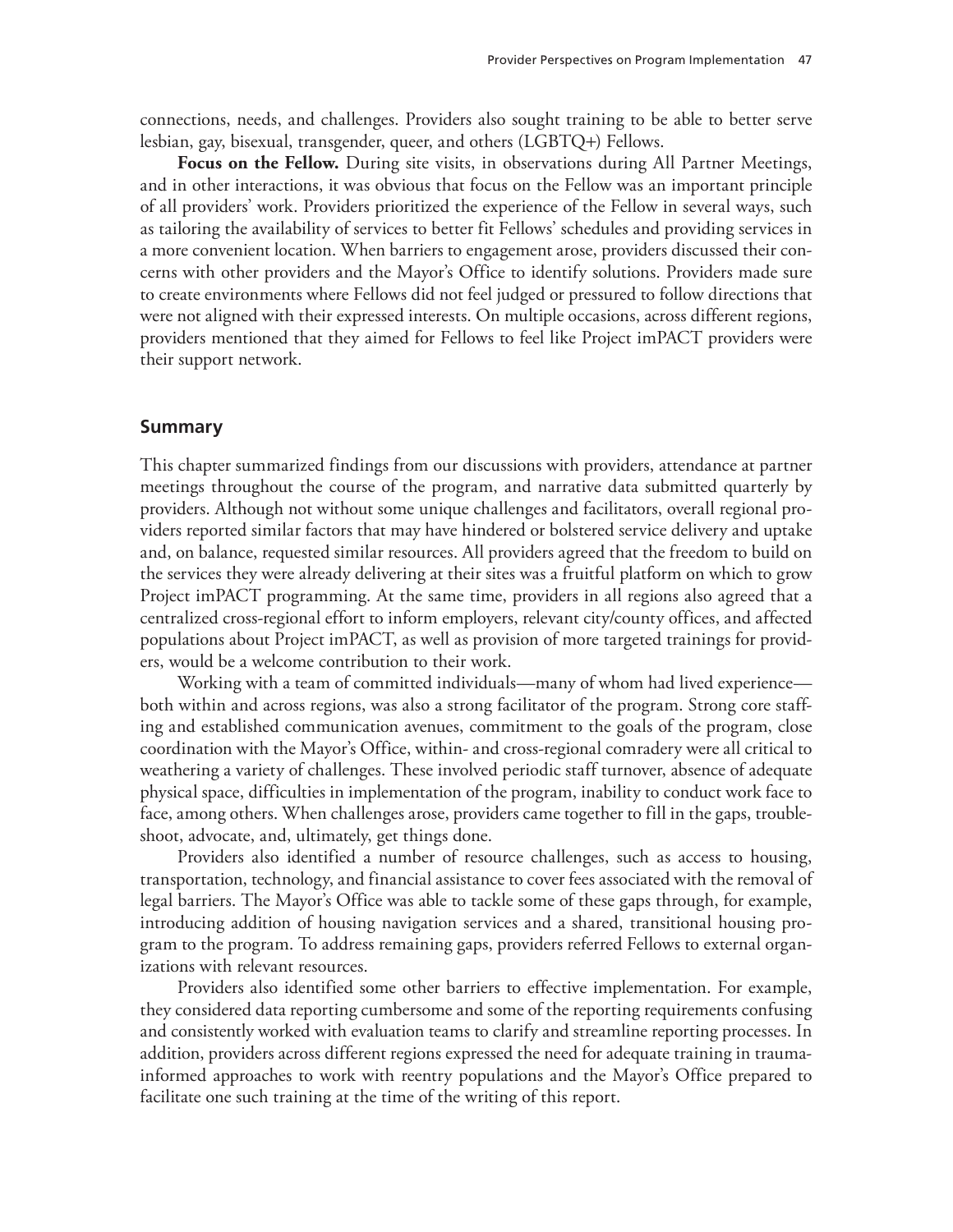connections, needs, and challenges. Providers also sought training to be able to better serve lesbian, gay, bisexual, transgender, queer, and others (LGBTQ+) Fellows.

**Focus on the Fellow.** During site visits, in observations during All Partner Meetings, and in other interactions, it was obvious that focus on the Fellow was an important principle of all providers' work. Providers prioritized the experience of the Fellow in several ways, such as tailoring the availability of services to better fit Fellows' schedules and providing services in a more convenient location. When barriers to engagement arose, providers discussed their concerns with other providers and the Mayor's Office to identify solutions. Providers made sure to create environments where Fellows did not feel judged or pressured to follow directions that were not aligned with their expressed interests. On multiple occasions, across different regions, providers mentioned that they aimed for Fellows to feel like Project imPACT providers were their support network.

## Summary

This chapter summarized findings from our discussions with providers, attendance at partner meetings throughout the course of the program, and narrative data submitted quarterly by providers. Although not without some unique challenges and facilitators, overall regional providers reported similar factors that may have hindered or bolstered service delivery and uptake and, on balance, requested similar resources. All providers agreed that the freedom to build on the services they were already delivering at their sites was a fruitful platform on which to grow Project imPACT programming. At the same time, providers in all regions also agreed that a centralized cross-regional effort to inform employers, relevant city/county offices, and affected populations about Project imPACT, as well as provision of more targeted trainings for providers, would be a welcome contribution to their work.

Working with a team of committed individuals—many of whom had lived experience—both within and across regions, was also a strong facilitator of the program. Strong core staffing and established communication avenues, commitment to the goals of the program, close coordination with the Mayor's Office, within- and cross-regional comradery were all critical to weathering a variety of challenges. These involved periodic staff turnover, absence of adequate physical space, difficulties in implementation of the program, inability to conduct work face to face, among others. When challenges arose, providers came together to fill in the gaps, troubleshoot, advocate, and, ultimately, get things done.

Providers also identified a number of resource challenges, such as access to housing, transportation, technology, and financial assistance to cover fees associated with the removal of legal barriers. The Mayor's Office was able to tackle some of these gaps through, for example, introducing addition of housing navigation services and a shared, transitional housing program to the program. To address remaining gaps, providers referred Fellows to external organizations with relevant resources.

Providers also identified some other barriers to effective implementation. For example, they considered data reporting cumbersome and some of the reporting requirements confusing and consistently worked with evaluation teams to clarify and streamline reporting processes. In addition, providers across different regions expressed the need for adequate training in trauma-informed approaches to work with reentry populations and the Mayor's Office prepared to facilitate one such training at the time of the writing of this report.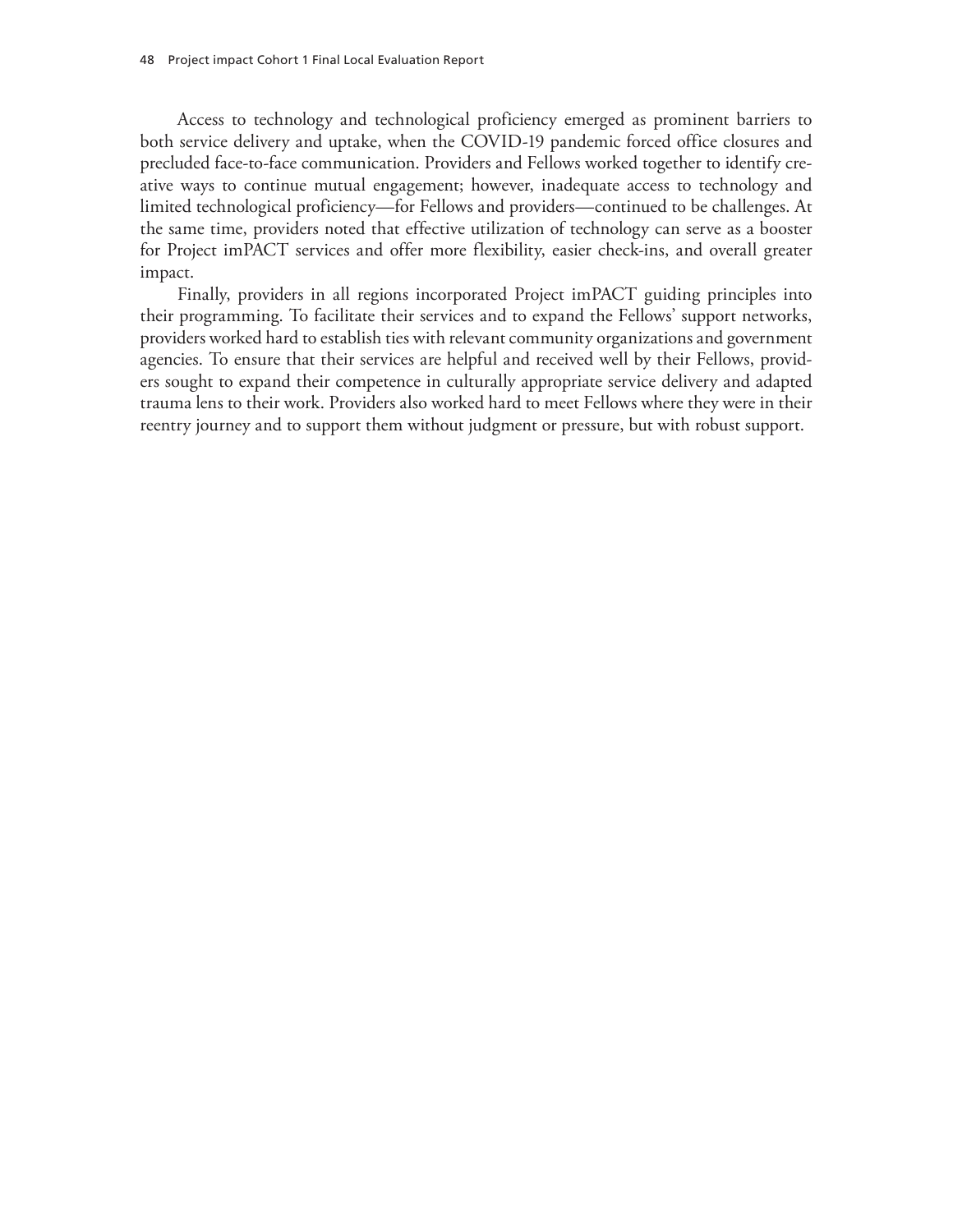Access to technology and technological proficiency emerged as prominent barriers to both service delivery and uptake, when the COVID-19 pandemic forced office closures and precluded face-to-face communication. Providers and Fellows worked together to identify creative ways to continue mutual engagement; however, inadequate access to technology and limited technological proficiency—for Fellows and providers—continued to be challenges. At the same time, providers noted that effective utilization of technology can serve as a booster for Project imPACT services and offer more flexibility, easier check-ins, and overall greater impact.

Finally, providers in all regions incorporated Project imPACT guiding principles into their programming. To facilitate their services and to expand the Fellows' support networks, providers worked hard to establish ties with relevant community organizations and government agencies. To ensure that their services are helpful and received well by their Fellows, providers sought to expand their competence in culturally appropriate service delivery and adapted trauma lens to their work. Providers also worked hard to meet Fellows where they were in their reentry journey and to support them without judgment or pressure, but with robust support.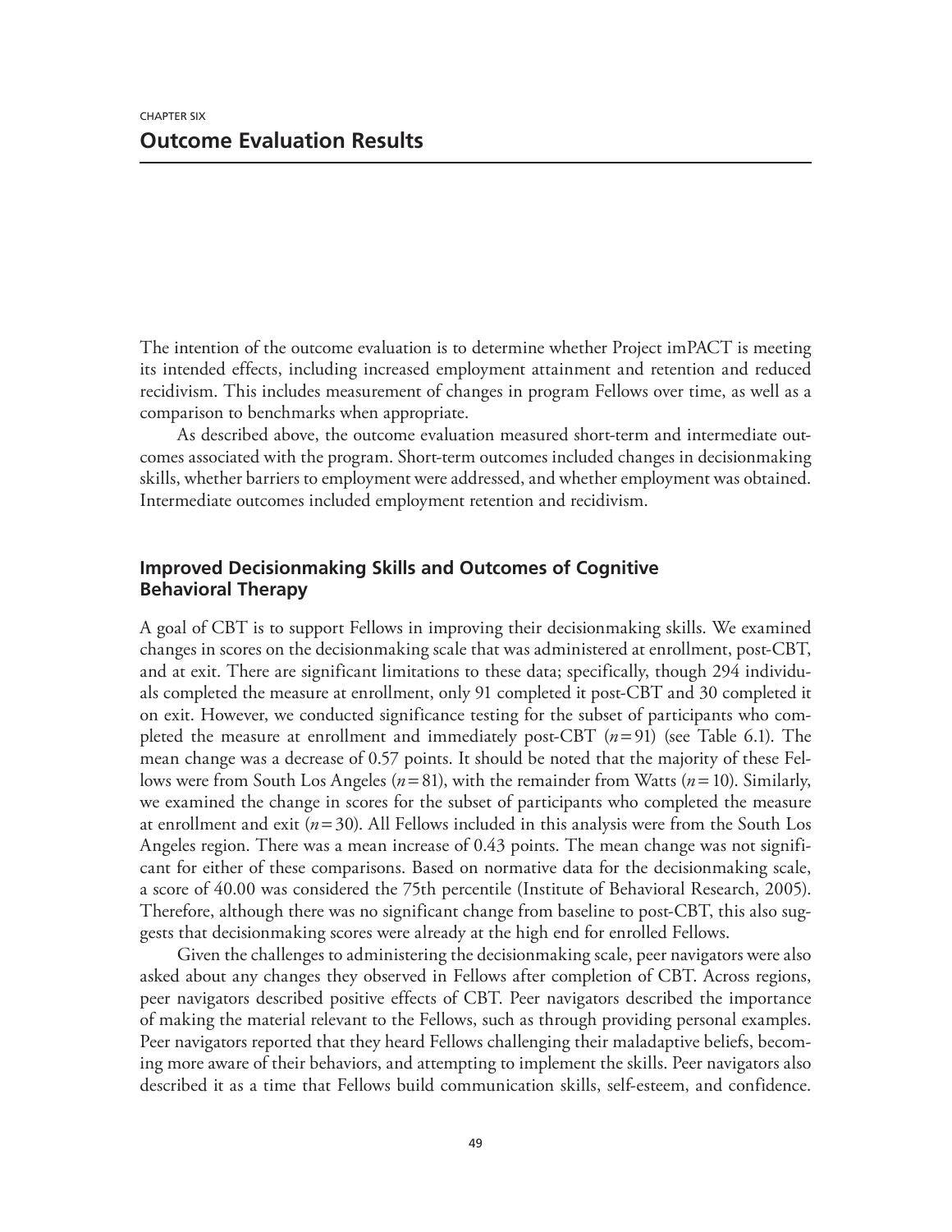CHAPTER SIX

# Outcome Evaluation Results

The intention of the outcome evaluation is to determine whether Project imPACT is meeting its intended effects, including increased employment attainment and retention and reduced recidivism. This includes measurement of changes in program Fellows over time, as well as a comparison to benchmarks when appropriate.

As described above, the outcome evaluation measured short-term and intermediate outcomes associated with the program. Short-term outcomes included changes in decisionmaking skills, whether barriers to employment were addressed, and whether employment was obtained. Intermediate outcomes included employment retention and recidivism.

## Improved Decisionmaking Skills and Outcomes of Cognitive Behavioral Therapy

A goal of CBT is to support Fellows in improving their decisionmaking skills. We examined changes in scores on the decisionmaking scale that was administered at enrollment, post-CBT, and at exit. There are significant limitations to these data; specifically, though 294 individuals completed the measure at enrollment, only 91 completed it post-CBT and 30 completed it on exit. However, we conducted significance testing for the subset of participants who completed the measure at enrollment and immediately post-CBT ($n = 91$) (see Table 6.1). The mean change was a decrease of 0.57 points. It should be noted that the majority of these Fellows were from South Los Angeles ($n = 81$), with the remainder from Watts ($n = 10$). Similarly, we examined the change in scores for the subset of participants who completed the measure at enrollment and exit ($n = 30$). All Fellows included in this analysis were from the South Los Angeles region. There was a mean increase of 0.43 points. The mean change was not significant for either of these comparisons. Based on normative data for the decisionmaking scale, a score of 40.00 was considered the 75th percentile (Institute of Behavioral Research, 2005). Therefore, although there was no significant change from baseline to post-CBT, this also suggests that decisionmaking scores were already at the high end for enrolled Fellows.

Given the challenges to administering the decisionmaking scale, peer navigators were also asked about any changes they observed in Fellows after completion of CBT. Across regions, peer navigators described positive effects of CBT. Peer navigators described the importance of making the material relevant to the Fellows, such as through providing personal examples. Peer navigators reported that they heard Fellows challenging their maladaptive beliefs, becoming more aware of their behaviors, and attempting to implement the skills. Peer navigators also described it as a time that Fellows build communication skills, self-esteem, and confidence.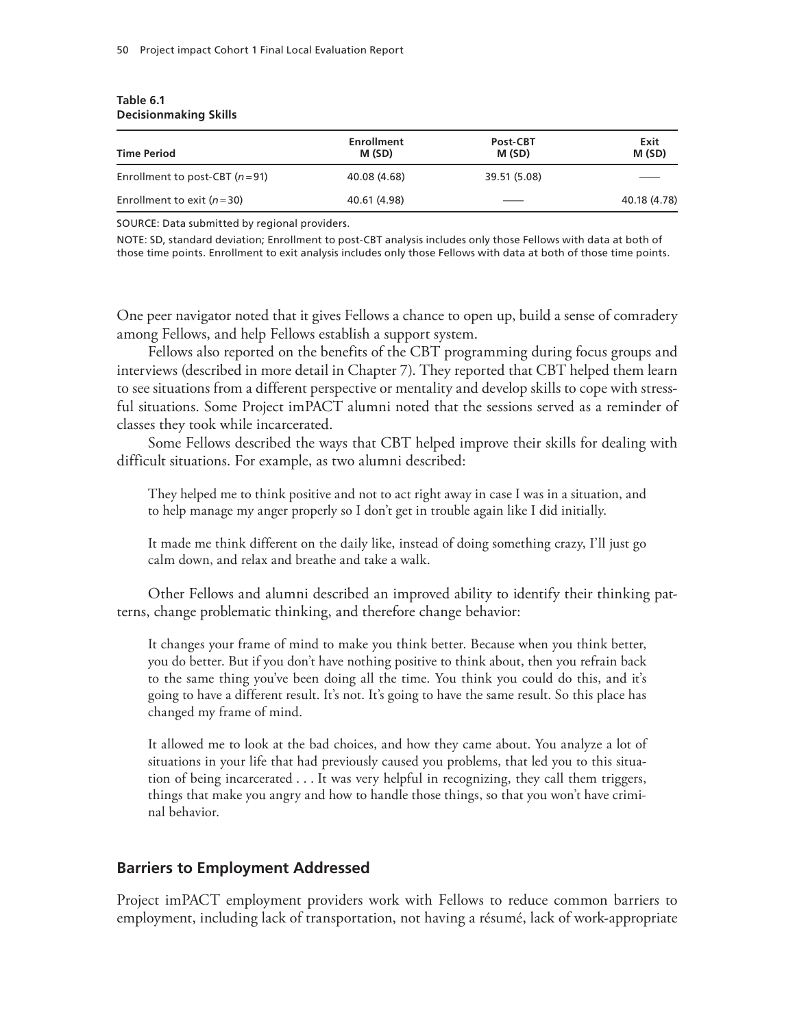**Table 6.1**
**Decisionmaking Skills**

| Time Period | Enrollment M (SD) | Post-CBT M (SD) | Exit M (SD) |
|---|---|---|---|
| Enrollment to post-CBT ($n = 91$) | 40.08 (4.68) | 39.51 (5.08) | —— |
| Enrollment to exit ($n = 30$) | 40.61 (4.98) | —— | 40.18 (4.78) |

SOURCE: Data submitted by regional providers.

NOTE: SD, standard deviation; Enrollment to post-CBT analysis includes only those Fellows with data at both of those time points. Enrollment to exit analysis includes only those Fellows with data at both of those time points.

One peer navigator noted that it gives Fellows a chance to open up, build a sense of comradery among Fellows, and help Fellows establish a support system.

Fellows also reported on the benefits of the CBT programming during focus groups and interviews (described in more detail in Chapter 7). They reported that CBT helped them learn to see situations from a different perspective or mentality and develop skills to cope with stressful situations. Some Project imPACT alumni noted that the sessions served as a reminder of classes they took while incarcerated.

Some Fellows described the ways that CBT helped improve their skills for dealing with difficult situations. For example, as two alumni described:

> They helped me to think positive and not to act right away in case I was in a situation, and to help manage my anger properly so I don't get in trouble again like I did initially.

> It made me think different on the daily like, instead of doing something crazy, I'll just go calm down, and relax and breathe and take a walk.

Other Fellows and alumni described an improved ability to identify their thinking patterns, change problematic thinking, and therefore change behavior:

> It changes your frame of mind to make you think better. Because when you think better, you do better. But if you don't have nothing positive to think about, then you refrain back to the same thing you've been doing all the time. You think you could do this, and it's going to have a different result. It's not. It's going to have the same result. So this place has changed my frame of mind.

> It allowed me to look at the bad choices, and how they came about. You analyze a lot of situations in your life that had previously caused you problems, that led you to this situation of being incarcerated . . . It was very helpful in recognizing, they call them triggers, things that make you angry and how to handle those things, so that you won't have criminal behavior.

## Barriers to Employment Addressed

Project imPACT employment providers work with Fellows to reduce common barriers to employment, including lack of transportation, not having a résumé, lack of work-appropriate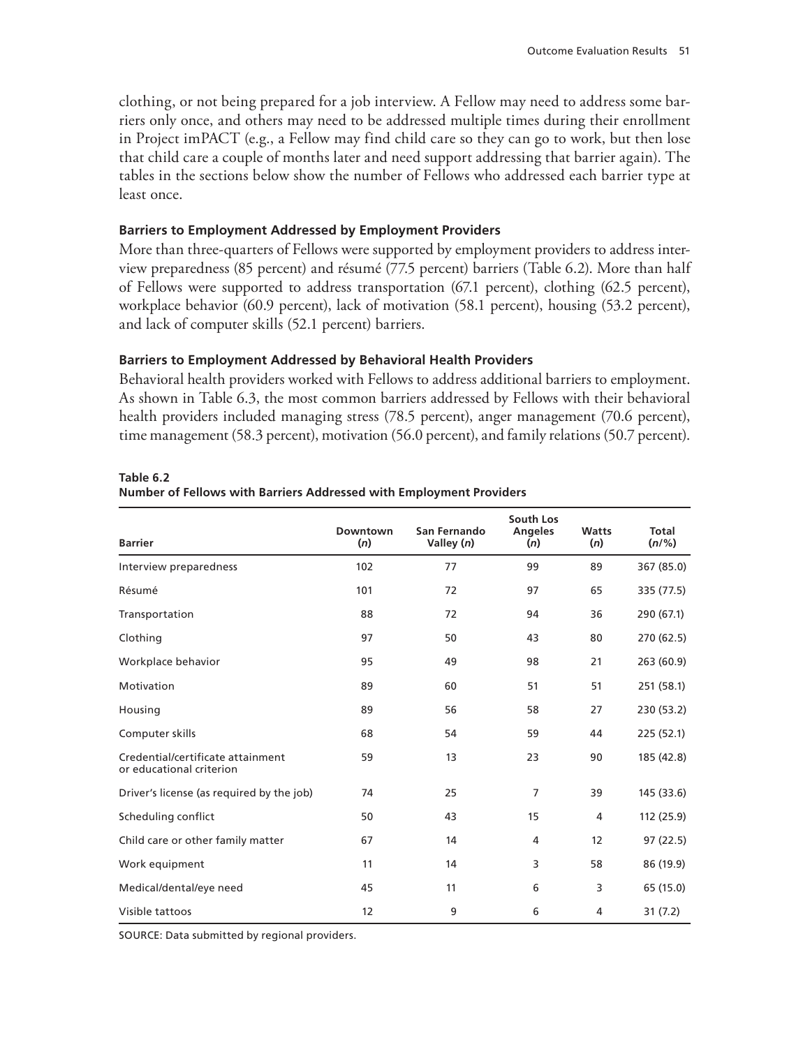clothing, or not being prepared for a job interview. A Fellow may need to address some barriers only once, and others may need to be addressed multiple times during their enrollment in Project imPACT (e.g., a Fellow may find child care so they can go to work, but then lose that child care a couple of months later and need support addressing that barrier again). The tables in the sections below show the number of Fellows who addressed each barrier type at least once.

### Barriers to Employment Addressed by Employment Providers

More than three-quarters of Fellows were supported by employment providers to address interview preparedness (85 percent) and résumé (77.5 percent) barriers (Table 6.2). More than half of Fellows were supported to address transportation (67.1 percent), clothing (62.5 percent), workplace behavior (60.9 percent), lack of motivation (58.1 percent), housing (53.2 percent), and lack of computer skills (52.1 percent) barriers.

### Barriers to Employment Addressed by Behavioral Health Providers

Behavioral health providers worked with Fellows to address additional barriers to employment. As shown in Table 6.3, the most common barriers addressed by Fellows with their behavioral health providers included managing stress (78.5 percent), anger management (70.6 percent), time management (58.3 percent), motivation (56.0 percent), and family relations (50.7 percent).

**Table 6.2**
**Number of Fellows with Barriers Addressed with Employment Providers**

| Barrier | Downtown (*n*) | San Fernando Valley (*n*) | South Los Angeles (*n*) | Watts (*n*) | Total (*n*/%) |
|---|---|---|---|---|---|
| Interview preparedness | 102 | 77 | 99 | 89 | 367 (85.0) |
| Résumé | 101 | 72 | 97 | 65 | 335 (77.5) |
| Transportation | 88 | 72 | 94 | 36 | 290 (67.1) |
| Clothing | 97 | 50 | 43 | 80 | 270 (62.5) |
| Workplace behavior | 95 | 49 | 98 | 21 | 263 (60.9) |
| Motivation | 89 | 60 | 51 | 51 | 251 (58.1) |
| Housing | 89 | 56 | 58 | 27 | 230 (53.2) |
| Computer skills | 68 | 54 | 59 | 44 | 225 (52.1) |
| Credential/certificate attainment or educational criterion | 59 | 13 | 23 | 90 | 185 (42.8) |
| Driver's license (as required by the job) | 74 | 25 | 7 | 39 | 145 (33.6) |
| Scheduling conflict | 50 | 43 | 15 | 4 | 112 (25.9) |
| Child care or other family matter | 67 | 14 | 4 | 12 | 97 (22.5) |
| Work equipment | 11 | 14 | 3 | 58 | 86 (19.9) |
| Medical/dental/eye need | 45 | 11 | 6 | 3 | 65 (15.0) |
| Visible tattoos | 12 | 9 | 6 | 4 | 31 (7.2) |

SOURCE: Data submitted by regional providers.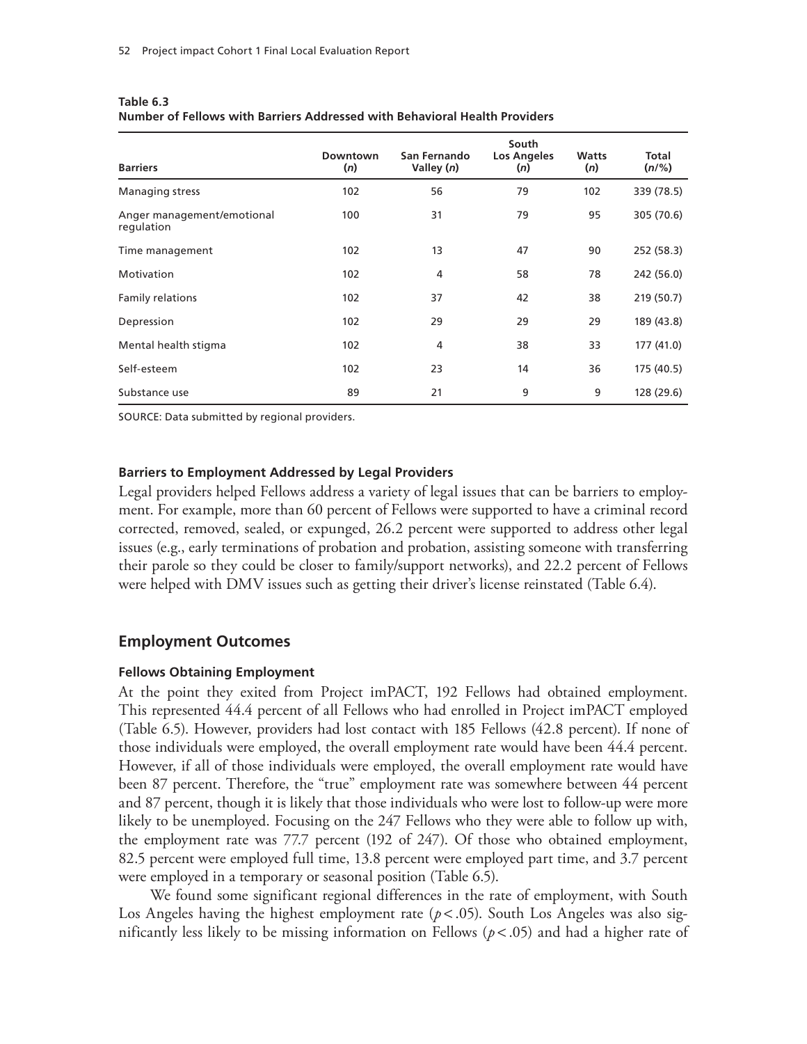**Table 6.3**
**Number of Fellows with Barriers Addressed with Behavioral Health Providers**

| Barriers | Downtown (*n*) | San Fernando Valley (*n*) | South Los Angeles (*n*) | Watts (*n*) | Total (*n*/%) |
|---|---|---|---|---|---|
| Managing stress | 102 | 56 | 79 | 102 | 339 (78.5) |
| Anger management/emotional regulation | 100 | 31 | 79 | 95 | 305 (70.6) |
| Time management | 102 | 13 | 47 | 90 | 252 (58.3) |
| Motivation | 102 | 4 | 58 | 78 | 242 (56.0) |
| Family relations | 102 | 37 | 42 | 38 | 219 (50.7) |
| Depression | 102 | 29 | 29 | 29 | 189 (43.8) |
| Mental health stigma | 102 | 4 | 38 | 33 | 177 (41.0) |
| Self-esteem | 102 | 23 | 14 | 36 | 175 (40.5) |
| Substance use | 89 | 21 | 9 | 9 | 128 (29.6) |

SOURCE: Data submitted by regional providers.

### Barriers to Employment Addressed by Legal Providers

Legal providers helped Fellows address a variety of legal issues that can be barriers to employment. For example, more than 60 percent of Fellows were supported to have a criminal record corrected, removed, sealed, or expunged, 26.2 percent were supported to address other legal issues (e.g., early terminations of probation and probation, assisting someone with transferring their parole so they could be closer to family/support networks), and 22.2 percent of Fellows were helped with DMV issues such as getting their driver's license reinstated (Table 6.4).

## Employment Outcomes

### Fellows Obtaining Employment

At the point they exited from Project imPACT, 192 Fellows had obtained employment. This represented 44.4 percent of all Fellows who had enrolled in Project imPACT employed (Table 6.5). However, providers had lost contact with 185 Fellows (42.8 percent). If none of those individuals were employed, the overall employment rate would have been 44.4 percent. However, if all of those individuals were employed, the overall employment rate would have been 87 percent. Therefore, the "true" employment rate was somewhere between 44 percent and 87 percent, though it is likely that those individuals who were lost to follow-up were more likely to be unemployed. Focusing on the 247 Fellows who they were able to follow up with, the employment rate was 77.7 percent (192 of 247). Of those who obtained employment, 82.5 percent were employed full time, 13.8 percent were employed part time, and 3.7 percent were employed in a temporary or seasonal position (Table 6.5).

We found some significant regional differences in the rate of employment, with South Los Angeles having the highest employment rate ($p < .05$). South Los Angeles was also significantly less likely to be missing information on Fellows ($p < .05$) and had a higher rate of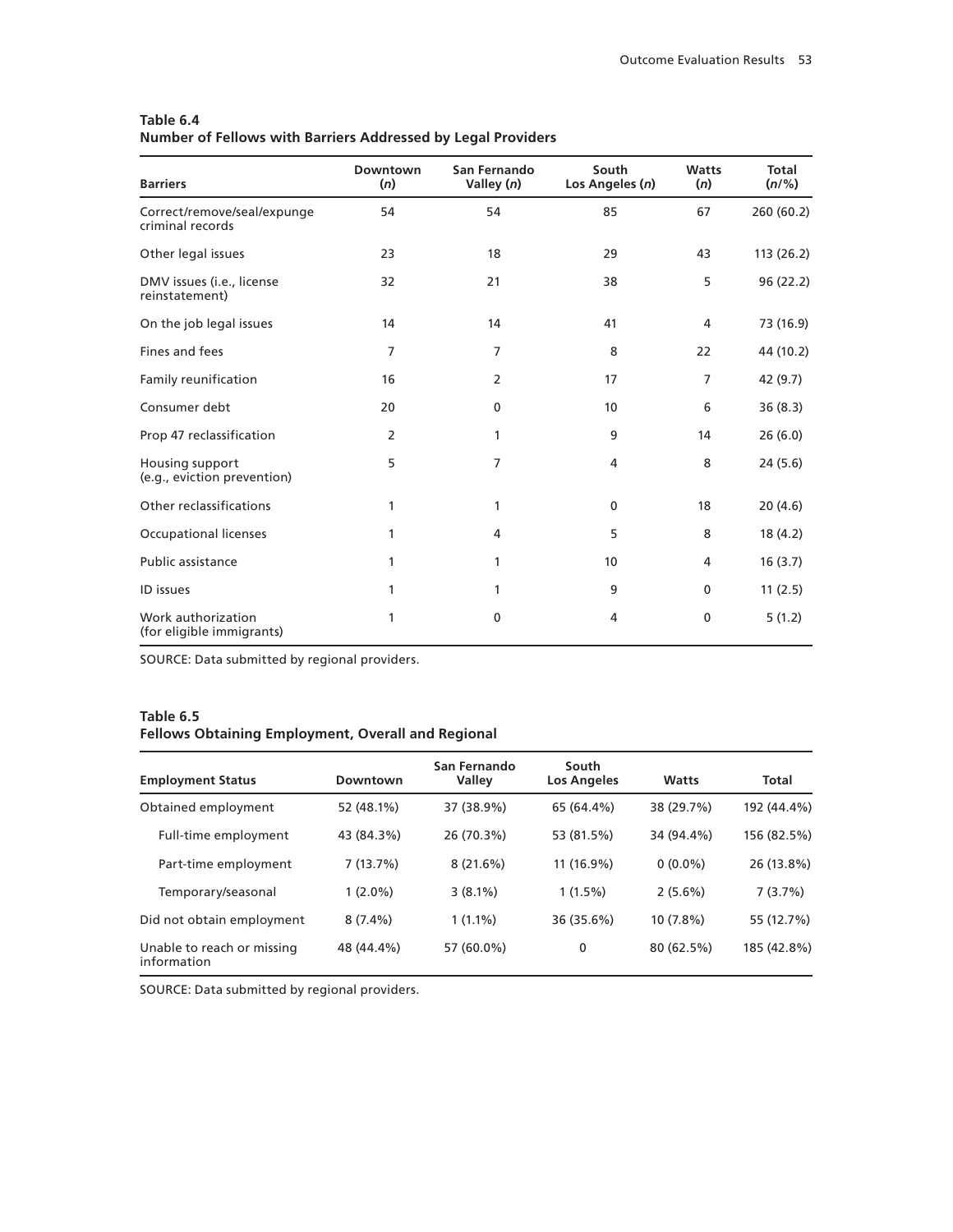**Table 6.4**
**Number of Fellows with Barriers Addressed by Legal Providers**

| Barriers | Downtown (*n*) | San Fernando Valley (*n*) | South Los Angeles (*n*) | Watts (*n*) | Total (*n*/%) |
|---|---|---|---|---|---|
| Correct/remove/seal/expunge criminal records | 54 | 54 | 85 | 67 | 260 (60.2) |
| Other legal issues | 23 | 18 | 29 | 43 | 113 (26.2) |
| DMV issues (i.e., license reinstatement) | 32 | 21 | 38 | 5 | 96 (22.2) |
| On the job legal issues | 14 | 14 | 41 | 4 | 73 (16.9) |
| Fines and fees | 7 | 7 | 8 | 22 | 44 (10.2) |
| Family reunification | 16 | 2 | 17 | 7 | 42 (9.7) |
| Consumer debt | 20 | 0 | 10 | 6 | 36 (8.3) |
| Prop 47 reclassification | 2 | 1 | 9 | 14 | 26 (6.0) |
| Housing support (e.g., eviction prevention) | 5 | 7 | 4 | 8 | 24 (5.6) |
| Other reclassifications | 1 | 1 | 0 | 18 | 20 (4.6) |
| Occupational licenses | 1 | 4 | 5 | 8 | 18 (4.2) |
| Public assistance | 1 | 1 | 10 | 4 | 16 (3.7) |
| ID issues | 1 | 1 | 9 | 0 | 11 (2.5) |
| Work authorization (for eligible immigrants) | 1 | 0 | 4 | 0 | 5 (1.2) |

SOURCE: Data submitted by regional providers.

**Table 6.5**
**Fellows Obtaining Employment, Overall and Regional**

| Employment Status | Downtown | San Fernando Valley | South Los Angeles | Watts | Total |
|---|---|---|---|---|---|
| Obtained employment | 52 (48.1%) | 37 (38.9%) | 65 (64.4%) | 38 (29.7%) | 192 (44.4%) |
| Full-time employment | 43 (84.3%) | 26 (70.3%) | 53 (81.5%) | 34 (94.4%) | 156 (82.5%) |
| Part-time employment | 7 (13.7%) | 8 (21.6%) | 11 (16.9%) | 0 (0.0%) | 26 (13.8%) |
| Temporary/seasonal | 1 (2.0%) | 3 (8.1%) | 1 (1.5%) | 2 (5.6%) | 7 (3.7%) |
| Did not obtain employment | 8 (7.4%) | 1 (1.1%) | 36 (35.6%) | 10 (7.8%) | 55 (12.7%) |
| Unable to reach or missing information | 48 (44.4%) | 57 (60.0%) | 0 | 80 (62.5%) | 185 (42.8%) |

SOURCE: Data submitted by regional providers.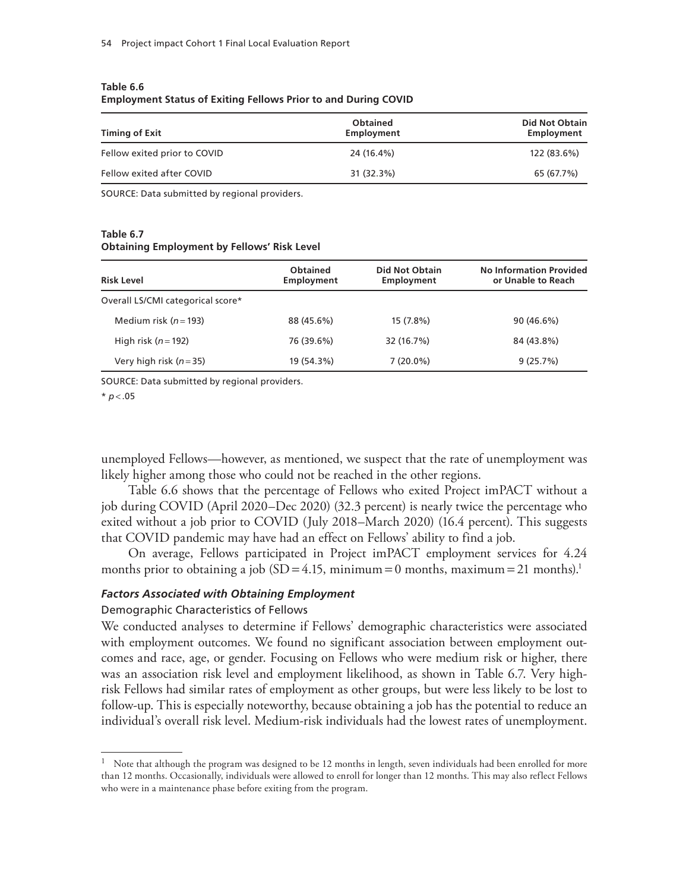**Table 6.6**
**Employment Status of Exiting Fellows Prior to and During COVID**

| Timing of Exit | Obtained Employment | Did Not Obtain Employment |
|---|---|---|
| Fellow exited prior to COVID | 24 (16.4%) | 122 (83.6%) |
| Fellow exited after COVID | 31 (32.3%) | 65 (67.7%) |

SOURCE: Data submitted by regional providers.

**Table 6.7**
**Obtaining Employment by Fellows' Risk Level**

| Risk Level | Obtained Employment | Did Not Obtain Employment | No Information Provided or Unable to Reach |
|---|---|---|---|
| Overall LS/CMI categorical score* | | | |
| Medium risk ($n = 193$) | 88 (45.6%) | 15 (7.8%) | 90 (46.6%) |
| High risk ($n = 192$) | 76 (39.6%) | 32 (16.7%) | 84 (43.8%) |
| Very high risk ($n = 35$) | 19 (54.3%) | 7 (20.0%) | 9 (25.7%) |

SOURCE: Data submitted by regional providers.

* $p < .05$

unemployed Fellows—however, as mentioned, we suspect that the rate of unemployment was likely higher among those who could not be reached in the other regions.

Table 6.6 shows that the percentage of Fellows who exited Project imPACT without a job during COVID (April 2020–Dec 2020) (32.3 percent) is nearly twice the percentage who exited without a job prior to COVID (July 2018–March 2020) (16.4 percent). This suggests that COVID pandemic may have had an effect on Fellows' ability to find a job.

On average, Fellows participated in Project imPACT employment services for 4.24 months prior to obtaining a job (SD = 4.15, minimum = 0 months, maximum = 21 months).[1]

### *Factors Associated with Obtaining Employment*

#### Demographic Characteristics of Fellows

We conducted analyses to determine if Fellows' demographic characteristics were associated with employment outcomes. We found no significant association between employment outcomes and race, age, or gender. Focusing on Fellows who were medium risk or higher, there was an association risk level and employment likelihood, as shown in Table 6.7. Very high-risk Fellows had similar rates of employment as other groups, but were less likely to be lost to follow-up. This is especially noteworthy, because obtaining a job has the potential to reduce an individual's overall risk level. Medium-risk individuals had the lowest rates of unemployment.

[1] Note that although the program was designed to be 12 months in length, seven individuals had been enrolled for more than 12 months. Occasionally, individuals were allowed to enroll for longer than 12 months. This may also reflect Fellows who were in a maintenance phase before exiting from the program.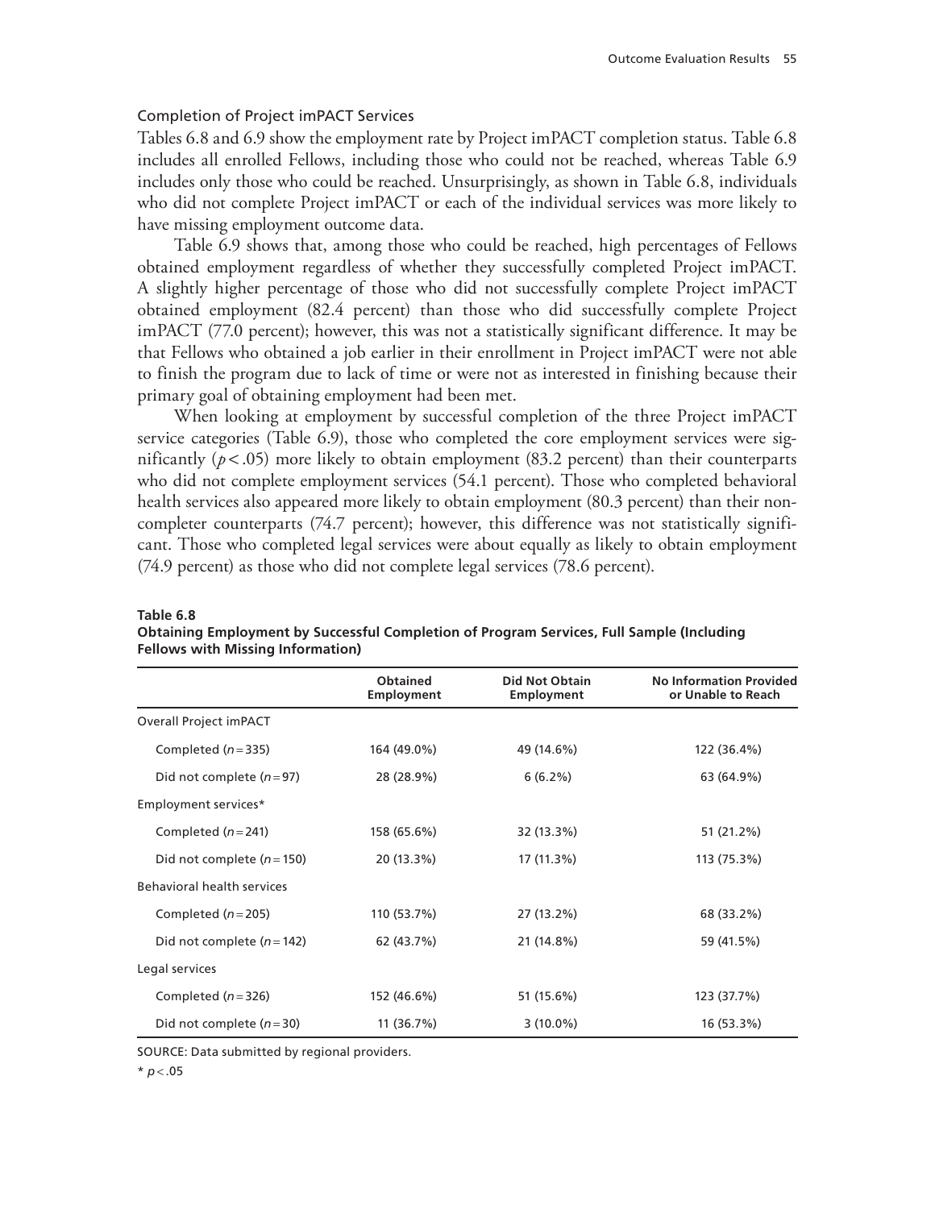### Completion of Project imPACT Services

Tables 6.8 and 6.9 show the employment rate by Project imPACT completion status. Table 6.8 includes all enrolled Fellows, including those who could not be reached, whereas Table 6.9 includes only those who could be reached. Unsurprisingly, as shown in Table 6.8, individuals who did not complete Project imPACT or each of the individual services was more likely to have missing employment outcome data.

Table 6.9 shows that, among those who could be reached, high percentages of Fellows obtained employment regardless of whether they successfully completed Project imPACT. A slightly higher percentage of those who did not successfully complete Project imPACT obtained employment (82.4 percent) than those who did successfully complete Project imPACT (77.0 percent); however, this was not a statistically significant difference. It may be that Fellows who obtained a job earlier in their enrollment in Project imPACT were not able to finish the program due to lack of time or were not as interested in finishing because their primary goal of obtaining employment had been met.

When looking at employment by successful completion of the three Project imPACT service categories (Table 6.9), those who completed the core employment services were significantly ($p < .05$) more likely to obtain employment (83.2 percent) than their counterparts who did not complete employment services (54.1 percent). Those who completed behavioral health services also appeared more likely to obtain employment (80.3 percent) than their noncompleter counterparts (74.7 percent); however, this difference was not statistically significant. Those who completed legal services were about equally as likely to obtain employment (74.9 percent) as those who did not complete legal services (78.6 percent).

**Table 6.8**
**Obtaining Employment by Successful Completion of Program Services, Full Sample (Including Fellows with Missing Information)**

| | Obtained Employment | Did Not Obtain Employment | No Information Provided or Unable to Reach |
|---|---|---|---|
| Overall Project imPACT | | | |
| Completed ($n = 335$) | 164 (49.0%) | 49 (14.6%) | 122 (36.4%) |
| Did not complete ($n = 97$) | 28 (28.9%) | 6 (6.2%) | 63 (64.9%) |
| Employment services* | | | |
| Completed ($n = 241$) | 158 (65.6%) | 32 (13.3%) | 51 (21.2%) |
| Did not complete ($n = 150$) | 20 (13.3%) | 17 (11.3%) | 113 (75.3%) |
| Behavioral health services | | | |
| Completed ($n = 205$) | 110 (53.7%) | 27 (13.2%) | 68 (33.2%) |
| Did not complete ($n = 142$) | 62 (43.7%) | 21 (14.8%) | 59 (41.5%) |
| Legal services | | | |
| Completed ($n = 326$) | 152 (46.6%) | 51 (15.6%) | 123 (37.7%) |
| Did not complete ($n = 30$) | 11 (36.7%) | 3 (10.0%) | 16 (53.3%) |

SOURCE: Data submitted by regional providers.

* $p < .05$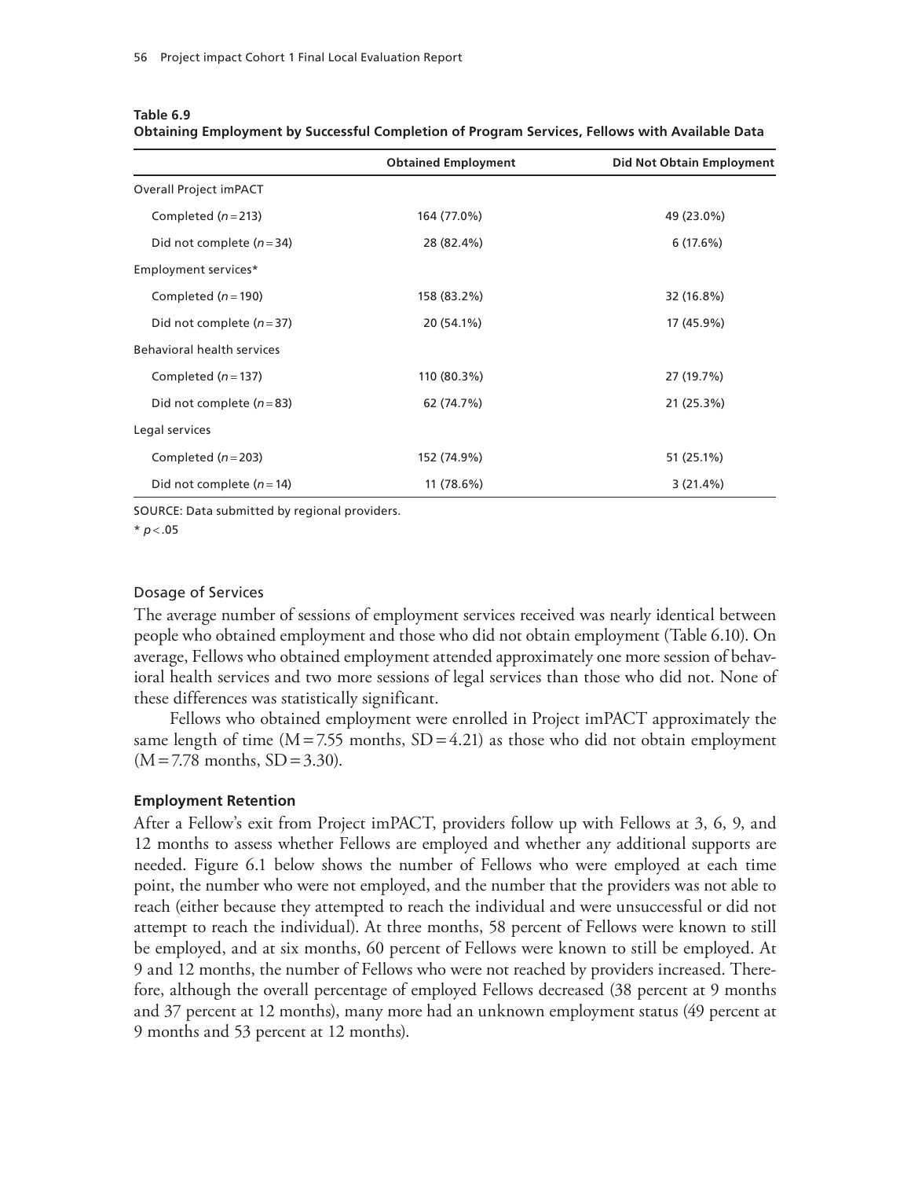**Table 6.9**
**Obtaining Employment by Successful Completion of Program Services, Fellows with Available Data**

| | Obtained Employment | Did Not Obtain Employment |
|---|---|---|
| Overall Project imPACT | | |
| Completed ($n = 213$) | 164 (77.0%) | 49 (23.0%) |
| Did not complete ($n = 34$) | 28 (82.4%) | 6 (17.6%) |
| Employment services* | | |
| Completed ($n = 190$) | 158 (83.2%) | 32 (16.8%) |
| Did not complete ($n = 37$) | 20 (54.1%) | 17 (45.9%) |
| Behavioral health services | | |
| Completed ($n = 137$) | 110 (80.3%) | 27 (19.7%) |
| Did not complete ($n = 83$) | 62 (74.7%) | 21 (25.3%) |
| Legal services | | |
| Completed ($n = 203$) | 152 (74.9%) | 51 (25.1%) |
| Did not complete ($n = 14$) | 11 (78.6%) | 3 (21.4%) |

SOURCE: Data submitted by regional providers.

* $p < .05$

### Dosage of Services

The average number of sessions of employment services received was nearly identical between people who obtained employment and those who did not obtain employment (Table 6.10). On average, Fellows who obtained employment attended approximately one more session of behavioral health services and two more sessions of legal services than those who did not. None of these differences was statistically significant.

Fellows who obtained employment were enrolled in Project imPACT approximately the same length of time ($M = 7.55$ months, $SD = 4.21$) as those who did not obtain employment ($M = 7.78$ months, $SD = 3.30$).

**Employment Retention**

After a Fellow's exit from Project imPACT, providers follow up with Fellows at 3, 6, 9, and 12 months to assess whether Fellows are employed and whether any additional supports are needed. Figure 6.1 below shows the number of Fellows who were employed at each time point, the number who were not employed, and the number that the providers was not able to reach (either because they attempted to reach the individual and were unsuccessful or did not attempt to reach the individual). At three months, 58 percent of Fellows were known to still be employed, and at six months, 60 percent of Fellows were known to still be employed. At 9 and 12 months, the number of Fellows who were not reached by providers increased. Therefore, although the overall percentage of employed Fellows decreased (38 percent at 9 months and 37 percent at 12 months), many more had an unknown employment status (49 percent at 9 months and 53 percent at 12 months).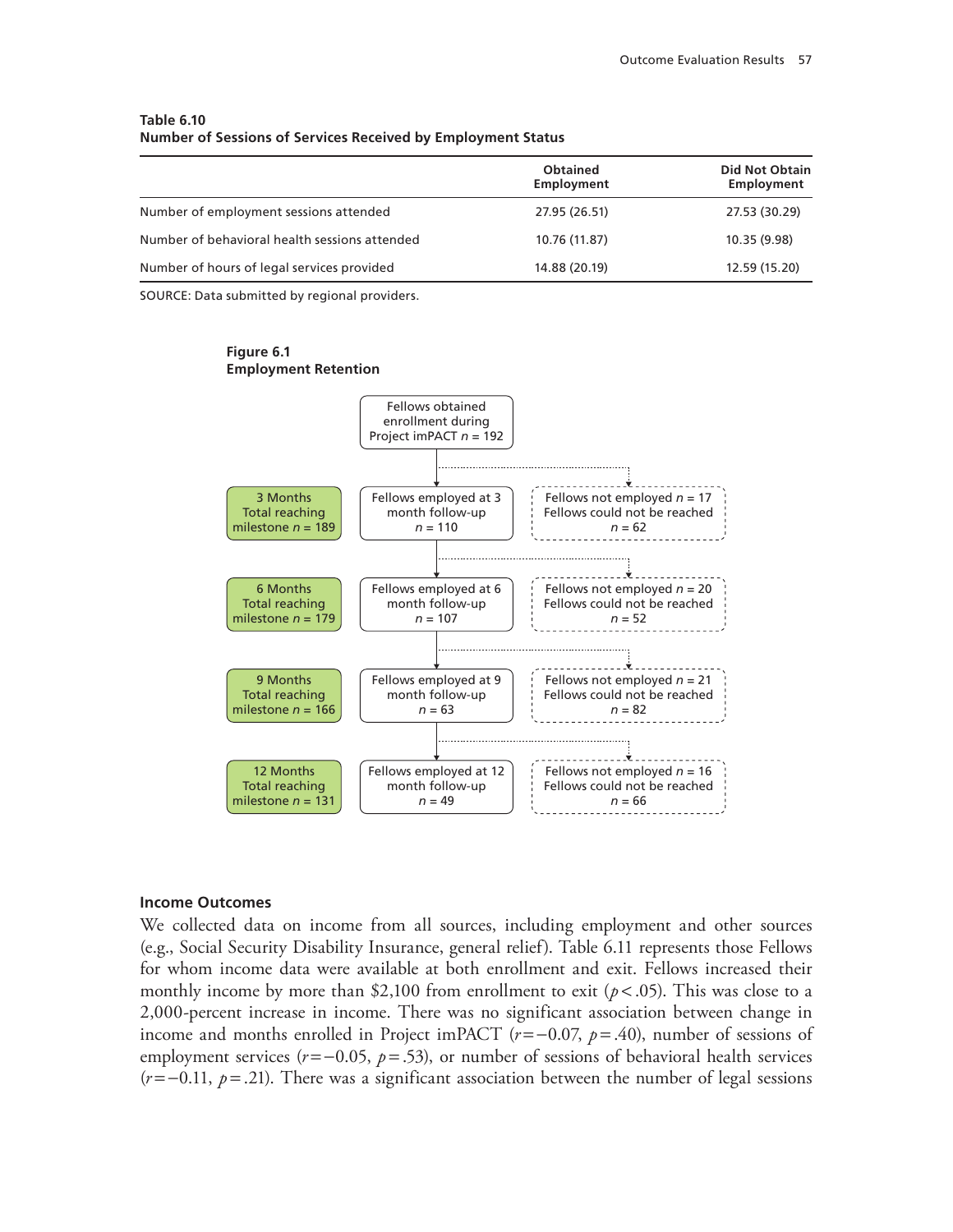**Table 6.10**
**Number of Sessions of Services Received by Employment Status**

| | Obtained Employment | Did Not Obtain Employment |
|---|---|---|
| Number of employment sessions attended | 27.95 (26.51) | 27.53 (30.29) |
| Number of behavioral health sessions attended | 10.76 (11.87) | 10.35 (9.98) |
| Number of hours of legal services provided | 14.88 (20.19) | 12.59 (15.20) |

SOURCE: Data submitted by regional providers.

**Figure 6.1**
**Employment Retention**

Fellows obtained enrollment during Project imPACT $n = 192$

| Milestone | Employed | Not employed / Not reached |
|---|---|---|
| 3 Months Total reaching milestone $n = 189$ | Fellows employed at 3 month follow-up $n = 110$ | Fellows not employed $n = 17$ Fellows could not be reached $n = 62$ |
| 6 Months Total reaching milestone $n = 179$ | Fellows employed at 6 month follow-up $n = 107$ | Fellows not employed $n = 20$ Fellows could not be reached $n = 52$ |
| 9 Months Total reaching milestone $n = 166$ | Fellows employed at 9 month follow-up $n = 63$ | Fellows not employed $n = 21$ Fellows could not be reached $n = 82$ |
| 12 Months Total reaching milestone $n = 131$ | Fellows employed at 12 month follow-up $n = 49$ | Fellows not employed $n = 16$ Fellows could not be reached $n = 66$ |

### Income Outcomes

We collected data on income from all sources, including employment and other sources (e.g., Social Security Disability Insurance, general relief). Table 6.11 represents those Fellows for whom income data were available at both enrollment and exit. Fellows increased their monthly income by more than $2,100 from enrollment to exit ($p < .05$). This was close to a 2,000-percent increase in income. There was no significant association between change in income and months enrolled in Project imPACT ($r = -0.07$, $p = .40$), number of sessions of employment services ($r = -0.05$, $p = .53$), or number of sessions of behavioral health services ($r = -0.11$, $p = .21$). There was a significant association between the number of legal sessions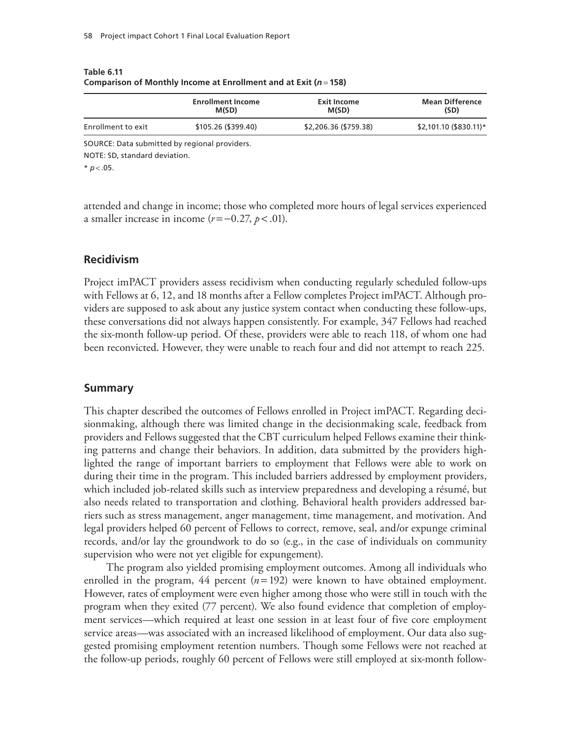**Table 6.11**
**Comparison of Monthly Income at Enrollment and at Exit ($n = 158$)**

| | Enrollment Income M(SD) | Exit Income M(SD) | Mean Difference (SD) |
|---|---|---|---|
| Enrollment to exit | $105.26 ($399.40) | $2,206.36 ($759.38) | $2,101.10 ($830.11)* |

SOURCE: Data submitted by regional providers.

NOTE: SD, standard deviation.

* $p < .05$.

attended and change in income; those who completed more hours of legal services experienced a smaller increase in income ($r = -0.27$, $p < .01$).

## Recidivism

Project imPACT providers assess recidivism when conducting regularly scheduled follow-ups with Fellows at 6, 12, and 18 months after a Fellow completes Project imPACT. Although providers are supposed to ask about any justice system contact when conducting these follow-ups, these conversations did not always happen consistently. For example, 347 Fellows had reached the six-month follow-up period. Of these, providers were able to reach 118, of whom one had been reconvicted. However, they were unable to reach four and did not attempt to reach 225.

## Summary

This chapter described the outcomes of Fellows enrolled in Project imPACT. Regarding decisionmaking, although there was limited change in the decisionmaking scale, feedback from providers and Fellows suggested that the CBT curriculum helped Fellows examine their thinking patterns and change their behaviors. In addition, data submitted by the providers highlighted the range of important barriers to employment that Fellows were able to work on during their time in the program. This included barriers addressed by employment providers, which included job-related skills such as interview preparedness and developing a résumé, but also needs related to transportation and clothing. Behavioral health providers addressed barriers such as stress management, anger management, time management, and motivation. And legal providers helped 60 percent of Fellows to correct, remove, seal, and/or expunge criminal records, and/or lay the groundwork to do so (e.g., in the case of individuals on community supervision who were not yet eligible for expungement).

The program also yielded promising employment outcomes. Among all individuals who enrolled in the program, 44 percent ($n = 192$) were known to have obtained employment. However, rates of employment were even higher among those who were still in touch with the program when they exited (77 percent). We also found evidence that completion of employment services—which required at least one session in at least four of five core employment service areas—was associated with an increased likelihood of employment. Our data also suggested promising employment retention numbers. Though some Fellows were not reached at the follow-up periods, roughly 60 percent of Fellows were still employed at six-month follow-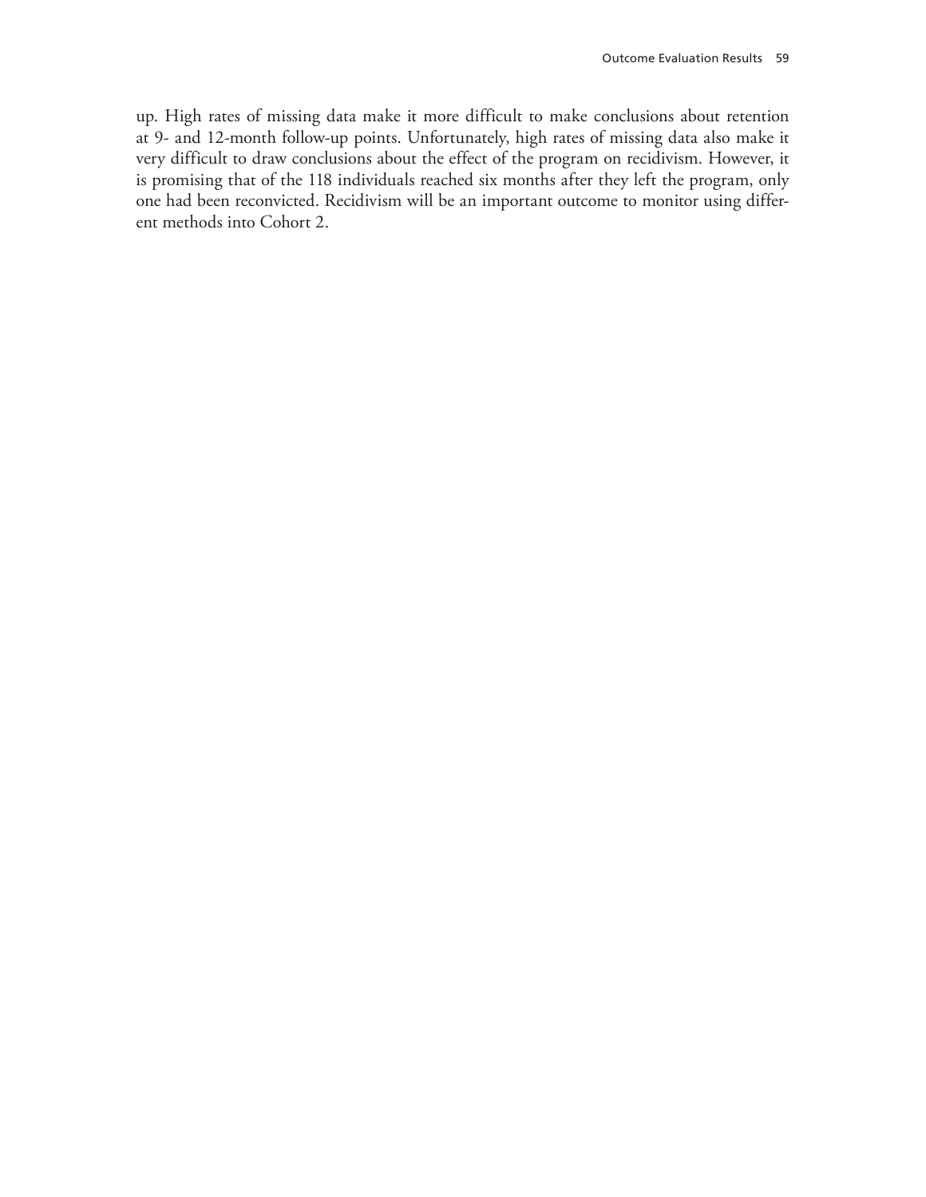up. High rates of missing data make it more difficult to make conclusions about retention at 9- and 12-month follow-up points. Unfortunately, high rates of missing data also make it very difficult to draw conclusions about the effect of the program on recidivism. However, it is promising that of the 118 individuals reached six months after they left the program, only one had been reconvicted. Recidivism will be an important outcome to monitor using different methods into Cohort 2.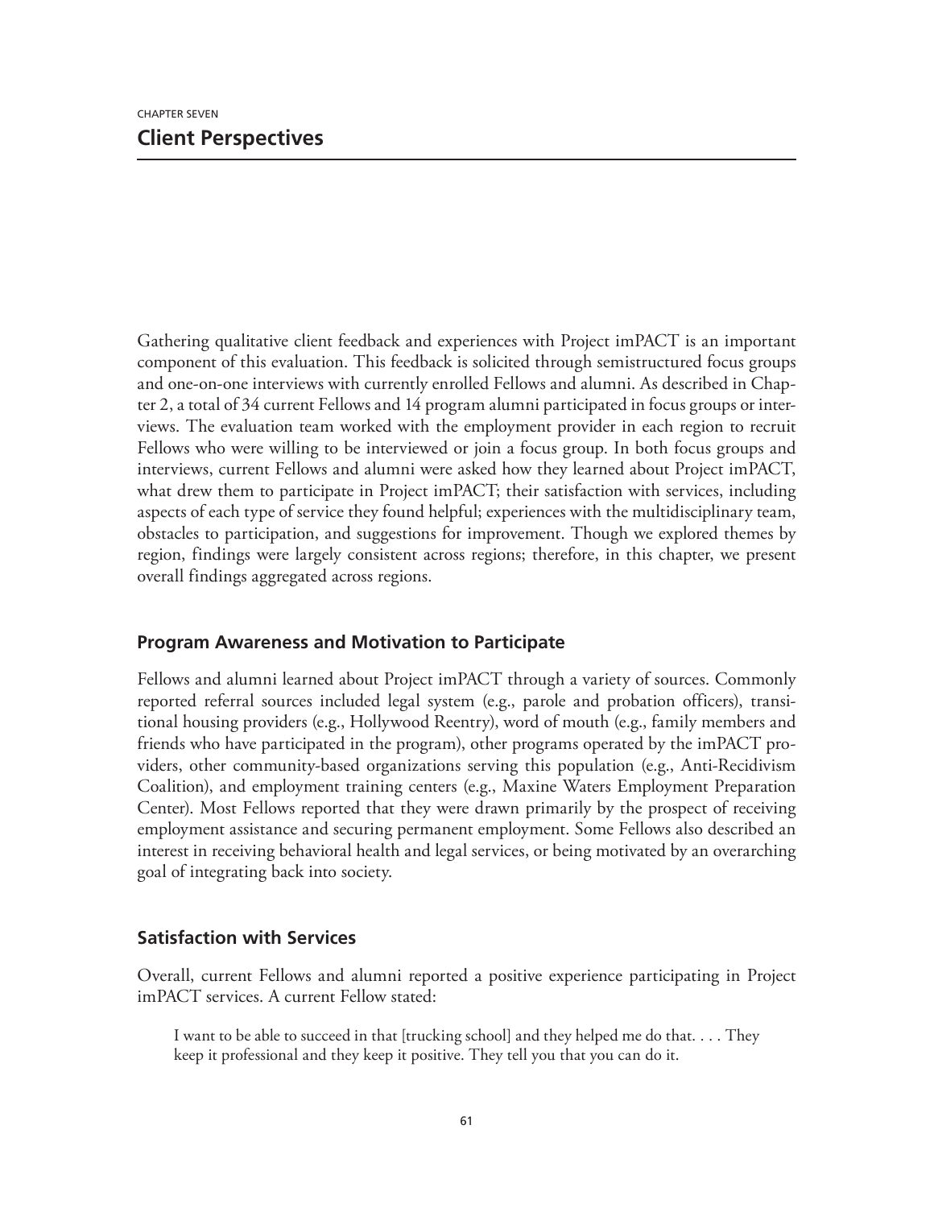CHAPTER SEVEN

# Client Perspectives

Gathering qualitative client feedback and experiences with Project imPACT is an important component of this evaluation. This feedback is solicited through semistructured focus groups and one-on-one interviews with currently enrolled Fellows and alumni. As described in Chapter 2, a total of 34 current Fellows and 14 program alumni participated in focus groups or interviews. The evaluation team worked with the employment provider in each region to recruit Fellows who were willing to be interviewed or join a focus group. In both focus groups and interviews, current Fellows and alumni were asked how they learned about Project imPACT, what drew them to participate in Project imPACT; their satisfaction with services, including aspects of each type of service they found helpful; experiences with the multidisciplinary team, obstacles to participation, and suggestions for improvement. Though we explored themes by region, findings were largely consistent across regions; therefore, in this chapter, we present overall findings aggregated across regions.

## Program Awareness and Motivation to Participate

Fellows and alumni learned about Project imPACT through a variety of sources. Commonly reported referral sources included legal system (e.g., parole and probation officers), transitional housing providers (e.g., Hollywood Reentry), word of mouth (e.g., family members and friends who have participated in the program), other programs operated by the imPACT providers, other community-based organizations serving this population (e.g., Anti-Recidivism Coalition), and employment training centers (e.g., Maxine Waters Employment Preparation Center). Most Fellows reported that they were drawn primarily by the prospect of receiving employment assistance and securing permanent employment. Some Fellows also described an interest in receiving behavioral health and legal services, or being motivated by an overarching goal of integrating back into society.

## Satisfaction with Services

Overall, current Fellows and alumni reported a positive experience participating in Project imPACT services. A current Fellow stated:

> I want to be able to succeed in that [trucking school] and they helped me do that. . . . They keep it professional and they keep it positive. They tell you that you can do it.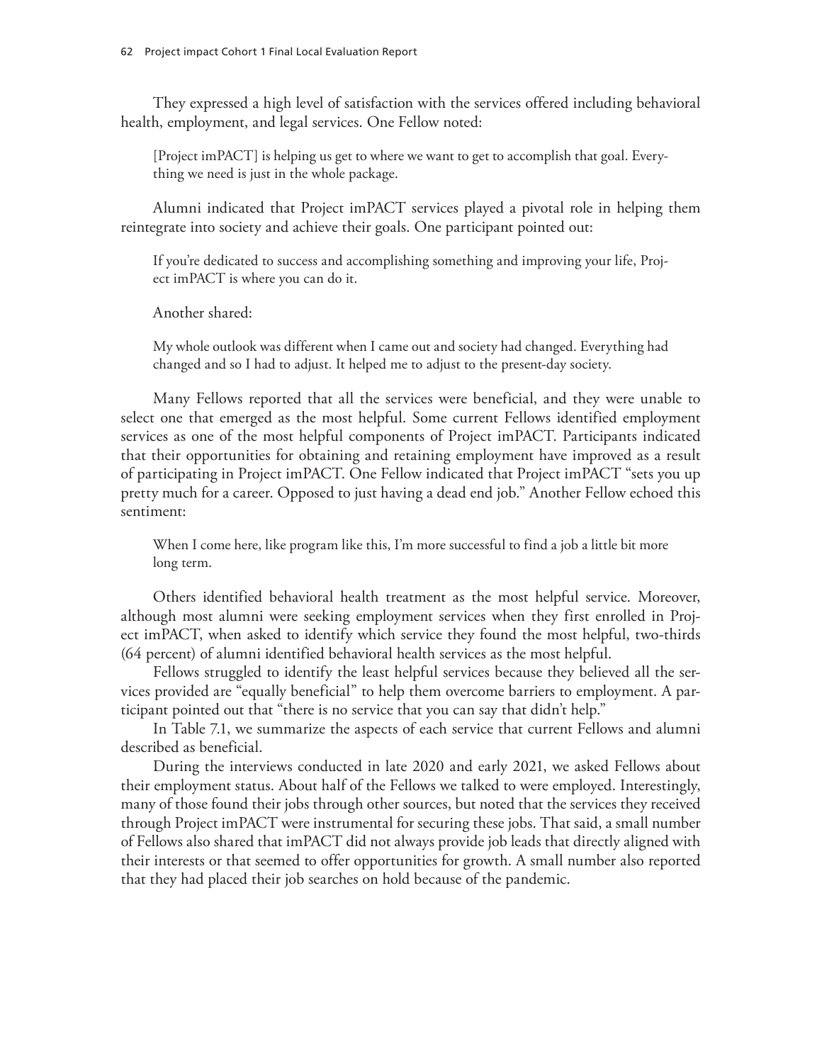They expressed a high level of satisfaction with the services offered including behavioral health, employment, and legal services. One Fellow noted:

> [Project imPACT] is helping us get to where we want to get to accomplish that goal. Everything we need is just in the whole package.

Alumni indicated that Project imPACT services played a pivotal role in helping them reintegrate into society and achieve their goals. One participant pointed out:

> If you're dedicated to success and accomplishing something and improving your life, Project imPACT is where you can do it.

Another shared:

> My whole outlook was different when I came out and society had changed. Everything had changed and so I had to adjust. It helped me to adjust to the present-day society.

Many Fellows reported that all the services were beneficial, and they were unable to select one that emerged as the most helpful. Some current Fellows identified employment services as one of the most helpful components of Project imPACT. Participants indicated that their opportunities for obtaining and retaining employment have improved as a result of participating in Project imPACT. One Fellow indicated that Project imPACT "sets you up pretty much for a career. Opposed to just having a dead end job." Another Fellow echoed this sentiment:

> When I come here, like program like this, I'm more successful to find a job a little bit more long term.

Others identified behavioral health treatment as the most helpful service. Moreover, although most alumni were seeking employment services when they first enrolled in Project imPACT, when asked to identify which service they found the most helpful, two-thirds (64 percent) of alumni identified behavioral health services as the most helpful.

Fellows struggled to identify the least helpful services because they believed all the services provided are "equally beneficial" to help them overcome barriers to employment. A participant pointed out that "there is no service that you can say that didn't help."

In Table 7.1, we summarize the aspects of each service that current Fellows and alumni described as beneficial.

During the interviews conducted in late 2020 and early 2021, we asked Fellows about their employment status. About half of the Fellows we talked to were employed. Interestingly, many of those found their jobs through other sources, but noted that the services they received through Project imPACT were instrumental for securing these jobs. That said, a small number of Fellows also shared that imPACT did not always provide job leads that directly aligned with their interests or that seemed to offer opportunities for growth. A small number also reported that they had placed their job searches on hold because of the pandemic.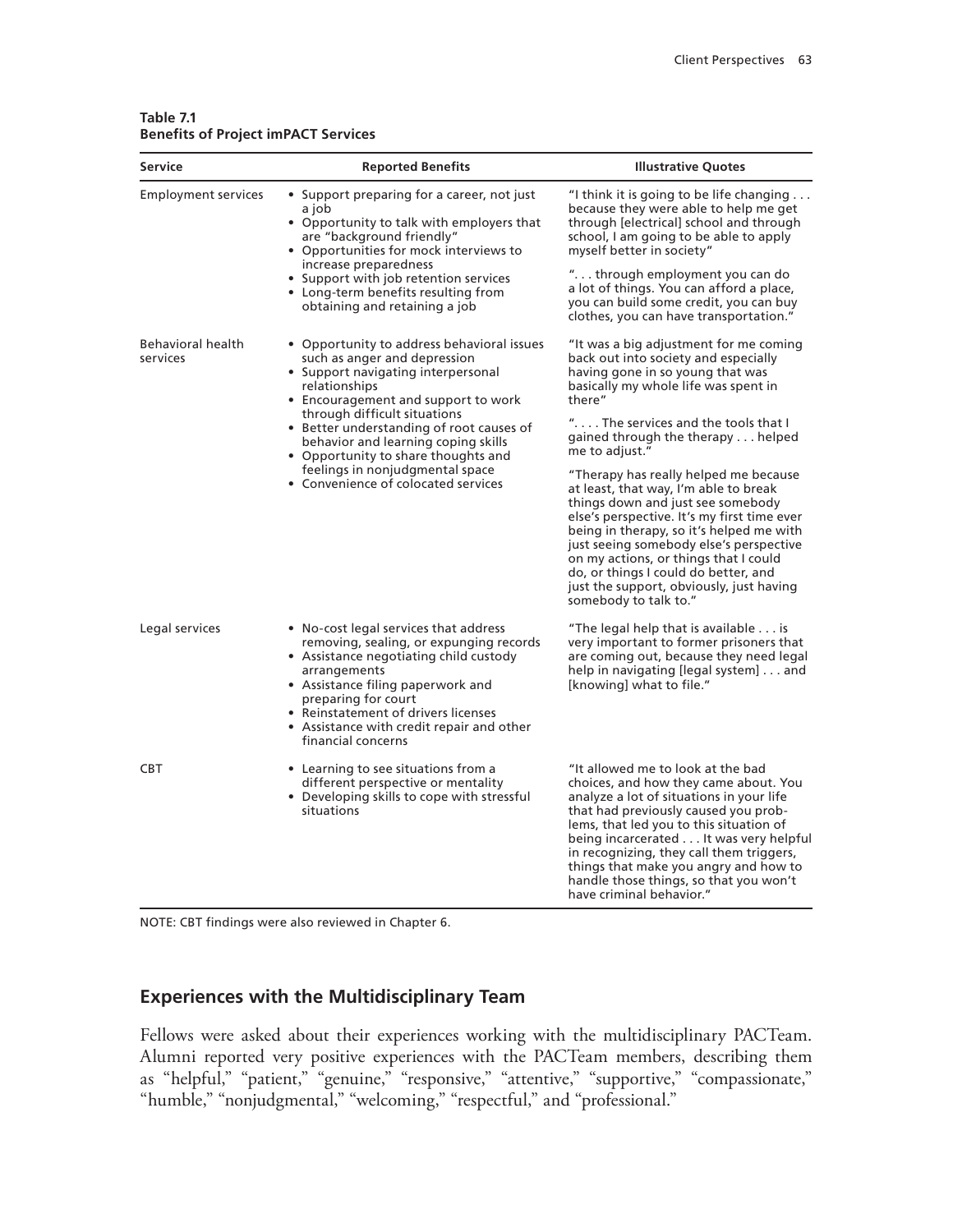**Table 7.1**
**Benefits of Project imPACT Services**

| Service | Reported Benefits | Illustrative Quotes |
|---|---|---|
| Employment services | • Support preparing for a career, not just a job<br>• Opportunity to talk with employers that are "background friendly"<br>• Opportunities for mock interviews to increase preparedness<br>• Support with job retention services<br>• Long-term benefits resulting from obtaining and retaining a job | "I think it is going to be life changing . . . because they were able to help me get through [electrical] school and through school, I am going to be able to apply myself better in society"<br><br>". . . through employment you can do a lot of things. You can afford a place, you can build some credit, you can buy clothes, you can have transportation." |
| Behavioral health services | • Opportunity to address behavioral issues such as anger and depression<br>• Support navigating interpersonal relationships<br>• Encouragement and support to work through difficult situations<br>• Better understanding of root causes of behavior and learning coping skills<br>• Opportunity to share thoughts and feelings in nonjudgmental space<br>• Convenience of colocated services | "It was a big adjustment for me coming back out into society and especially having gone in so young that was basically my whole life was spent in there"<br><br>". . . . The services and the tools that I gained through the therapy . . . helped me to adjust."<br><br>"Therapy has really helped me because at least, that way, I'm able to break things down and just see somebody else's perspective. It's my first time ever being in therapy, so it's helped me with just seeing somebody else's perspective on my actions, or things that I could do, or things I could do better, and just the support, obviously, just having somebody to talk to." |
| Legal services | • No-cost legal services that address removing, sealing, or expunging records<br>• Assistance negotiating child custody arrangements<br>• Assistance filing paperwork and preparing for court<br>• Reinstatement of drivers licenses<br>• Assistance with credit repair and other financial concerns | "The legal help that is available . . . is very important to former prisoners that are coming out, because they need legal help in navigating [legal system] . . . and [knowing] what to file." |
| CBT | • Learning to see situations from a different perspective or mentality<br>• Developing skills to cope with stressful situations | "It allowed me to look at the bad choices, and how they came about. You analyze a lot of situations in your life that had previously caused you problems, that led you to this situation of being incarcerated . . . It was very helpful in recognizing, they call them triggers, things that make you angry and how to handle those things, so that you won't have criminal behavior." |

NOTE: CBT findings were also reviewed in Chapter 6.

## Experiences with the Multidisciplinary Team

Fellows were asked about their experiences working with the multidisciplinary PACTeam. Alumni reported very positive experiences with the PACTeam members, describing them as "helpful," "patient," "genuine," "responsive," "attentive," "supportive," "compassionate," "humble," "nonjudgmental," "welcoming," "respectful," and "professional."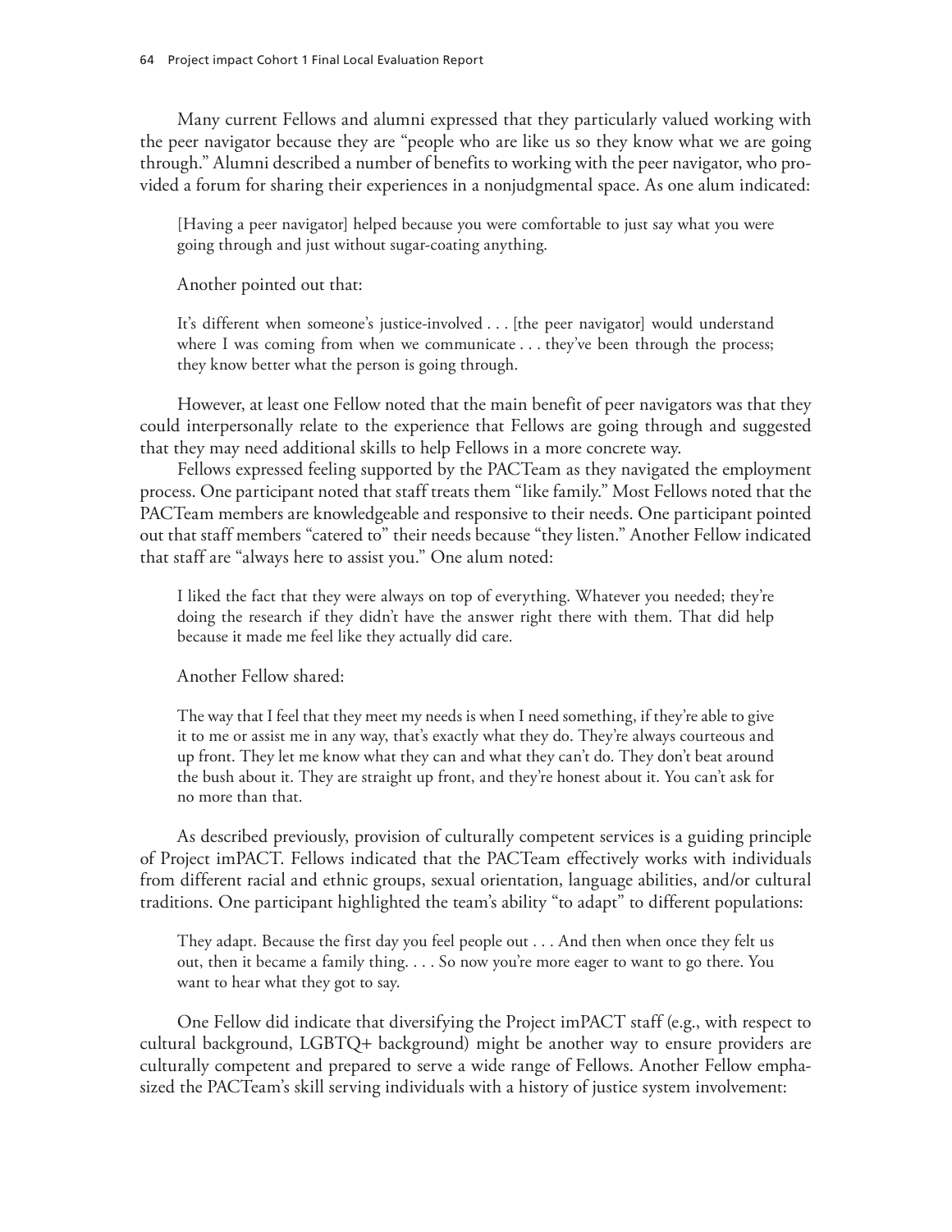Many current Fellows and alumni expressed that they particularly valued working with the peer navigator because they are "people who are like us so they know what we are going through." Alumni described a number of benefits to working with the peer navigator, who provided a forum for sharing their experiences in a nonjudgmental space. As one alum indicated:

> [Having a peer navigator] helped because you were comfortable to just say what you were going through and just without sugar-coating anything.

Another pointed out that:

> It's different when someone's justice-involved . . . [the peer navigator] would understand where I was coming from when we communicate . . . they've been through the process; they know better what the person is going through.

However, at least one Fellow noted that the main benefit of peer navigators was that they could interpersonally relate to the experience that Fellows are going through and suggested that they may need additional skills to help Fellows in a more concrete way.

Fellows expressed feeling supported by the PACTeam as they navigated the employment process. One participant noted that staff treats them "like family." Most Fellows noted that the PACTeam members are knowledgeable and responsive to their needs. One participant pointed out that staff members "catered to" their needs because "they listen." Another Fellow indicated that staff are "always here to assist you." One alum noted:

> I liked the fact that they were always on top of everything. Whatever you needed; they're doing the research if they didn't have the answer right there with them. That did help because it made me feel like they actually did care.

Another Fellow shared:

> The way that I feel that they meet my needs is when I need something, if they're able to give it to me or assist me in any way, that's exactly what they do. They're always courteous and up front. They let me know what they can and what they can't do. They don't beat around the bush about it. They are straight up front, and they're honest about it. You can't ask for no more than that.

As described previously, provision of culturally competent services is a guiding principle of Project imPACT. Fellows indicated that the PACTeam effectively works with individuals from different racial and ethnic groups, sexual orientation, language abilities, and/or cultural traditions. One participant highlighted the team's ability "to adapt" to different populations:

> They adapt. Because the first day you feel people out . . . And then when once they felt us out, then it became a family thing. . . . So now you're more eager to want to go there. You want to hear what they got to say.

One Fellow did indicate that diversifying the Project imPACT staff (e.g., with respect to cultural background, LGBTQ+ background) might be another way to ensure providers are culturally competent and prepared to serve a wide range of Fellows. Another Fellow emphasized the PACTeam's skill serving individuals with a history of justice system involvement: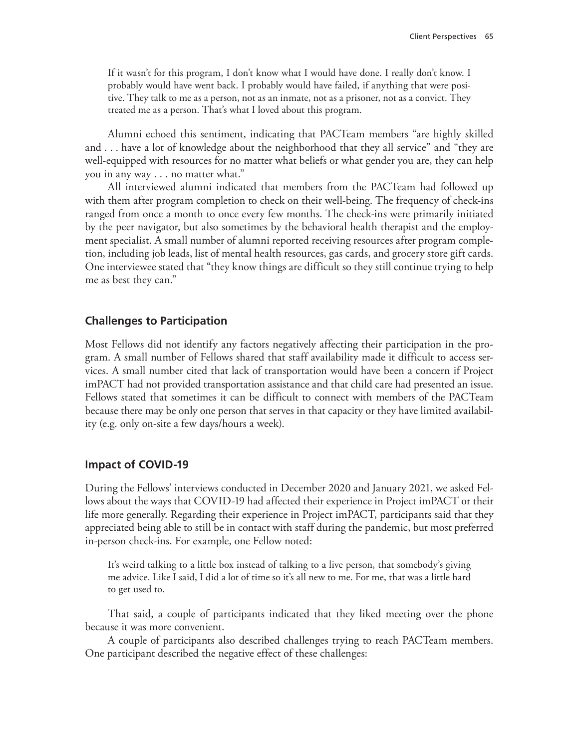> If it wasn't for this program, I don't know what I would have done. I really don't know. I probably would have went back. I probably would have failed, if anything that were positive. They talk to me as a person, not as an inmate, not as a prisoner, not as a convict. They treated me as a person. That's what I loved about this program.

Alumni echoed this sentiment, indicating that PACTeam members "are highly skilled and . . . have a lot of knowledge about the neighborhood that they all service" and "they are well-equipped with resources for no matter what beliefs or what gender you are, they can help you in any way . . . no matter what."

All interviewed alumni indicated that members from the PACTeam had followed up with them after program completion to check on their well-being. The frequency of check-ins ranged from once a month to once every few months. The check-ins were primarily initiated by the peer navigator, but also sometimes by the behavioral health therapist and the employment specialist. A small number of alumni reported receiving resources after program completion, including job leads, list of mental health resources, gas cards, and grocery store gift cards. One interviewee stated that "they know things are difficult so they still continue trying to help me as best they can."

## Challenges to Participation

Most Fellows did not identify any factors negatively affecting their participation in the program. A small number of Fellows shared that staff availability made it difficult to access services. A small number cited that lack of transportation would have been a concern if Project imPACT had not provided transportation assistance and that child care had presented an issue. Fellows stated that sometimes it can be difficult to connect with members of the PACTeam because there may be only one person that serves in that capacity or they have limited availability (e.g. only on-site a few days/hours a week).

## Impact of COVID-19

During the Fellows' interviews conducted in December 2020 and January 2021, we asked Fellows about the ways that COVID-19 had affected their experience in Project imPACT or their life more generally. Regarding their experience in Project imPACT, participants said that they appreciated being able to still be in contact with staff during the pandemic, but most preferred in-person check-ins. For example, one Fellow noted:

> It's weird talking to a little box instead of talking to a live person, that somebody's giving me advice. Like I said, I did a lot of time so it's all new to me. For me, that was a little hard to get used to.

That said, a couple of participants indicated that they liked meeting over the phone because it was more convenient.

A couple of participants also described challenges trying to reach PACTeam members. One participant described the negative effect of these challenges: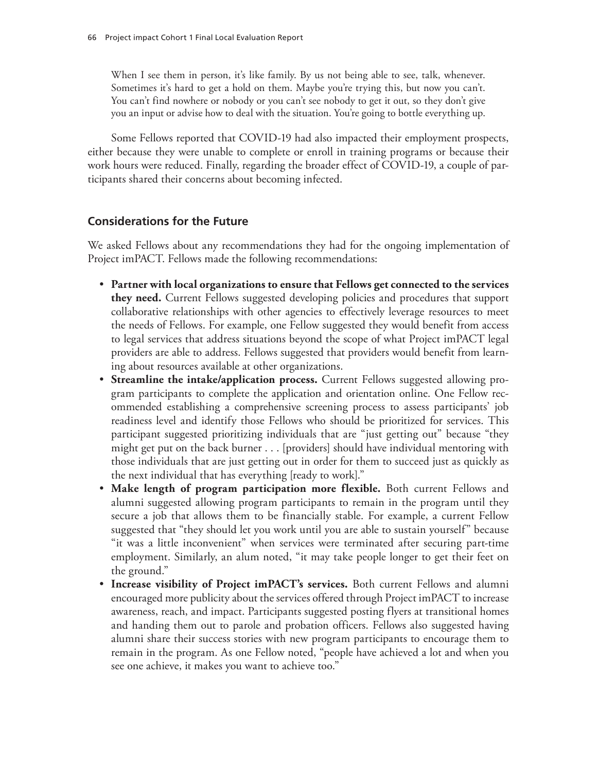> When I see them in person, it's like family. By us not being able to see, talk, whenever. Sometimes it's hard to get a hold on them. Maybe you're trying this, but now you can't. You can't find nowhere or nobody or you can't see nobody to get it out, so they don't give you an input or advise how to deal with the situation. You're going to bottle everything up.

Some Fellows reported that COVID-19 had also impacted their employment prospects, either because they were unable to complete or enroll in training programs or because their work hours were reduced. Finally, regarding the broader effect of COVID-19, a couple of participants shared their concerns about becoming infected.

### Considerations for the Future

We asked Fellows about any recommendations they had for the ongoing implementation of Project imPACT. Fellows made the following recommendations:

- **Partner with local organizations to ensure that Fellows get connected to the services they need.** Current Fellows suggested developing policies and procedures that support collaborative relationships with other agencies to effectively leverage resources to meet the needs of Fellows. For example, one Fellow suggested they would benefit from access to legal services that address situations beyond the scope of what Project imPACT legal providers are able to address. Fellows suggested that providers would benefit from learning about resources available at other organizations.
- **Streamline the intake/application process.** Current Fellows suggested allowing program participants to complete the application and orientation online. One Fellow recommended establishing a comprehensive screening process to assess participants' job readiness level and identify those Fellows who should be prioritized for services. This participant suggested prioritizing individuals that are "just getting out" because "they might get put on the back burner . . . [providers] should have individual mentoring with those individuals that are just getting out in order for them to succeed just as quickly as the next individual that has everything [ready to work]."
- **Make length of program participation more flexible.** Both current Fellows and alumni suggested allowing program participants to remain in the program until they secure a job that allows them to be financially stable. For example, a current Fellow suggested that "they should let you work until you are able to sustain yourself" because "it was a little inconvenient" when services were terminated after securing part-time employment. Similarly, an alum noted, "it may take people longer to get their feet on the ground."
- **Increase visibility of Project imPACT's services.** Both current Fellows and alumni encouraged more publicity about the services offered through Project imPACT to increase awareness, reach, and impact. Participants suggested posting flyers at transitional homes and handing them out to parole and probation officers. Fellows also suggested having alumni share their success stories with new program participants to encourage them to remain in the program. As one Fellow noted, "people have achieved a lot and when you see one achieve, it makes you want to achieve too."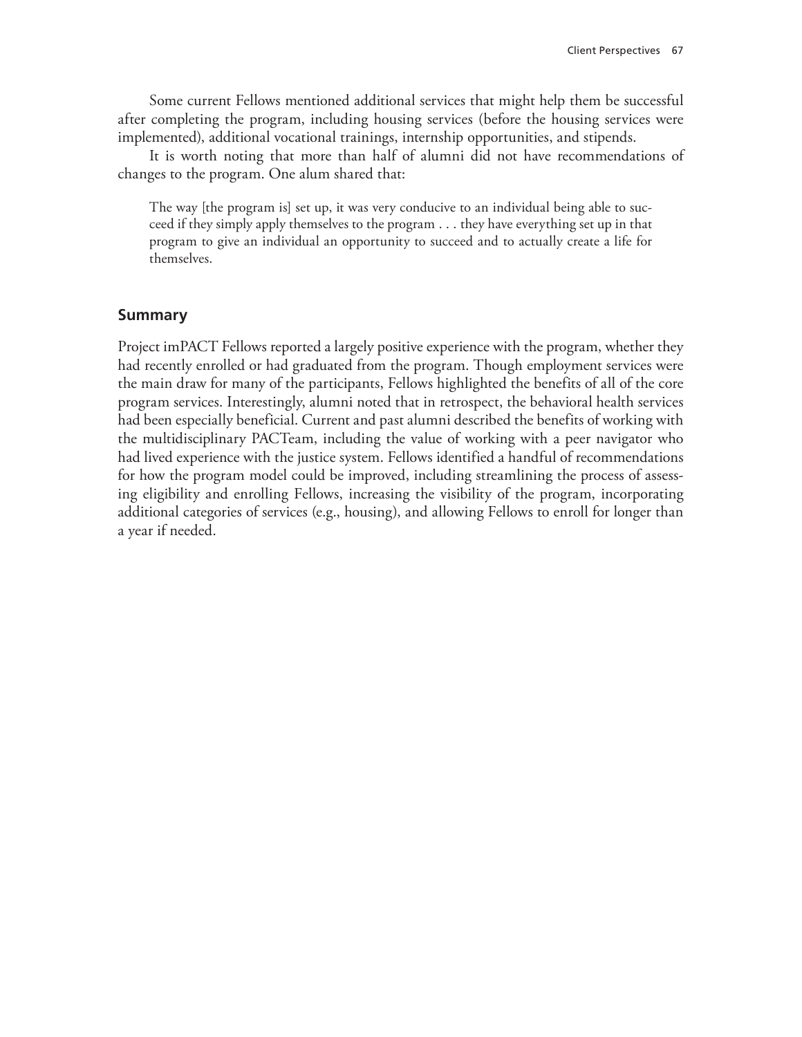Some current Fellows mentioned additional services that might help them be successful after completing the program, including housing services (before the housing services were implemented), additional vocational trainings, internship opportunities, and stipends.

It is worth noting that more than half of alumni did not have recommendations of changes to the program. One alum shared that:

> The way [the program is] set up, it was very conducive to an individual being able to succeed if they simply apply themselves to the program . . . they have everything set up in that program to give an individual an opportunity to succeed and to actually create a life for themselves.

## Summary

Project imPACT Fellows reported a largely positive experience with the program, whether they had recently enrolled or had graduated from the program. Though employment services were the main draw for many of the participants, Fellows highlighted the benefits of all of the core program services. Interestingly, alumni noted that in retrospect, the behavioral health services had been especially beneficial. Current and past alumni described the benefits of working with the multidisciplinary PACTeam, including the value of working with a peer navigator who had lived experience with the justice system. Fellows identified a handful of recommendations for how the program model could be improved, including streamlining the process of assessing eligibility and enrolling Fellows, increasing the visibility of the program, incorporating additional categories of services (e.g., housing), and allowing Fellows to enroll for longer than a year if needed.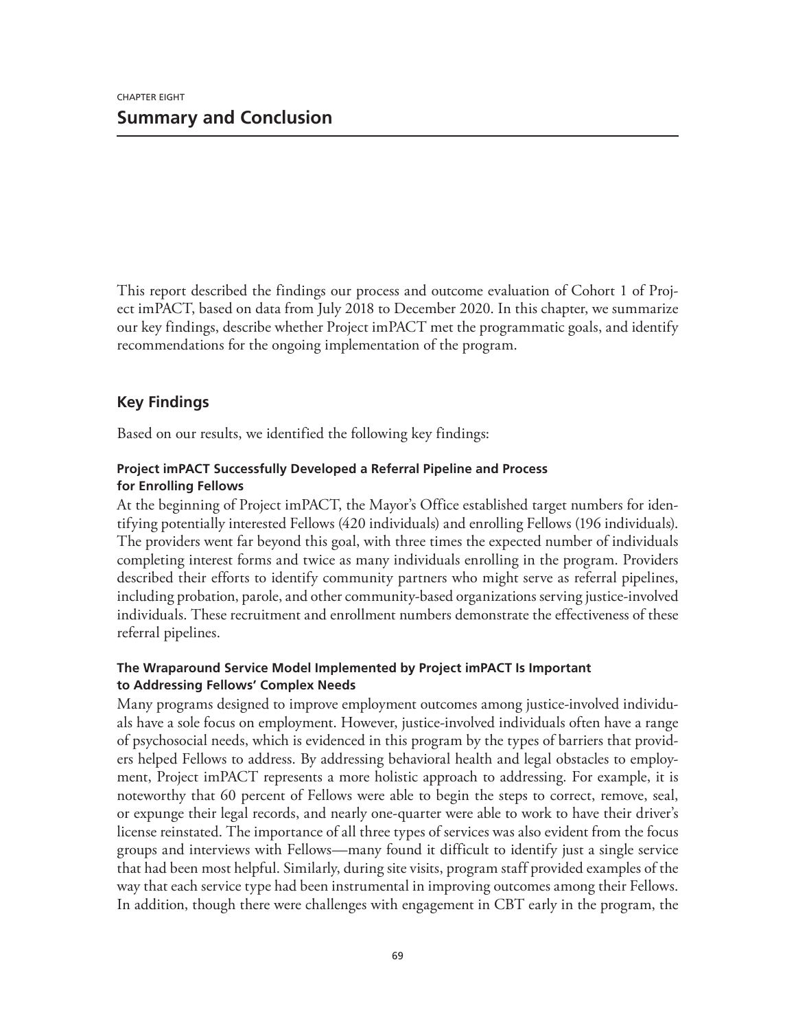CHAPTER EIGHT

# Summary and Conclusion

This report described the findings our process and outcome evaluation of Cohort 1 of Project imPACT, based on data from July 2018 to December 2020. In this chapter, we summarize our key findings, describe whether Project imPACT met the programmatic goals, and identify recommendations for the ongoing implementation of the program.

## Key Findings

Based on our results, we identified the following key findings:

### Project imPACT Successfully Developed a Referral Pipeline and Process for Enrolling Fellows

At the beginning of Project imPACT, the Mayor's Office established target numbers for identifying potentially interested Fellows (420 individuals) and enrolling Fellows (196 individuals). The providers went far beyond this goal, with three times the expected number of individuals completing interest forms and twice as many individuals enrolling in the program. Providers described their efforts to identify community partners who might serve as referral pipelines, including probation, parole, and other community-based organizations serving justice-involved individuals. These recruitment and enrollment numbers demonstrate the effectiveness of these referral pipelines.

### The Wraparound Service Model Implemented by Project imPACT Is Important to Addressing Fellows' Complex Needs

Many programs designed to improve employment outcomes among justice-involved individuals have a sole focus on employment. However, justice-involved individuals often have a range of psychosocial needs, which is evidenced in this program by the types of barriers that providers helped Fellows to address. By addressing behavioral health and legal obstacles to employment, Project imPACT represents a more holistic approach to addressing. For example, it is noteworthy that 60 percent of Fellows were able to begin the steps to correct, remove, seal, or expunge their legal records, and nearly one-quarter were able to work to have their driver's license reinstated. The importance of all three types of services was also evident from the focus groups and interviews with Fellows—many found it difficult to identify just a single service that had been most helpful. Similarly, during site visits, program staff provided examples of the way that each service type had been instrumental in improving outcomes among their Fellows. In addition, though there were challenges with engagement in CBT early in the program, the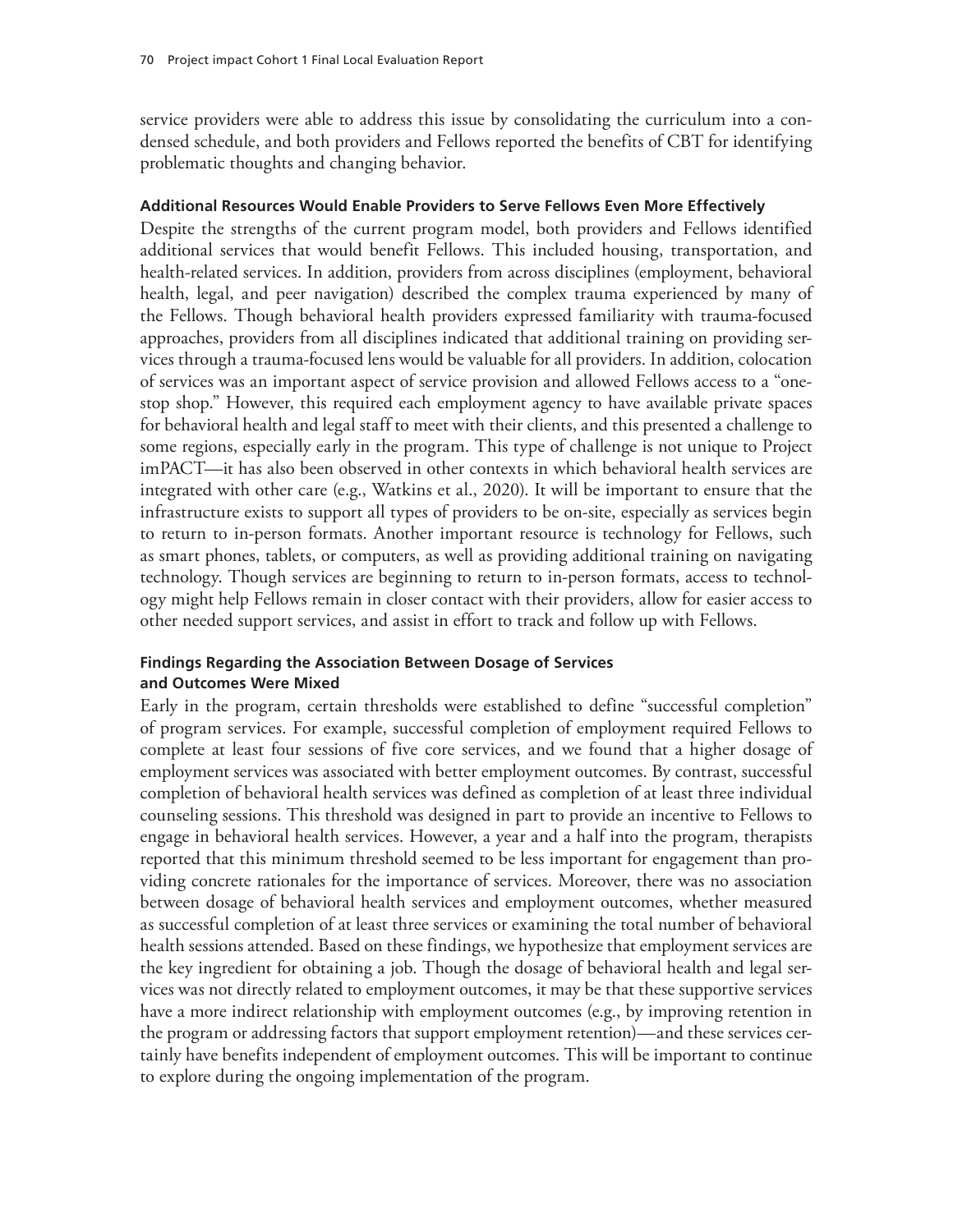service providers were able to address this issue by consolidating the curriculum into a condensed schedule, and both providers and Fellows reported the benefits of CBT for identifying problematic thoughts and changing behavior.

#### Additional Resources Would Enable Providers to Serve Fellows Even More Effectively

Despite the strengths of the current program model, both providers and Fellows identified additional services that would benefit Fellows. This included housing, transportation, and health-related services. In addition, providers from across disciplines (employment, behavioral health, legal, and peer navigation) described the complex trauma experienced by many of the Fellows. Though behavioral health providers expressed familiarity with trauma-focused approaches, providers from all disciplines indicated that additional training on providing services through a trauma-focused lens would be valuable for all providers. In addition, colocation of services was an important aspect of service provision and allowed Fellows access to a "one-stop shop." However, this required each employment agency to have available private spaces for behavioral health and legal staff to meet with their clients, and this presented a challenge to some regions, especially early in the program. This type of challenge is not unique to Project imPACT—it has also been observed in other contexts in which behavioral health services are integrated with other care (e.g., Watkins et al., 2020). It will be important to ensure that the infrastructure exists to support all types of providers to be on-site, especially as services begin to return to in-person formats. Another important resource is technology for Fellows, such as smart phones, tablets, or computers, as well as providing additional training on navigating technology. Though services are beginning to return to in-person formats, access to technology might help Fellows remain in closer contact with their providers, allow for easier access to other needed support services, and assist in effort to track and follow up with Fellows.

#### Findings Regarding the Association Between Dosage of Services and Outcomes Were Mixed

Early in the program, certain thresholds were established to define "successful completion" of program services. For example, successful completion of employment required Fellows to complete at least four sessions of five core services, and we found that a higher dosage of employment services was associated with better employment outcomes. By contrast, successful completion of behavioral health services was defined as completion of at least three individual counseling sessions. This threshold was designed in part to provide an incentive to Fellows to engage in behavioral health services. However, a year and a half into the program, therapists reported that this minimum threshold seemed to be less important for engagement than providing concrete rationales for the importance of services. Moreover, there was no association between dosage of behavioral health services and employment outcomes, whether measured as successful completion of at least three services or examining the total number of behavioral health sessions attended. Based on these findings, we hypothesize that employment services are the key ingredient for obtaining a job. Though the dosage of behavioral health and legal services was not directly related to employment outcomes, it may be that these supportive services have a more indirect relationship with employment outcomes (e.g., by improving retention in the program or addressing factors that support employment retention)—and these services certainly have benefits independent of employment outcomes. This will be important to continue to explore during the ongoing implementation of the program.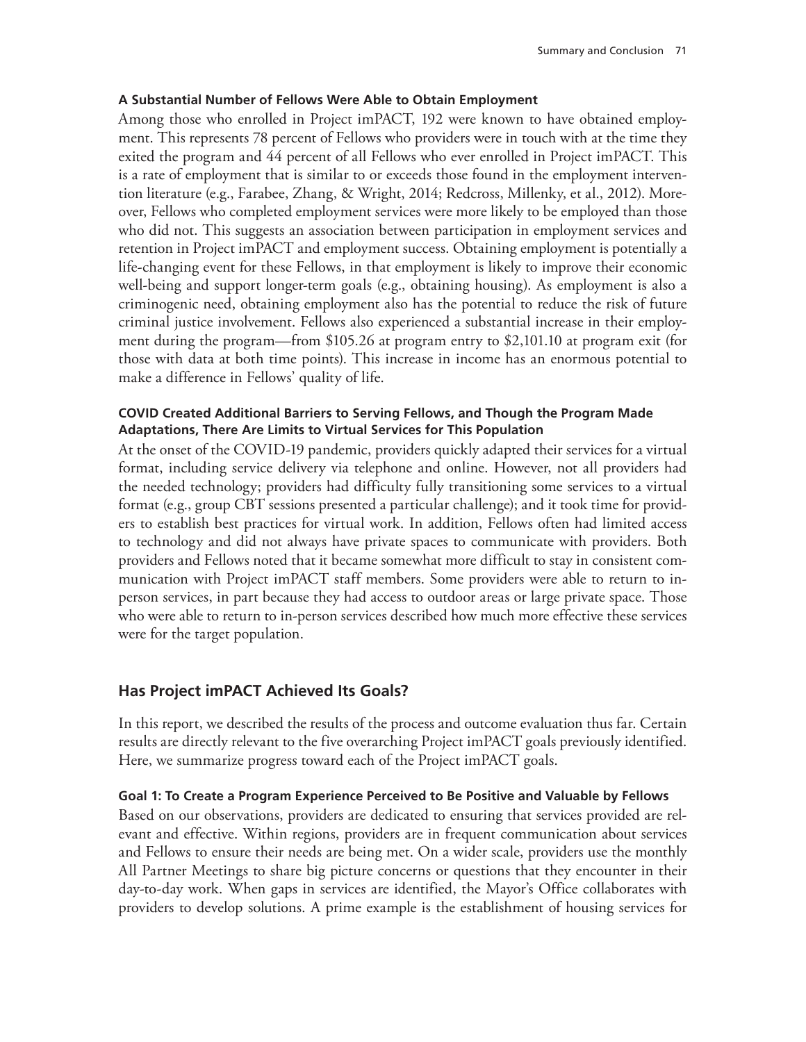#### A Substantial Number of Fellows Were Able to Obtain Employment

Among those who enrolled in Project imPACT, 192 were known to have obtained employment. This represents 78 percent of Fellows who providers were in touch with at the time they exited the program and 44 percent of all Fellows who ever enrolled in Project imPACT. This is a rate of employment that is similar to or exceeds those found in the employment intervention literature (e.g., Farabee, Zhang, & Wright, 2014; Redcross, Millenky, et al., 2012). Moreover, Fellows who completed employment services were more likely to be employed than those who did not. This suggests an association between participation in employment services and retention in Project imPACT and employment success. Obtaining employment is potentially a life-changing event for these Fellows, in that employment is likely to improve their economic well-being and support longer-term goals (e.g., obtaining housing). As employment is also a criminogenic need, obtaining employment also has the potential to reduce the risk of future criminal justice involvement. Fellows also experienced a substantial increase in their employment during the program—from $105.26 at program entry to $2,101.10 at program exit (for those with data at both time points). This increase in income has an enormous potential to make a difference in Fellows' quality of life.

#### COVID Created Additional Barriers to Serving Fellows, and Though the Program Made Adaptations, There Are Limits to Virtual Services for This Population

At the onset of the COVID-19 pandemic, providers quickly adapted their services for a virtual format, including service delivery via telephone and online. However, not all providers had the needed technology; providers had difficulty fully transitioning some services to a virtual format (e.g., group CBT sessions presented a particular challenge); and it took time for providers to establish best practices for virtual work. In addition, Fellows often had limited access to technology and did not always have private spaces to communicate with providers. Both providers and Fellows noted that it became somewhat more difficult to stay in consistent communication with Project imPACT staff members. Some providers were able to return to in-person services, in part because they had access to outdoor areas or large private space. Those who were able to return to in-person services described how much more effective these services were for the target population.

## Has Project imPACT Achieved Its Goals?

In this report, we described the results of the process and outcome evaluation thus far. Certain results are directly relevant to the five overarching Project imPACT goals previously identified. Here, we summarize progress toward each of the Project imPACT goals.

#### Goal 1: To Create a Program Experience Perceived to Be Positive and Valuable by Fellows

Based on our observations, providers are dedicated to ensuring that services provided are relevant and effective. Within regions, providers are in frequent communication about services and Fellows to ensure their needs are being met. On a wider scale, providers use the monthly All Partner Meetings to share big picture concerns or questions that they encounter in their day-to-day work. When gaps in services are identified, the Mayor's Office collaborates with providers to develop solutions. A prime example is the establishment of housing services for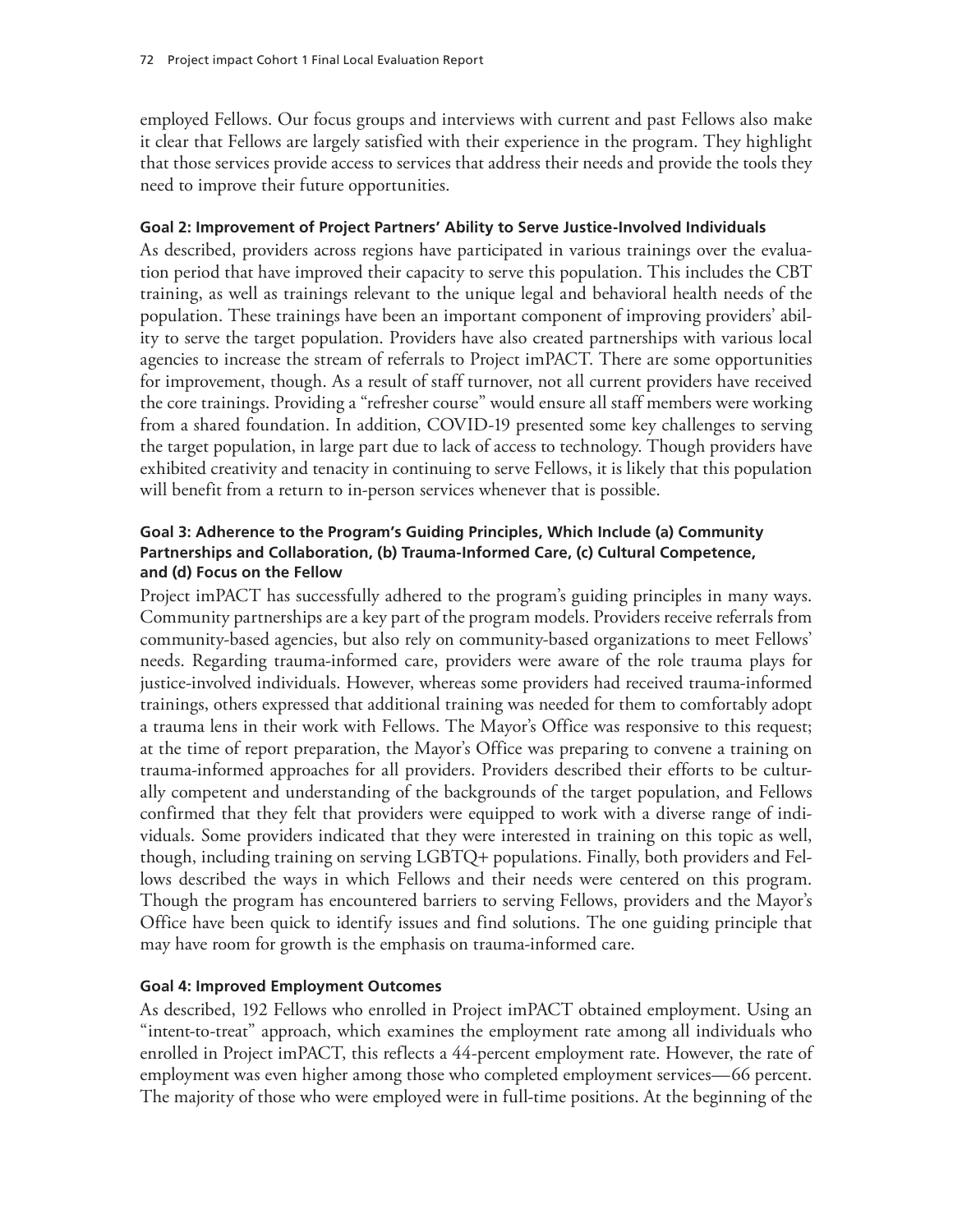employed Fellows. Our focus groups and interviews with current and past Fellows also make it clear that Fellows are largely satisfied with their experience in the program. They highlight that those services provide access to services that address their needs and provide the tools they need to improve their future opportunities.

#### Goal 2: Improvement of Project Partners' Ability to Serve Justice-Involved Individuals

As described, providers across regions have participated in various trainings over the evaluation period that have improved their capacity to serve this population. This includes the CBT training, as well as trainings relevant to the unique legal and behavioral health needs of the population. These trainings have been an important component of improving providers' ability to serve the target population. Providers have also created partnerships with various local agencies to increase the stream of referrals to Project imPACT. There are some opportunities for improvement, though. As a result of staff turnover, not all current providers have received the core trainings. Providing a "refresher course" would ensure all staff members were working from a shared foundation. In addition, COVID-19 presented some key challenges to serving the target population, in large part due to lack of access to technology. Though providers have exhibited creativity and tenacity in continuing to serve Fellows, it is likely that this population will benefit from a return to in-person services whenever that is possible.

#### Goal 3: Adherence to the Program's Guiding Principles, Which Include (a) Community Partnerships and Collaboration, (b) Trauma-Informed Care, (c) Cultural Competence, and (d) Focus on the Fellow

Project imPACT has successfully adhered to the program's guiding principles in many ways. Community partnerships are a key part of the program models. Providers receive referrals from community-based agencies, but also rely on community-based organizations to meet Fellows' needs. Regarding trauma-informed care, providers were aware of the role trauma plays for justice-involved individuals. However, whereas some providers had received trauma-informed trainings, others expressed that additional training was needed for them to comfortably adopt a trauma lens in their work with Fellows. The Mayor's Office was responsive to this request; at the time of report preparation, the Mayor's Office was preparing to convene a training on trauma-informed approaches for all providers. Providers described their efforts to be culturally competent and understanding of the backgrounds of the target population, and Fellows confirmed that they felt that providers were equipped to work with a diverse range of individuals. Some providers indicated that they were interested in training on this topic as well, though, including training on serving LGBTQ+ populations. Finally, both providers and Fellows described the ways in which Fellows and their needs were centered on this program. Though the program has encountered barriers to serving Fellows, providers and the Mayor's Office have been quick to identify issues and find solutions. The one guiding principle that may have room for growth is the emphasis on trauma-informed care.

#### Goal 4: Improved Employment Outcomes

As described, 192 Fellows who enrolled in Project imPACT obtained employment. Using an "intent-to-treat" approach, which examines the employment rate among all individuals who enrolled in Project imPACT, this reflects a 44-percent employment rate. However, the rate of employment was even higher among those who completed employment services—66 percent. The majority of those who were employed were in full-time positions. At the beginning of the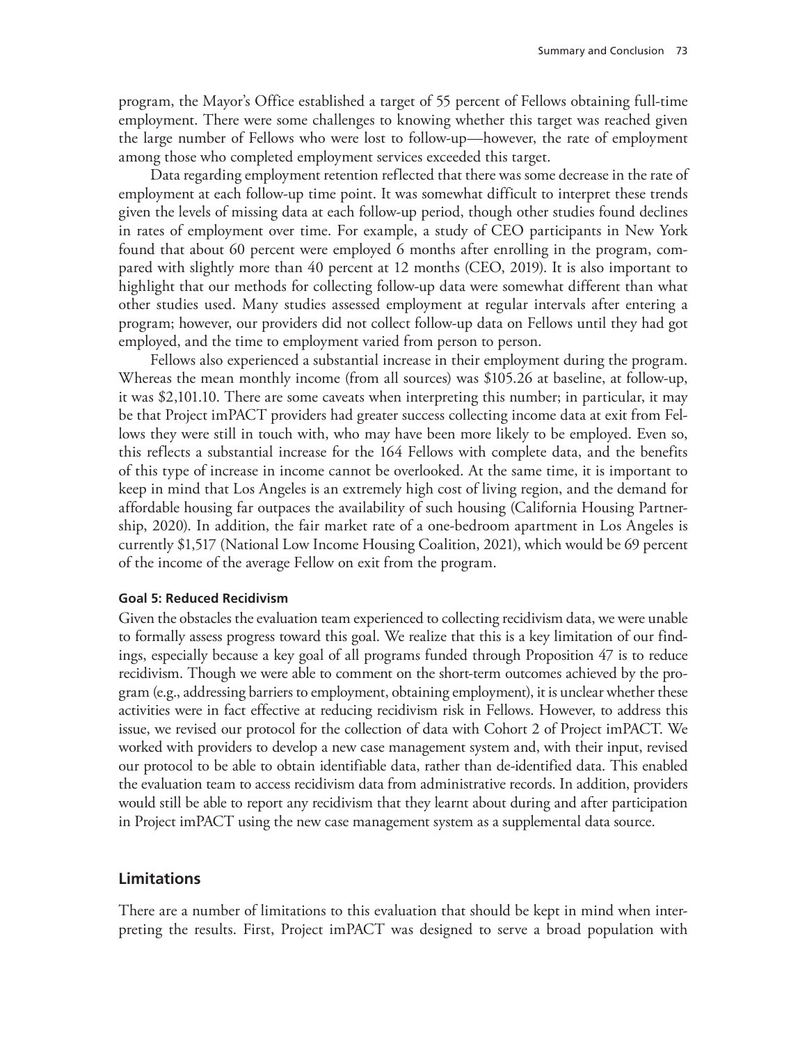program, the Mayor's Office established a target of 55 percent of Fellows obtaining full-time employment. There were some challenges to knowing whether this target was reached given the large number of Fellows who were lost to follow-up—however, the rate of employment among those who completed employment services exceeded this target.

Data regarding employment retention reflected that there was some decrease in the rate of employment at each follow-up time point. It was somewhat difficult to interpret these trends given the levels of missing data at each follow-up period, though other studies found declines in rates of employment over time. For example, a study of CEO participants in New York found that about 60 percent were employed 6 months after enrolling in the program, compared with slightly more than 40 percent at 12 months (CEO, 2019). It is also important to highlight that our methods for collecting follow-up data were somewhat different than what other studies used. Many studies assessed employment at regular intervals after entering a program; however, our providers did not collect follow-up data on Fellows until they had got employed, and the time to employment varied from person to person.

Fellows also experienced a substantial increase in their employment during the program. Whereas the mean monthly income (from all sources) was $105.26 at baseline, at follow-up, it was $2,101.10. There are some caveats when interpreting this number; in particular, it may be that Project imPACT providers had greater success collecting income data at exit from Fellows they were still in touch with, who may have been more likely to be employed. Even so, this reflects a substantial increase for the 164 Fellows with complete data, and the benefits of this type of increase in income cannot be overlooked. At the same time, it is important to keep in mind that Los Angeles is an extremely high cost of living region, and the demand for affordable housing far outpaces the availability of such housing (California Housing Partnership, 2020). In addition, the fair market rate of a one-bedroom apartment in Los Angeles is currently $1,517 (National Low Income Housing Coalition, 2021), which would be 69 percent of the income of the average Fellow on exit from the program.

#### Goal 5: Reduced Recidivism

Given the obstacles the evaluation team experienced to collecting recidivism data, we were unable to formally assess progress toward this goal. We realize that this is a key limitation of our findings, especially because a key goal of all programs funded through Proposition 47 is to reduce recidivism. Though we were able to comment on the short-term outcomes achieved by the program (e.g., addressing barriers to employment, obtaining employment), it is unclear whether these activities were in fact effective at reducing recidivism risk in Fellows. However, to address this issue, we revised our protocol for the collection of data with Cohort 2 of Project imPACT. We worked with providers to develop a new case management system and, with their input, revised our protocol to be able to obtain identifiable data, rather than de-identified data. This enabled the evaluation team to access recidivism data from administrative records. In addition, providers would still be able to report any recidivism that they learnt about during and after participation in Project imPACT using the new case management system as a supplemental data source.

## Limitations

There are a number of limitations to this evaluation that should be kept in mind when interpreting the results. First, Project imPACT was designed to serve a broad population with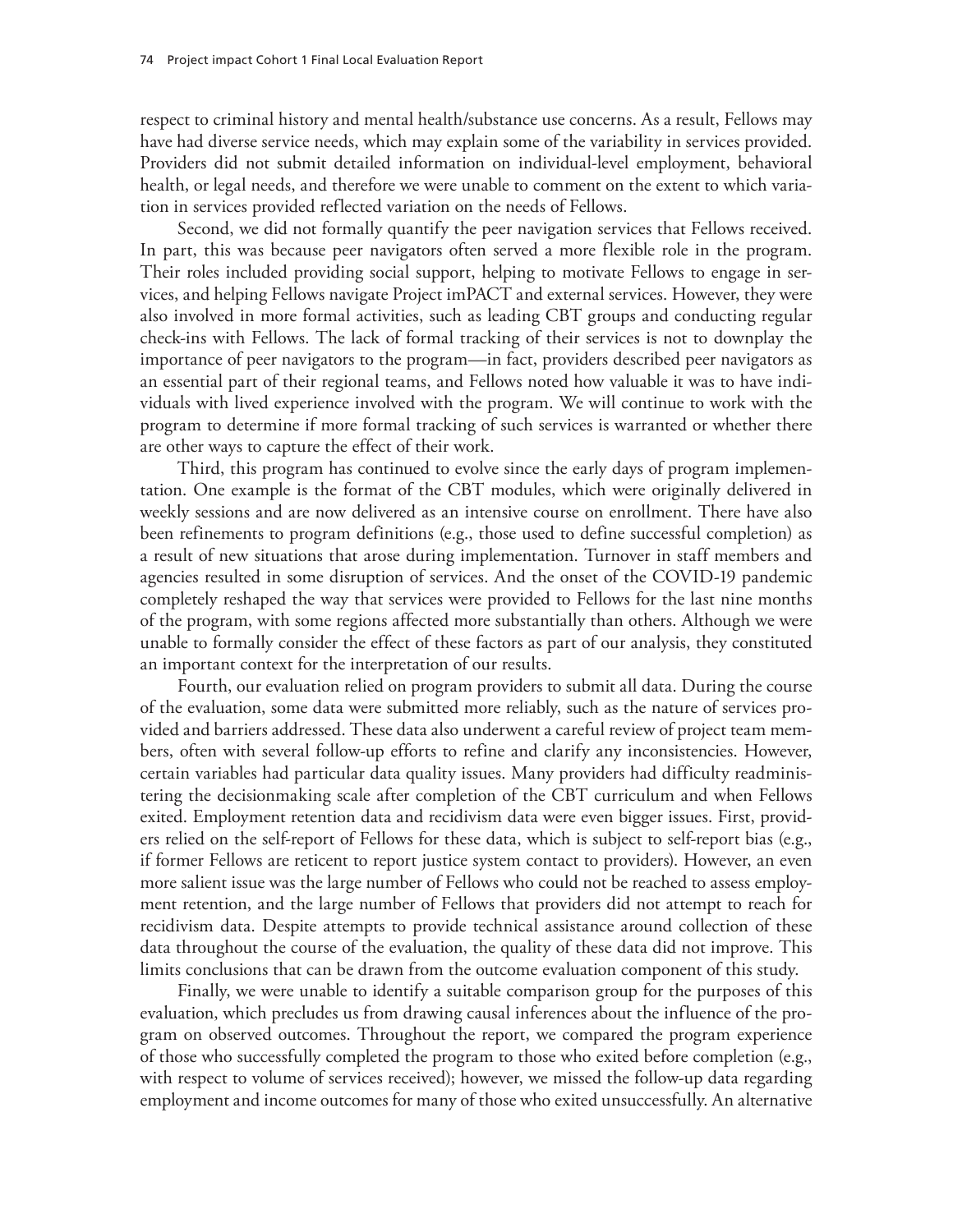respect to criminal history and mental health/substance use concerns. As a result, Fellows may have had diverse service needs, which may explain some of the variability in services provided. Providers did not submit detailed information on individual-level employment, behavioral health, or legal needs, and therefore we were unable to comment on the extent to which variation in services provided reflected variation on the needs of Fellows.

Second, we did not formally quantify the peer navigation services that Fellows received. In part, this was because peer navigators often served a more flexible role in the program. Their roles included providing social support, helping to motivate Fellows to engage in services, and helping Fellows navigate Project imPACT and external services. However, they were also involved in more formal activities, such as leading CBT groups and conducting regular check-ins with Fellows. The lack of formal tracking of their services is not to downplay the importance of peer navigators to the program—in fact, providers described peer navigators as an essential part of their regional teams, and Fellows noted how valuable it was to have individuals with lived experience involved with the program. We will continue to work with the program to determine if more formal tracking of such services is warranted or whether there are other ways to capture the effect of their work.

Third, this program has continued to evolve since the early days of program implementation. One example is the format of the CBT modules, which were originally delivered in weekly sessions and are now delivered as an intensive course on enrollment. There have also been refinements to program definitions (e.g., those used to define successful completion) as a result of new situations that arose during implementation. Turnover in staff members and agencies resulted in some disruption of services. And the onset of the COVID-19 pandemic completely reshaped the way that services were provided to Fellows for the last nine months of the program, with some regions affected more substantially than others. Although we were unable to formally consider the effect of these factors as part of our analysis, they constituted an important context for the interpretation of our results.

Fourth, our evaluation relied on program providers to submit all data. During the course of the evaluation, some data were submitted more reliably, such as the nature of services provided and barriers addressed. These data also underwent a careful review of project team members, often with several follow-up efforts to refine and clarify any inconsistencies. However, certain variables had particular data quality issues. Many providers had difficulty readministering the decisionmaking scale after completion of the CBT curriculum and when Fellows exited. Employment retention data and recidivism data were even bigger issues. First, providers relied on the self-report of Fellows for these data, which is subject to self-report bias (e.g., if former Fellows are reticent to report justice system contact to providers). However, an even more salient issue was the large number of Fellows who could not be reached to assess employment retention, and the large number of Fellows that providers did not attempt to reach for recidivism data. Despite attempts to provide technical assistance around collection of these data throughout the course of the evaluation, the quality of these data did not improve. This limits conclusions that can be drawn from the outcome evaluation component of this study.

Finally, we were unable to identify a suitable comparison group for the purposes of this evaluation, which precludes us from drawing causal inferences about the influence of the program on observed outcomes. Throughout the report, we compared the program experience of those who successfully completed the program to those who exited before completion (e.g., with respect to volume of services received); however, we missed the follow-up data regarding employment and income outcomes for many of those who exited unsuccessfully. An alternative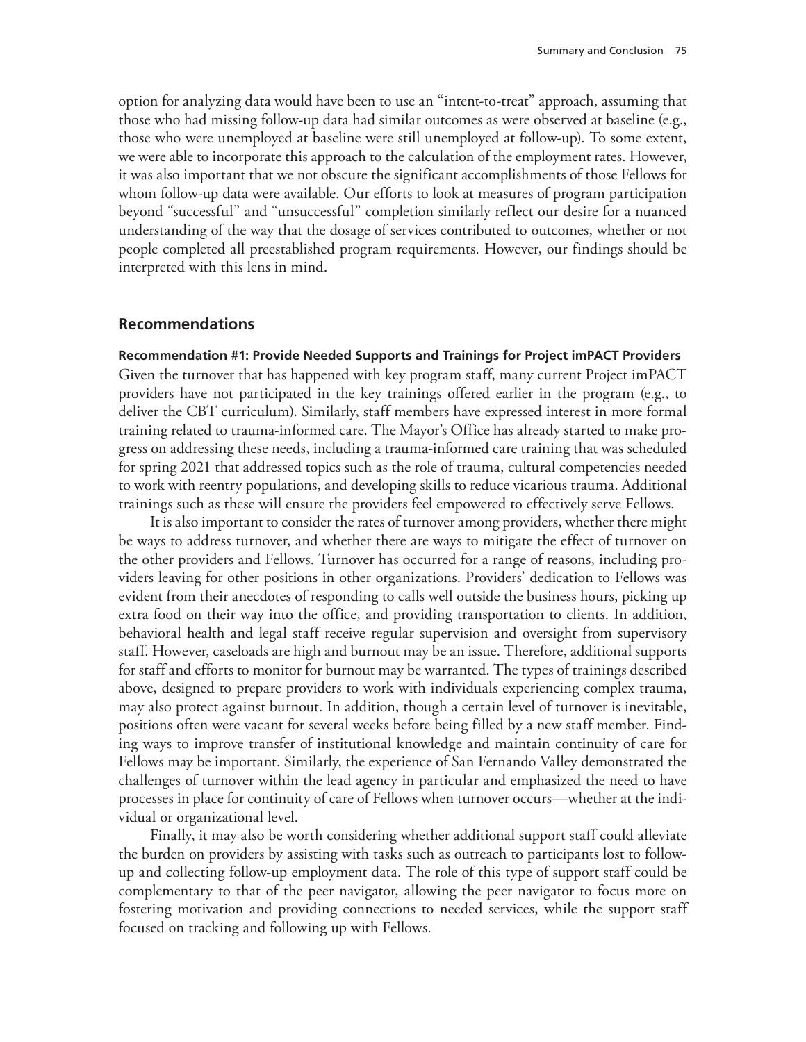option for analyzing data would have been to use an "intent-to-treat" approach, assuming that those who had missing follow-up data had similar outcomes as were observed at baseline (e.g., those who were unemployed at baseline were still unemployed at follow-up). To some extent, we were able to incorporate this approach to the calculation of the employment rates. However, it was also important that we not obscure the significant accomplishments of those Fellows for whom follow-up data were available. Our efforts to look at measures of program participation beyond "successful" and "unsuccessful" completion similarly reflect our desire for a nuanced understanding of the way that the dosage of services contributed to outcomes, whether or not people completed all preestablished program requirements. However, our findings should be interpreted with this lens in mind.

## Recommendations

### Recommendation #1: Provide Needed Supports and Trainings for Project imPACT Providers

Given the turnover that has happened with key program staff, many current Project imPACT providers have not participated in the key trainings offered earlier in the program (e.g., to deliver the CBT curriculum). Similarly, staff members have expressed interest in more formal training related to trauma-informed care. The Mayor's Office has already started to make progress on addressing these needs, including a trauma-informed care training that was scheduled for spring 2021 that addressed topics such as the role of trauma, cultural competencies needed to work with reentry populations, and developing skills to reduce vicarious trauma. Additional trainings such as these will ensure the providers feel empowered to effectively serve Fellows.

It is also important to consider the rates of turnover among providers, whether there might be ways to address turnover, and whether there are ways to mitigate the effect of turnover on the other providers and Fellows. Turnover has occurred for a range of reasons, including providers leaving for other positions in other organizations. Providers' dedication to Fellows was evident from their anecdotes of responding to calls well outside the business hours, picking up extra food on their way into the office, and providing transportation to clients. In addition, behavioral health and legal staff receive regular supervision and oversight from supervisory staff. However, caseloads are high and burnout may be an issue. Therefore, additional supports for staff and efforts to monitor for burnout may be warranted. The types of trainings described above, designed to prepare providers to work with individuals experiencing complex trauma, may also protect against burnout. In addition, though a certain level of turnover is inevitable, positions often were vacant for several weeks before being filled by a new staff member. Finding ways to improve transfer of institutional knowledge and maintain continuity of care for Fellows may be important. Similarly, the experience of San Fernando Valley demonstrated the challenges of turnover within the lead agency in particular and emphasized the need to have processes in place for continuity of care of Fellows when turnover occurs—whether at the individual or organizational level.

Finally, it may also be worth considering whether additional support staff could alleviate the burden on providers by assisting with tasks such as outreach to participants lost to follow-up and collecting follow-up employment data. The role of this type of support staff could be complementary to that of the peer navigator, allowing the peer navigator to focus more on fostering motivation and providing connections to needed services, while the support staff focused on tracking and following up with Fellows.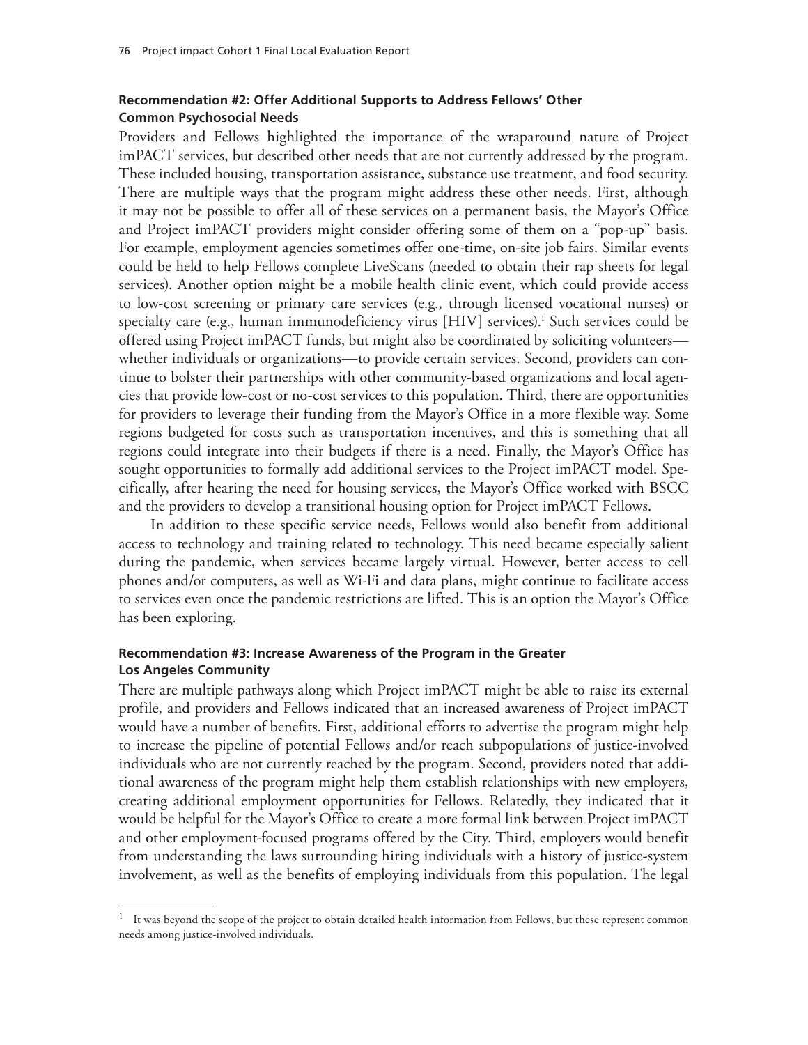### Recommendation #2: Offer Additional Supports to Address Fellows' Other Common Psychosocial Needs

Providers and Fellows highlighted the importance of the wraparound nature of Project imPACT services, but described other needs that are not currently addressed by the program. These included housing, transportation assistance, substance use treatment, and food security. There are multiple ways that the program might address these other needs. First, although it may not be possible to offer all of these services on a permanent basis, the Mayor's Office and Project imPACT providers might consider offering some of them on a "pop-up" basis. For example, employment agencies sometimes offer one-time, on-site job fairs. Similar events could be held to help Fellows complete LiveScans (needed to obtain their rap sheets for legal services). Another option might be a mobile health clinic event, which could provide access to low-cost screening or primary care services (e.g., through licensed vocational nurses) or specialty care (e.g., human immunodeficiency virus [HIV] services).[1] Such services could be offered using Project imPACT funds, but might also be coordinated by soliciting volunteers—whether individuals or organizations—to provide certain services. Second, providers can continue to bolster their partnerships with other community-based organizations and local agencies that provide low-cost or no-cost services to this population. Third, there are opportunities for providers to leverage their funding from the Mayor's Office in a more flexible way. Some regions budgeted for costs such as transportation incentives, and this is something that all regions could integrate into their budgets if there is a need. Finally, the Mayor's Office has sought opportunities to formally add additional services to the Project imPACT model. Specifically, after hearing the need for housing services, the Mayor's Office worked with BSCC and the providers to develop a transitional housing option for Project imPACT Fellows.

In addition to these specific service needs, Fellows would also benefit from additional access to technology and training related to technology. This need became especially salient during the pandemic, when services became largely virtual. However, better access to cell phones and/or computers, as well as Wi-Fi and data plans, might continue to facilitate access to services even once the pandemic restrictions are lifted. This is an option the Mayor's Office has been exploring.

### Recommendation #3: Increase Awareness of the Program in the Greater Los Angeles Community

There are multiple pathways along which Project imPACT might be able to raise its external profile, and providers and Fellows indicated that an increased awareness of Project imPACT would have a number of benefits. First, additional efforts to advertise the program might help to increase the pipeline of potential Fellows and/or reach subpopulations of justice-involved individuals who are not currently reached by the program. Second, providers noted that additional awareness of the program might help them establish relationships with new employers, creating additional employment opportunities for Fellows. Relatedly, they indicated that it would be helpful for the Mayor's Office to create a more formal link between Project imPACT and other employment-focused programs offered by the City. Third, employers would benefit from understanding the laws surrounding hiring individuals with a history of justice-system involvement, as well as the benefits of employing individuals from this population. The legal

---

[1] It was beyond the scope of the project to obtain detailed health information from Fellows, but these represent common needs among justice-involved individuals.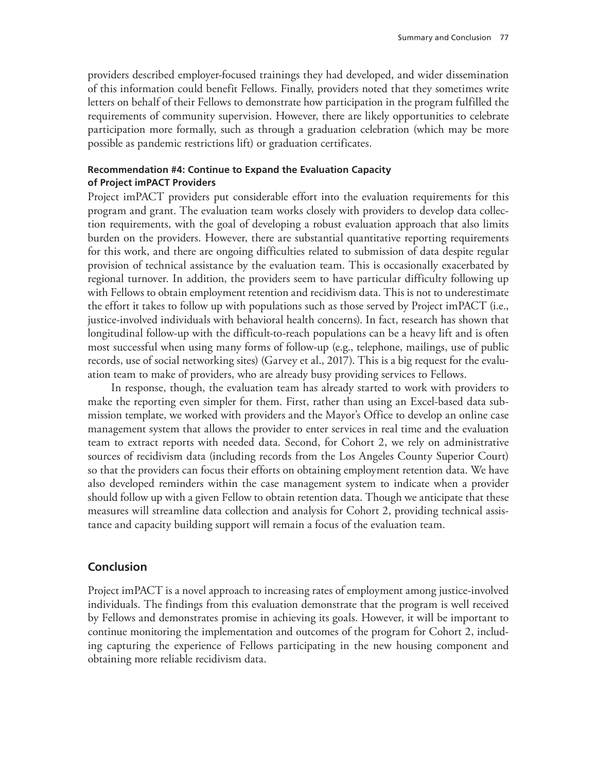providers described employer-focused trainings they had developed, and wider dissemination of this information could benefit Fellows. Finally, providers noted that they sometimes write letters on behalf of their Fellows to demonstrate how participation in the program fulfilled the requirements of community supervision. However, there are likely opportunities to celebrate participation more formally, such as through a graduation celebration (which may be more possible as pandemic restrictions lift) or graduation certificates.

#### Recommendation #4: Continue to Expand the Evaluation Capacity of Project imPACT Providers

Project imPACT providers put considerable effort into the evaluation requirements for this program and grant. The evaluation team works closely with providers to develop data collection requirements, with the goal of developing a robust evaluation approach that also limits burden on the providers. However, there are substantial quantitative reporting requirements for this work, and there are ongoing difficulties related to submission of data despite regular provision of technical assistance by the evaluation team. This is occasionally exacerbated by regional turnover. In addition, the providers seem to have particular difficulty following up with Fellows to obtain employment retention and recidivism data. This is not to underestimate the effort it takes to follow up with populations such as those served by Project imPACT (i.e., justice-involved individuals with behavioral health concerns). In fact, research has shown that longitudinal follow-up with the difficult-to-reach populations can be a heavy lift and is often most successful when using many forms of follow-up (e.g., telephone, mailings, use of public records, use of social networking sites) (Garvey et al., 2017). This is a big request for the evaluation team to make of providers, who are already busy providing services to Fellows.

In response, though, the evaluation team has already started to work with providers to make the reporting even simpler for them. First, rather than using an Excel-based data submission template, we worked with providers and the Mayor's Office to develop an online case management system that allows the provider to enter services in real time and the evaluation team to extract reports with needed data. Second, for Cohort 2, we rely on administrative sources of recidivism data (including records from the Los Angeles County Superior Court) so that the providers can focus their efforts on obtaining employment retention data. We have also developed reminders within the case management system to indicate when a provider should follow up with a given Fellow to obtain retention data. Though we anticipate that these measures will streamline data collection and analysis for Cohort 2, providing technical assistance and capacity building support will remain a focus of the evaluation team.

## Conclusion

Project imPACT is a novel approach to increasing rates of employment among justice-involved individuals. The findings from this evaluation demonstrate that the program is well received by Fellows and demonstrates promise in achieving its goals. However, it will be important to continue monitoring the implementation and outcomes of the program for Cohort 2, including capturing the experience of Fellows participating in the new housing component and obtaining more reliable recidivism data.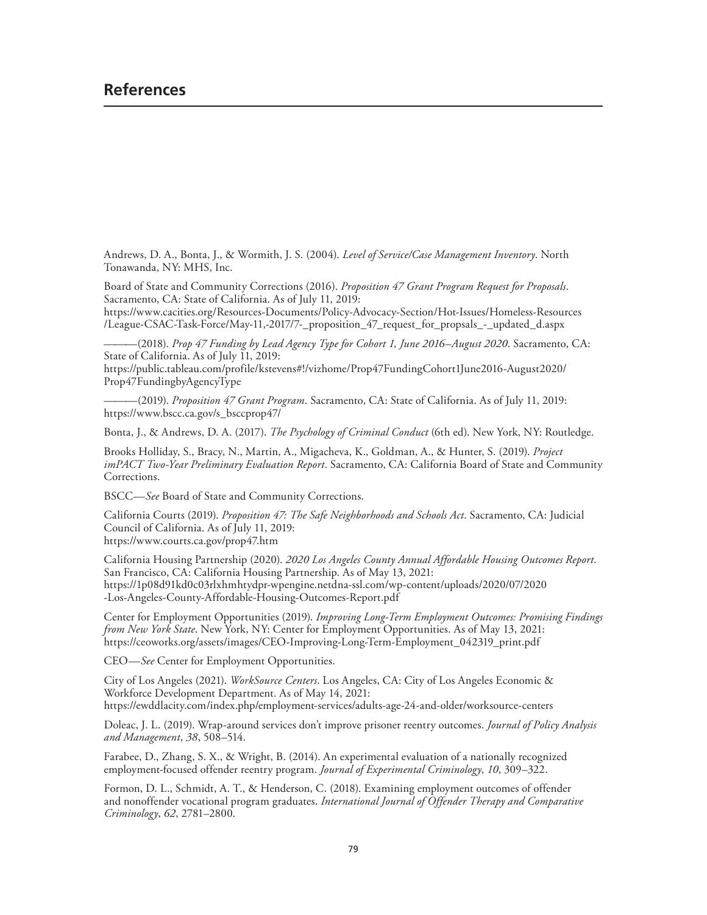# References

Andrews, D. A., Bonta, J., & Wormith, J. S. (2004). *Level of Service/Case Management Inventory*. North Tonawanda, NY: MHS, Inc.

Board of State and Community Corrections (2016). *Proposition 47 Grant Program Request for Proposals*. Sacramento, CA: State of California. As of July 11, 2019: https://www.cacities.org/Resources-Documents/Policy-Advocacy-Section/Hot-Issues/Homeless-Resources/League-CSAC-Task-Force/May-11,-2017/7-_proposition_47_request_for_propsals_-_updated_d.aspx

———(2018). *Prop 47 Funding by Lead Agency Type for Cohort 1, June 2016–August 2020*. Sacramento, CA: State of California. As of July 11, 2019: https://public.tableau.com/profile/kstevens#!/vizhome/Prop47FundingCohort1June2016-August2020/Prop47FundingbyAgencyType

———(2019). *Proposition 47 Grant Program*. Sacramento, CA: State of California. As of July 11, 2019: https://www.bscc.ca.gov/s_bsccprop47/

Bonta, J., & Andrews, D. A. (2017). *The Psychology of Criminal Conduct* (6th ed). New York, NY: Routledge.

Brooks Holliday, S., Bracy, N., Martin, A., Migacheva, K., Goldman, A., & Hunter, S. (2019). *Project imPACT Two-Year Preliminary Evaluation Report*. Sacramento, CA: California Board of State and Community Corrections.

BSCC—*See* Board of State and Community Corrections.

California Courts (2019). *Proposition 47: The Safe Neighborhoods and Schools Act*. Sacramento, CA: Judicial Council of California. As of July 11, 2019: https://www.courts.ca.gov/prop47.htm

California Housing Partnership (2020). *2020 Los Angeles County Annual Affordable Housing Outcomes Report*. San Francisco, CA: California Housing Partnership. As of May 13, 2021: https://1p08d91kd0c03rlxhmhtydpr-wpengine.netdna-ssl.com/wp-content/uploads/2020/07/2020-Los-Angeles-County-Affordable-Housing-Outcomes-Report.pdf

Center for Employment Opportunities (2019). *Improving Long-Term Employment Outcomes: Promising Findings from New York State*. New York, NY: Center for Employment Opportunities. As of May 13, 2021: https://ceoworks.org/assets/images/CEO-Improving-Long-Term-Employment_042319_print.pdf

CEO—*See* Center for Employment Opportunities.

City of Los Angeles (2021). *WorkSource Centers*. Los Angeles, CA: City of Los Angeles Economic & Workforce Development Department. As of May 14, 2021: https://ewddlacity.com/index.php/employment-services/adults-age-24-and-older/worksource-centers

Doleac, J. L. (2019). Wrap-around services don't improve prisoner reentry outcomes. *Journal of Policy Analysis and Management*, *38*, 508–514.

Farabee, D., Zhang, S. X., & Wright, B. (2014). An experimental evaluation of a nationally recognized employment-focused offender reentry program. *Journal of Experimental Criminology*, *10*, 309–322.

Formon, D. L., Schmidt, A. T., & Henderson, C. (2018). Examining employment outcomes of offender and nonoffender vocational program graduates. *International Journal of Offender Therapy and Comparative Criminology*, *62*, 2781–2800.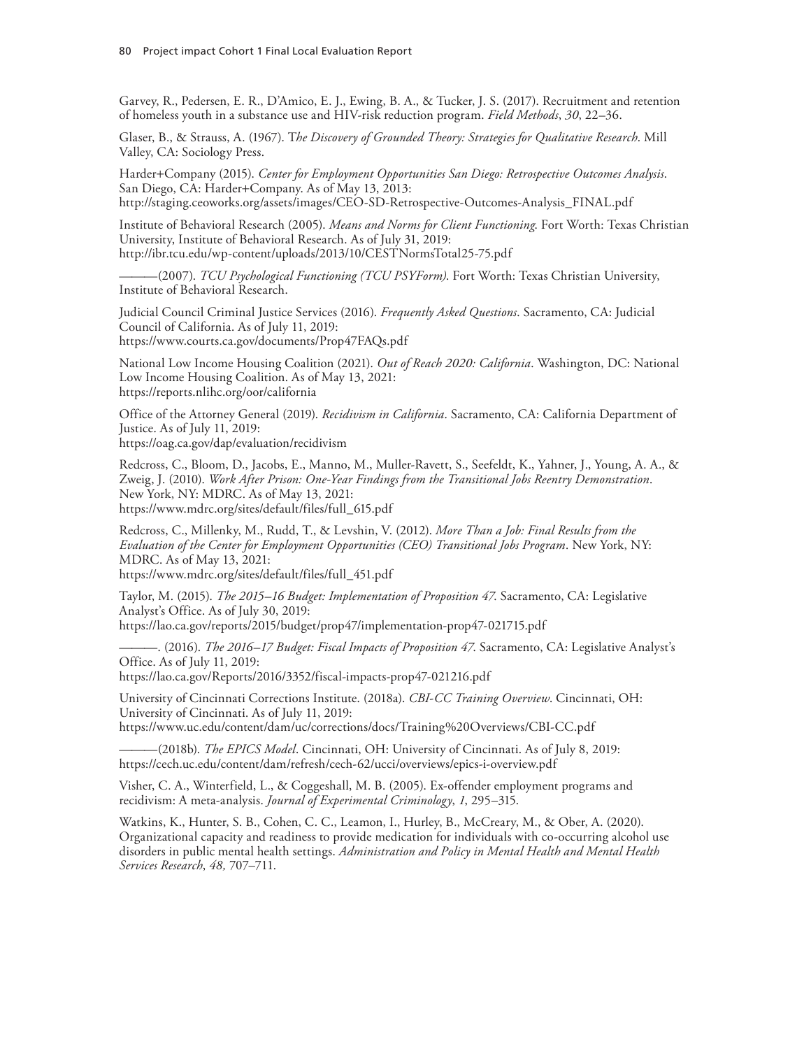Garvey, R., Pedersen, E. R., D'Amico, E. J., Ewing, B. A., & Tucker, J. S. (2017). Recruitment and retention of homeless youth in a substance use and HIV-risk reduction program. *Field Methods*, *30*, 22–36.

Glaser, B., & Strauss, A. (1967). T*he Discovery of Grounded Theory: Strategies for Qualitative Research*. Mill Valley, CA: Sociology Press.

Harder+Company (2015). *Center for Employment Opportunities San Diego: Retrospective Outcomes Analysis*. San Diego, CA: Harder+Company. As of May 13, 2013: http://staging.ceoworks.org/assets/images/CEO-SD-Retrospective-Outcomes-Analysis_FINAL.pdf

Institute of Behavioral Research (2005). *Means and Norms for Client Functioning*. Fort Worth: Texas Christian University, Institute of Behavioral Research. As of July 31, 2019: http://ibr.tcu.edu/wp-content/uploads/2013/10/CESTNormsTotal25-75.pdf

———(2007). *TCU Psychological Functioning (TCU PSYForm)*. Fort Worth: Texas Christian University, Institute of Behavioral Research.

Judicial Council Criminal Justice Services (2016). *Frequently Asked Questions*. Sacramento, CA: Judicial Council of California. As of July 11, 2019: https://www.courts.ca.gov/documents/Prop47FAQs.pdf

National Low Income Housing Coalition (2021). *Out of Reach 2020: California*. Washington, DC: National Low Income Housing Coalition. As of May 13, 2021: https://reports.nlihc.org/oor/california

Office of the Attorney General (2019). *Recidivism in California*. Sacramento, CA: California Department of Justice. As of July 11, 2019: https://oag.ca.gov/dap/evaluation/recidivism

Redcross, C., Bloom, D., Jacobs, E., Manno, M., Muller-Ravett, S., Seefeldt, K., Yahner, J., Young, A. A., & Zweig, J. (2010). *Work After Prison: One-Year Findings from the Transitional Jobs Reentry Demonstration*. New York, NY: MDRC. As of May 13, 2021: https://www.mdrc.org/sites/default/files/full_615.pdf

Redcross, C., Millenky, M., Rudd, T., & Levshin, V. (2012). *More Than a Job: Final Results from the Evaluation of the Center for Employment Opportunities (CEO) Transitional Jobs Program*. New York, NY: MDRC. As of May 13, 2021: https://www.mdrc.org/sites/default/files/full_451.pdf

Taylor, M. (2015). *The 2015–16 Budget: Implementation of Proposition 47*. Sacramento, CA: Legislative Analyst's Office. As of July 30, 2019: https://lao.ca.gov/reports/2015/budget/prop47/implementation-prop47-021715.pdf

———. (2016). *The 2016–17 Budget: Fiscal Impacts of Proposition 47*. Sacramento, CA: Legislative Analyst's Office. As of July 11, 2019: https://lao.ca.gov/Reports/2016/3352/fiscal-impacts-prop47-021216.pdf

University of Cincinnati Corrections Institute. (2018a). *CBI-CC Training Overview*. Cincinnati, OH: University of Cincinnati. As of July 11, 2019: https://www.uc.edu/content/dam/uc/corrections/docs/Training%20Overviews/CBI-CC.pdf

———(2018b). *The EPICS Model*. Cincinnati, OH: University of Cincinnati. As of July 8, 2019: https://cech.uc.edu/content/dam/refresh/cech-62/ucci/overviews/epics-i-overview.pdf

Visher, C. A., Winterfield, L., & Coggeshall, M. B. (2005). Ex-offender employment programs and recidivism: A meta-analysis. *Journal of Experimental Criminology*, *1*, 295–315.

Watkins, K., Hunter, S. B., Cohen, C. C., Leamon, I., Hurley, B., McCreary, M., & Ober, A. (2020). Organizational capacity and readiness to provide medication for individuals with co-occurring alcohol use disorders in public mental health settings. *Administration and Policy in Mental Health and Mental Health Services Research*, *48,* 707–711.